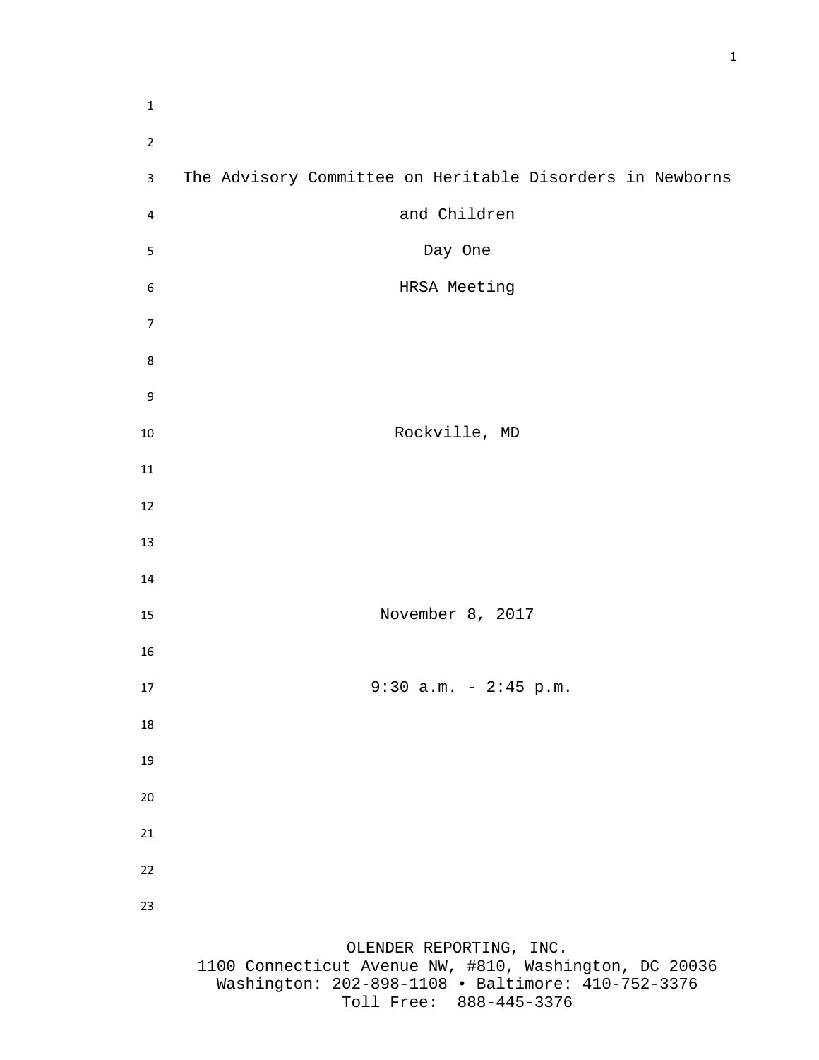# The Advisory Committee on Heritable Disorders in Newborns and Children

Day One

HRSA Meeting

Rockville, MD

November 8, 2017

9:30 a.m. - 2:45 p.m.

OLENDER REPORTING, INC.
1100 Connecticut Avenue NW, #810, Washington, DC 20036
Washington: 202-898-1108 • Baltimore: 410-752-3376
Toll Free: 888-445-3376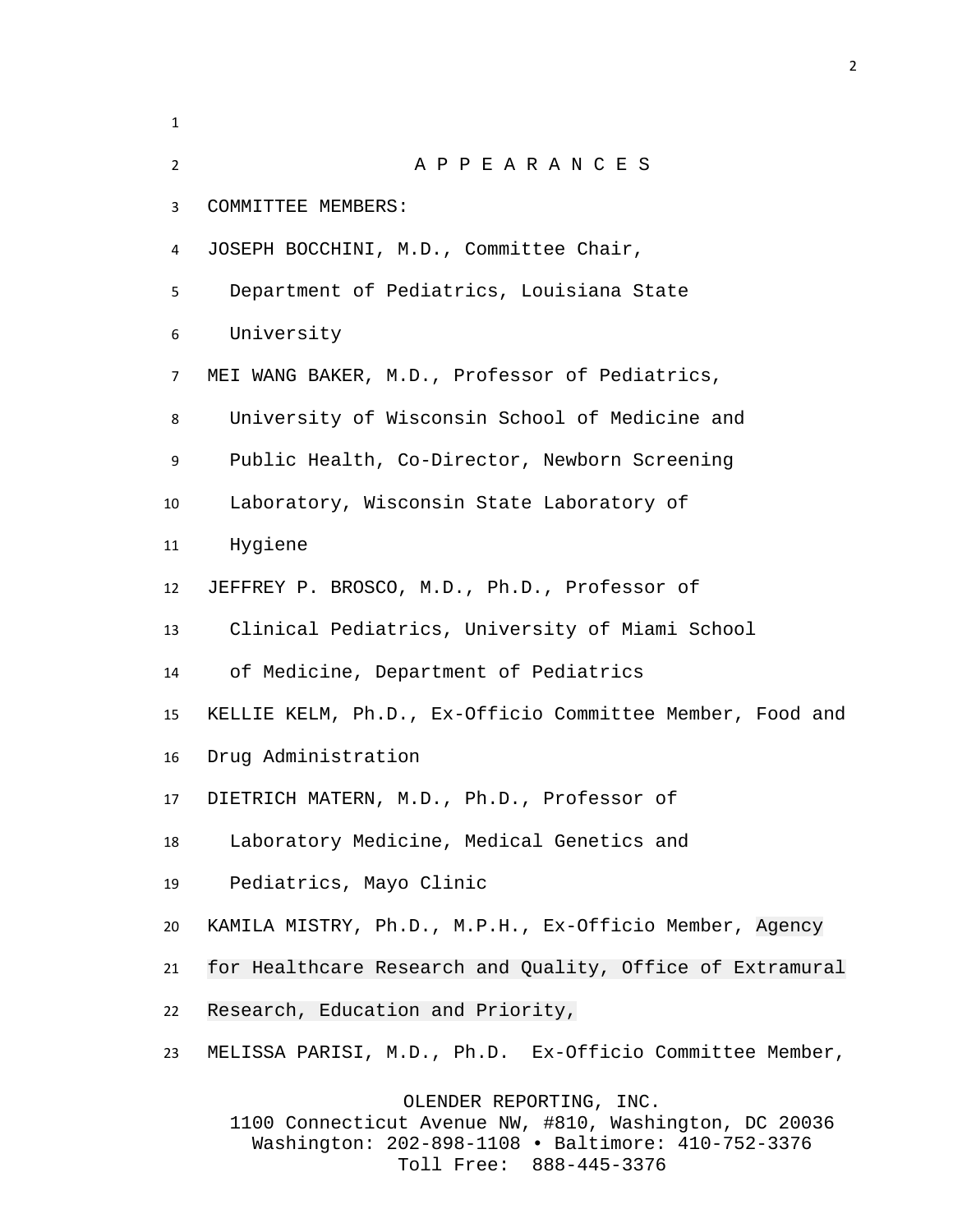# A P P E A R A N C E S

COMMITTEE MEMBERS:

JOSEPH BOCCHINI, M.D., Committee Chair, Department of Pediatrics, Louisiana State University

MEI WANG BAKER, M.D., Professor of Pediatrics, University of Wisconsin School of Medicine and Public Health, Co-Director, Newborn Screening Laboratory, Wisconsin State Laboratory of Hygiene

JEFFREY P. BROSCO, M.D., Ph.D., Professor of Clinical Pediatrics, University of Miami School of Medicine, Department of Pediatrics

KELLIE KELM, Ph.D., Ex-Officio Committee Member, Food and Drug Administration

DIETRICH MATERN, M.D., Ph.D., Professor of Laboratory Medicine, Medical Genetics and Pediatrics, Mayo Clinic

KAMILA MISTRY, Ph.D., M.P.H., Ex-Officio Member, Agency for Healthcare Research and Quality, Office of Extramural Research, Education and Priority,

MELISSA PARISI, M.D., Ph.D. Ex-Officio Committee Member,

OLENDER REPORTING, INC.
1100 Connecticut Avenue NW, #810, Washington, DC 20036
Washington: 202-898-1108 • Baltimore: 410-752-3376
Toll Free: 888-445-3376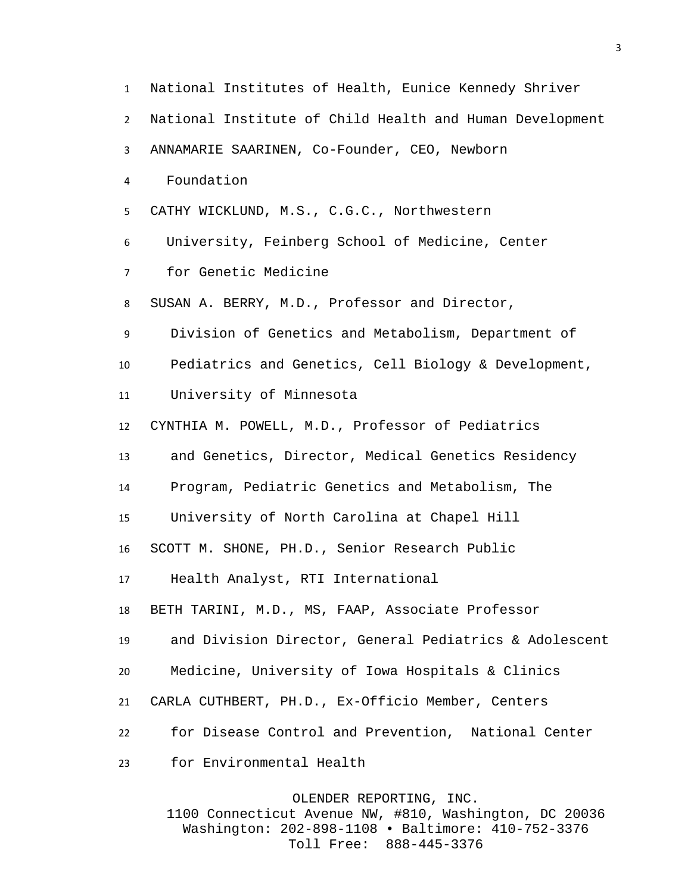National Institutes of Health, Eunice Kennedy Shriver National Institute of Child Health and Human Development

ANNAMARIE SAARINEN, Co-Founder, CEO, Newborn Foundation

CATHY WICKLUND, M.S., C.G.C., Northwestern University, Feinberg School of Medicine, Center for Genetic Medicine

SUSAN A. BERRY, M.D., Professor and Director, Division of Genetics and Metabolism, Department of Pediatrics and Genetics, Cell Biology & Development, University of Minnesota

CYNTHIA M. POWELL, M.D., Professor of Pediatrics and Genetics, Director, Medical Genetics Residency Program, Pediatric Genetics and Metabolism, The University of North Carolina at Chapel Hill

SCOTT M. SHONE, PH.D., Senior Research Public Health Analyst, RTI International

BETH TARINI, M.D., MS, FAAP, Associate Professor and Division Director, General Pediatrics & Adolescent Medicine, University of Iowa Hospitals & Clinics

CARLA CUTHBERT, PH.D., Ex-Officio Member, Centers for Disease Control and Prevention, National Center for Environmental Health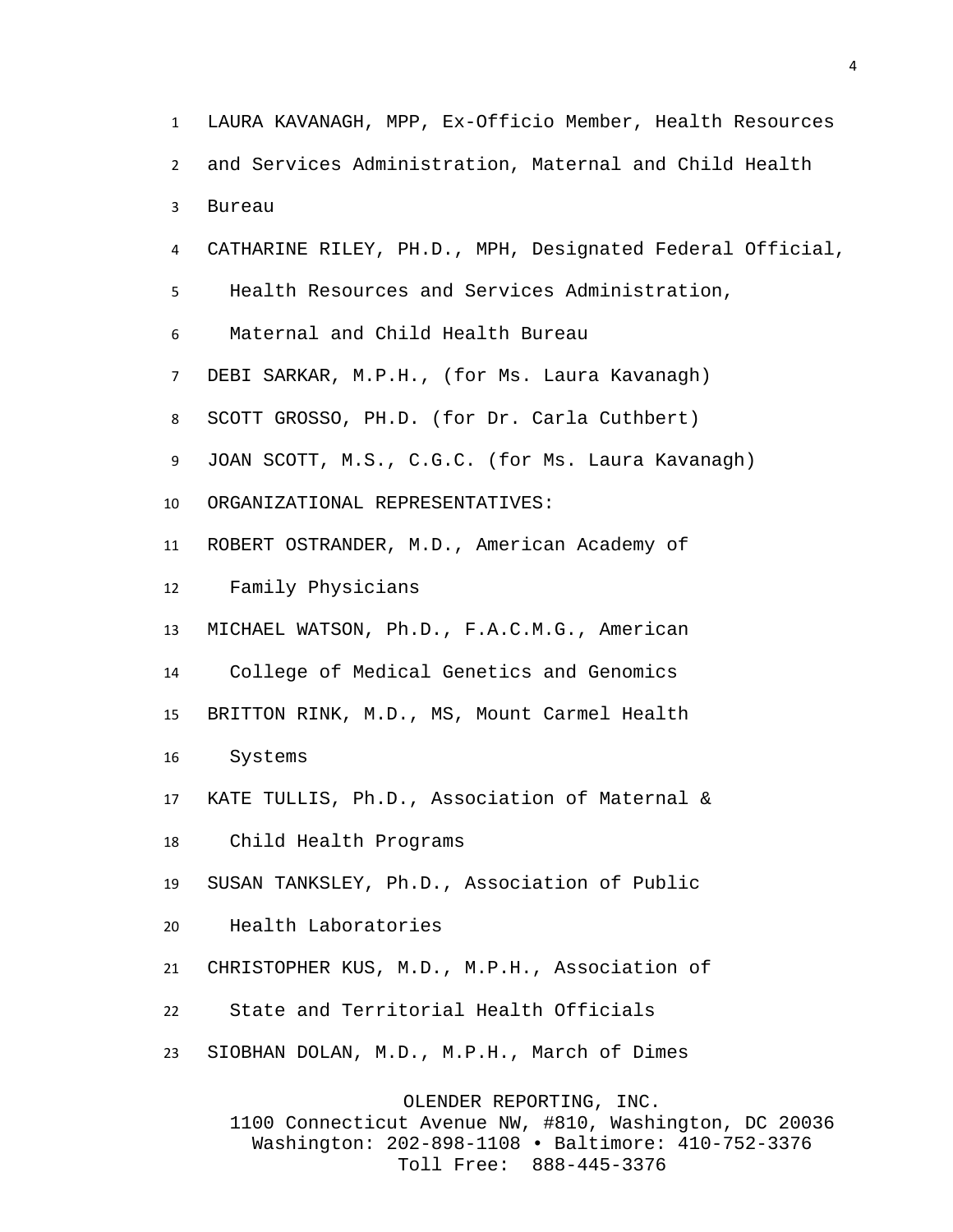LAUZA KAVANAGH, MPP, Ex-Officio Member, Health Resources and Services Administration, Maternal and Child Health Bureau

CATHARINE RILEY, PH.D., MPH, Designated Federal Official, Health Resources and Services Administration, Maternal and Child Health Bureau

DEBI SARKAR, M.P.H., (for Ms. Laura Kavanagh)

SCOTT GROSSO, PH.D. (for Dr. Carla Cuthbert)

JOAN SCOTT, M.S., C.G.C. (for Ms. Laura Kavanagh)

ORGANIZATIONAL REPRESENTATIVES:

ROBERT OSTRANDER, M.D., American Academy of Family Physicians

MICHAEL WATSON, Ph.D., F.A.C.M.G., American College of Medical Genetics and Genomics

BRITTON RINK, M.D., MS, Mount Carmel Health Systems

KATE TULLIS, Ph.D., Association of Maternal & Child Health Programs

SUSAN TANKSLEY, Ph.D., Association of Public Health Laboratories

CHRISTOPHER KUS, M.D., M.P.H., Association of State and Territorial Health Officials

SIOBHAN DOLAN, M.D., M.P.H., March of Dimes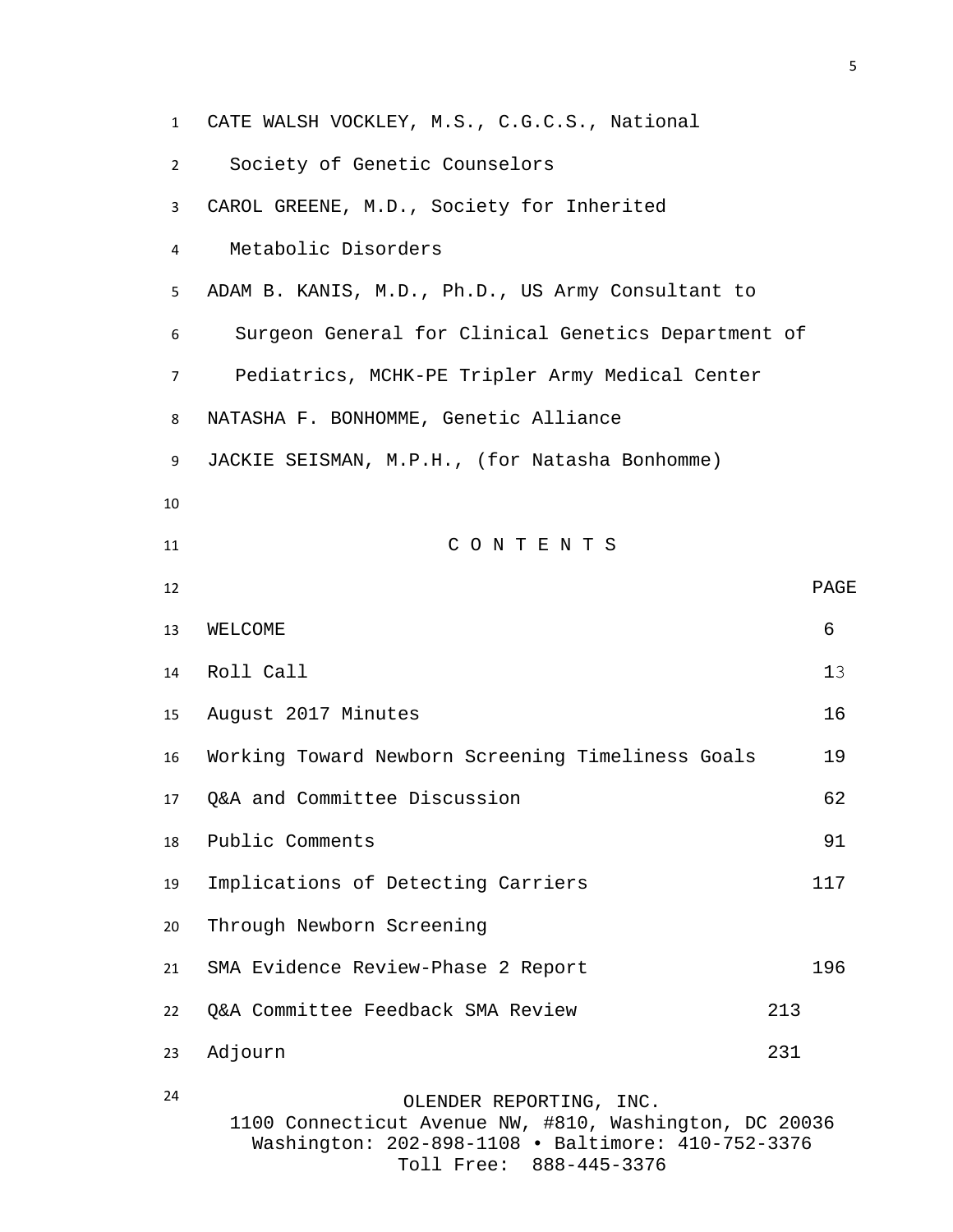CATE WALSH VOCKLEY, M.S., C.G.C.S., National Society of Genetic Counselors

CAROL GREENE, M.D., Society for Inherited Metabolic Disorders

ADAM B. KANIS, M.D., Ph.D., US Army Consultant to Surgeon General for Clinical Genetics Department of Pediatrics, MCHK-PE Tripler Army Medical Center

NATASHA F. BONHOMME, Genetic Alliance

JACKIE SEISMAN, M.P.H., (for Natasha Bonhomme)

## C O N T E N T S

| | PAGE |
|---|---|
| WELCOME | 6 |
| Roll Call | 13 |
| August 2017 Minutes | 16 |
| Working Toward Newborn Screening Timeliness Goals | 19 |
| Q&A and Committee Discussion | 62 |
| Public Comments | 91 |
| Implications of Detecting Carriers Through Newborn Screening | 117 |
| SMA Evidence Review-Phase 2 Report | 196 |
| Q&A Committee Feedback SMA Review | 213 |
| Adjourn | 231 |

OLENDER REPORTING, INC.
1100 Connecticut Avenue NW, #810, Washington, DC 20036
Washington: 202-898-1108 • Baltimore: 410-752-3376
Toll Free: 888-445-3376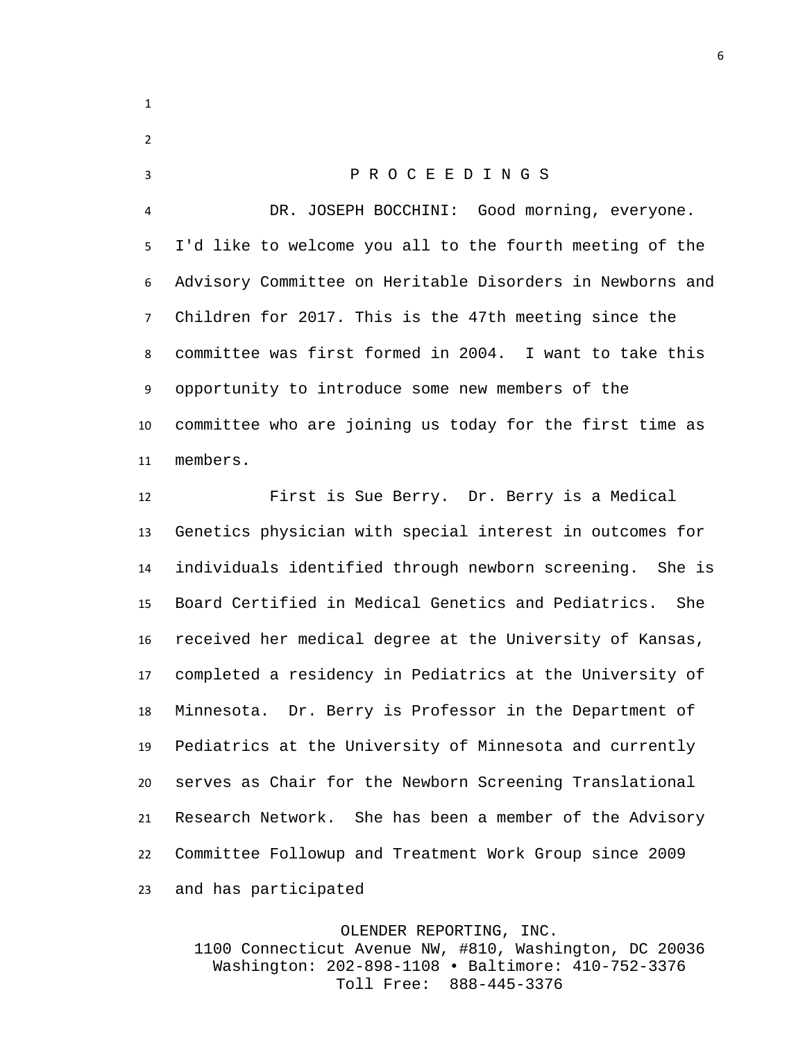P R O C E E D I N G S

DR. JOSEPH BOCCHINI: Good morning, everyone. I'd like to welcome you all to the fourth meeting of the Advisory Committee on Heritable Disorders in Newborns and Children for 2017. This is the 47th meeting since the committee was first formed in 2004. I want to take this opportunity to introduce some new members of the committee who are joining us today for the first time as members.

First is Sue Berry. Dr. Berry is a Medical Genetics physician with special interest in outcomes for individuals identified through newborn screening. She is Board Certified in Medical Genetics and Pediatrics. She received her medical degree at the University of Kansas, completed a residency in Pediatrics at the University of Minnesota. Dr. Berry is Professor in the Department of Pediatrics at the University of Minnesota and currently serves as Chair for the Newborn Screening Translational Research Network. She has been a member of the Advisory Committee Followup and Treatment Work Group since 2009 and has participated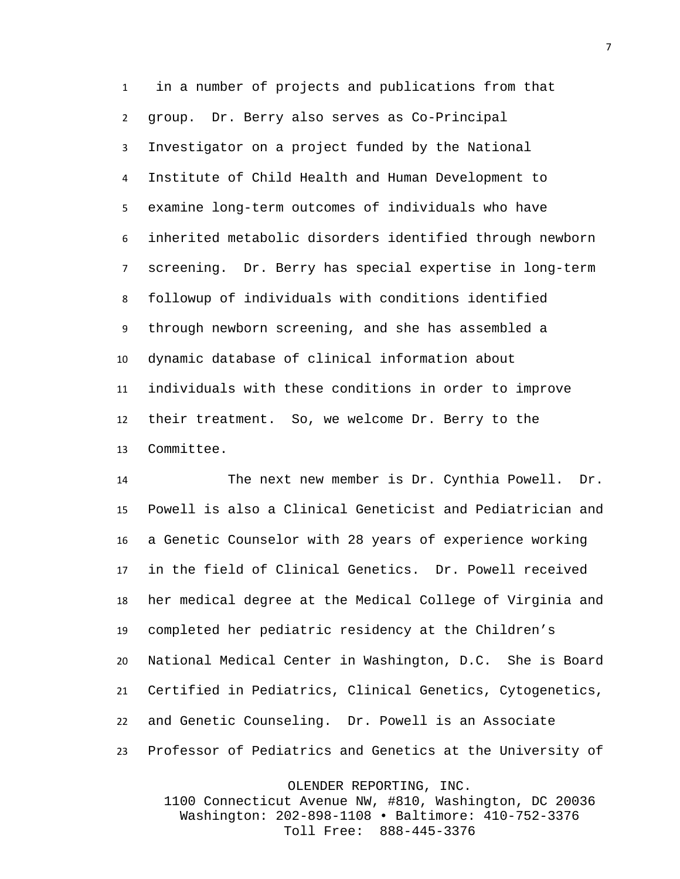in a number of projects and publications from that group. Dr. Berry also serves as Co-Principal Investigator on a project funded by the National Institute of Child Health and Human Development to examine long-term outcomes of individuals who have inherited metabolic disorders identified through newborn screening. Dr. Berry has special expertise in long-term followup of individuals with conditions identified through newborn screening, and she has assembled a dynamic database of clinical information about individuals with these conditions in order to improve their treatment. So, we welcome Dr. Berry to the Committee.

The next new member is Dr. Cynthia Powell. Dr. Powell is also a Clinical Geneticist and Pediatrician and a Genetic Counselor with 28 years of experience working in the field of Clinical Genetics. Dr. Powell received her medical degree at the Medical College of Virginia and completed her pediatric residency at the Children's National Medical Center in Washington, D.C. She is Board Certified in Pediatrics, Clinical Genetics, Cytogenetics, and Genetic Counseling. Dr. Powell is an Associate Professor of Pediatrics and Genetics at the University of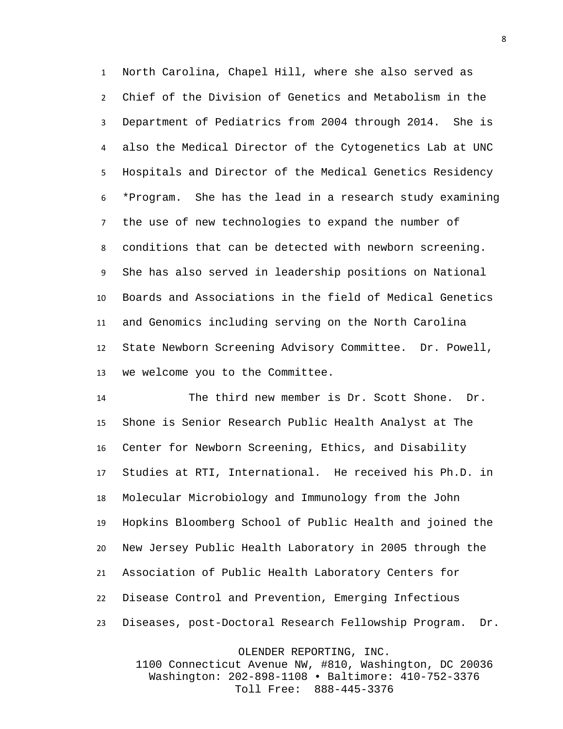North Carolina, Chapel Hill, where she also served as Chief of the Division of Genetics and Metabolism in the Department of Pediatrics from 2004 through 2014. She is also the Medical Director of the Cytogenetics Lab at UNC Hospitals and Director of the Medical Genetics Residency *Program. She has the lead in a research study examining the use of new technologies to expand the number of conditions that can be detected with newborn screening. She has also served in leadership positions on National Boards and Associations in the field of Medical Genetics and Genomics including serving on the North Carolina State Newborn Screening Advisory Committee. Dr. Powell, we welcome you to the Committee.

The third new member is Dr. Scott Shone. Dr. Shone is Senior Research Public Health Analyst at The Center for Newborn Screening, Ethics, and Disability Studies at RTI, International. He received his Ph.D. in Molecular Microbiology and Immunology from the John Hopkins Bloomberg School of Public Health and joined the New Jersey Public Health Laboratory in 2005 through the Association of Public Health Laboratory Centers for Disease Control and Prevention, Emerging Infectious Diseases, post-Doctoral Research Fellowship Program. Dr.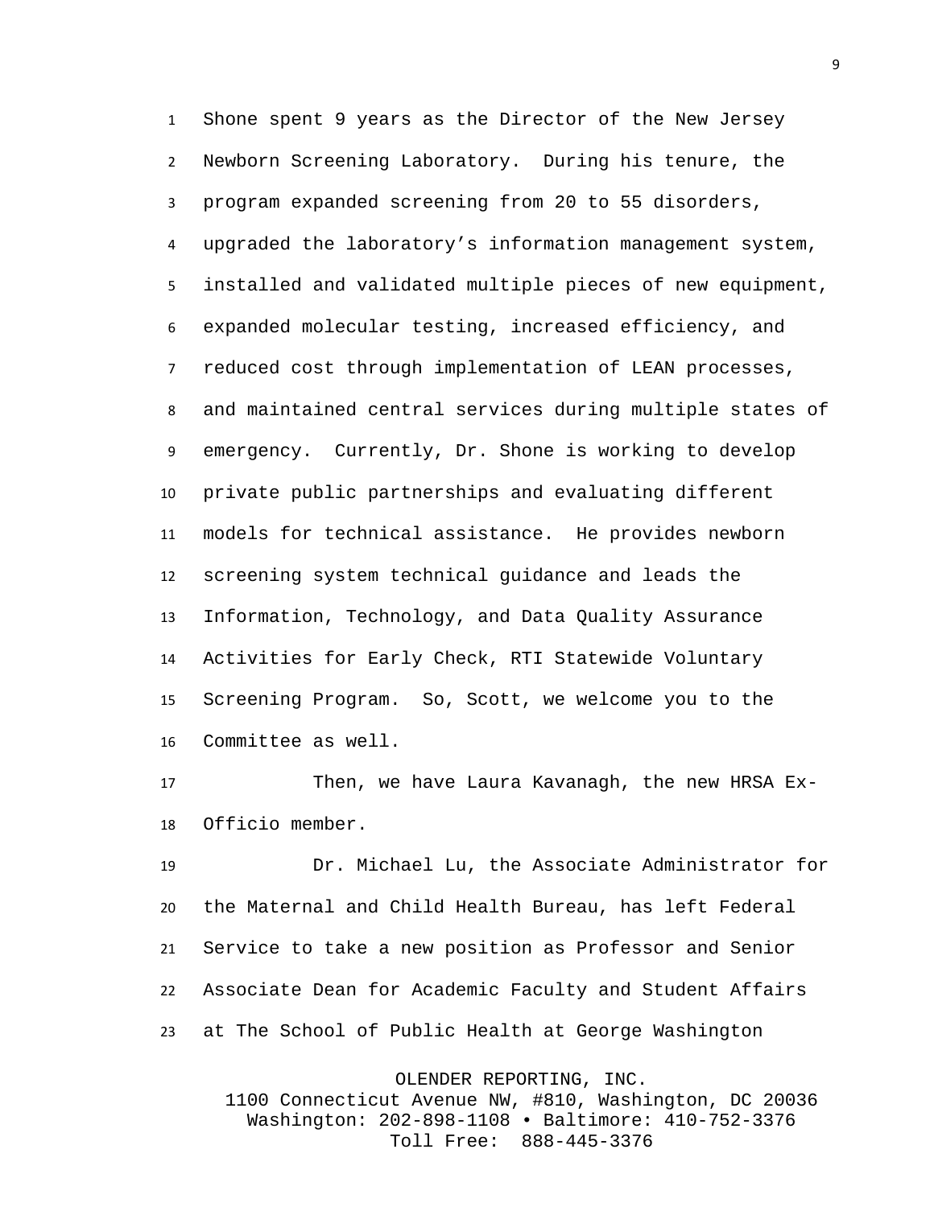Shone spent 9 years as the Director of the New Jersey Newborn Screening Laboratory. During his tenure, the program expanded screening from 20 to 55 disorders, upgraded the laboratory's information management system, installed and validated multiple pieces of new equipment, expanded molecular testing, increased efficiency, and reduced cost through implementation of LEAN processes, and maintained central services during multiple states of emergency. Currently, Dr. Shone is working to develop private public partnerships and evaluating different models for technical assistance. He provides newborn screening system technical guidance and leads the Information, Technology, and Data Quality Assurance Activities for Early Check, RTI Statewide Voluntary Screening Program. So, Scott, we welcome you to the Committee as well.

Then, we have Laura Kavanagh, the new HRSA Ex-Officio member.

Dr. Michael Lu, the Associate Administrator for the Maternal and Child Health Bureau, has left Federal Service to take a new position as Professor and Senior Associate Dean for Academic Faculty and Student Affairs at The School of Public Health at George Washington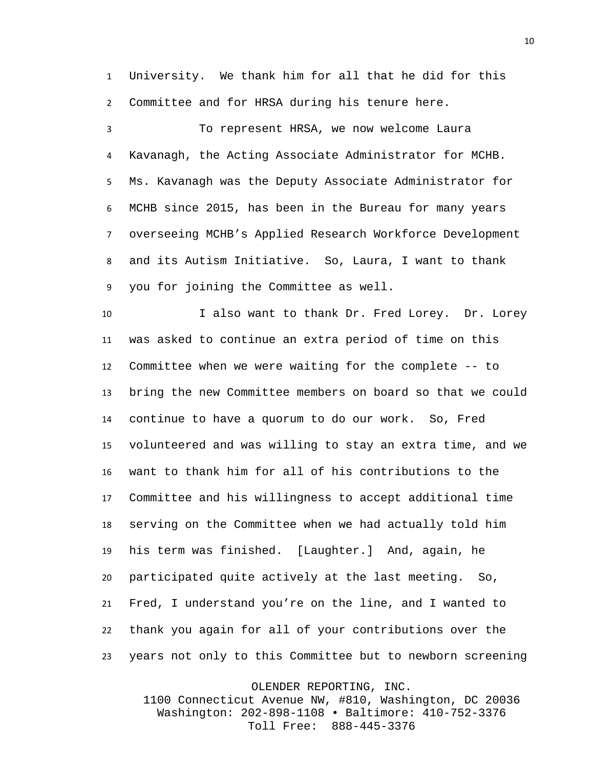University. We thank him for all that he did for this Committee and for HRSA during his tenure here.

To represent HRSA, we now welcome Laura Kavanagh, the Acting Associate Administrator for MCHB. Ms. Kavanagh was the Deputy Associate Administrator for MCHB since 2015, has been in the Bureau for many years overseeing MCHB's Applied Research Workforce Development and its Autism Initiative. So, Laura, I want to thank you for joining the Committee as well.

I also want to thank Dr. Fred Lorey. Dr. Lorey was asked to continue an extra period of time on this Committee when we were waiting for the complete -- to bring the new Committee members on board so that we could continue to have a quorum to do our work. So, Fred volunteered and was willing to stay an extra time, and we want to thank him for all of his contributions to the Committee and his willingness to accept additional time serving on the Committee when we had actually told him his term was finished. [Laughter.] And, again, he participated quite actively at the last meeting. So, Fred, I understand you're on the line, and I wanted to thank you again for all of your contributions over the years not only to this Committee but to newborn screening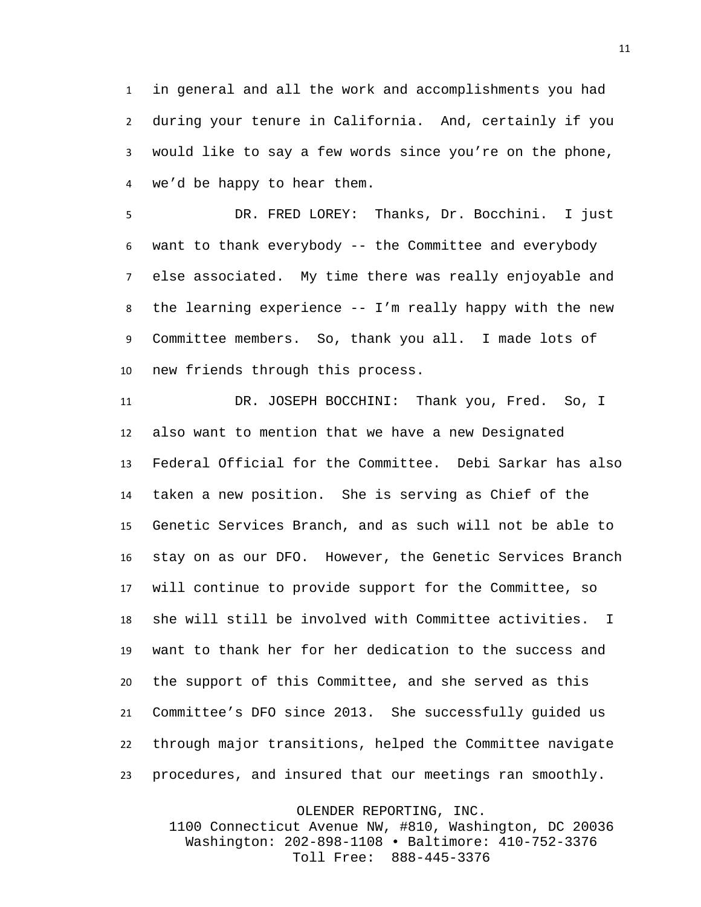in general and all the work and accomplishments you had during your tenure in California. And, certainly if you would like to say a few words since you're on the phone, we'd be happy to hear them.

DR. FRED LOREY: Thanks, Dr. Bocchini. I just want to thank everybody -- the Committee and everybody else associated. My time there was really enjoyable and the learning experience -- I'm really happy with the new Committee members. So, thank you all. I made lots of new friends through this process.

DR. JOSEPH BOCCHINI: Thank you, Fred. So, I also want to mention that we have a new Designated Federal Official for the Committee. Debi Sarkar has also taken a new position. She is serving as Chief of the Genetic Services Branch, and as such will not be able to stay on as our DFO. However, the Genetic Services Branch will continue to provide support for the Committee, so she will still be involved with Committee activities. I want to thank her for her dedication to the success and the support of this Committee, and she served as this Committee's DFO since 2013. She successfully guided us through major transitions, helped the Committee navigate procedures, and insured that our meetings ran smoothly.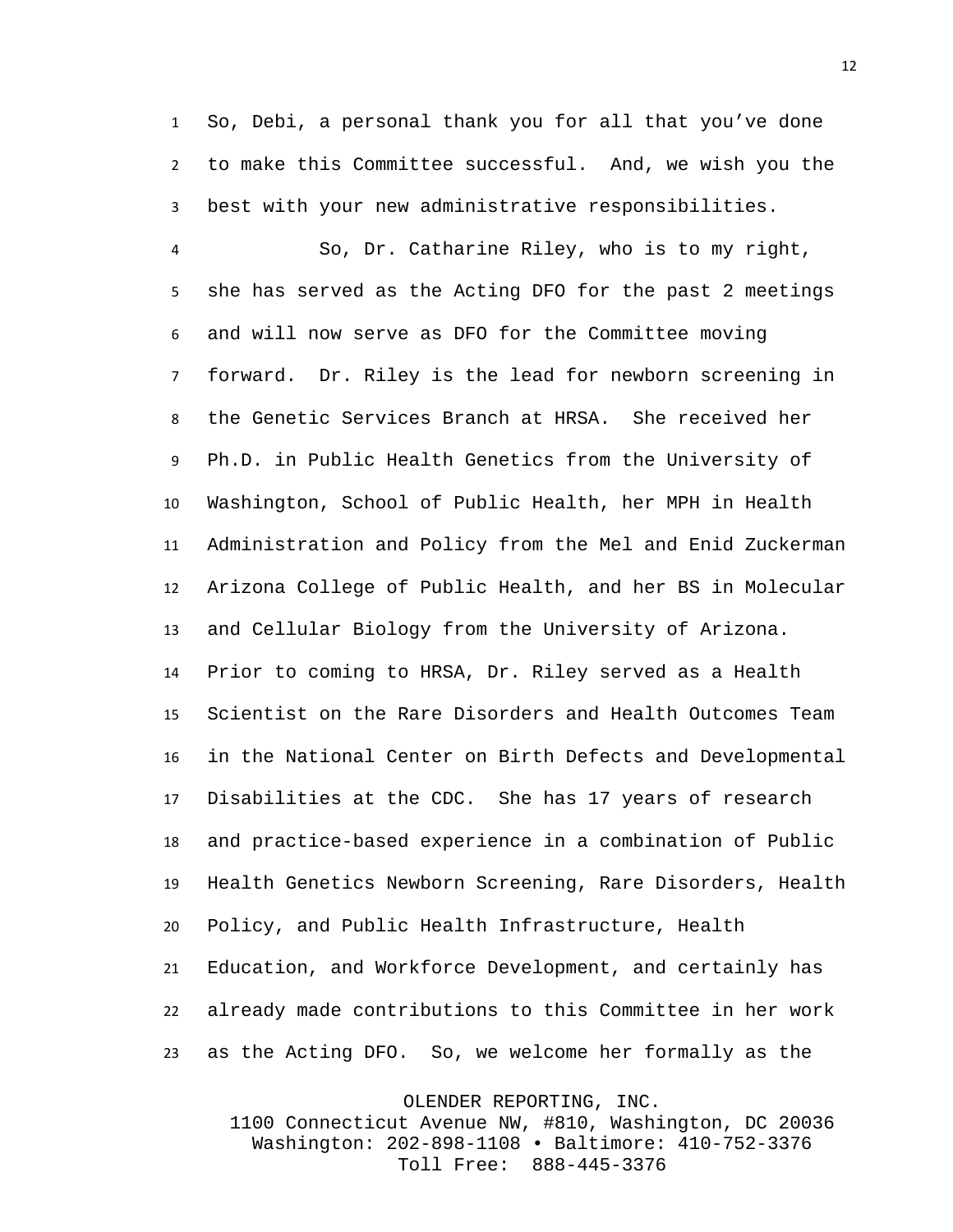So, Debi, a personal thank you for all that you've done to make this Committee successful. And, we wish you the best with your new administrative responsibilities.

So, Dr. Catharine Riley, who is to my right, she has served as the Acting DFO for the past 2 meetings and will now serve as DFO for the Committee moving forward. Dr. Riley is the lead for newborn screening in the Genetic Services Branch at HRSA. She received her Ph.D. in Public Health Genetics from the University of Washington, School of Public Health, her MPH in Health Administration and Policy from the Mel and Enid Zuckerman Arizona College of Public Health, and her BS in Molecular and Cellular Biology from the University of Arizona. Prior to coming to HRSA, Dr. Riley served as a Health Scientist on the Rare Disorders and Health Outcomes Team in the National Center on Birth Defects and Developmental Disabilities at the CDC. She has 17 years of research and practice-based experience in a combination of Public Health Genetics Newborn Screening, Rare Disorders, Health Policy, and Public Health Infrastructure, Health Education, and Workforce Development, and certainly has already made contributions to this Committee in her work as the Acting DFO. So, we welcome her formally as the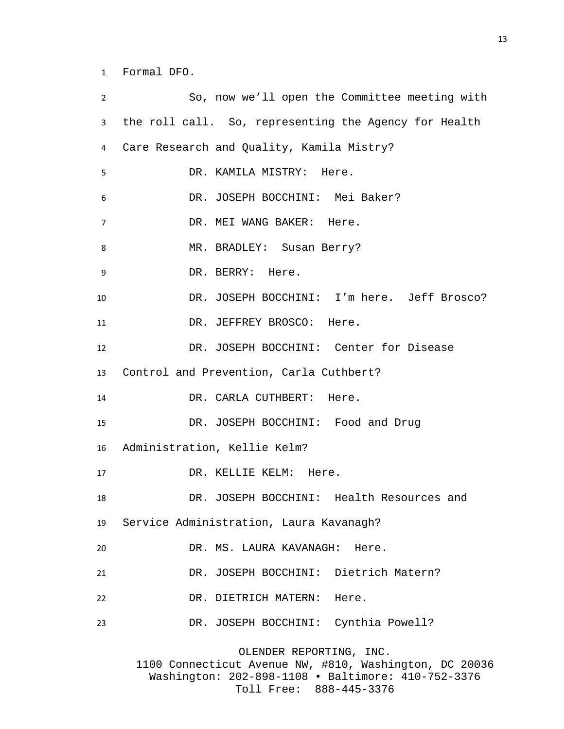Formal DFO.

So, now we'll open the Committee meeting with the roll call. So, representing the Agency for Health Care Research and Quality, Kamila Mistry?

DR. KAMILA MISTRY: Here.

DR. JOSEPH BOCCHINI: Mei Baker?

DR. MEI WANG BAKER: Here.

MR. BRADLEY: Susan Berry?

DR. BERRY: Here.

DR. JOSEPH BOCCHINI: I'm here. Jeff Brosco?

DR. JEFFREY BROSCO: Here.

DR. JOSEPH BOCCHINI: Center for Disease Control and Prevention, Carla Cuthbert?

DR. CARLA CUTHBERT: Here.

DR. JOSEPH BOCCHINI: Food and Drug Administration, Kellie Kelm?

DR. KELLIE KELM: Here.

DR. JOSEPH BOCCHINI: Health Resources and Service Administration, Laura Kavanagh?

DR. MS. LAURA KAVANAGH: Here.

DR. JOSEPH BOCCHINI: Dietrich Matern?

DR. DIETRICH MATERN: Here.

DR. JOSEPH BOCCHINI: Cynthia Powell?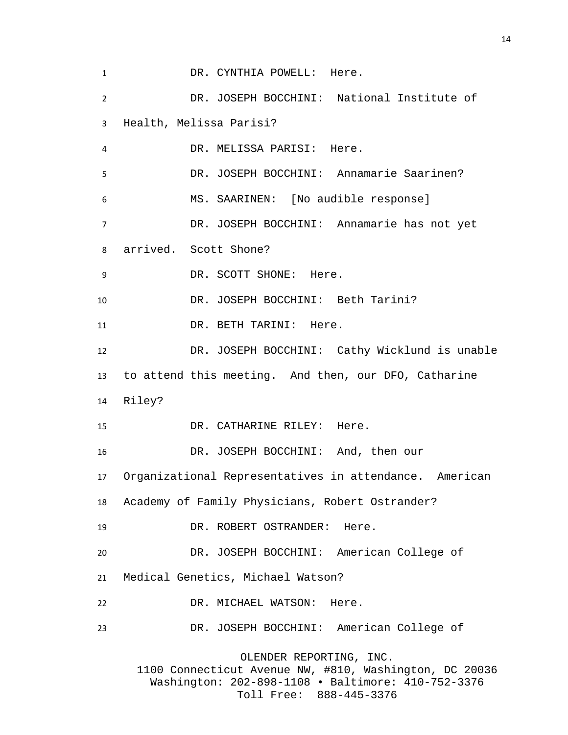DR. CYNTHIA POWELL: Here.

DR. JOSEPH BOCCHINI: National Institute of Health, Melissa Parisi?

DR. MELISSA PARISI: Here.

DR. JOSEPH BOCCHINI: Annamarie Saarinen?

MS. SAARINEN: [No audible response]

DR. JOSEPH BOCCHINI: Annamarie has not yet arrived. Scott Shone?

DR. SCOTT SHONE: Here.

DR. JOSEPH BOCCHINI: Beth Tarini?

DR. BETH TARINI: Here.

DR. JOSEPH BOCCHINI: Cathy Wicklund is unable to attend this meeting. And then, our DFO, Catharine Riley?

DR. CATHARINE RILEY: Here.

DR. JOSEPH BOCCHINI: And, then our Organizational Representatives in attendance. American Academy of Family Physicians, Robert Ostrander?

DR. ROBERT OSTRANDER: Here.

DR. JOSEPH BOCCHINI: American College of Medical Genetics, Michael Watson?

DR. MICHAEL WATSON: Here.

DR. JOSEPH BOCCHINI: American College of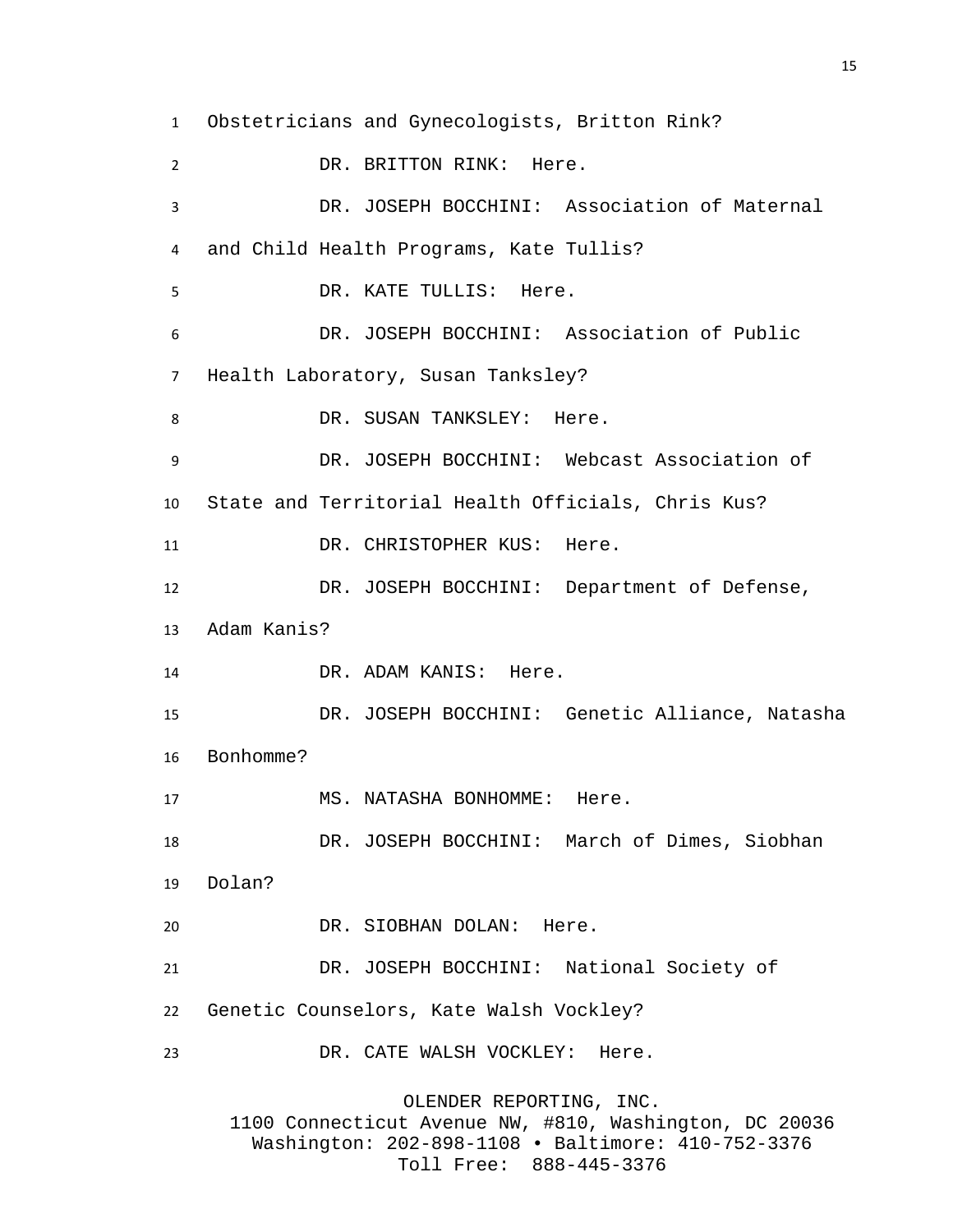Obstetricians and Gynecologists, Britton Rink?

DR. BRITTON RINK: Here.

DR. JOSEPH BOCCHINI: Association of Maternal and Child Health Programs, Kate Tullis?

DR. KATE TULLIS: Here.

DR. JOSEPH BOCCHINI: Association of Public Health Laboratory, Susan Tanksley?

DR. SUSAN TANKSLEY: Here.

DR. JOSEPH BOCCHINI: Webcast Association of State and Territorial Health Officials, Chris Kus?

DR. CHRISTOPHER KUS: Here.

DR. JOSEPH BOCCHINI: Department of Defense, Adam Kanis?

DR. ADAM KANIS: Here.

DR. JOSEPH BOCCHINI: Genetic Alliance, Natasha Bonhomme?

MS. NATASHA BONHOMME: Here.

DR. JOSEPH BOCCHINI: March of Dimes, Siobhan Dolan?

DR. SIOBHAN DOLAN: Here.

DR. JOSEPH BOCCHINI: National Society of Genetic Counselors, Kate Walsh Vockley?

DR. CATE WALSH VOCKLEY: Here.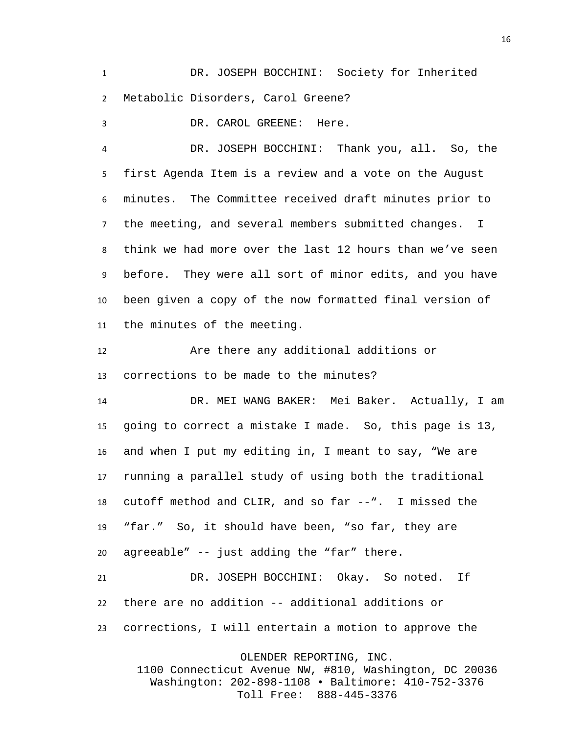DR. JOSEPH BOCCHINI: Society for Inherited Metabolic Disorders, Carol Greene?

DR. CAROL GREENE: Here.

DR. JOSEPH BOCCHINI: Thank you, all. So, the first Agenda Item is a review and a vote on the August minutes. The Committee received draft minutes prior to the meeting, and several members submitted changes. I think we had more over the last 12 hours than we've seen before. They were all sort of minor edits, and you have been given a copy of the now formatted final version of the minutes of the meeting.

Are there any additional additions or corrections to be made to the minutes?

DR. MEI WANG BAKER: Mei Baker. Actually, I am going to correct a mistake I made. So, this page is 13, and when I put my editing in, I meant to say, "We are running a parallel study of using both the traditional cutoff method and CLIR, and so far --". I missed the "far." So, it should have been, "so far, they are agreeable" -- just adding the "far" there.

DR. JOSEPH BOCCHINI: Okay. So noted. If there are no addition -- additional additions or corrections, I will entertain a motion to approve the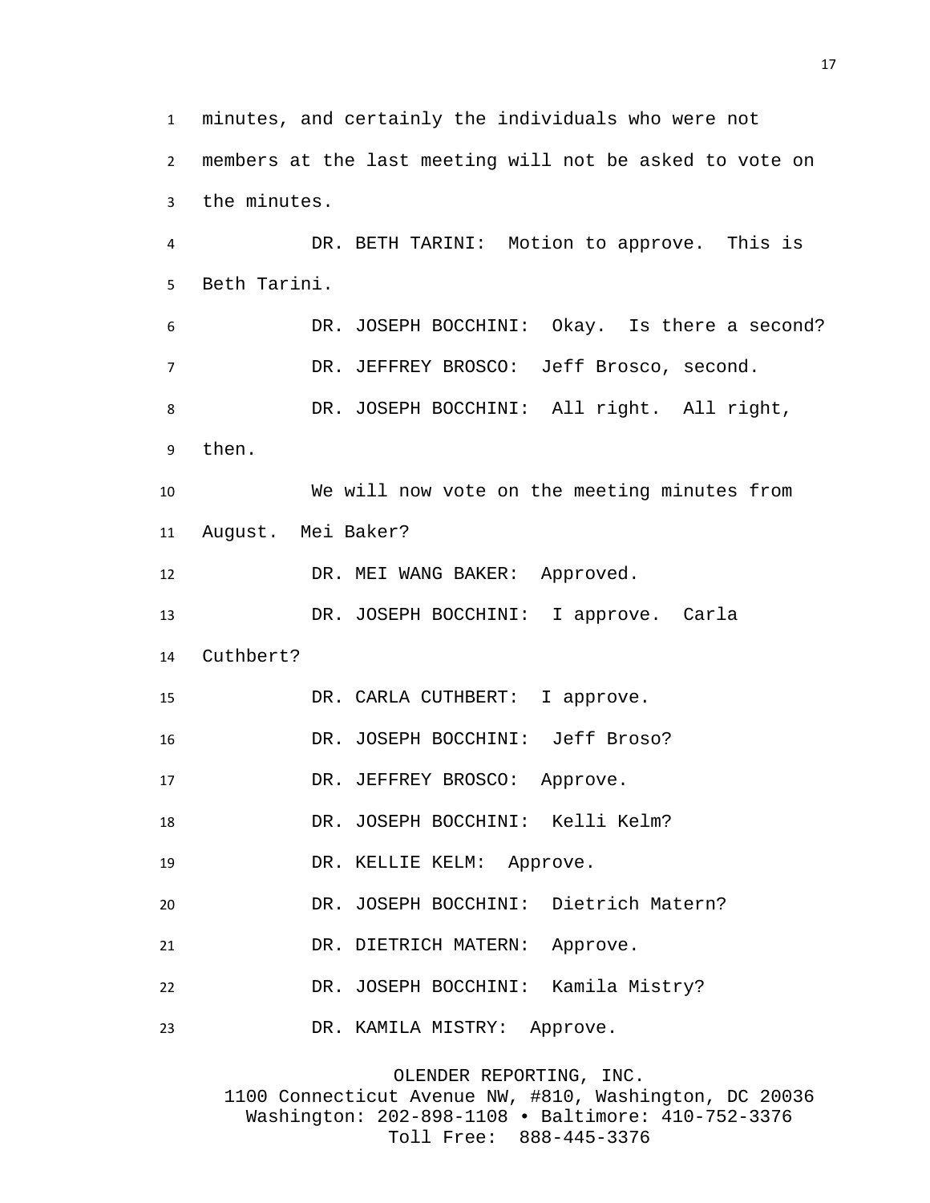minutes, and certainly the individuals who were not members at the last meeting will not be asked to vote on the minutes.

DR. BETH TARINI: Motion to approve. This is Beth Tarini.

DR. JOSEPH BOCCHINI: Okay. Is there a second?

DR. JEFFREY BROSCO: Jeff Brosco, second.

DR. JOSEPH BOCCHINI: All right. All right, then.

We will now vote on the meeting minutes from August. Mei Baker?

DR. MEI WANG BAKER: Approved.

DR. JOSEPH BOCCHINI: I approve. Carla Cuthbert?

DR. CARLA CUTHBERT: I approve.

DR. JOSEPH BOCCHINI: Jeff Broso?

DR. JEFFREY BROSCO: Approve.

DR. JOSEPH BOCCHINI: Kelli Kelm?

DR. KELLIE KELM: Approve.

DR. JOSEPH BOCCHINI: Dietrich Matern?

DR. DIETRICH MATERN: Approve.

DR. JOSEPH BOCCHINI: Kamila Mistry?

DR. KAMILA MISTRY: Approve.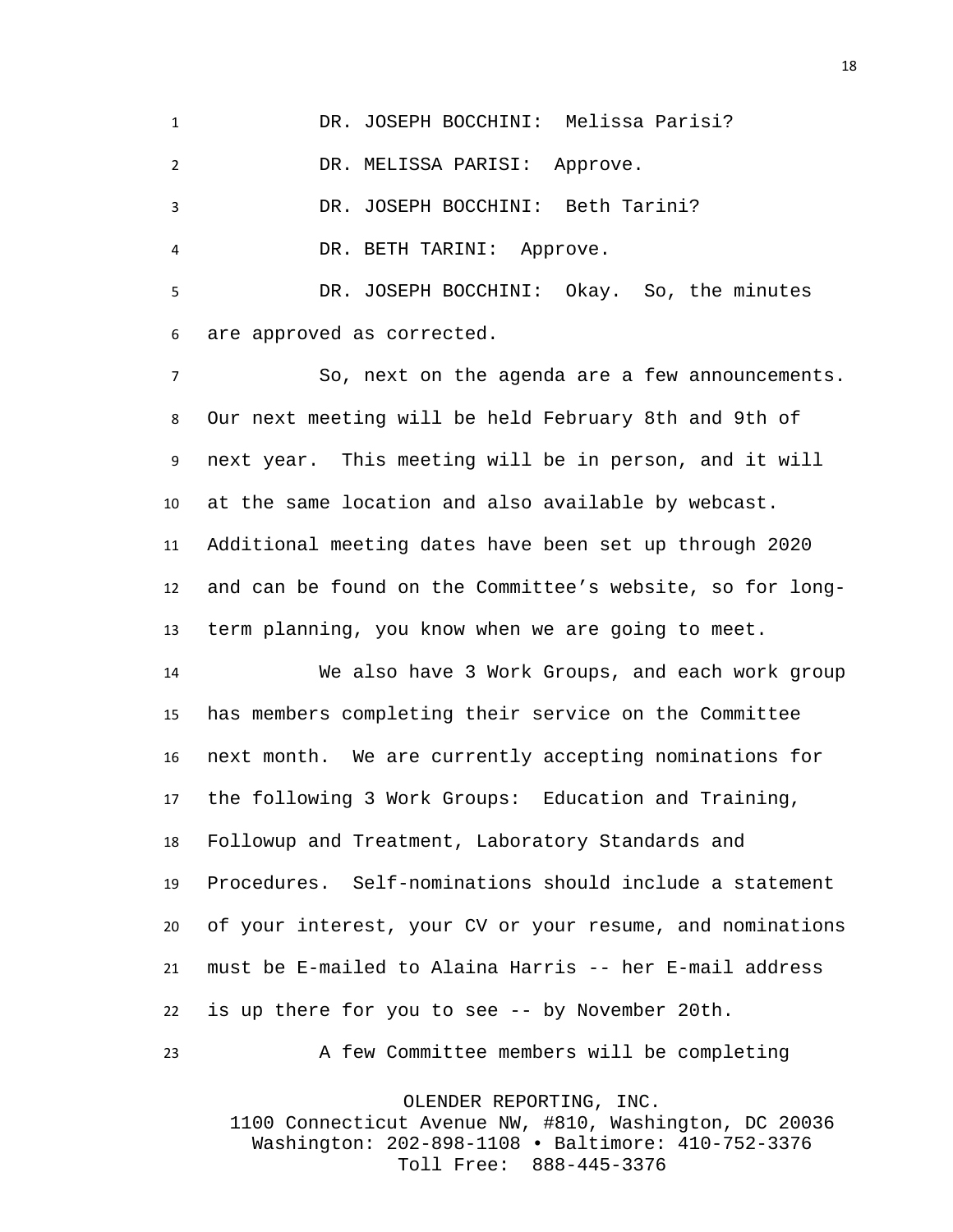DR. JOSEPH BOCCHINI: Melissa Parisi?

DR. MELISSA PARISI: Approve.

DR. JOSEPH BOCCHINI: Beth Tarini?

DR. BETH TARINI: Approve.

DR. JOSEPH BOCCHINI: Okay. So, the minutes are approved as corrected.

So, next on the agenda are a few announcements. Our next meeting will be held February 8th and 9th of next year. This meeting will be in person, and it will at the same location and also available by webcast. Additional meeting dates have been set up through 2020 and can be found on the Committee's website, so for long-term planning, you know when we are going to meet.

We also have 3 Work Groups, and each work group has members completing their service on the Committee next month. We are currently accepting nominations for the following 3 Work Groups: Education and Training, Followup and Treatment, Laboratory Standards and Procedures. Self-nominations should include a statement of your interest, your CV or your resume, and nominations must be E-mailed to Alaina Harris -- her E-mail address is up there for you to see -- by November 20th.

A few Committee members will be completing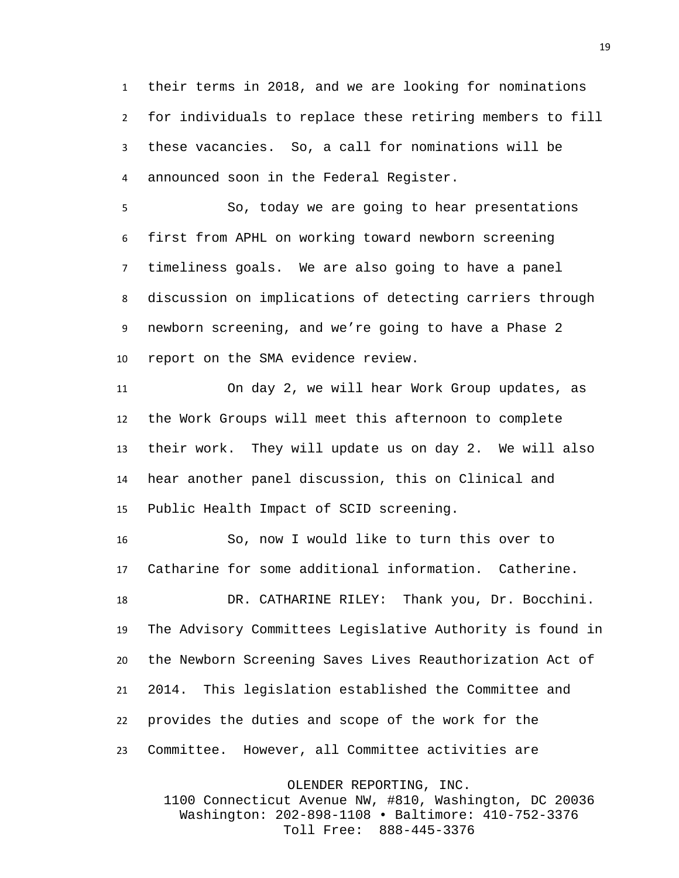their terms in 2018, and we are looking for nominations for individuals to replace these retiring members to fill these vacancies. So, a call for nominations will be announced soon in the Federal Register.

So, today we are going to hear presentations first from APHL on working toward newborn screening timeliness goals. We are also going to have a panel discussion on implications of detecting carriers through newborn screening, and we're going to have a Phase 2 report on the SMA evidence review.

On day 2, we will hear Work Group updates, as the Work Groups will meet this afternoon to complete their work. They will update us on day 2. We will also hear another panel discussion, this on Clinical and Public Health Impact of SCID screening.

So, now I would like to turn this over to Catharine for some additional information. Catherine.

DR. CATHARINE RILEY: Thank you, Dr. Bocchini. The Advisory Committees Legislative Authority is found in the Newborn Screening Saves Lives Reauthorization Act of 2014. This legislation established the Committee and provides the duties and scope of the work for the Committee. However, all Committee activities are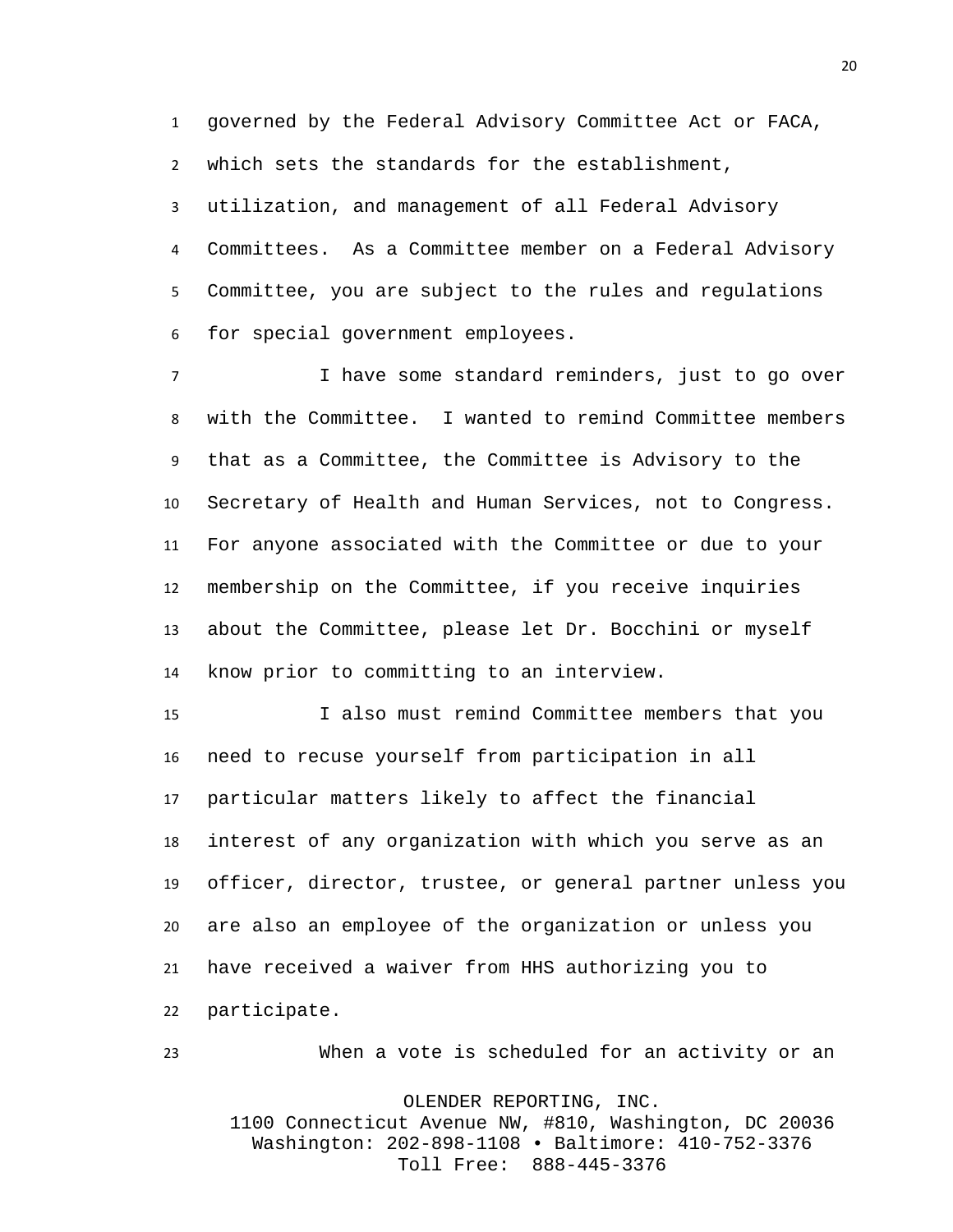governed by the Federal Advisory Committee Act or FACA, which sets the standards for the establishment, utilization, and management of all Federal Advisory Committees. As a Committee member on a Federal Advisory Committee, you are subject to the rules and regulations for special government employees.

I have some standard reminders, just to go over with the Committee. I wanted to remind Committee members that as a Committee, the Committee is Advisory to the Secretary of Health and Human Services, not to Congress. For anyone associated with the Committee or due to your membership on the Committee, if you receive inquiries about the Committee, please let Dr. Bocchini or myself know prior to committing to an interview.

I also must remind Committee members that you need to recuse yourself from participation in all particular matters likely to affect the financial interest of any organization with which you serve as an officer, director, trustee, or general partner unless you are also an employee of the organization or unless you have received a waiver from HHS authorizing you to participate.

When a vote is scheduled for an activity or an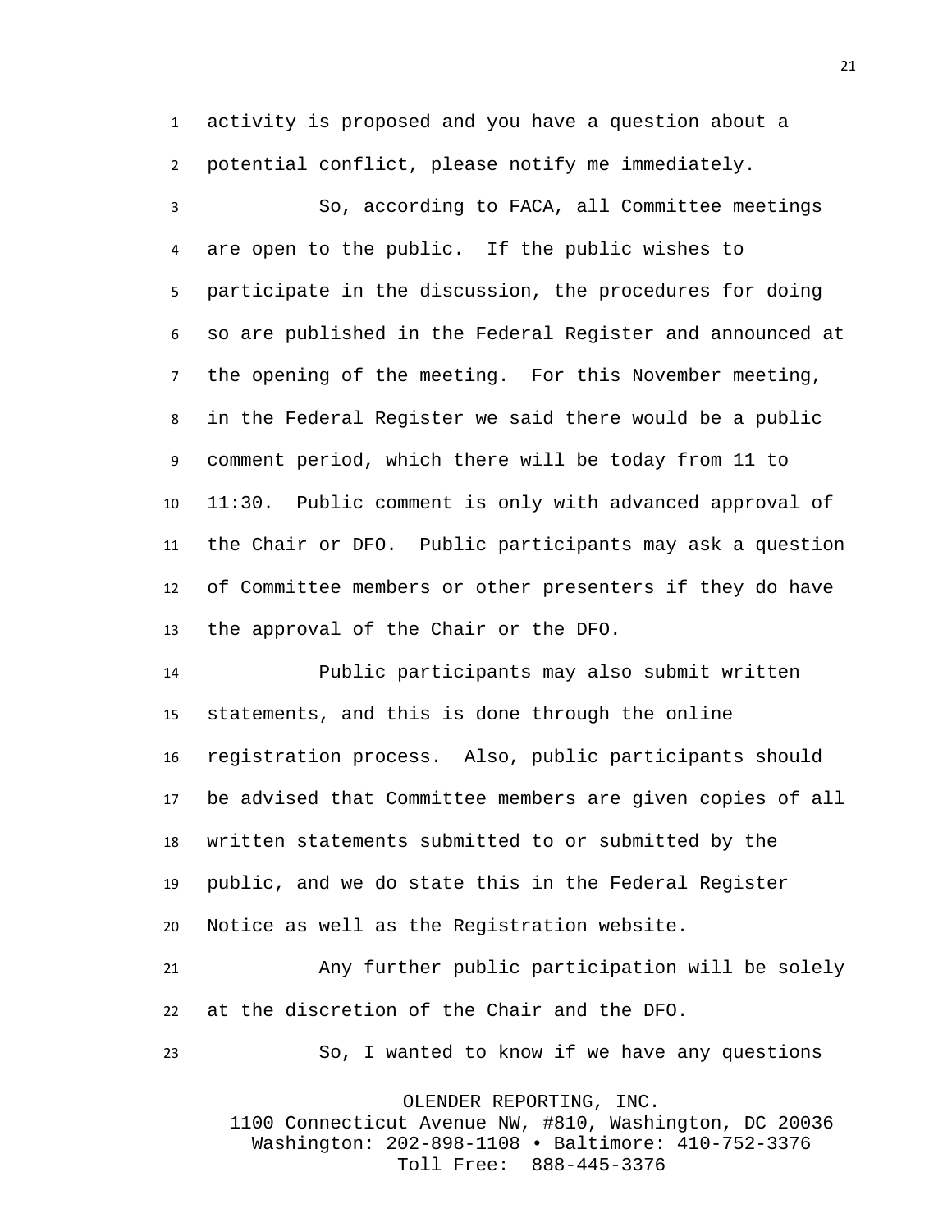activity is proposed and you have a question about a potential conflict, please notify me immediately.

So, according to FACA, all Committee meetings are open to the public. If the public wishes to participate in the discussion, the procedures for doing so are published in the Federal Register and announced at the opening of the meeting. For this November meeting, in the Federal Register we said there would be a public comment period, which there will be today from 11 to 11:30. Public comment is only with advanced approval of the Chair or DFO. Public participants may ask a question of Committee members or other presenters if they do have the approval of the Chair or the DFO.

Public participants may also submit written statements, and this is done through the online registration process. Also, public participants should be advised that Committee members are given copies of all written statements submitted to or submitted by the public, and we do state this in the Federal Register Notice as well as the Registration website.

Any further public participation will be solely at the discretion of the Chair and the DFO.

So, I wanted to know if we have any questions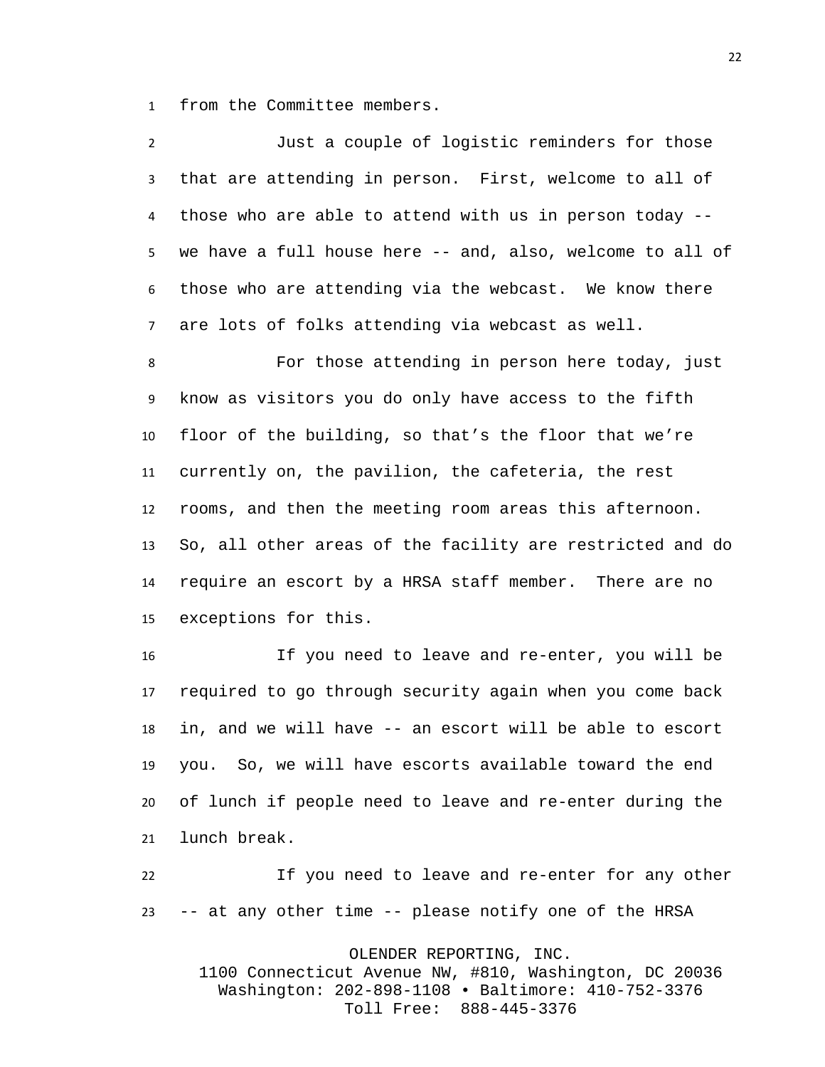from the Committee members.

Just a couple of logistic reminders for those that are attending in person. First, welcome to all of those who are able to attend with us in person today -- we have a full house here -- and, also, welcome to all of those who are attending via the webcast. We know there are lots of folks attending via webcast as well.

For those attending in person here today, just know as visitors you do only have access to the fifth floor of the building, so that's the floor that we're currently on, the pavilion, the cafeteria, the rest rooms, and then the meeting room areas this afternoon. So, all other areas of the facility are restricted and do require an escort by a HRSA staff member. There are no exceptions for this.

If you need to leave and re-enter, you will be required to go through security again when you come back in, and we will have -- an escort will be able to escort you. So, we will have escorts available toward the end of lunch if people need to leave and re-enter during the lunch break.

If you need to leave and re-enter for any other -- at any other time -- please notify one of the HRSA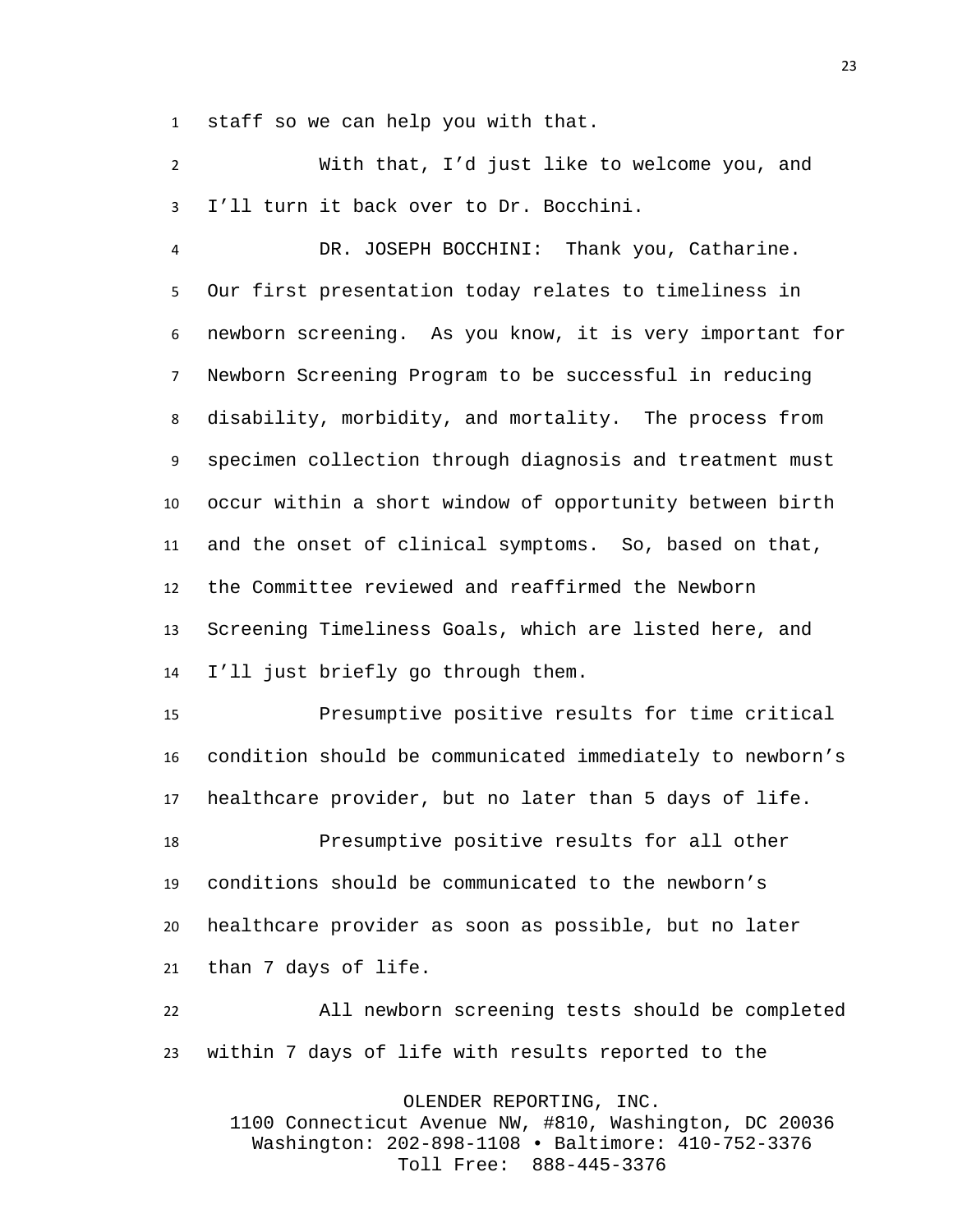staff so we can help you with that.

With that, I'd just like to welcome you, and I'll turn it back over to Dr. Bocchini.

DR. JOSEPH BOCCHINI: Thank you, Catharine. Our first presentation today relates to timeliness in newborn screening. As you know, it is very important for Newborn Screening Program to be successful in reducing disability, morbidity, and mortality. The process from specimen collection through diagnosis and treatment must occur within a short window of opportunity between birth and the onset of clinical symptoms. So, based on that, the Committee reviewed and reaffirmed the Newborn Screening Timeliness Goals, which are listed here, and I'll just briefly go through them.

Presumptive positive results for time critical condition should be communicated immediately to newborn's healthcare provider, but no later than 5 days of life.

Presumptive positive results for all other conditions should be communicated to the newborn's healthcare provider as soon as possible, but no later than 7 days of life.

All newborn screening tests should be completed within 7 days of life with results reported to the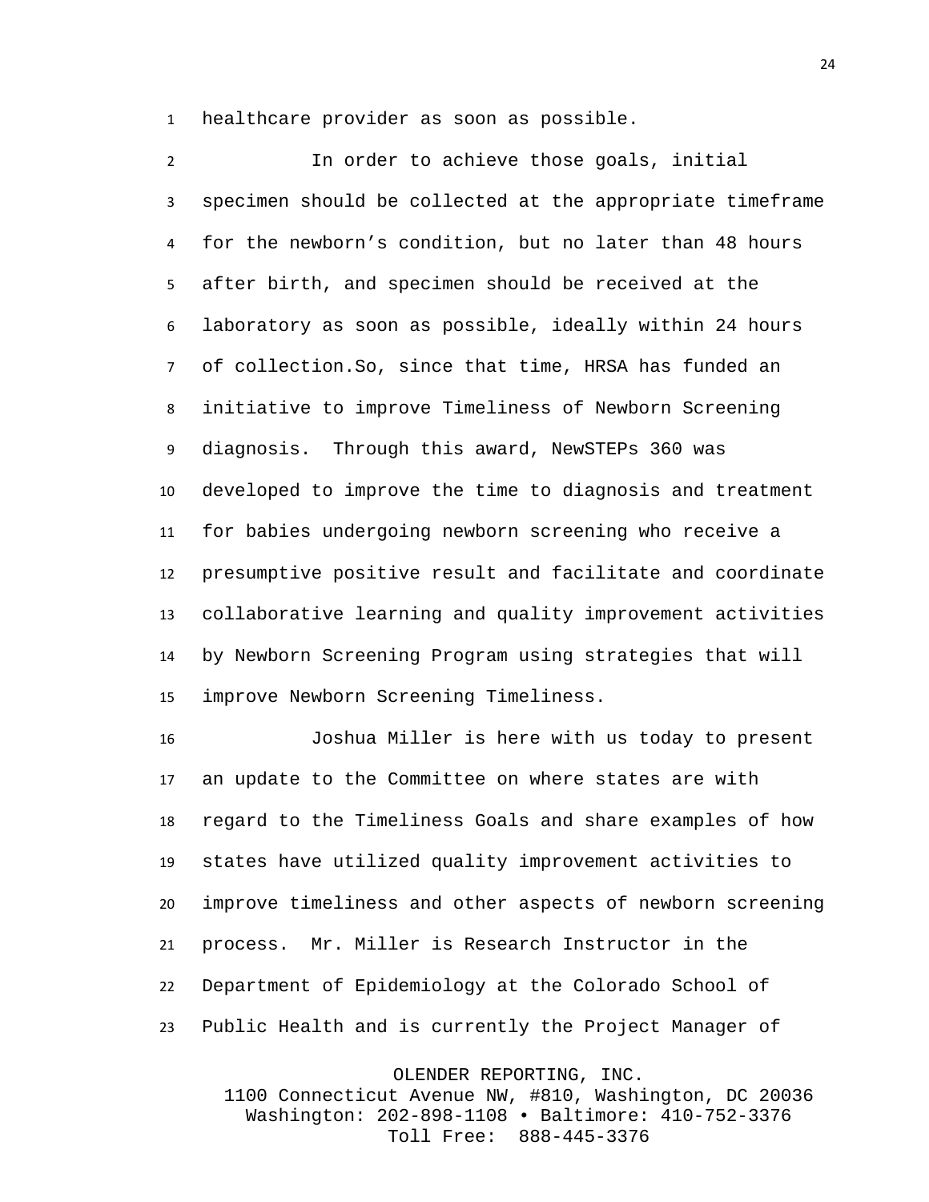healthcare provider as soon as possible.

In order to achieve those goals, initial specimen should be collected at the appropriate timeframe for the newborn's condition, but no later than 48 hours after birth, and specimen should be received at the laboratory as soon as possible, ideally within 24 hours of collection.So, since that time, HRSA has funded an initiative to improve Timeliness of Newborn Screening diagnosis.  Through this award, NewSTEPs 360 was developed to improve the time to diagnosis and treatment for babies undergoing newborn screening who receive a presumptive positive result and facilitate and coordinate collaborative learning and quality improvement activities by Newborn Screening Program using strategies that will improve Newborn Screening Timeliness.

Joshua Miller is here with us today to present an update to the Committee on where states are with regard to the Timeliness Goals and share examples of how states have utilized quality improvement activities to improve timeliness and other aspects of newborn screening process.  Mr. Miller is Research Instructor in the Department of Epidemiology at the Colorado School of Public Health and is currently the Project Manager of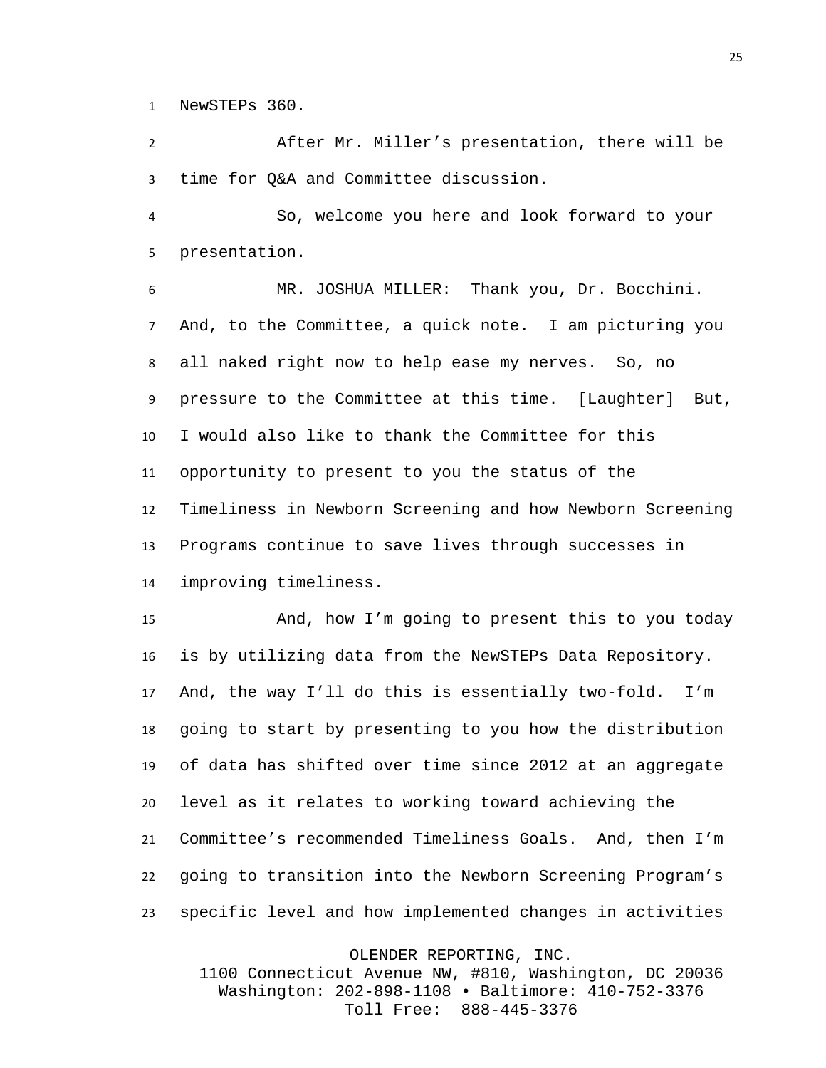NewSTEPs 360.

After Mr. Miller's presentation, there will be time for Q&A and Committee discussion.

So, welcome you here and look forward to your presentation.

MR. JOSHUA MILLER: Thank you, Dr. Bocchini. And, to the Committee, a quick note. I am picturing you all naked right now to help ease my nerves. So, no pressure to the Committee at this time. [Laughter] But, I would also like to thank the Committee for this opportunity to present to you the status of the Timeliness in Newborn Screening and how Newborn Screening Programs continue to save lives through successes in improving timeliness.

And, how I'm going to present this to you today is by utilizing data from the NewSTEPs Data Repository. And, the way I'll do this is essentially two-fold. I'm going to start by presenting to you how the distribution of data has shifted over time since 2012 at an aggregate level as it relates to working toward achieving the Committee's recommended Timeliness Goals. And, then I'm going to transition into the Newborn Screening Program's specific level and how implemented changes in activities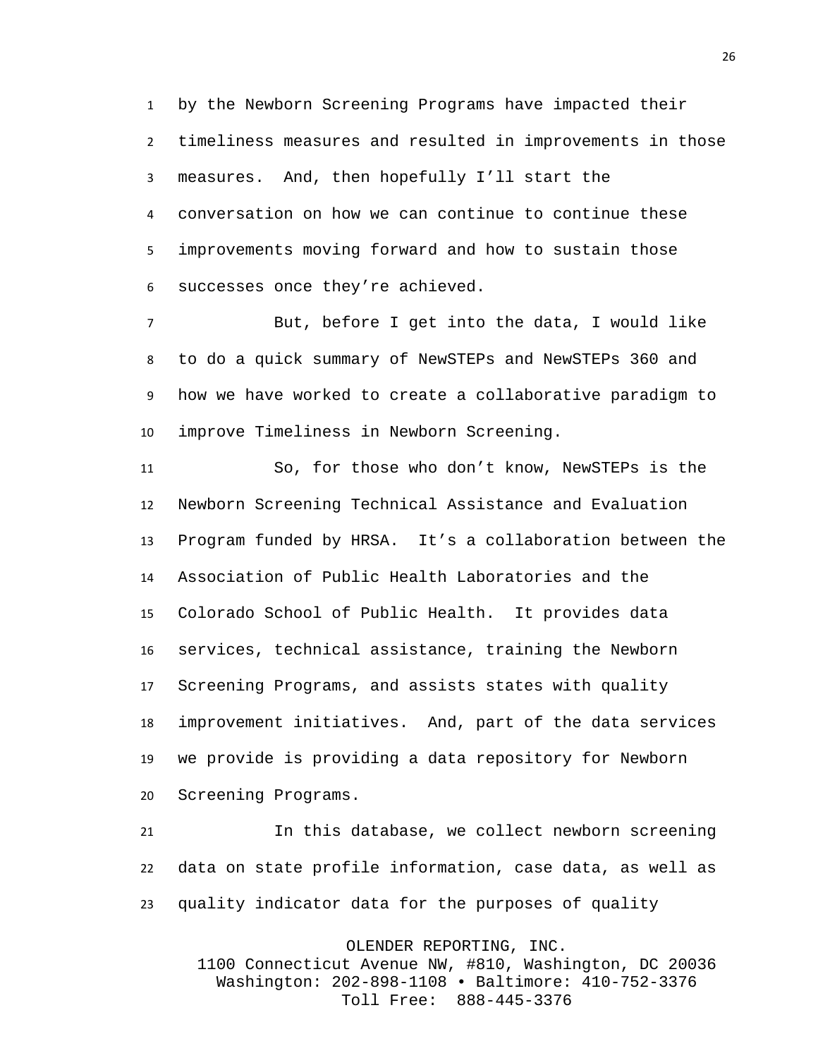by the Newborn Screening Programs have impacted their timeliness measures and resulted in improvements in those measures. And, then hopefully I'll start the conversation on how we can continue to continue these improvements moving forward and how to sustain those successes once they're achieved.

But, before I get into the data, I would like to do a quick summary of NewSTEPs and NewSTEPs 360 and how we have worked to create a collaborative paradigm to improve Timeliness in Newborn Screening.

So, for those who don't know, NewSTEPs is the Newborn Screening Technical Assistance and Evaluation Program funded by HRSA. It's a collaboration between the Association of Public Health Laboratories and the Colorado School of Public Health. It provides data services, technical assistance, training the Newborn Screening Programs, and assists states with quality improvement initiatives. And, part of the data services we provide is providing a data repository for Newborn Screening Programs.

In this database, we collect newborn screening data on state profile information, case data, as well as quality indicator data for the purposes of quality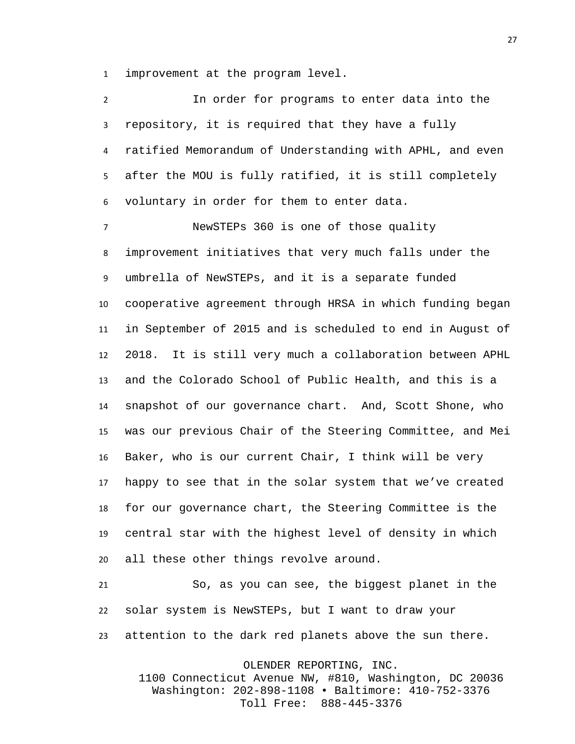improvement at the program level.

In order for programs to enter data into the repository, it is required that they have a fully ratified Memorandum of Understanding with APHL, and even after the MOU is fully ratified, it is still completely voluntary in order for them to enter data.

NewSTEPs 360 is one of those quality improvement initiatives that very much falls under the umbrella of NewSTEPs, and it is a separate funded cooperative agreement through HRSA in which funding began in September of 2015 and is scheduled to end in August of 2018. It is still very much a collaboration between APHL and the Colorado School of Public Health, and this is a snapshot of our governance chart. And, Scott Shone, who was our previous Chair of the Steering Committee, and Mei Baker, who is our current Chair, I think will be very happy to see that in the solar system that we've created for our governance chart, the Steering Committee is the central star with the highest level of density in which all these other things revolve around.

So, as you can see, the biggest planet in the solar system is NewSTEPs, but I want to draw your attention to the dark red planets above the sun there.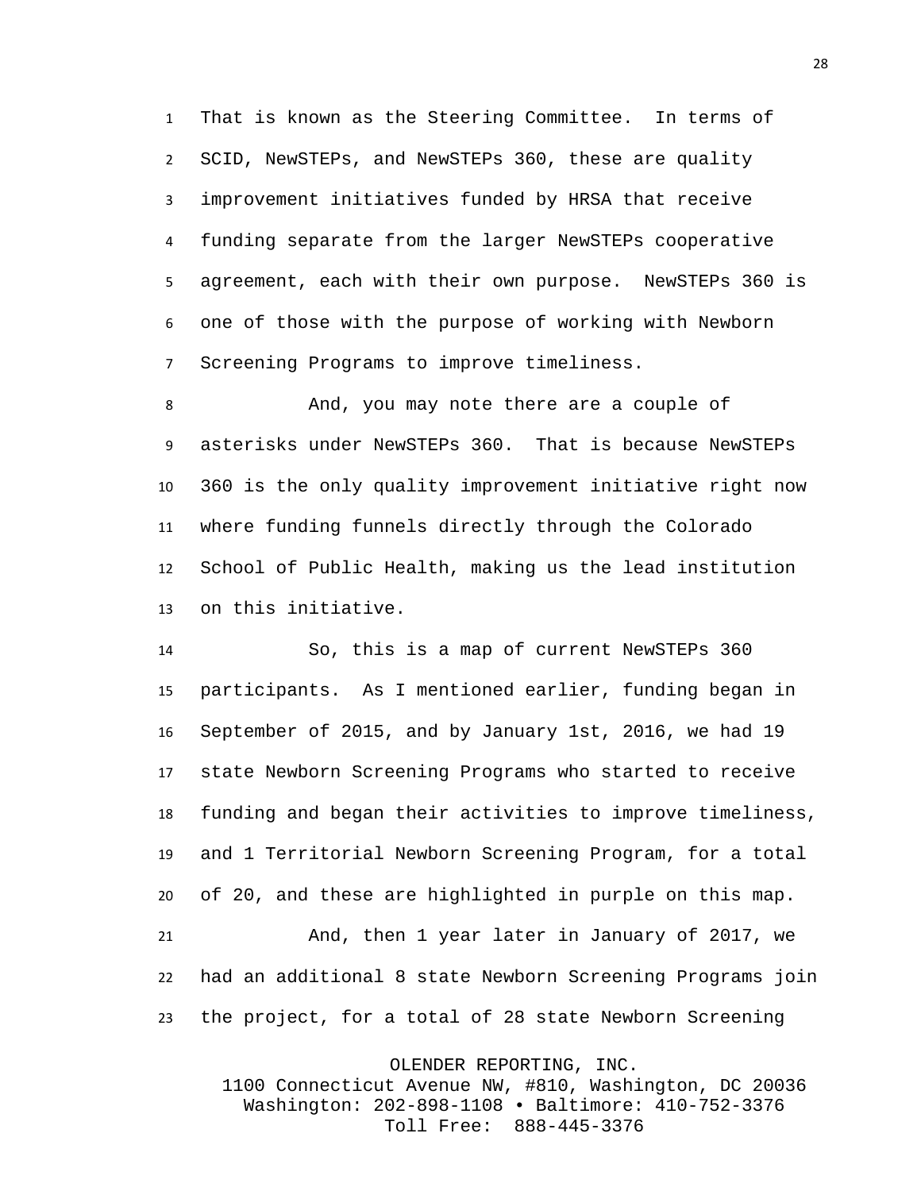That is known as the Steering Committee. In terms of SCID, NewSTEPs, and NewSTEPs 360, these are quality improvement initiatives funded by HRSA that receive funding separate from the larger NewSTEPs cooperative agreement, each with their own purpose. NewSTEPs 360 is one of those with the purpose of working with Newborn Screening Programs to improve timeliness.

And, you may note there are a couple of asterisks under NewSTEPs 360. That is because NewSTEPs 360 is the only quality improvement initiative right now where funding funnels directly through the Colorado School of Public Health, making us the lead institution on this initiative.

So, this is a map of current NewSTEPs 360 participants. As I mentioned earlier, funding began in September of 2015, and by January 1st, 2016, we had 19 state Newborn Screening Programs who started to receive funding and began their activities to improve timeliness, and 1 Territorial Newborn Screening Program, for a total of 20, and these are highlighted in purple on this map.

And, then 1 year later in January of 2017, we had an additional 8 state Newborn Screening Programs join the project, for a total of 28 state Newborn Screening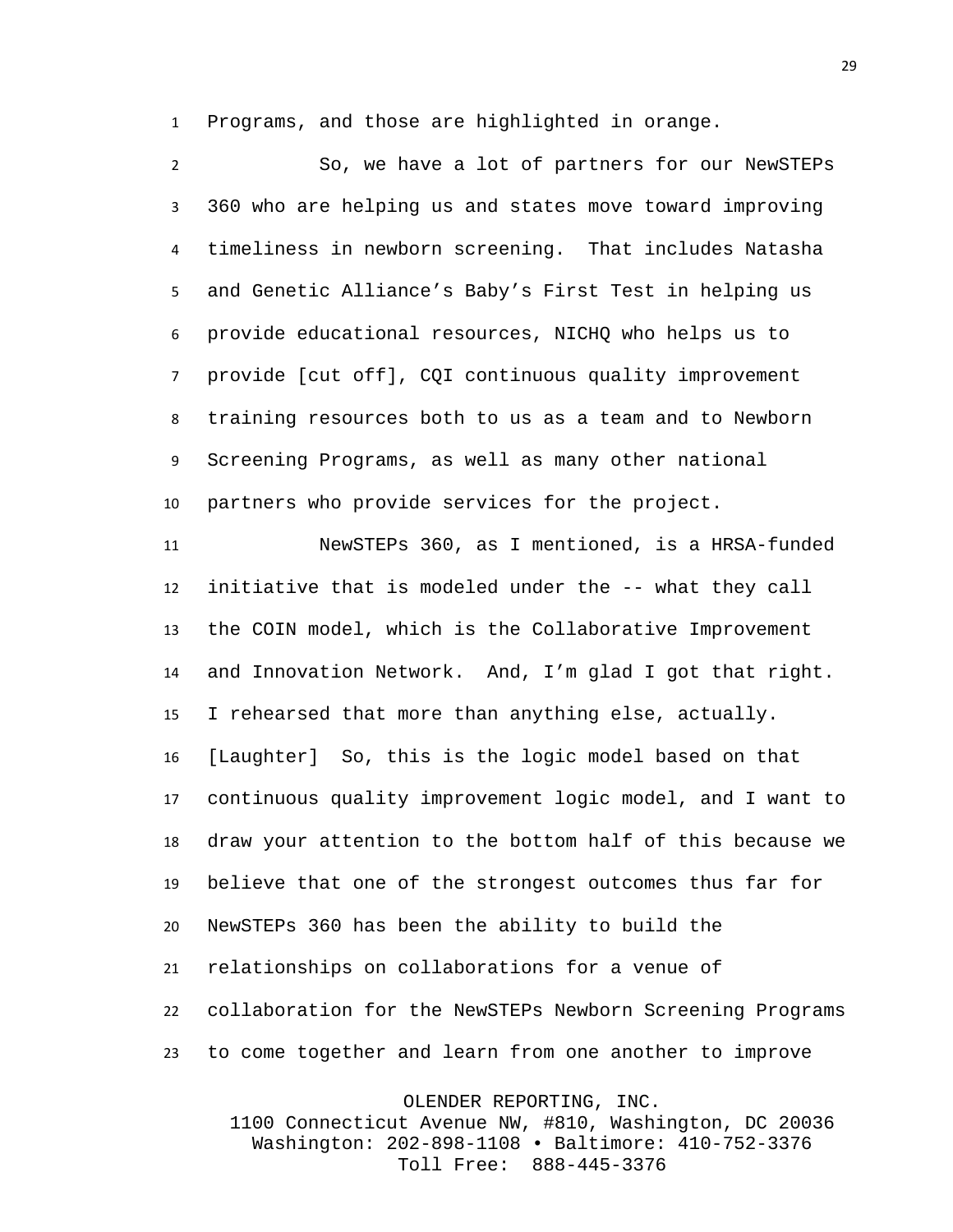Programs, and those are highlighted in orange.

So, we have a lot of partners for our NewSTEPs 360 who are helping us and states move toward improving timeliness in newborn screening. That includes Natasha and Genetic Alliance's Baby's First Test in helping us provide educational resources, NICHQ who helps us to provide [cut off], CQI continuous quality improvement training resources both to us as a team and to Newborn Screening Programs, as well as many other national partners who provide services for the project.

NewSTEPs 360, as I mentioned, is a HRSA-funded initiative that is modeled under the -- what they call the COIN model, which is the Collaborative Improvement and Innovation Network. And, I'm glad I got that right. I rehearsed that more than anything else, actually. [Laughter] So, this is the logic model based on that continuous quality improvement logic model, and I want to draw your attention to the bottom half of this because we believe that one of the strongest outcomes thus far for NewSTEPs 360 has been the ability to build the relationships on collaborations for a venue of collaboration for the NewSTEPs Newborn Screening Programs to come together and learn from one another to improve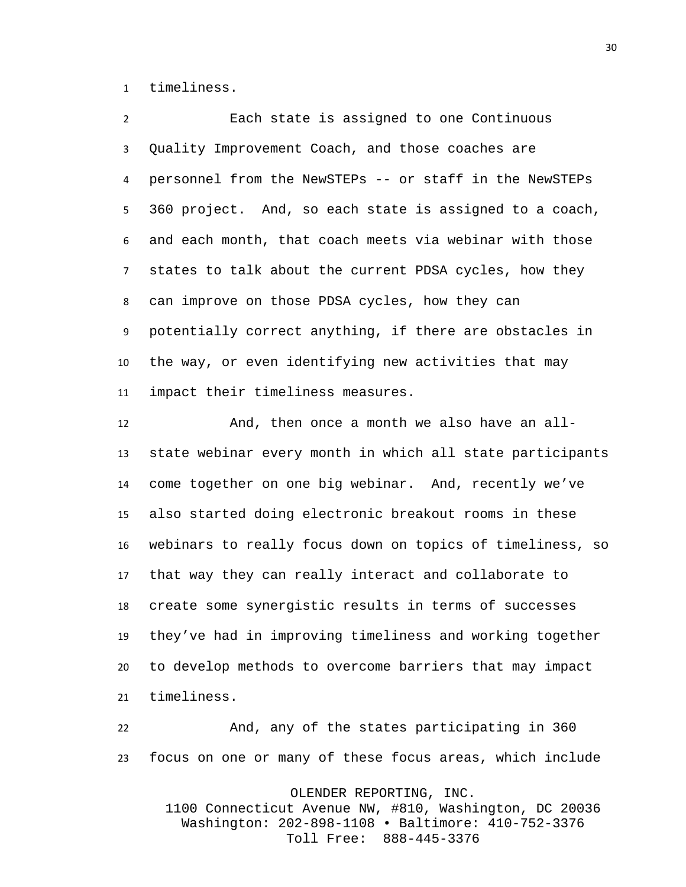timeliness.

Each state is assigned to one Continuous Quality Improvement Coach, and those coaches are personnel from the NewSTEPs -- or staff in the NewSTEPs 360 project. And, so each state is assigned to a coach, and each month, that coach meets via webinar with those states to talk about the current PDSA cycles, how they can improve on those PDSA cycles, how they can potentially correct anything, if there are obstacles in the way, or even identifying new activities that may impact their timeliness measures.

And, then once a month we also have an all-state webinar every month in which all state participants come together on one big webinar. And, recently we've also started doing electronic breakout rooms in these webinars to really focus down on topics of timeliness, so that way they can really interact and collaborate to create some synergistic results in terms of successes they've had in improving timeliness and working together to develop methods to overcome barriers that may impact timeliness.

And, any of the states participating in 360 focus on one or many of these focus areas, which include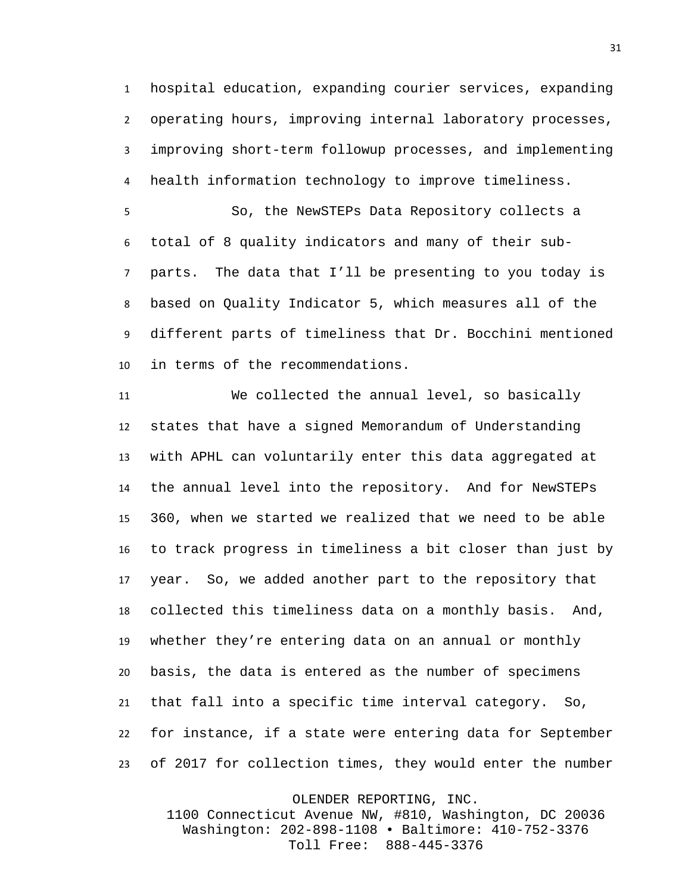hospital education, expanding courier services, expanding operating hours, improving internal laboratory processes, improving short-term followup processes, and implementing health information technology to improve timeliness.

So, the NewSTEPs Data Repository collects a total of 8 quality indicators and many of their sub-parts. The data that I'll be presenting to you today is based on Quality Indicator 5, which measures all of the different parts of timeliness that Dr. Bocchini mentioned in terms of the recommendations.

We collected the annual level, so basically states that have a signed Memorandum of Understanding with APHL can voluntarily enter this data aggregated at the annual level into the repository. And for NewSTEPs 360, when we started we realized that we need to be able to track progress in timeliness a bit closer than just by year. So, we added another part to the repository that collected this timeliness data on a monthly basis. And, whether they're entering data on an annual or monthly basis, the data is entered as the number of specimens that fall into a specific time interval category. So, for instance, if a state were entering data for September of 2017 for collection times, they would enter the number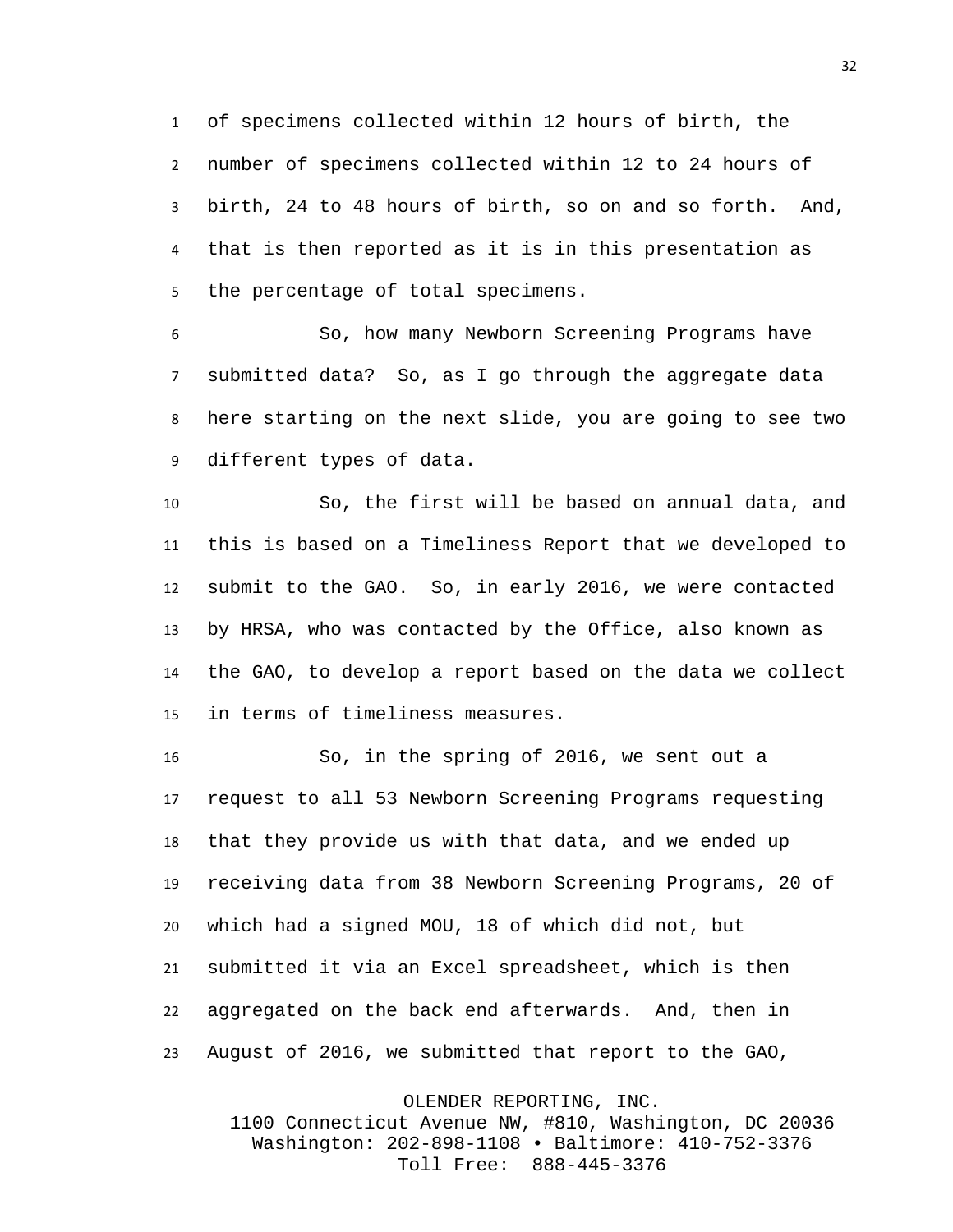of specimens collected within 12 hours of birth, the number of specimens collected within 12 to 24 hours of birth, 24 to 48 hours of birth, so on and so forth. And, that is then reported as it is in this presentation as the percentage of total specimens.

So, how many Newborn Screening Programs have submitted data? So, as I go through the aggregate data here starting on the next slide, you are going to see two different types of data.

So, the first will be based on annual data, and this is based on a Timeliness Report that we developed to submit to the GAO. So, in early 2016, we were contacted by HRSA, who was contacted by the Office, also known as the GAO, to develop a report based on the data we collect in terms of timeliness measures.

So, in the spring of 2016, we sent out a request to all 53 Newborn Screening Programs requesting that they provide us with that data, and we ended up receiving data from 38 Newborn Screening Programs, 20 of which had a signed MOU, 18 of which did not, but submitted it via an Excel spreadsheet, which is then aggregated on the back end afterwards. And, then in August of 2016, we submitted that report to the GAO,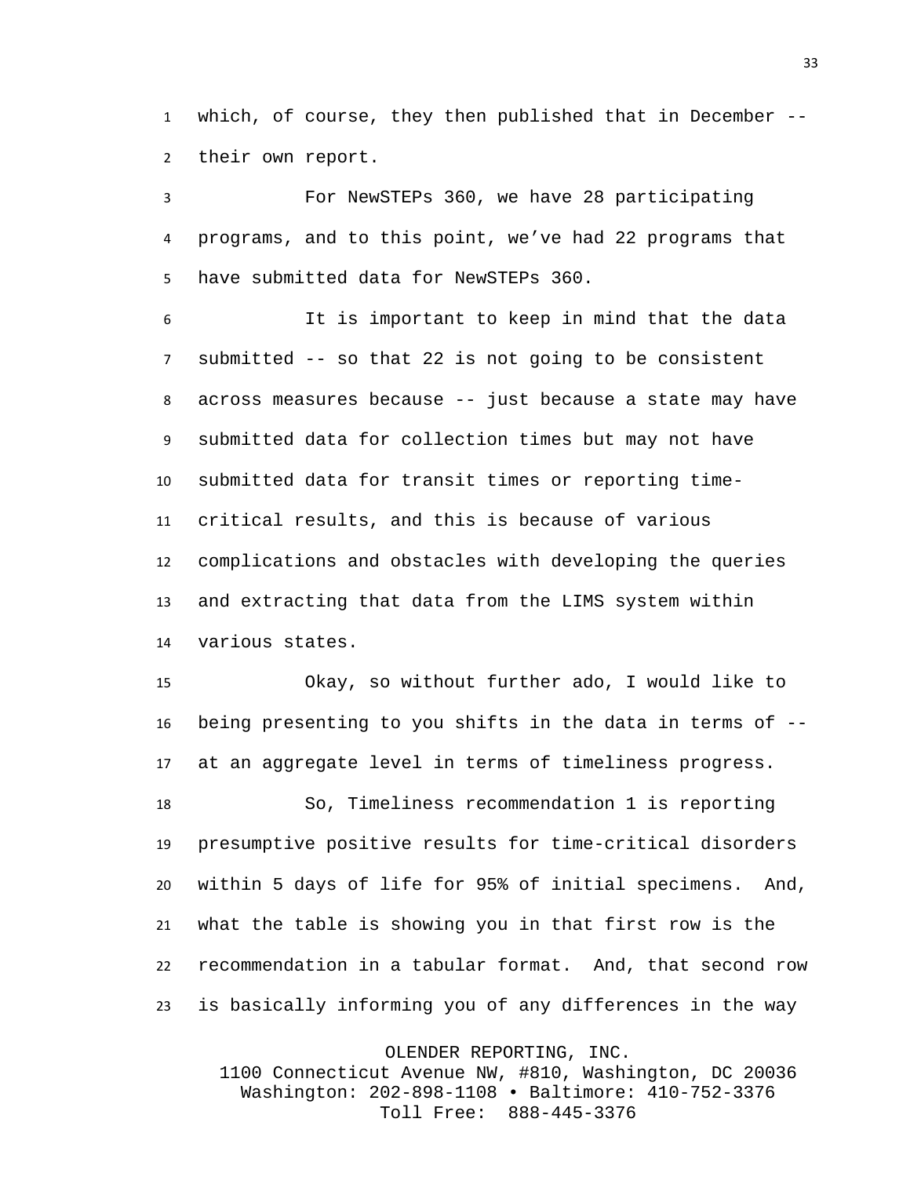which, of course, they then published that in December -- their own report.

For NewSTEPs 360, we have 28 participating programs, and to this point, we've had 22 programs that have submitted data for NewSTEPs 360.

It is important to keep in mind that the data submitted -- so that 22 is not going to be consistent across measures because -- just because a state may have submitted data for collection times but may not have submitted data for transit times or reporting time-critical results, and this is because of various complications and obstacles with developing the queries and extracting that data from the LIMS system within various states.

Okay, so without further ado, I would like to being presenting to you shifts in the data in terms of -- at an aggregate level in terms of timeliness progress.

So, Timeliness recommendation 1 is reporting presumptive positive results for time-critical disorders within 5 days of life for 95% of initial specimens. And, what the table is showing you in that first row is the recommendation in a tabular format. And, that second row is basically informing you of any differences in the way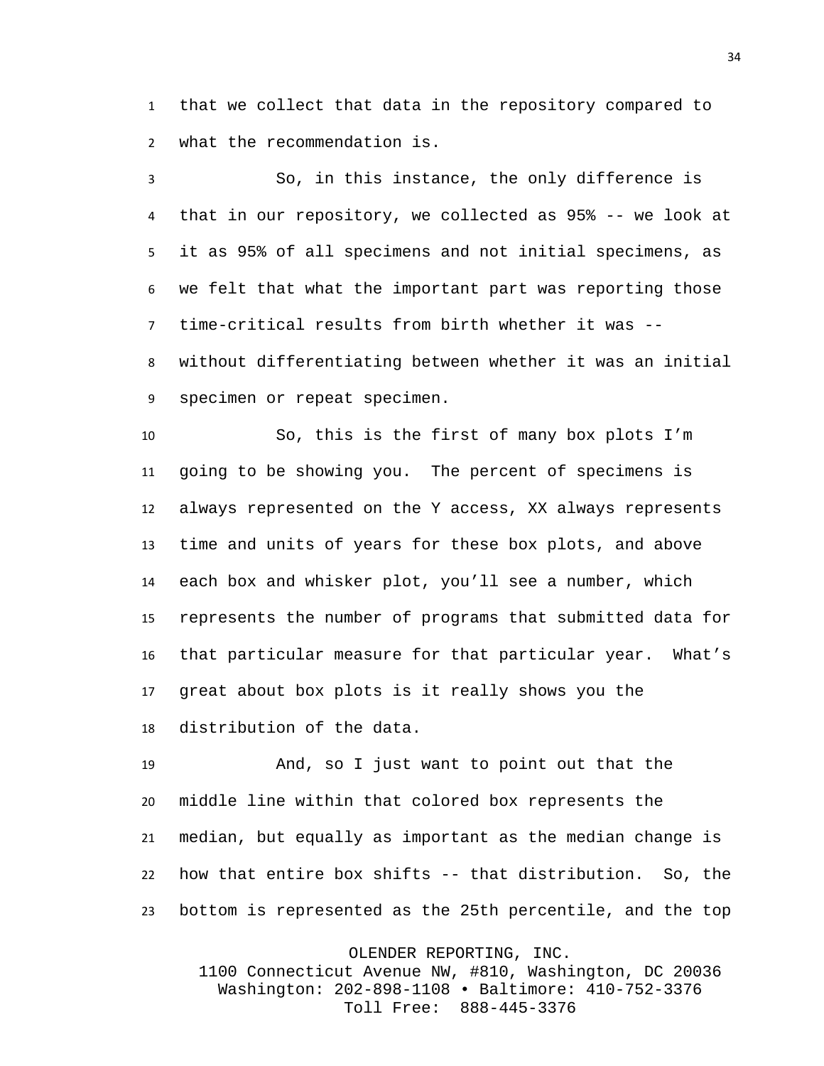that we collect that data in the repository compared to what the recommendation is.

So, in this instance, the only difference is that in our repository, we collected as 95% -- we look at it as 95% of all specimens and not initial specimens, as we felt that what the important part was reporting those time-critical results from birth whether it was -- without differentiating between whether it was an initial specimen or repeat specimen.

So, this is the first of many box plots I'm going to be showing you. The percent of specimens is always represented on the Y access, XX always represents time and units of years for these box plots, and above each box and whisker plot, you'll see a number, which represents the number of programs that submitted data for that particular measure for that particular year. What's great about box plots is it really shows you the distribution of the data.

And, so I just want to point out that the middle line within that colored box represents the median, but equally as important as the median change is how that entire box shifts -- that distribution. So, the bottom is represented as the 25th percentile, and the top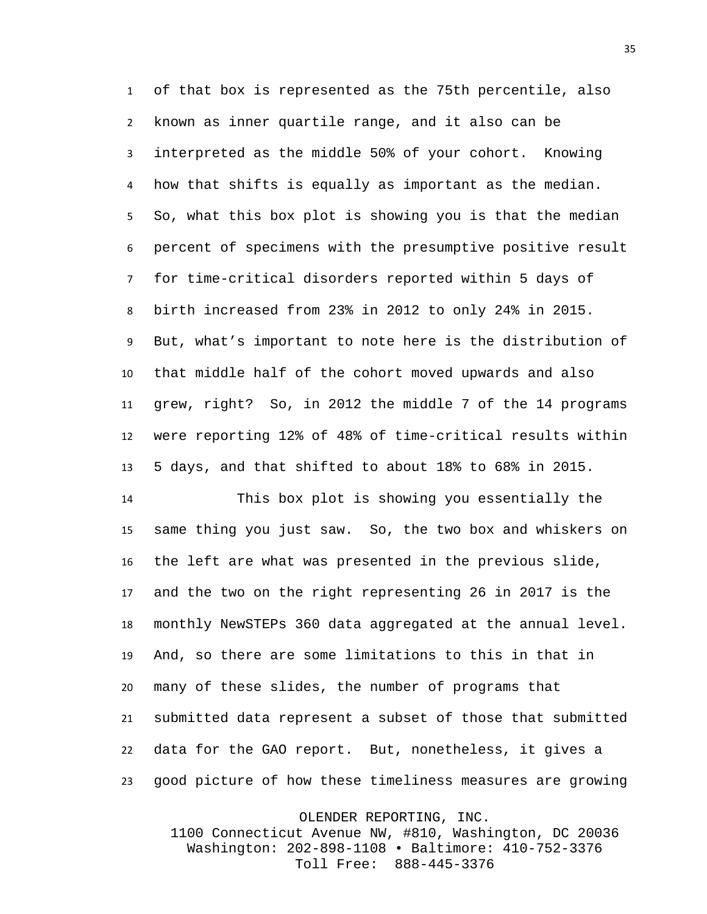of that box is represented as the 75th percentile, also known as inner quartile range, and it also can be interpreted as the middle 50% of your cohort. Knowing how that shifts is equally as important as the median. So, what this box plot is showing you is that the median percent of specimens with the presumptive positive result for time-critical disorders reported within 5 days of birth increased from 23% in 2012 to only 24% in 2015. But, what's important to note here is the distribution of that middle half of the cohort moved upwards and also grew, right? So, in 2012 the middle 7 of the 14 programs were reporting 12% of 48% of time-critical results within 5 days, and that shifted to about 18% to 68% in 2015.

This box plot is showing you essentially the same thing you just saw. So, the two box and whiskers on the left are what was presented in the previous slide, and the two on the right representing 26 in 2017 is the monthly NewSTEPs 360 data aggregated at the annual level. And, so there are some limitations to this in that in many of these slides, the number of programs that submitted data represent a subset of those that submitted data for the GAO report. But, nonetheless, it gives a good picture of how these timeliness measures are growing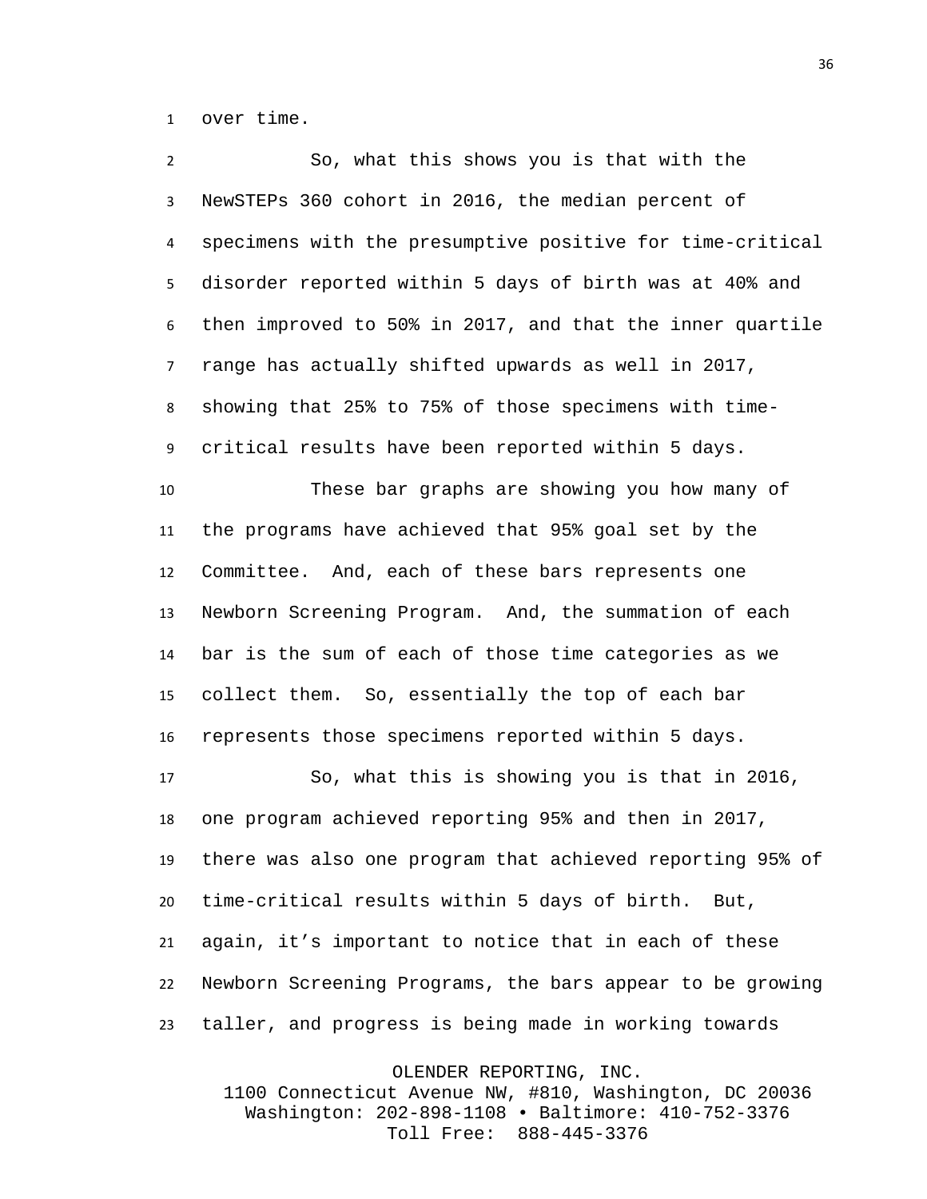over time.

So, what this shows you is that with the NewSTEPs 360 cohort in 2016, the median percent of specimens with the presumptive positive for time-critical disorder reported within 5 days of birth was at 40% and then improved to 50% in 2017, and that the inner quartile range has actually shifted upwards as well in 2017, showing that 25% to 75% of those specimens with time-critical results have been reported within 5 days.

These bar graphs are showing you how many of the programs have achieved that 95% goal set by the Committee. And, each of these bars represents one Newborn Screening Program. And, the summation of each bar is the sum of each of those time categories as we collect them. So, essentially the top of each bar represents those specimens reported within 5 days.

So, what this is showing you is that in 2016, one program achieved reporting 95% and then in 2017, there was also one program that achieved reporting 95% of time-critical results within 5 days of birth. But, again, it's important to notice that in each of these Newborn Screening Programs, the bars appear to be growing taller, and progress is being made in working towards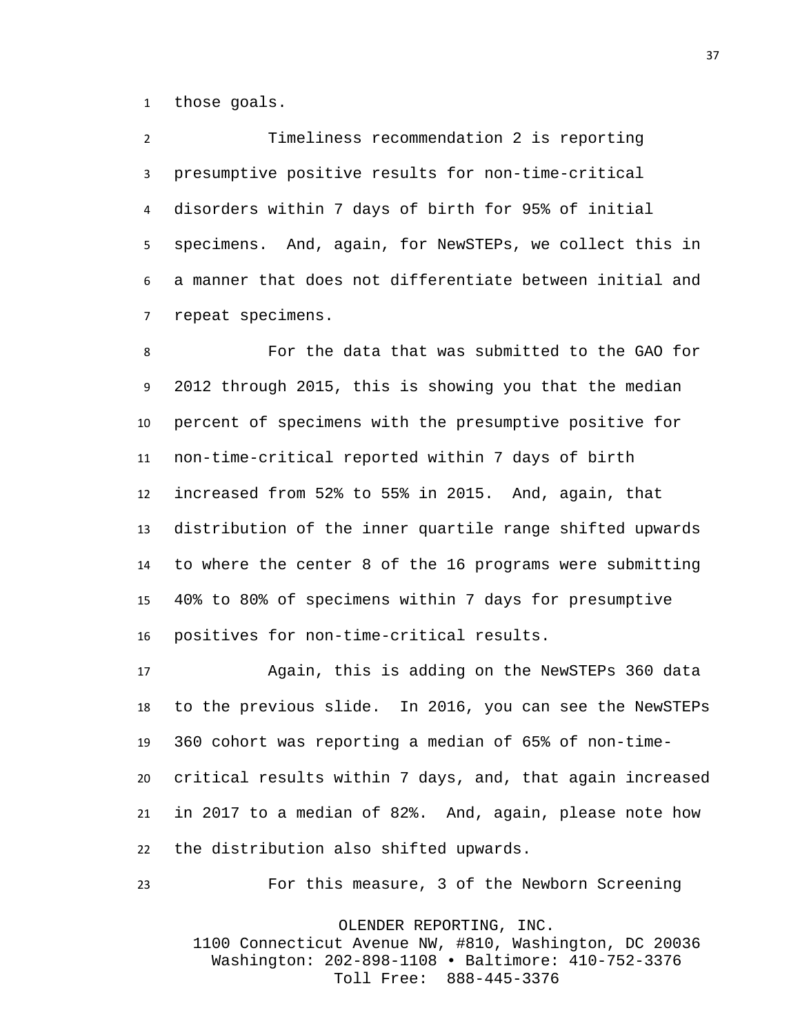those goals.

Timeliness recommendation 2 is reporting presumptive positive results for non-time-critical disorders within 7 days of birth for 95% of initial specimens. And, again, for NewSTEPs, we collect this in a manner that does not differentiate between initial and repeat specimens.

For the data that was submitted to the GAO for 2012 through 2015, this is showing you that the median percent of specimens with the presumptive positive for non-time-critical reported within 7 days of birth increased from 52% to 55% in 2015. And, again, that distribution of the inner quartile range shifted upwards to where the center 8 of the 16 programs were submitting 40% to 80% of specimens within 7 days for presumptive positives for non-time-critical results.

Again, this is adding on the NewSTEPs 360 data to the previous slide. In 2016, you can see the NewSTEPs 360 cohort was reporting a median of 65% of non-time-critical results within 7 days, and, that again increased in 2017 to a median of 82%. And, again, please note how the distribution also shifted upwards.

For this measure, 3 of the Newborn Screening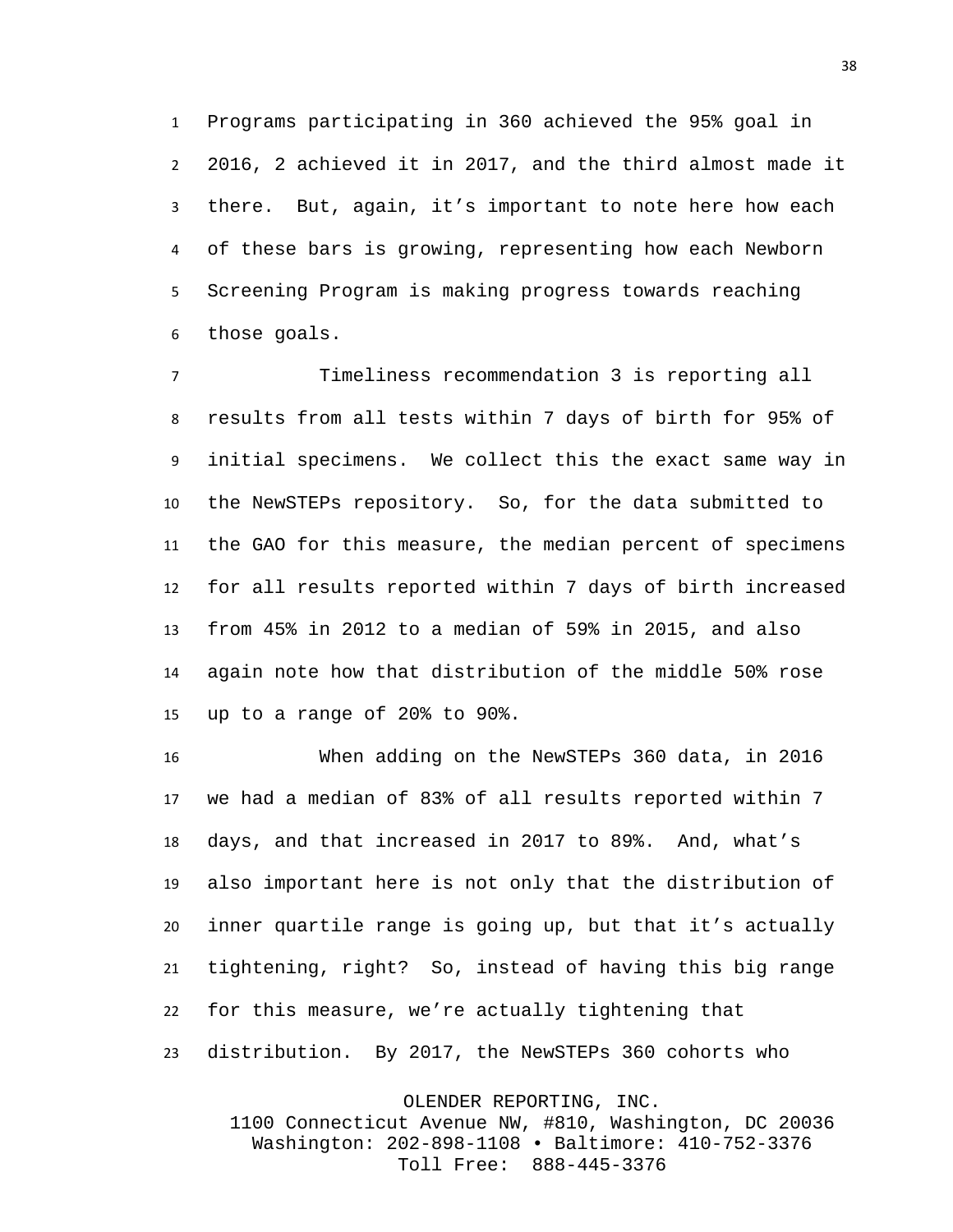Programs participating in 360 achieved the 95% goal in 2016, 2 achieved it in 2017, and the third almost made it there. But, again, it’s important to note here how each of these bars is growing, representing how each Newborn Screening Program is making progress towards reaching those goals.

Timeliness recommendation 3 is reporting all results from all tests within 7 days of birth for 95% of initial specimens. We collect this the exact same way in the NewSTEPs repository. So, for the data submitted to the GAO for this measure, the median percent of specimens for all results reported within 7 days of birth increased from 45% in 2012 to a median of 59% in 2015, and also again note how that distribution of the middle 50% rose up to a range of 20% to 90%.

When adding on the NewSTEPs 360 data, in 2016 we had a median of 83% of all results reported within 7 days, and that increased in 2017 to 89%. And, what’s also important here is not only that the distribution of inner quartile range is going up, but that it’s actually tightening, right? So, instead of having this big range for this measure, we’re actually tightening that distribution. By 2017, the NewSTEPs 360 cohorts who

OLENDER REPORTING, INC.
1100 Connecticut Avenue NW, #810, Washington, DC 20036
Washington: 202-898-1108 • Baltimore: 410-752-3376
Toll Free: 888-445-3376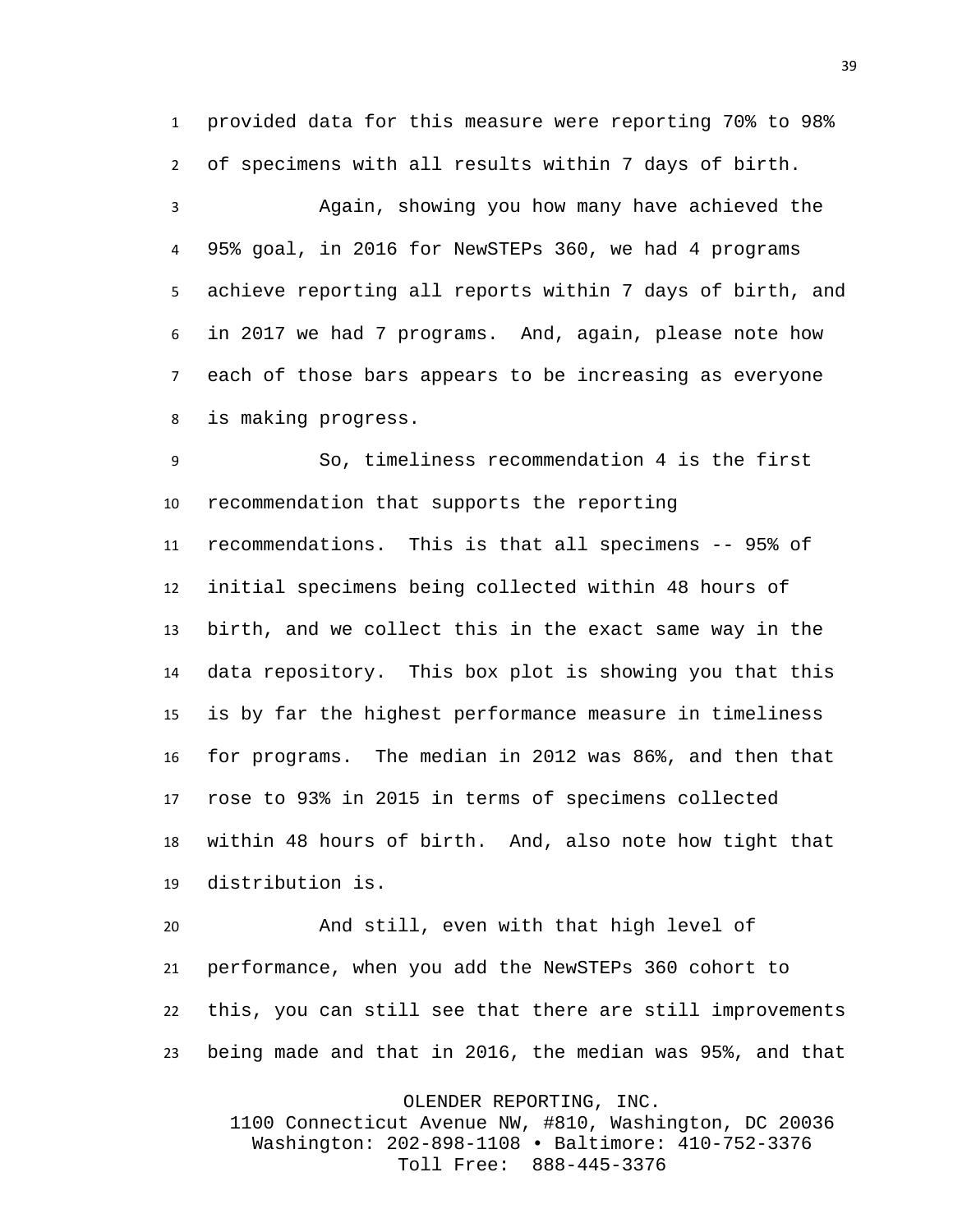provided data for this measure were reporting 70% to 98% of specimens with all results within 7 days of birth.

Again, showing you how many have achieved the 95% goal, in 2016 for NewSTEPs 360, we had 4 programs achieve reporting all reports within 7 days of birth, and in 2017 we had 7 programs. And, again, please note how each of those bars appears to be increasing as everyone is making progress.

So, timeliness recommendation 4 is the first recommendation that supports the reporting recommendations. This is that all specimens -- 95% of initial specimens being collected within 48 hours of birth, and we collect this in the exact same way in the data repository. This box plot is showing you that this is by far the highest performance measure in timeliness for programs. The median in 2012 was 86%, and then that rose to 93% in 2015 in terms of specimens collected within 48 hours of birth. And, also note how tight that distribution is.

And still, even with that high level of performance, when you add the NewSTEPs 360 cohort to this, you can still see that there are still improvements being made and that in 2016, the median was 95%, and that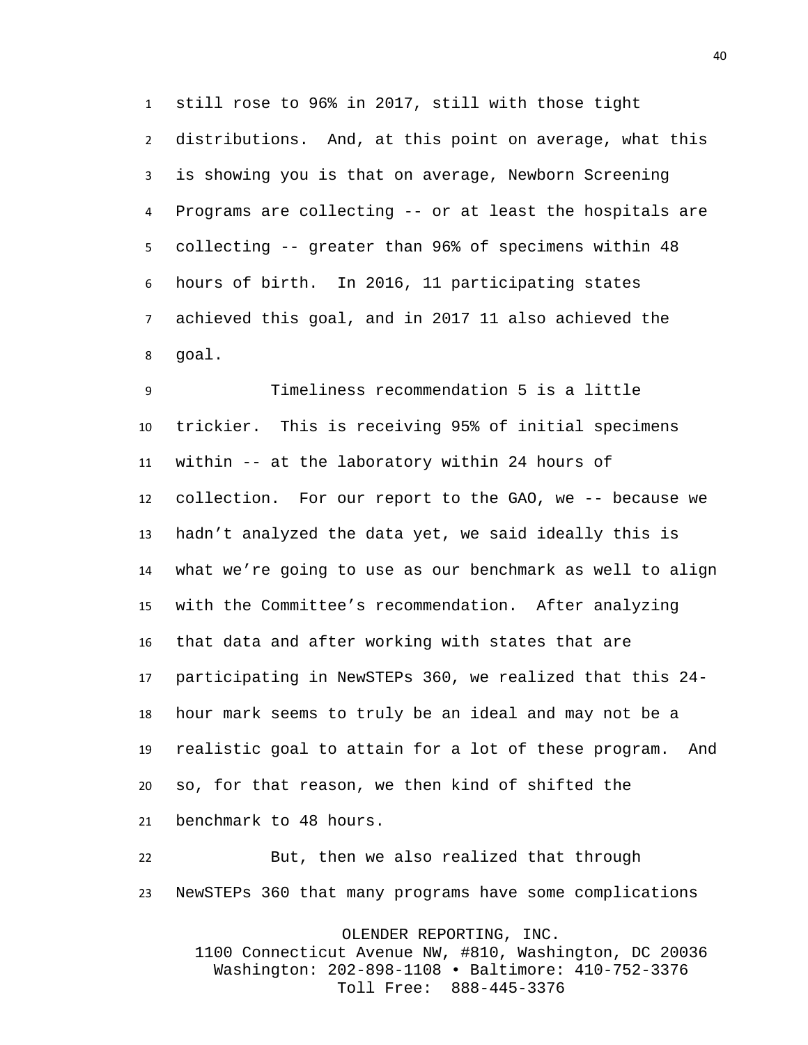still rose to 96% in 2017, still with those tight distributions. And, at this point on average, what this is showing you is that on average, Newborn Screening Programs are collecting -- or at least the hospitals are collecting -- greater than 96% of specimens within 48 hours of birth. In 2016, 11 participating states achieved this goal, and in 2017 11 also achieved the goal.

Timeliness recommendation 5 is a little trickier. This is receiving 95% of initial specimens within -- at the laboratory within 24 hours of collection. For our report to the GAO, we -- because we hadn't analyzed the data yet, we said ideally this is what we're going to use as our benchmark as well to align with the Committee's recommendation. After analyzing that data and after working with states that are participating in NewSTEPs 360, we realized that this 24-hour mark seems to truly be an ideal and may not be a realistic goal to attain for a lot of these program. And so, for that reason, we then kind of shifted the benchmark to 48 hours.

But, then we also realized that through NewSTEPs 360 that many programs have some complications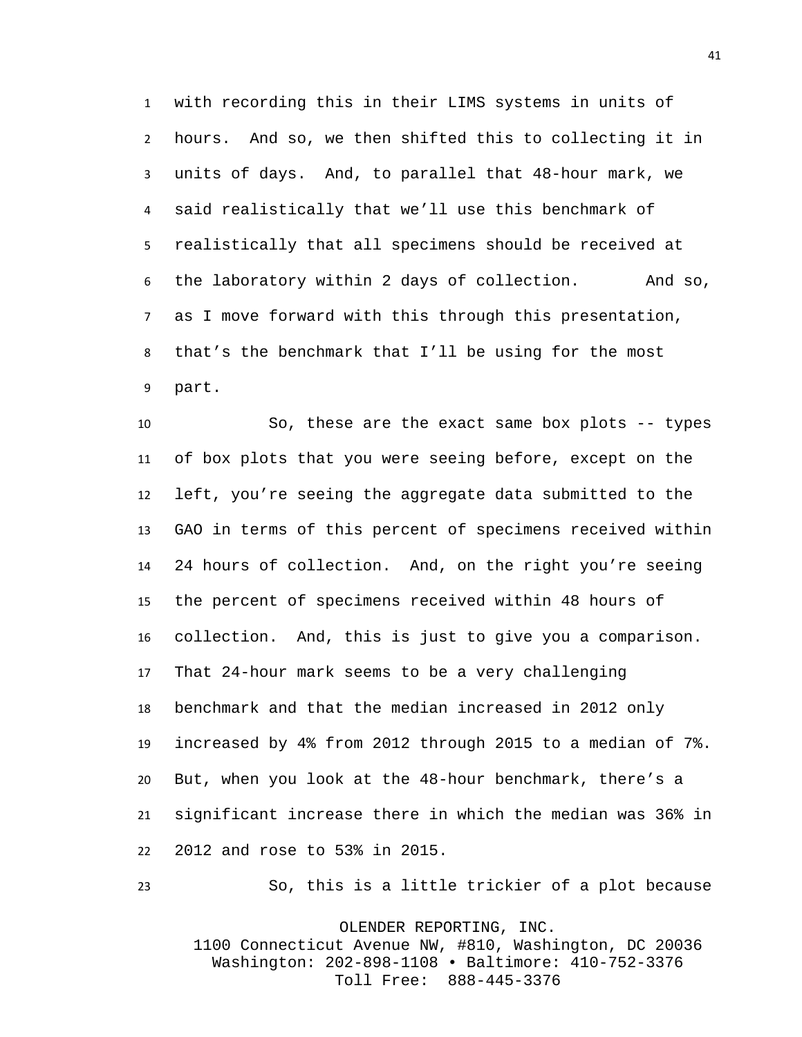with recording this in their LIMS systems in units of hours. And so, we then shifted this to collecting it in units of days. And, to parallel that 48-hour mark, we said realistically that we'll use this benchmark of realistically that all specimens should be received at the laboratory within 2 days of collection. And so, as I move forward with this through this presentation, that's the benchmark that I'll be using for the most part.

So, these are the exact same box plots -- types of box plots that you were seeing before, except on the left, you're seeing the aggregate data submitted to the GAO in terms of this percent of specimens received within 24 hours of collection. And, on the right you're seeing the percent of specimens received within 48 hours of collection. And, this is just to give you a comparison. That 24-hour mark seems to be a very challenging benchmark and that the median increased in 2012 only increased by 4% from 2012 through 2015 to a median of 7%. But, when you look at the 48-hour benchmark, there's a significant increase there in which the median was 36% in 2012 and rose to 53% in 2015.

So, this is a little trickier of a plot because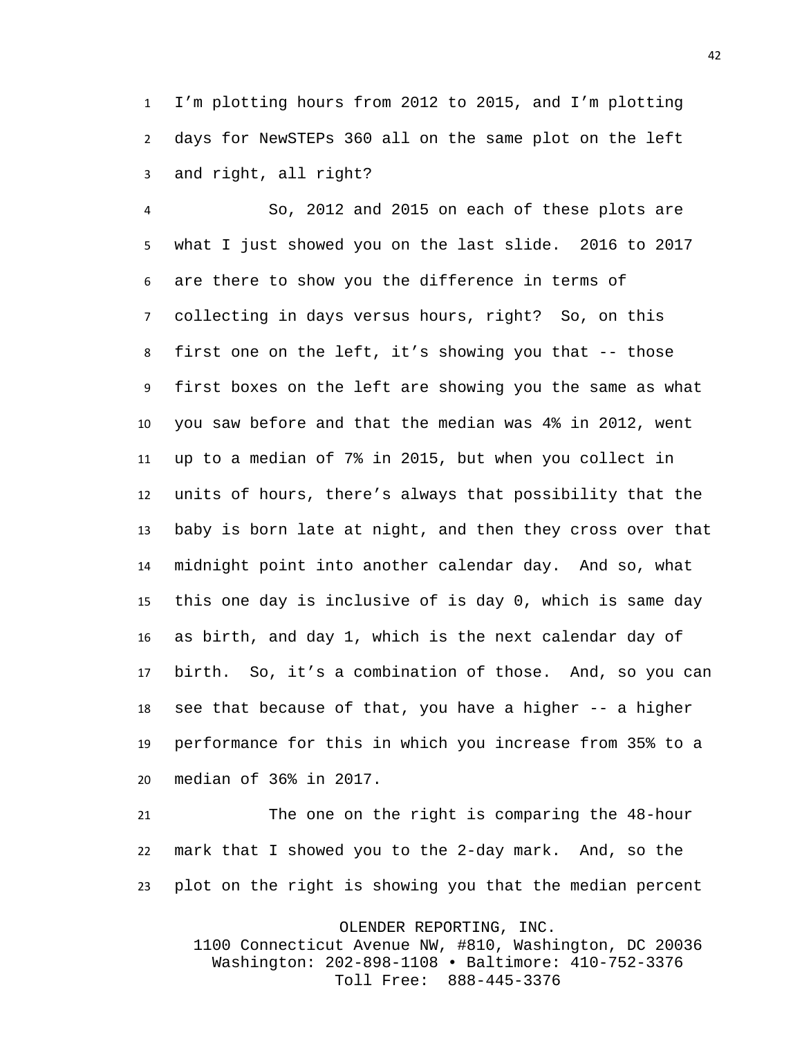I'm plotting hours from 2012 to 2015, and I'm plotting days for NewSTEPs 360 all on the same plot on the left and right, all right?

So, 2012 and 2015 on each of these plots are what I just showed you on the last slide. 2016 to 2017 are there to show you the difference in terms of collecting in days versus hours, right? So, on this first one on the left, it's showing you that -- those first boxes on the left are showing you the same as what you saw before and that the median was 4% in 2012, went up to a median of 7% in 2015, but when you collect in units of hours, there's always that possibility that the baby is born late at night, and then they cross over that midnight point into another calendar day. And so, what this one day is inclusive of is day 0, which is same day as birth, and day 1, which is the next calendar day of birth. So, it's a combination of those. And, so you can see that because of that, you have a higher -- a higher performance for this in which you increase from 35% to a median of 36% in 2017.

The one on the right is comparing the 48-hour mark that I showed you to the 2-day mark. And, so the plot on the right is showing you that the median percent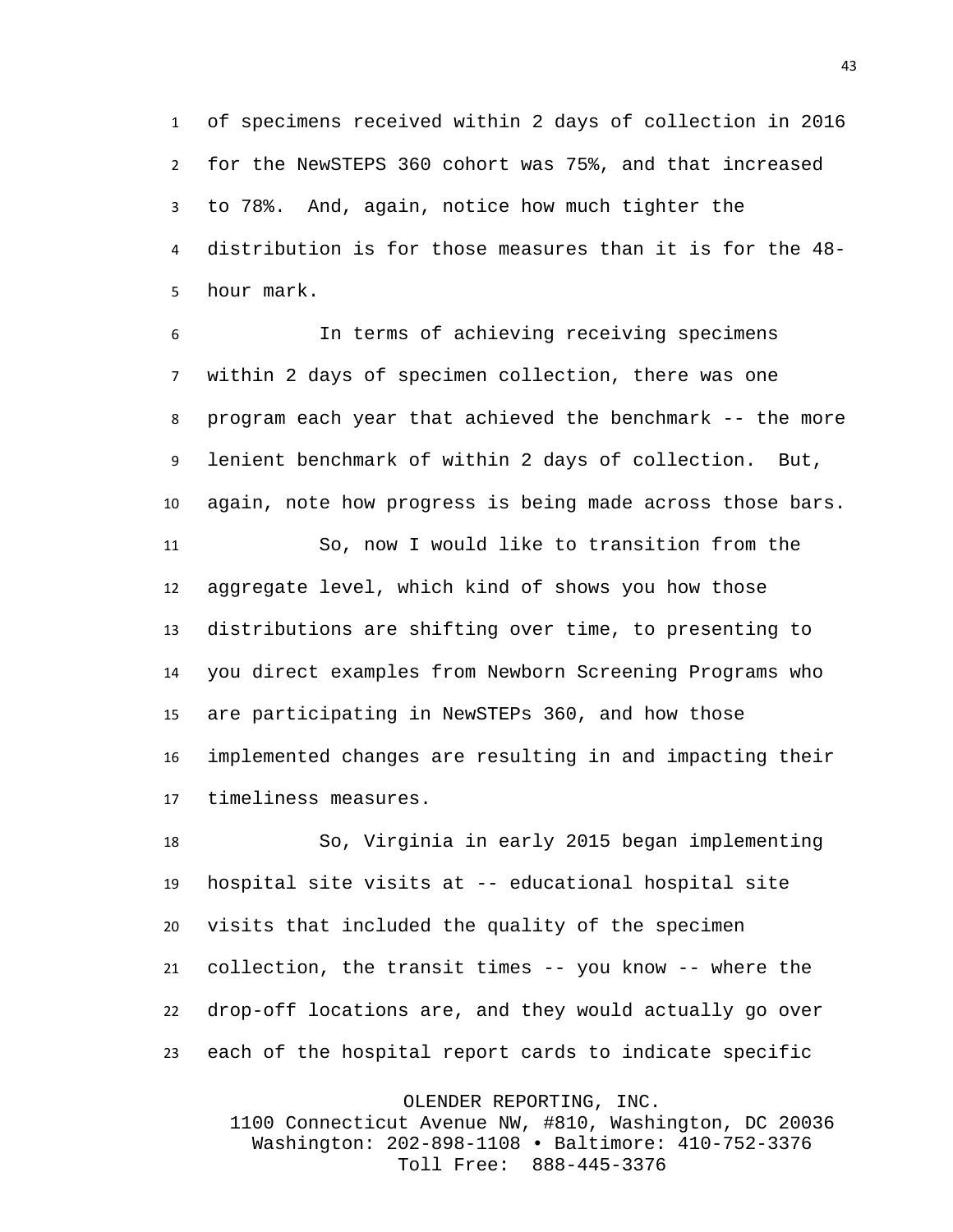of specimens received within 2 days of collection in 2016 for the NewSTEPS 360 cohort was 75%, and that increased to 78%. And, again, notice how much tighter the distribution is for those measures than it is for the 48-hour mark.

In terms of achieving receiving specimens within 2 days of specimen collection, there was one program each year that achieved the benchmark -- the more lenient benchmark of within 2 days of collection. But, again, note how progress is being made across those bars.

So, now I would like to transition from the aggregate level, which kind of shows you how those distributions are shifting over time, to presenting to you direct examples from Newborn Screening Programs who are participating in NewSTEPs 360, and how those implemented changes are resulting in and impacting their timeliness measures.

So, Virginia in early 2015 began implementing hospital site visits at -- educational hospital site visits that included the quality of the specimen collection, the transit times -- you know -- where the drop-off locations are, and they would actually go over each of the hospital report cards to indicate specific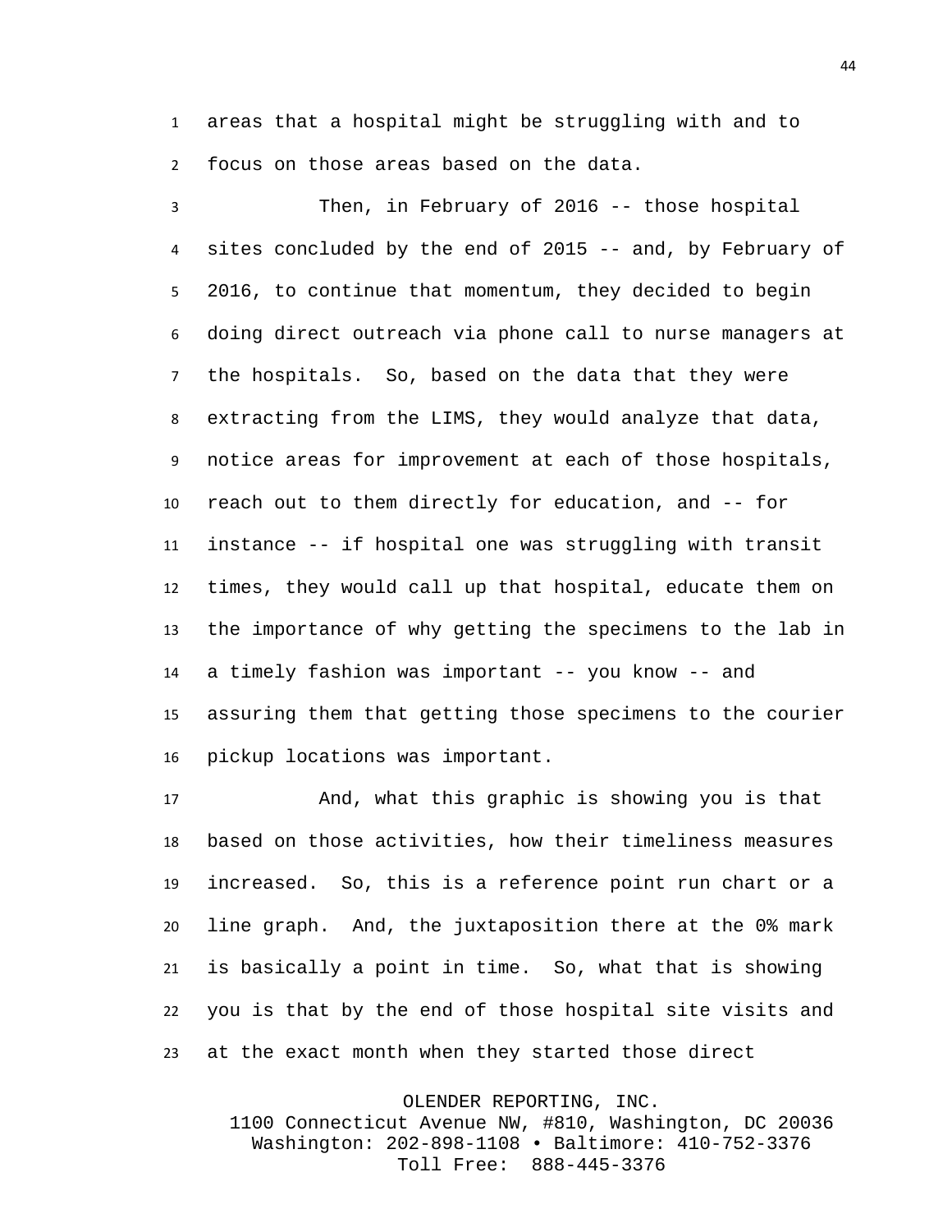areas that a hospital might be struggling with and to focus on those areas based on the data.

Then, in February of 2016 -- those hospital sites concluded by the end of 2015 -- and, by February of 2016, to continue that momentum, they decided to begin doing direct outreach via phone call to nurse managers at the hospitals. So, based on the data that they were extracting from the LIMS, they would analyze that data, notice areas for improvement at each of those hospitals, reach out to them directly for education, and -- for instance -- if hospital one was struggling with transit times, they would call up that hospital, educate them on the importance of why getting the specimens to the lab in a timely fashion was important -- you know -- and assuring them that getting those specimens to the courier pickup locations was important.

And, what this graphic is showing you is that based on those activities, how their timeliness measures increased. So, this is a reference point run chart or a line graph. And, the juxtaposition there at the 0% mark is basically a point in time. So, what that is showing you is that by the end of those hospital site visits and at the exact month when they started those direct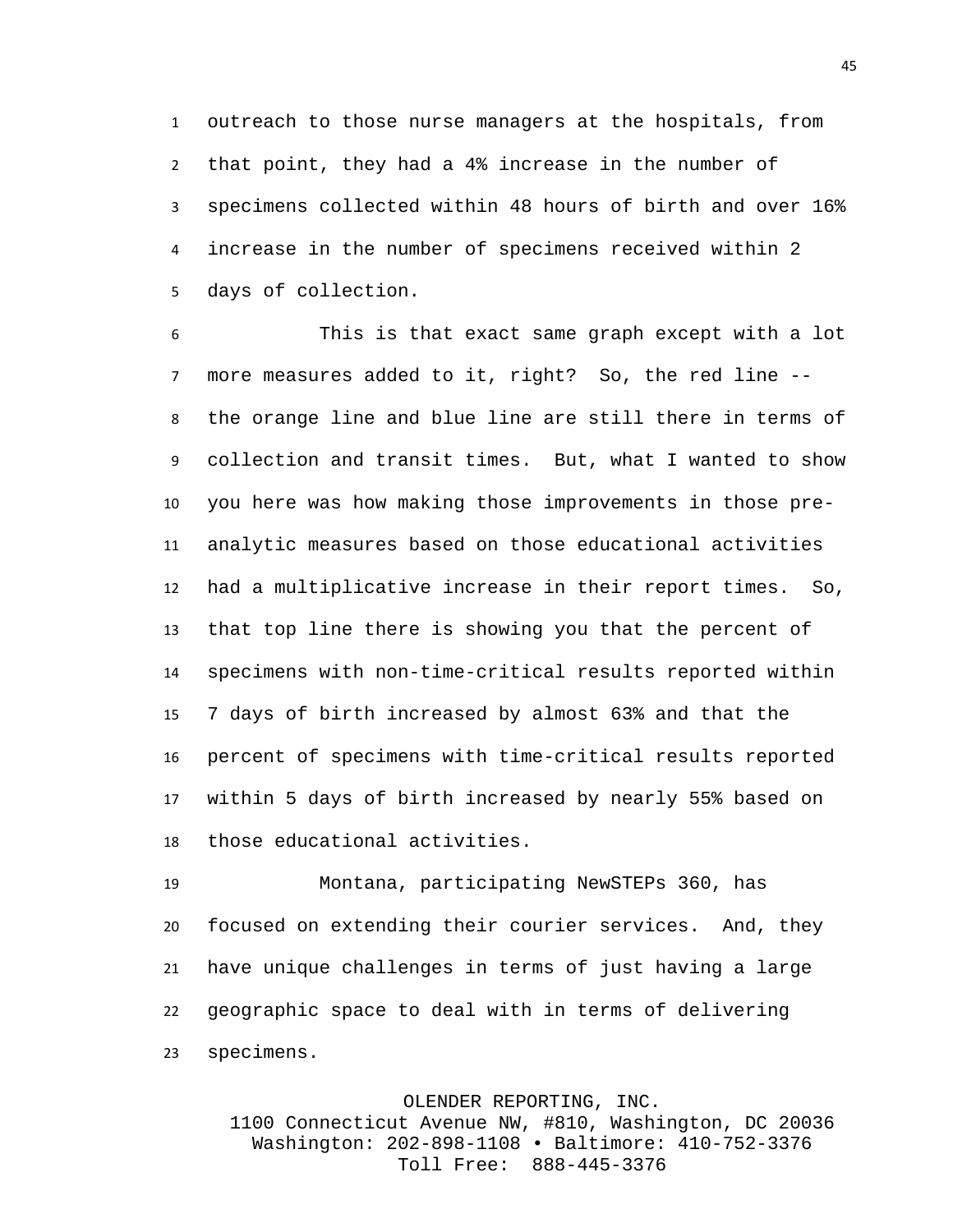outreach to those nurse managers at the hospitals, from that point, they had a 4% increase in the number of specimens collected within 48 hours of birth and over 16% increase in the number of specimens received within 2 days of collection.

This is that exact same graph except with a lot more measures added to it, right? So, the red line -- the orange line and blue line are still there in terms of collection and transit times. But, what I wanted to show you here was how making those improvements in those pre-analytic measures based on those educational activities had a multiplicative increase in their report times. So, that top line there is showing you that the percent of specimens with non-time-critical results reported within 7 days of birth increased by almost 63% and that the percent of specimens with time-critical results reported within 5 days of birth increased by nearly 55% based on those educational activities.

Montana, participating NewSTEPs 360, has focused on extending their courier services. And, they have unique challenges in terms of just having a large geographic space to deal with in terms of delivering specimens.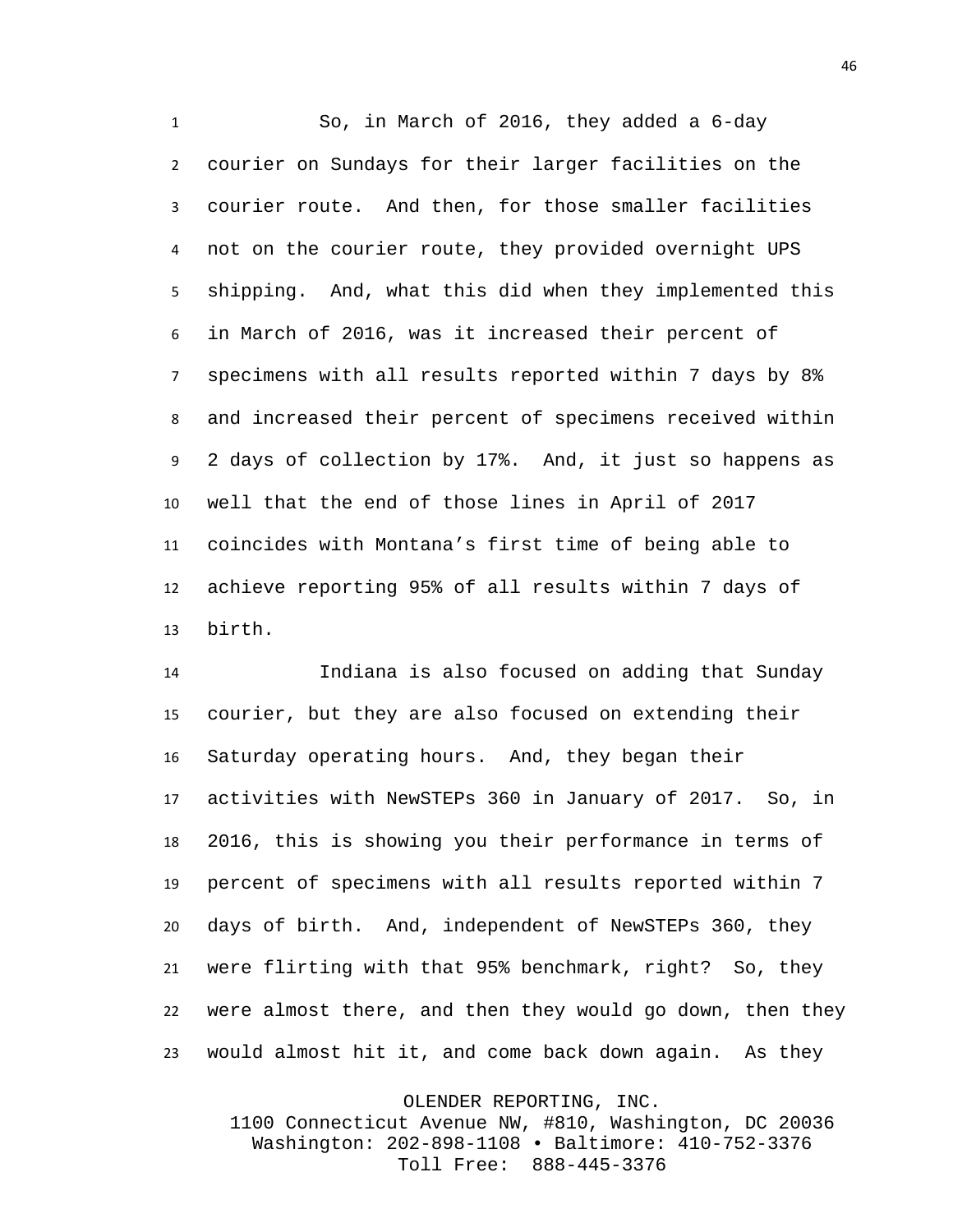So, in March of 2016, they added a 6-day courier on Sundays for their larger facilities on the courier route. And then, for those smaller facilities not on the courier route, they provided overnight UPS shipping. And, what this did when they implemented this in March of 2016, was it increased their percent of specimens with all results reported within 7 days by 8% and increased their percent of specimens received within 2 days of collection by 17%. And, it just so happens as well that the end of those lines in April of 2017 coincides with Montana's first time of being able to achieve reporting 95% of all results within 7 days of birth.

Indiana is also focused on adding that Sunday courier, but they are also focused on extending their Saturday operating hours. And, they began their activities with NewSTEPs 360 in January of 2017. So, in 2016, this is showing you their performance in terms of percent of specimens with all results reported within 7 days of birth. And, independent of NewSTEPs 360, they were flirting with that 95% benchmark, right? So, they were almost there, and then they would go down, then they would almost hit it, and come back down again. As they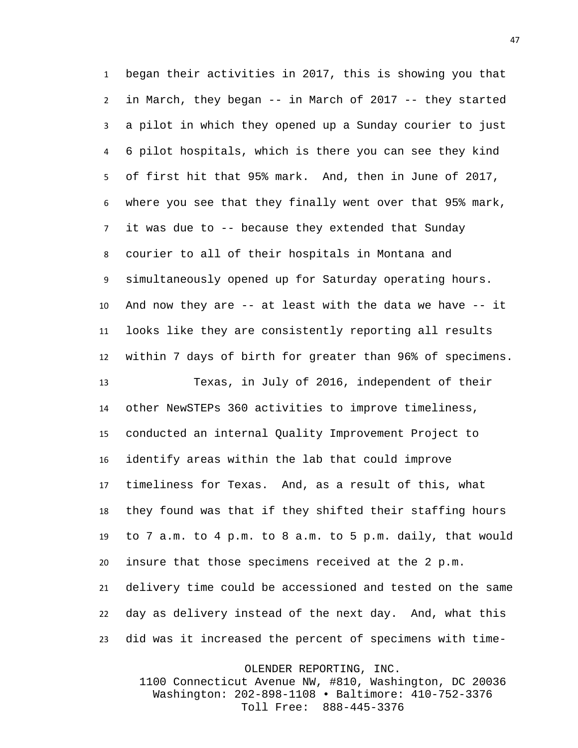began their activities in 2017, this is showing you that in March, they began -- in March of 2017 -- they started a pilot in which they opened up a Sunday courier to just 6 pilot hospitals, which is there you can see they kind of first hit that 95% mark. And, then in June of 2017, where you see that they finally went over that 95% mark, it was due to -- because they extended that Sunday courier to all of their hospitals in Montana and simultaneously opened up for Saturday operating hours. And now they are -- at least with the data we have -- it looks like they are consistently reporting all results within 7 days of birth for greater than 96% of specimens.

Texas, in July of 2016, independent of their other NewSTEPs 360 activities to improve timeliness, conducted an internal Quality Improvement Project to identify areas within the lab that could improve timeliness for Texas. And, as a result of this, what they found was that if they shifted their staffing hours to 7 a.m. to 4 p.m. to 8 a.m. to 5 p.m. daily, that would insure that those specimens received at the 2 p.m. delivery time could be accessioned and tested on the same day as delivery instead of the next day. And, what this did was it increased the percent of specimens with time-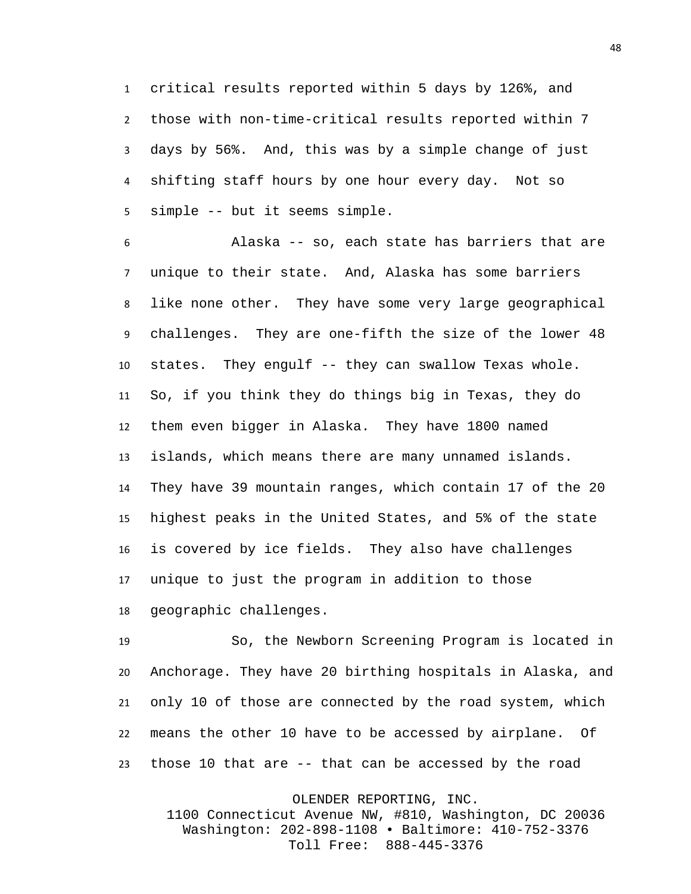critical results reported within 5 days by 126%, and those with non-time-critical results reported within 7 days by 56%. And, this was by a simple change of just shifting staff hours by one hour every day. Not so simple -- but it seems simple.

Alaska -- so, each state has barriers that are unique to their state. And, Alaska has some barriers like none other. They have some very large geographical challenges. They are one-fifth the size of the lower 48 states. They engulf -- they can swallow Texas whole. So, if you think they do things big in Texas, they do them even bigger in Alaska. They have 1800 named islands, which means there are many unnamed islands. They have 39 mountain ranges, which contain 17 of the 20 highest peaks in the United States, and 5% of the state is covered by ice fields. They also have challenges unique to just the program in addition to those geographic challenges.

So, the Newborn Screening Program is located in Anchorage. They have 20 birthing hospitals in Alaska, and only 10 of those are connected by the road system, which means the other 10 have to be accessed by airplane. Of those 10 that are -- that can be accessed by the road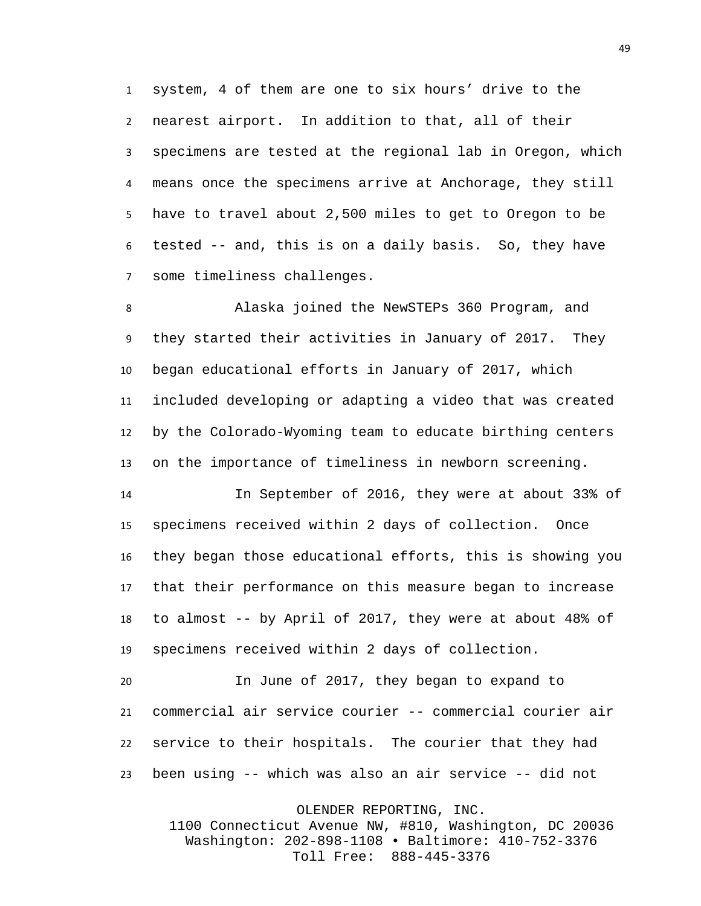system, 4 of them are one to six hours' drive to the nearest airport. In addition to that, all of their specimens are tested at the regional lab in Oregon, which means once the specimens arrive at Anchorage, they still have to travel about 2,500 miles to get to Oregon to be tested -- and, this is on a daily basis. So, they have some timeliness challenges.

Alaska joined the NewSTEPs 360 Program, and they started their activities in January of 2017. They began educational efforts in January of 2017, which included developing or adapting a video that was created by the Colorado-Wyoming team to educate birthing centers on the importance of timeliness in newborn screening.

In September of 2016, they were at about 33% of specimens received within 2 days of collection. Once they began those educational efforts, this is showing you that their performance on this measure began to increase to almost -- by April of 2017, they were at about 48% of specimens received within 2 days of collection.

In June of 2017, they began to expand to commercial air service courier -- commercial courier air service to their hospitals. The courier that they had been using -- which was also an air service -- did not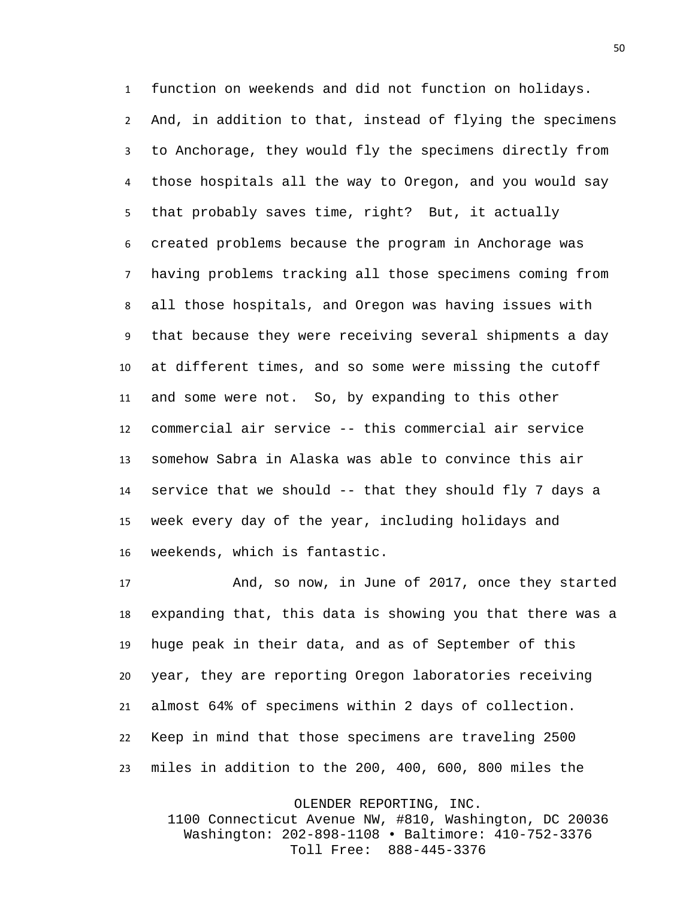function on weekends and did not function on holidays. And, in addition to that, instead of flying the specimens to Anchorage, they would fly the specimens directly from those hospitals all the way to Oregon, and you would say that probably saves time, right? But, it actually created problems because the program in Anchorage was having problems tracking all those specimens coming from all those hospitals, and Oregon was having issues with that because they were receiving several shipments a day at different times, and so some were missing the cutoff and some were not. So, by expanding to this other commercial air service -- this commercial air service somehow Sabra in Alaska was able to convince this air service that we should -- that they should fly 7 days a week every day of the year, including holidays and weekends, which is fantastic.

And, so now, in June of 2017, once they started expanding that, this data is showing you that there was a huge peak in their data, and as of September of this year, they are reporting Oregon laboratories receiving almost 64% of specimens within 2 days of collection. Keep in mind that those specimens are traveling 2500 miles in addition to the 200, 400, 600, 800 miles the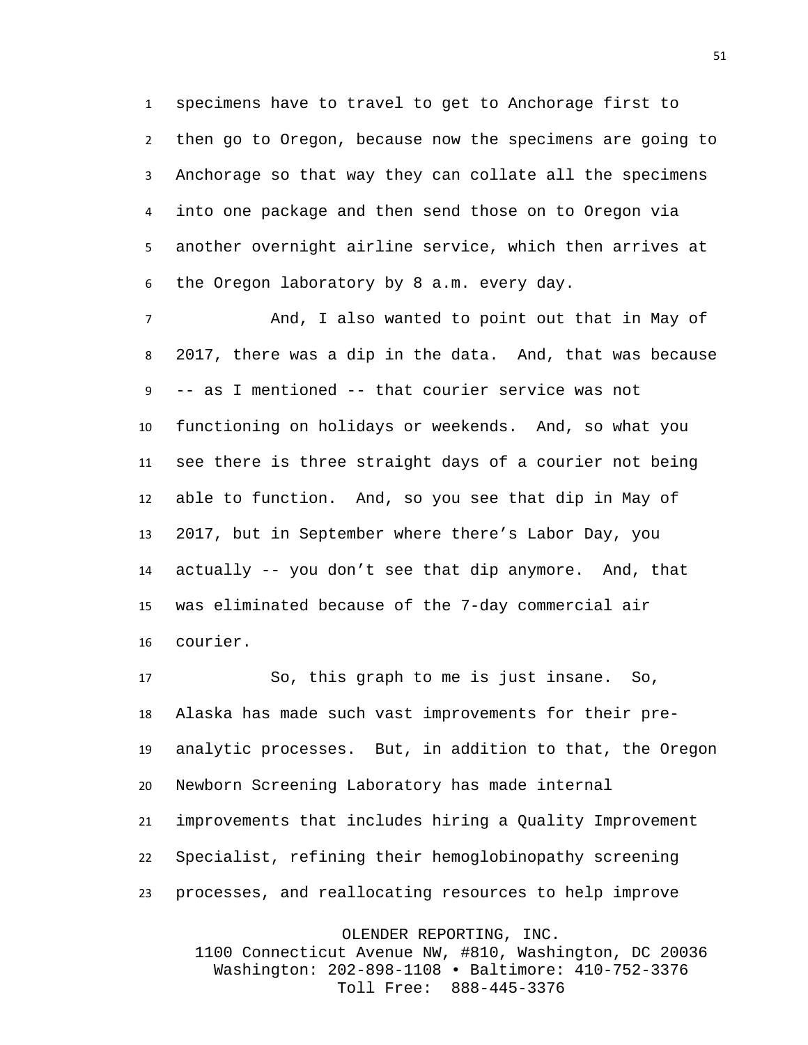specimens have to travel to get to Anchorage first to then go to Oregon, because now the specimens are going to Anchorage so that way they can collate all the specimens into one package and then send those on to Oregon via another overnight airline service, which then arrives at the Oregon laboratory by 8 a.m. every day.

And, I also wanted to point out that in May of 2017, there was a dip in the data. And, that was because -- as I mentioned -- that courier service was not functioning on holidays or weekends. And, so what you see there is three straight days of a courier not being able to function. And, so you see that dip in May of 2017, but in September where there's Labor Day, you actually -- you don't see that dip anymore. And, that was eliminated because of the 7-day commercial air courier.

So, this graph to me is just insane. So, Alaska has made such vast improvements for their pre-analytic processes. But, in addition to that, the Oregon Newborn Screening Laboratory has made internal improvements that includes hiring a Quality Improvement Specialist, refining their hemoglobinopathy screening processes, and reallocating resources to help improve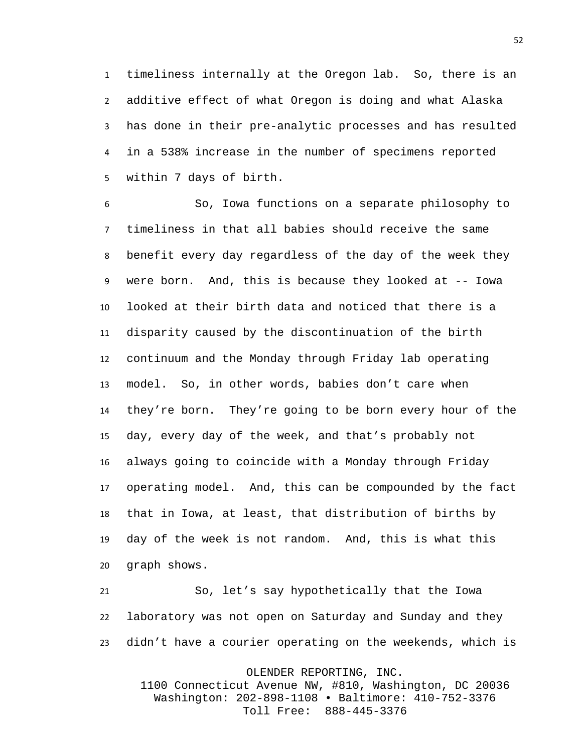timeliness internally at the Oregon lab. So, there is an additive effect of what Oregon is doing and what Alaska has done in their pre-analytic processes and has resulted in a 538% increase in the number of specimens reported within 7 days of birth.

So, Iowa functions on a separate philosophy to timeliness in that all babies should receive the same benefit every day regardless of the day of the week they were born. And, this is because they looked at -- Iowa looked at their birth data and noticed that there is a disparity caused by the discontinuation of the birth continuum and the Monday through Friday lab operating model. So, in other words, babies don't care when they're born. They're going to be born every hour of the day, every day of the week, and that's probably not always going to coincide with a Monday throunght Friday operating model. And, this can be compounded by the fact that in Iowa, at least, that distribution of births by day of the week is not random. And, this is what this graph shows.

So, let's say hypothetically that the Iowa laboratory was not open on Saturday and Sunday and they didn't have a courier operating on the weekends, which is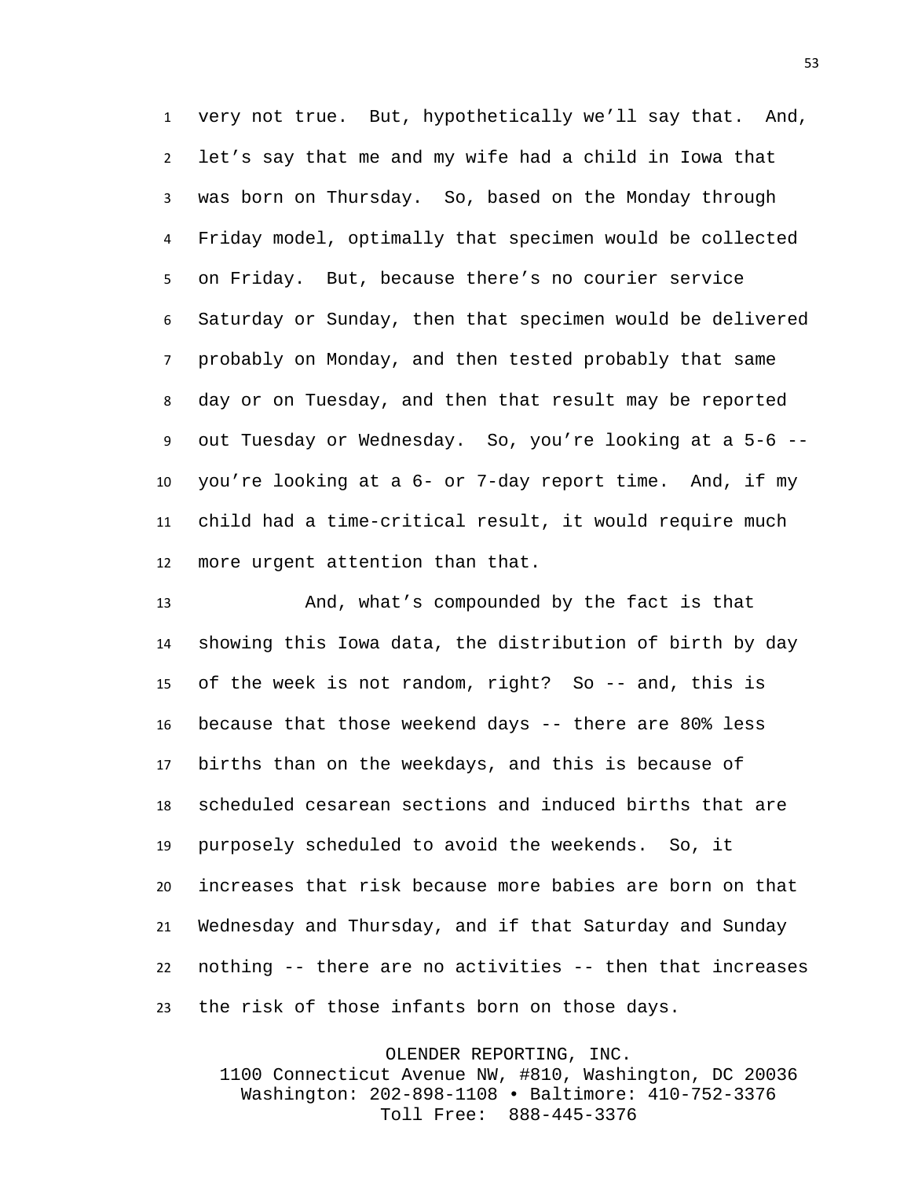very not true. But, hypothetically we'll say that. And, let's say that me and my wife had a child in Iowa that was born on Thursday. So, based on the Monday through Friday model, optimally that specimen would be collected on Friday. But, because there's no courier service Saturday or Sunday, then that specimen would be delivered probably on Monday, and then tested probably that same day or on Tuesday, and then that result may be reported out Tuesday or Wednesday. So, you're looking at a 5-6 -- you're looking at a 6- or 7-day report time. And, if my child had a time-critical result, it would require much more urgent attention than that.

And, what's compounded by the fact is that showing this Iowa data, the distribution of birth by day of the week is not random, right? So -- and, this is because that those weekend days -- there are 80% less births than on the weekdays, and this is because of scheduled cesarean sections and induced births that are purposely scheduled to avoid the weekends. So, it increases that risk because more babies are born on that Wednesday and Thursday, and if that Saturday and Sunday nothing -- there are no activities -- then that increases the risk of those infants born on those days.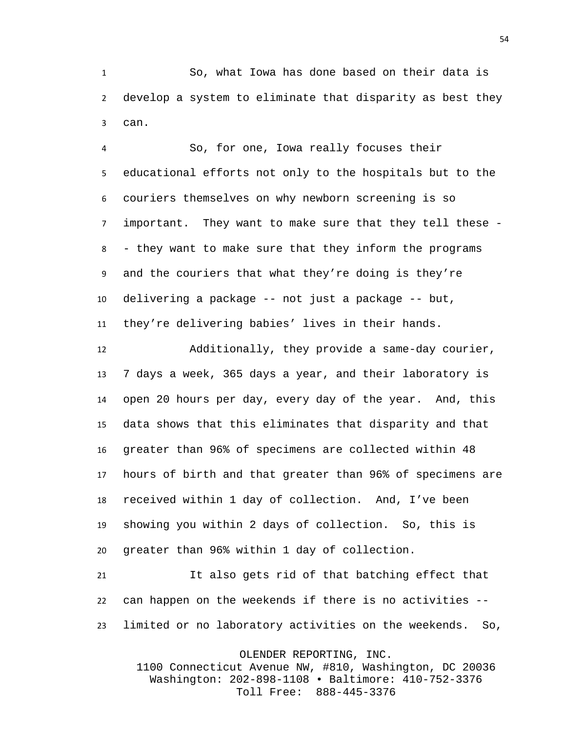So, what Iowa has done based on their data is develop a system to eliminate that disparity as best they can.

So, for one, Iowa really focuses their educational efforts not only to the hospitals but to the couriers themselves on why newborn screening is so important. They want to make sure that they tell these -- they want to make sure that they inform the programs and the couriers that what they're doing is they're delivering a package -- not just a package -- but, they're delivering babies' lives in their hands.

Additionally, they provide a same-day courier, 7 days a week, 365 days a year, and their laboratory is open 20 hours per day, every day of the year. And, this data shows that this eliminates that disparity and that greater than 96% of specimens are collected within 48 hours of birth and that greater than 96% of specimens are received within 1 day of collection. And, I've been showing you within 2 days of collection. So, this is greater than 96% within 1 day of collection.

It also gets rid of that batching effect that can happen on the weekends if there is no activities -- limited or no laboratory activities on the weekends. So,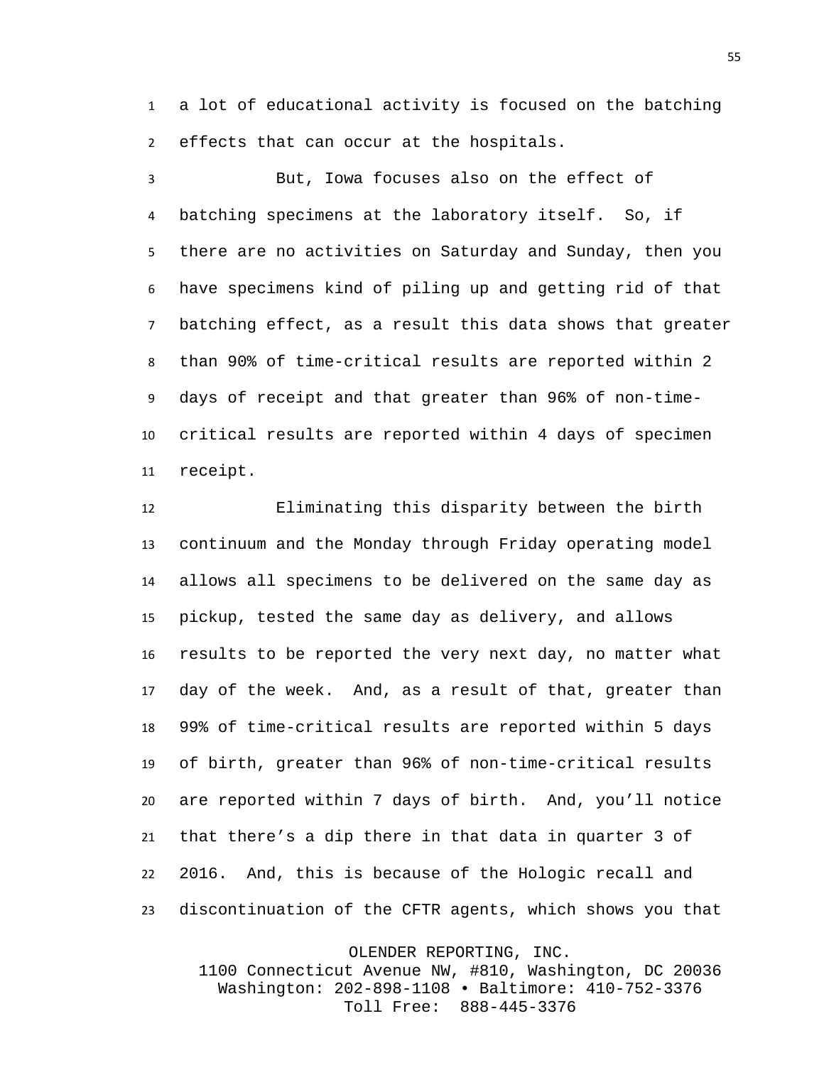a lot of educational activity is focused on the batching effects that can occur at the hospitals.

But, Iowa focuses also on the effect of batching specimens at the laboratory itself. So, if there are no activities on Saturday and Sunday, then you have specimens kind of piling up and getting rid of that batching effect, as a result this data shows that greater than 90% of time-critical results are reported within 2 days of receipt and that greater than 96% of non-time-critical results are reported within 4 days of specimen receipt.

Eliminating this disparity between the birth continuum and the Monday through Friday operating model allows all specimens to be delivered on the same day as pickup, tested the same day as delivery, and allows results to be reported the very next day, no matter what day of the week. And, as a result of that, greater than 99% of time-critical results are reported within 5 days of birth, greater than 96% of non-time-critical results are reported within 7 days of birth. And, you'll notice that there's a dip there in that data in quarter 3 of 2016. And, this is because of the Hologic recall and discontinuation of the CFTR agents, which shows you that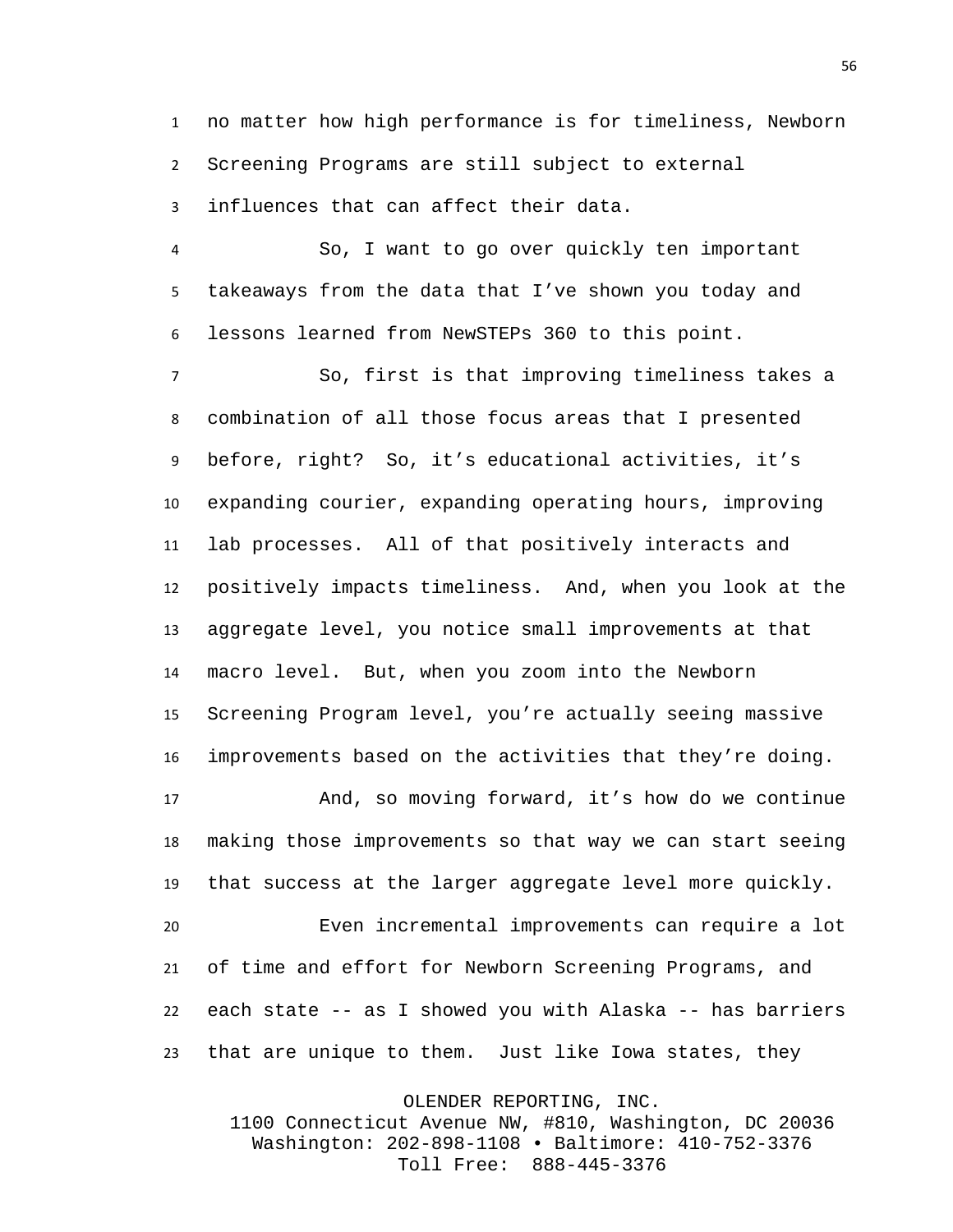no matter how high performance is for timeliness, Newborn Screening Programs are still subject to external influences that can affect their data.

So, I want to go over quickly ten important takeaways from the data that I've shown you today and lessons learned from NewSTEPs 360 to this point.

So, first is that improving timeliness takes a combination of all those focus areas that I presented before, right? So, it's educational activities, it's expanding courier, expanding operating hours, improving lab processes. All of that positively interacts and positively impacts timeliness. And, when you look at the aggregate level, you notice small improvements at that macro level. But, when you zoom into the Newborn Screening Program level, you're actually seeing massive improvements based on the activities that they're doing.

And, so moving forward, it's how do we continue making those improvements so that way we can start seeing that success at the larger aggregate level more quickly.

Even incremental improvements can require a lot of time and effort for Newborn Screening Programs, and each state -- as I showed you with Alaska -- has barriers that are unique to them. Just like Iowa states, they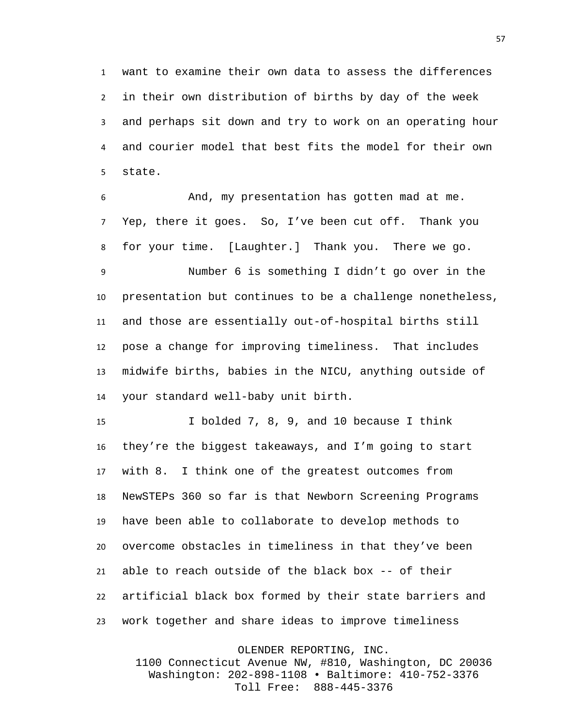want to examine their own data to assess the differences in their own distribution of births by day of the week and perhaps sit down and try to work on an operating hour and courier model that best fits the model for their own state.

And, my presentation has gotten mad at me. Yep, there it goes. So, I've been cut off. Thank you for your time. [Laughter.] Thank you. There we go.

Number 6 is something I didn't go over in the presentation but continues to be a challenge nonetheless, and those are essentially out-of-hospital births still pose a change for improving timeliness. That includes midwife births, babies in the NICU, anything outside of your standard well-baby unit birth.

I bolded 7, 8, 9, and 10 because I think they're the biggest takeaways, and I'm going to start with 8. I think one of the greatest outcomes from NewSTEPs 360 so far is that Newborn Screening Programs have been able to collaborate to develop methods to overcome obstacles in timeliness in that they've been able to reach outside of the black box -- of their artificial black box formed by their state barriers and work together and share ideas to improve timeliness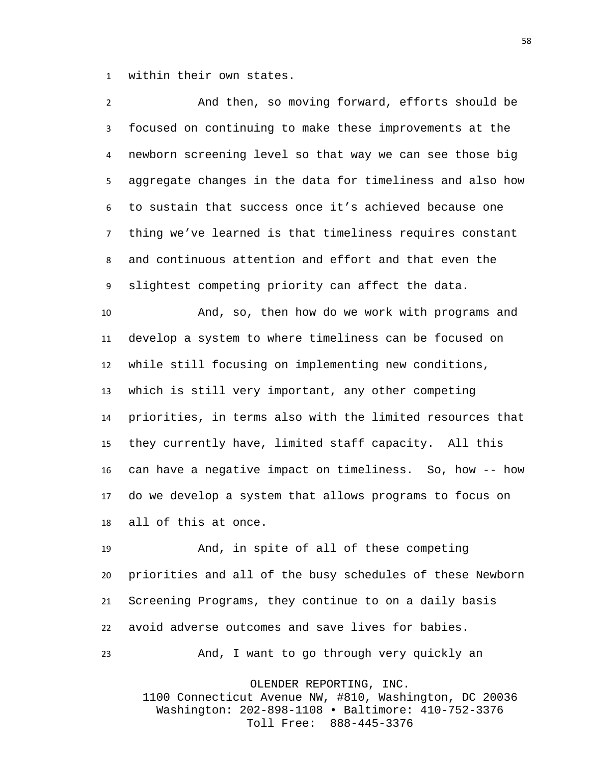within their own states.

And then, so moving forward, efforts should be focused on continuing to make these improvements at the newborn screening level so that way we can see those big aggregate changes in the data for timeliness and also how to sustain that success once it's achieved because one thing we've learned is that timeliness requires constant and continuous attention and effort and that even the slightest competing priority can affect the data.

And, so, then how do we work with programs and develop a system to where timeliness can be focused on while still focusing on implementing new conditions, which is still very important, any other competing priorities, in terms also with the limited resources that they currently have, limited staff capacity. All this can have a negative impact on timeliness. So, how -- how do we develop a system that allows programs to focus on all of this at once.

And, in spite of all of these competing priorities and all of the busy schedules of these Newborn Screening Programs, they continue to on a daily basis avoid adverse outcomes and save lives for babies.

And, I want to go through very quickly an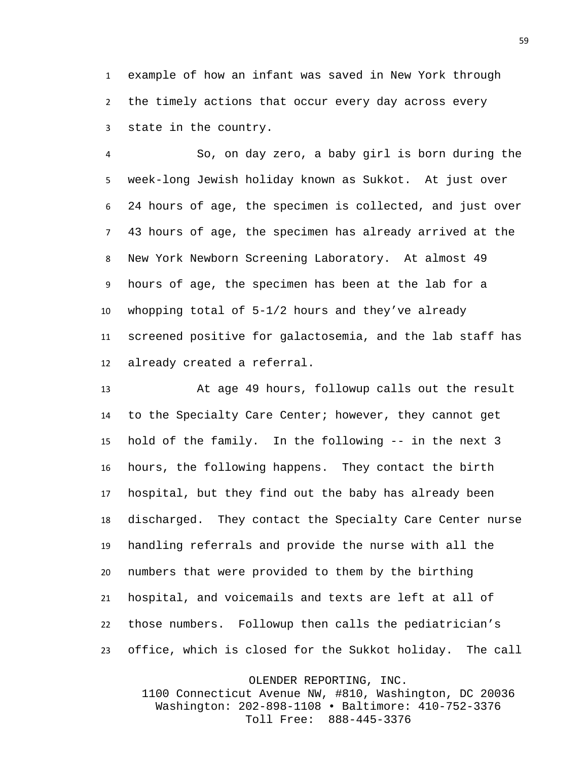example of how an infant was saved in New York through the timely actions that occur every day across every state in the country.

So, on day zero, a baby girl is born during the week-long Jewish holiday known as Sukkot. At just over 24 hours of age, the specimen is collected, and just over 43 hours of age, the specimen has already arrived at the New York Newborn Screening Laboratory. At almost 49 hours of age, the specimen has been at the lab for a whopping total of 5-1/2 hours and they've already screened positive for galactosemia, and the lab staff has already created a referral.

At age 49 hours, followup calls out the result to the Specialty Care Center; however, they cannot get hold of the family. In the following -- in the next 3 hours, the following happens. They contact the birth hospital, but they find out the baby has already been discharged. They contact the Specialty Care Center nurse handling referrals and provide the nurse with all the numbers that were provided to them by the birthing hospital, and voicemails and texts are left at all of those numbers. Followup then calls the pediatrician's office, which is closed for the Sukkot holiday. The call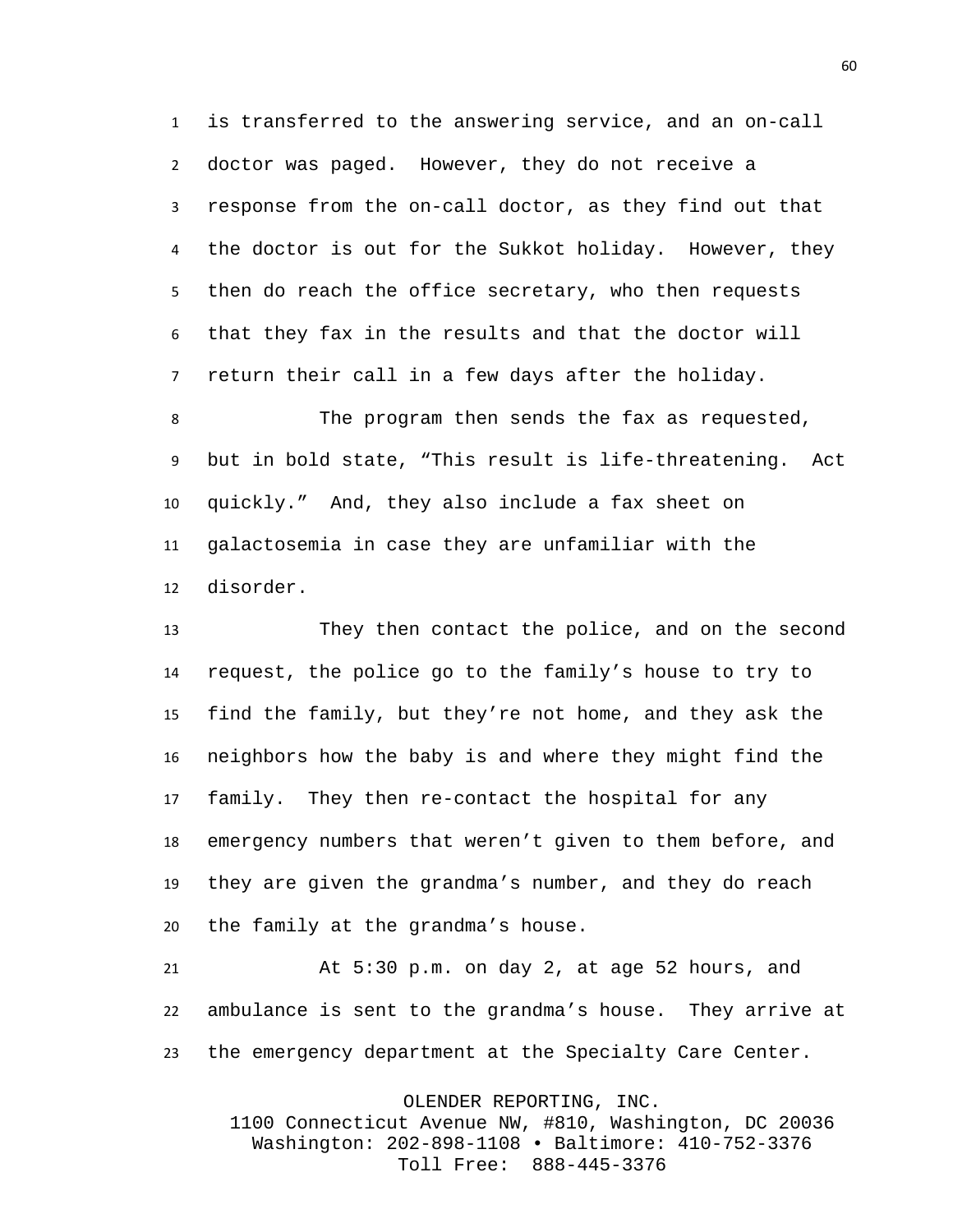is transferred to the answering service, and an on-call doctor was paged. However, they do not receive a response from the on-call doctor, as they find out that the doctor is out for the Sukkot holiday. However, they then do reach the office secretary, who then requests that they fax in the results and that the doctor will return their call in a few days after the holiday.

The program then sends the fax as requested, but in bold state, “This result is life-threatening. Act quickly.” And, they also include a fax sheet on galactosemia in case they are unfamiliar with the disorder.

They then contact the police, and on the second request, the police go to the family’s house to try to find the family, but they’re not home, and they ask the neighbors how the baby is and where they might find the family. They then re-contact the hospital for any emergency numbers that weren’t given to them before, and they are given the grandma’s number, and they do reach the family at the grandma’s house.

At 5:30 p.m. on day 2, at age 52 hours, and ambulance is sent to the grandma’s house. They arrive at the emergency department at the Specialty Care Center.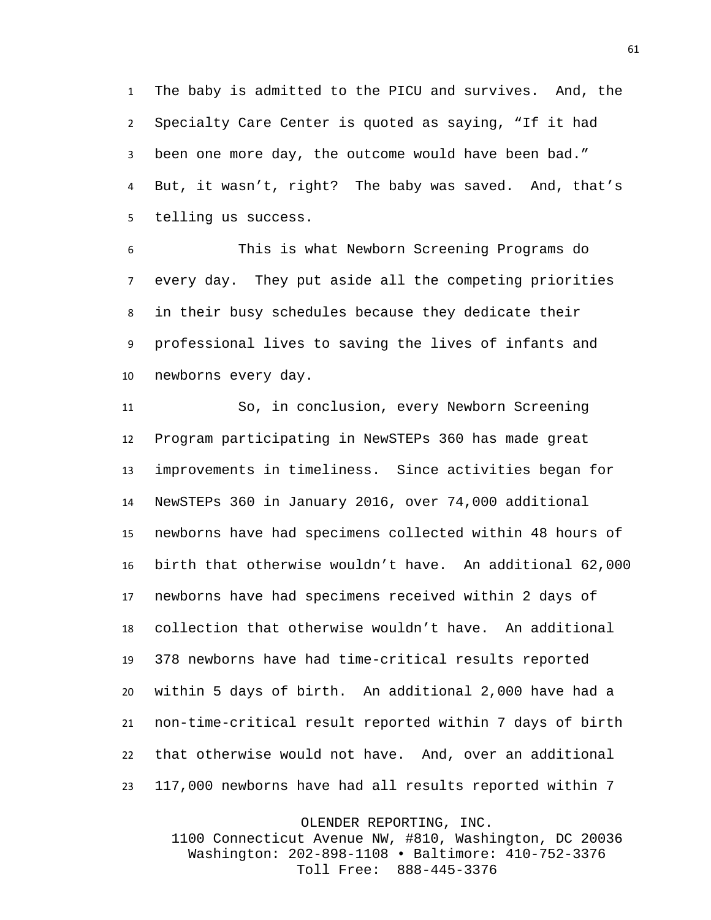The baby is admitted to the PICU and survives. And, the Specialty Care Center is quoted as saying, "If it had been one more day, the outcome would have been bad." But, it wasn't, right? The baby was saved. And, that's telling us success.

This is what Newborn Screening Programs do every day. They put aside all the competing priorities in their busy schedules because they dedicate their professional lives to saving the lives of infants and newborns every day.

So, in conclusion, every Newborn Screening Program participating in NewSTEPs 360 has made great improvements in timeliness. Since activities began for NewSTEPs 360 in January 2016, over 74,000 additional newborns have had specimens collected within 48 hours of birth that otherwise wouldn't have. An additional 62,000 newborns have had specimens received within 2 days of collection that otherwise wouldn't have. An additional 378 newborns have had time-critical results reported within 5 days of birth. An additional 2,000 have had a non-time-critical result reported within 7 days of birth that otherwise would not have. And, over an additional 117,000 newborns have had all results reported within 7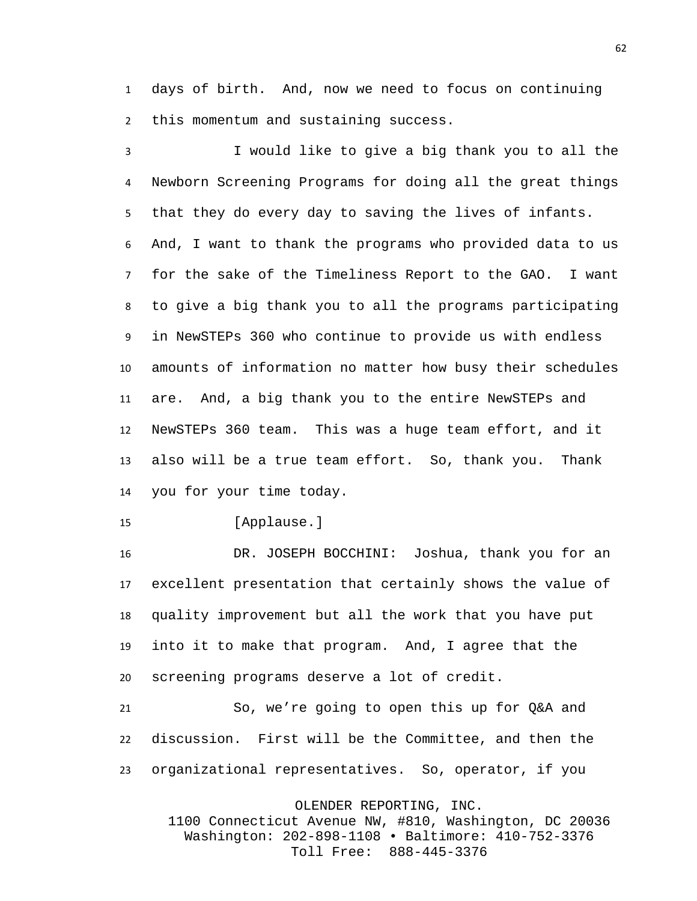days of birth. And, now we need to focus on continuing this momentum and sustaining success.

I would like to give a big thank you to all the Newborn Screening Programs for doing all the great things that they do every day to saving the lives of infants. And, I want to thank the programs who provided data to us for the sake of the Timeliness Report to the GAO. I want to give a big thank you to all the programs participating in NewSTEPs 360 who continue to provide us with endless amounts of information no matter how busy their schedules are. And, a big thank you to the entire NewSTEPs and NewSTEPs 360 team. This was a huge team effort, and it also will be a true team effort. So, thank you. Thank you for your time today.

[Applause.]

DR. JOSEPH BOCCHINI: Joshua, thank you for an excellent presentation that certainly shows the value of quality improvement but all the work that you have put into it to make that program. And, I agree that the screening programs deserve a lot of credit.

So, we’re going to open this up for Q&A and discussion. First will be the Committee, and then the organizational representatives. So, operator, if you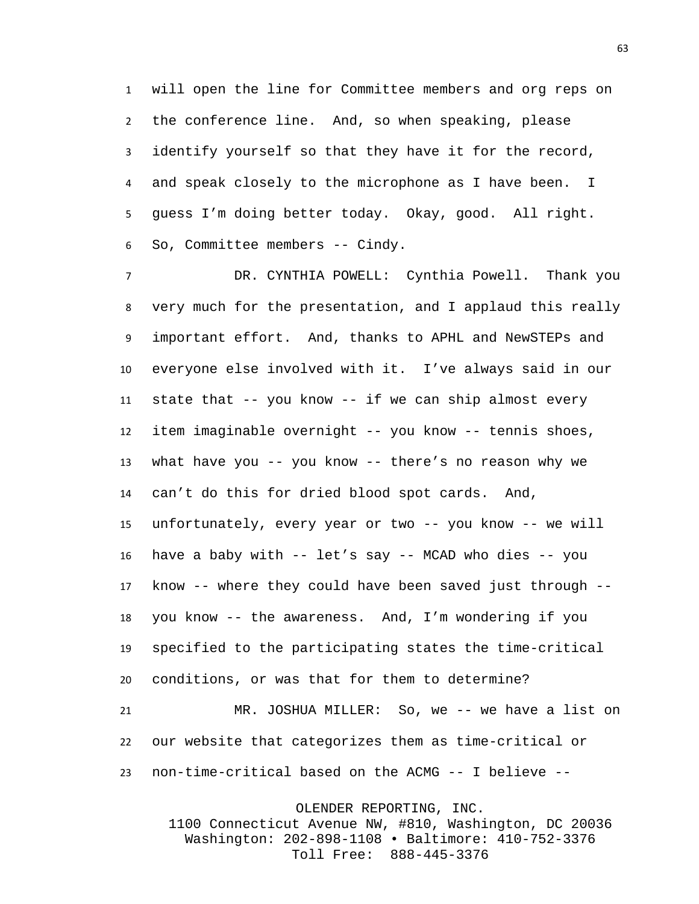will open the line for Committee members and org reps on the conference line. And, so when speaking, please identify yourself so that they have it for the record, and speak closely to the microphone as I have been. I guess I'm doing better today. Okay, good. All right. So, Committee members -- Cindy.

DR. CYNTHIA POWELL: Cynthia Powell. Thank you very much for the presentation, and I applaud this really important effort. And, thanks to APHL and NewSTEPs and everyone else involved with it. I've always said in our state that -- you know -- if we can ship almost every item imaginable overnight -- you know -- tennis shoes, what have you -- you know -- there's no reason why we can't do this for dried blood spot cards. And, unfortunately, every year or two -- you know -- we will have a baby with -- let's say -- MCAD who dies -- you know -- where they could have been saved just through -- you know -- the awareness. And, I'm wondering if you specified to the participating states the time-critical conditions, or was that for them to determine?

MR. JOSHUA MILLER: So, we -- we have a list on our website that categorizes them as time-critical or non-time-critical based on the ACMG -- I believe --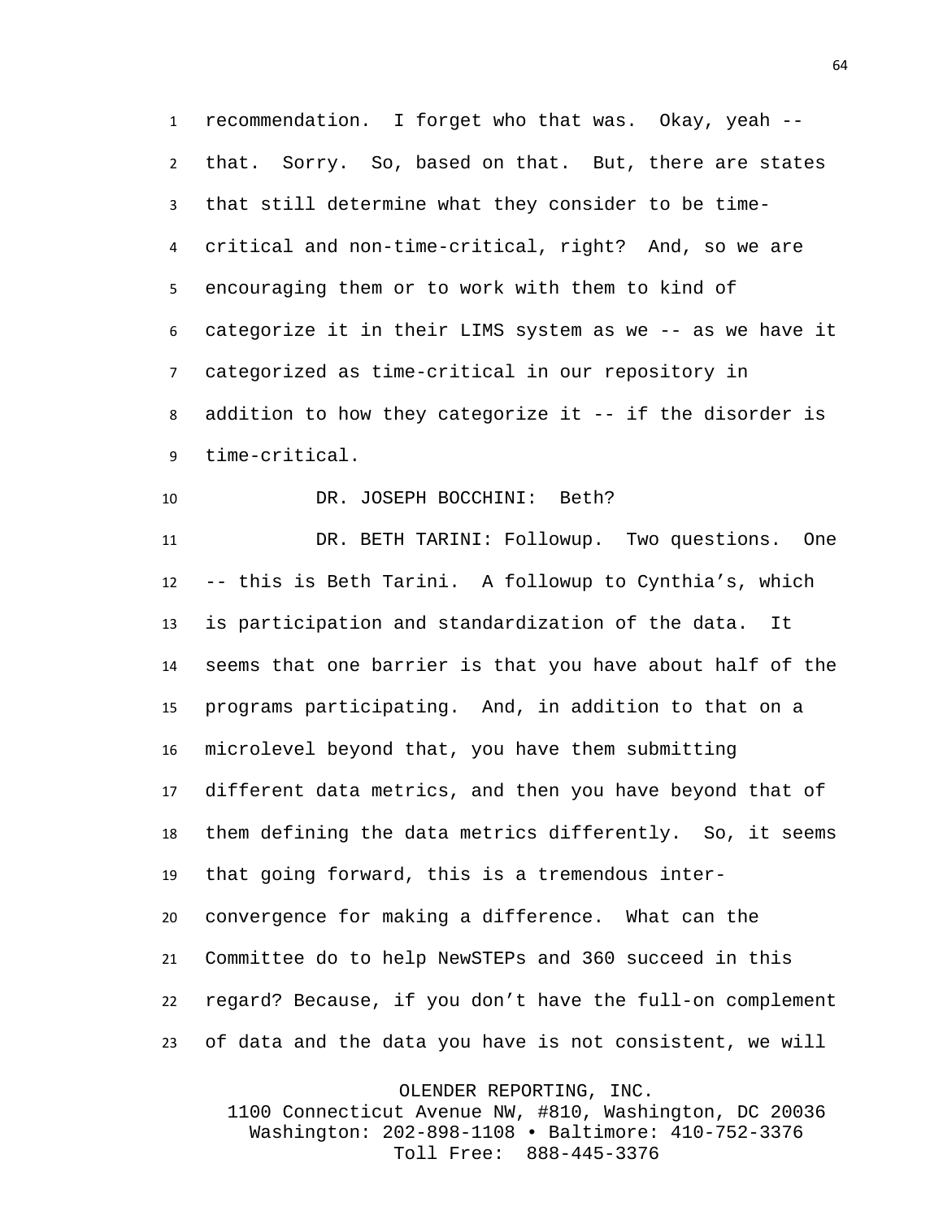recommendation. I forget who that was. Okay, yeah -- that. Sorry. So, based on that. But, there are states that still determine what they consider to be time-critical and non-time-critical, right? And, so we are encouraging them or to work with them to kind of categorize it in their LIMS system as we -- as we have it categorized as time-critical in our repository in addition to how they categorize it -- if the disorder is time-critical.

DR. JOSEPH BOCCHINI: Beth?

DR. BETH TARINI: Followup. Two questions. One -- this is Beth Tarini. A followup to Cynthia's, which is participation and standardization of the data. It seems that one barrier is that you have about half of the programs participating. And, in addition to that on a microlevel beyond that, you have them submitting different data metrics, and then you have beyond that of them defining the data metrics differently. So, it seems that going forward, this is a tremendous inter-convergence for making a difference. What can the Committee do to help NewSTEPs and 360 succeed in this regard? Because, if you don't have the full-on complement of data and the data you have is not consistent, we will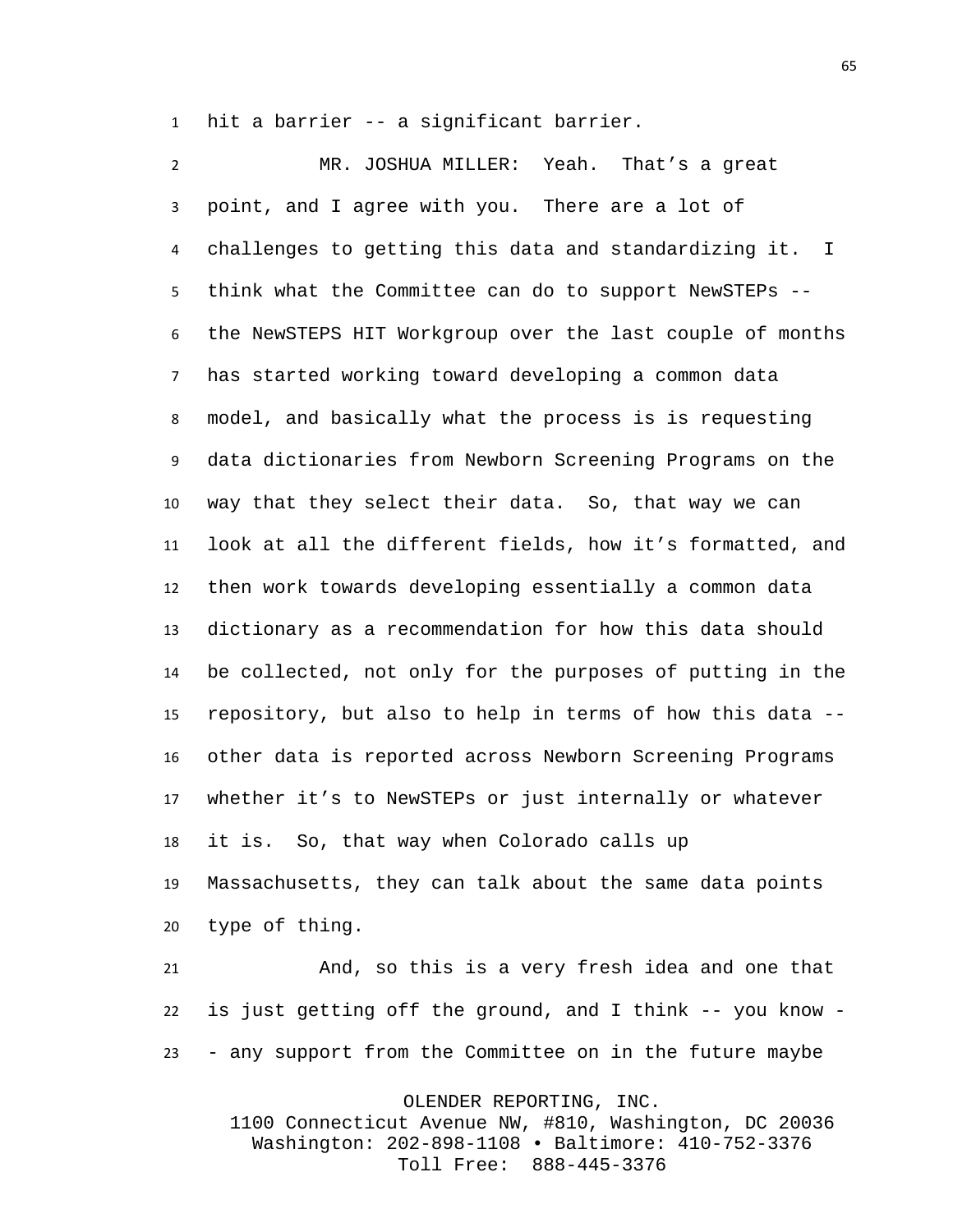hit a barrier -- a significant barrier.

MR. JOSHUA MILLER: Yeah. That's a great point, and I agree with you. There are a lot of challenges to getting this data and standardizing it. I think what the Committee can do to support NewSTEPs -- the NewSTEPS HIT Workgroup over the last couple of months has started working toward developing a common data model, and basically what the process is is requesting data dictionaries from Newborn Screening Programs on the way that they select their data. So, that way we can look at all the different fields, how it's formatted, and then work towards developing essentially a common data dictionary as a recommendation for how this data should be collected, not only for the purposes of putting in the repository, but also to help in terms of how this data -- other data is reported across Newborn Screening Programs whether it's to NewSTEPs or just internally or whatever it is. So, that way when Colorado calls up Massachusetts, they can talk about the same data points type of thing.

And, so this is a very fresh idea and one that is just getting off the ground, and I think -- you know -- any support from the Committee on in the future maybe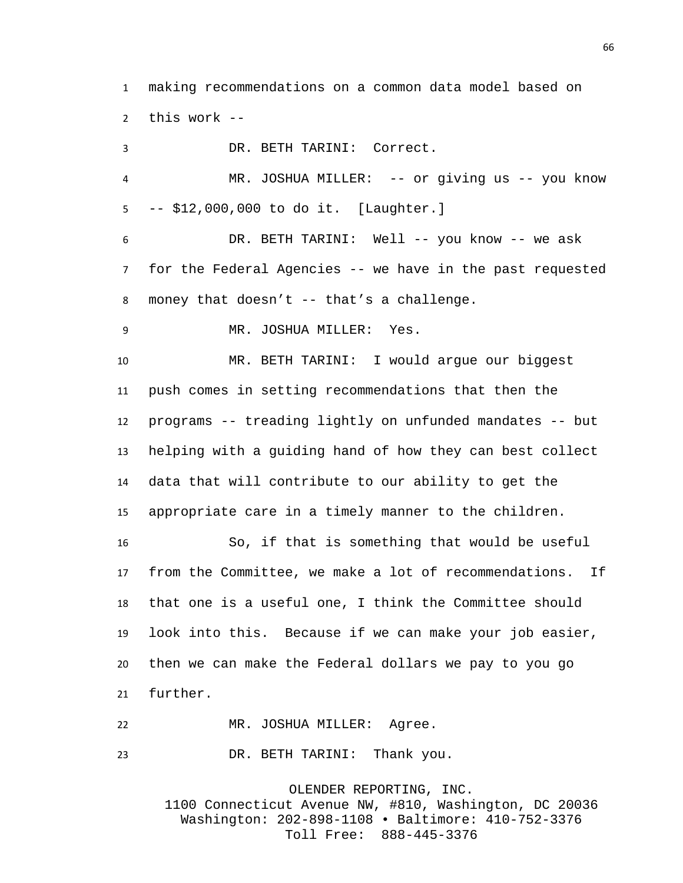making recommendations on a common data model based on this work --

DR. BETH TARINI: Correct.

MR. JOSHUA MILLER: -- or giving us -- you know -- $12,000,000 to do it. [Laughter.]

DR. BETH TARINI: Well -- you know -- we ask for the Federal Agencies -- we have in the past requested money that doesn’t -- that’s a challenge.

MR. JOSHUA MILLER: Yes.

MR. BETH TARINI: I would argue our biggest push comes in setting recommendations that then the programs -- treading lightly on unfunded mandates -- but helping with a guiding hand of how they can best collect data that will contribute to our ability to get the appropriate care in a timely manner to the children.

So, if that is something that would be useful from the Committee, we make a lot of recommendations. If that one is a useful one, I think the Committee should look into this. Because if we can make your job easier, then we can make the Federal dollars we pay to you go further.

MR. JOSHUA MILLER: Agree.

DR. BETH TARINI: Thank you.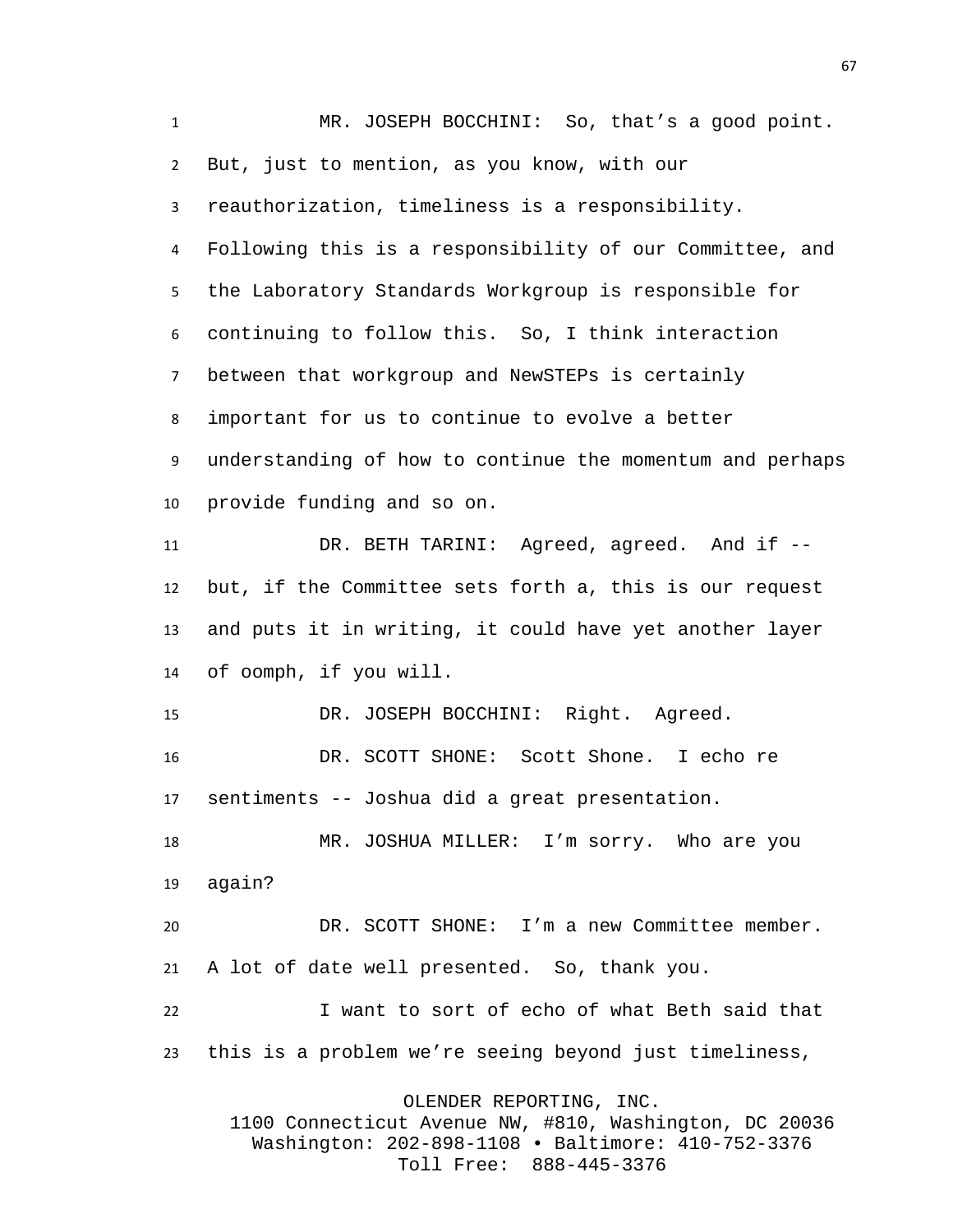MR. JOSEPH BOCCHINI: So, that's a good point. But, just to mention, as you know, with our reauthorization, timeliness is a responsibility. Following this is a responsibility of our Committee, and the Laboratory Standards Workgroup is responsible for continuing to follow this. So, I think interaction between that workgroup and NewSTEPs is certainly important for us to continue to evolve a better understanding of how to continue the momentum and perhaps provide funding and so on.

DR. BETH TARINI: Agreed, agreed. And if -- but, if the Committee sets forth a, this is our request and puts it in writing, it could have yet another layer of oomph, if you will.

DR. JOSEPH BOCCHINI: Right. Agreed.

DR. SCOTT SHONE: Scott Shone. I echo re sentiments -- Joshua did a great presentation.

MR. JOSHUA MILLER: I'm sorry. Who are you again?

DR. SCOTT SHONE: I'm a new Committee member. A lot of date well presented. So, thank you.

I want to sort of echo of what Beth said that this is a problem we're seeing beyond just timeliness,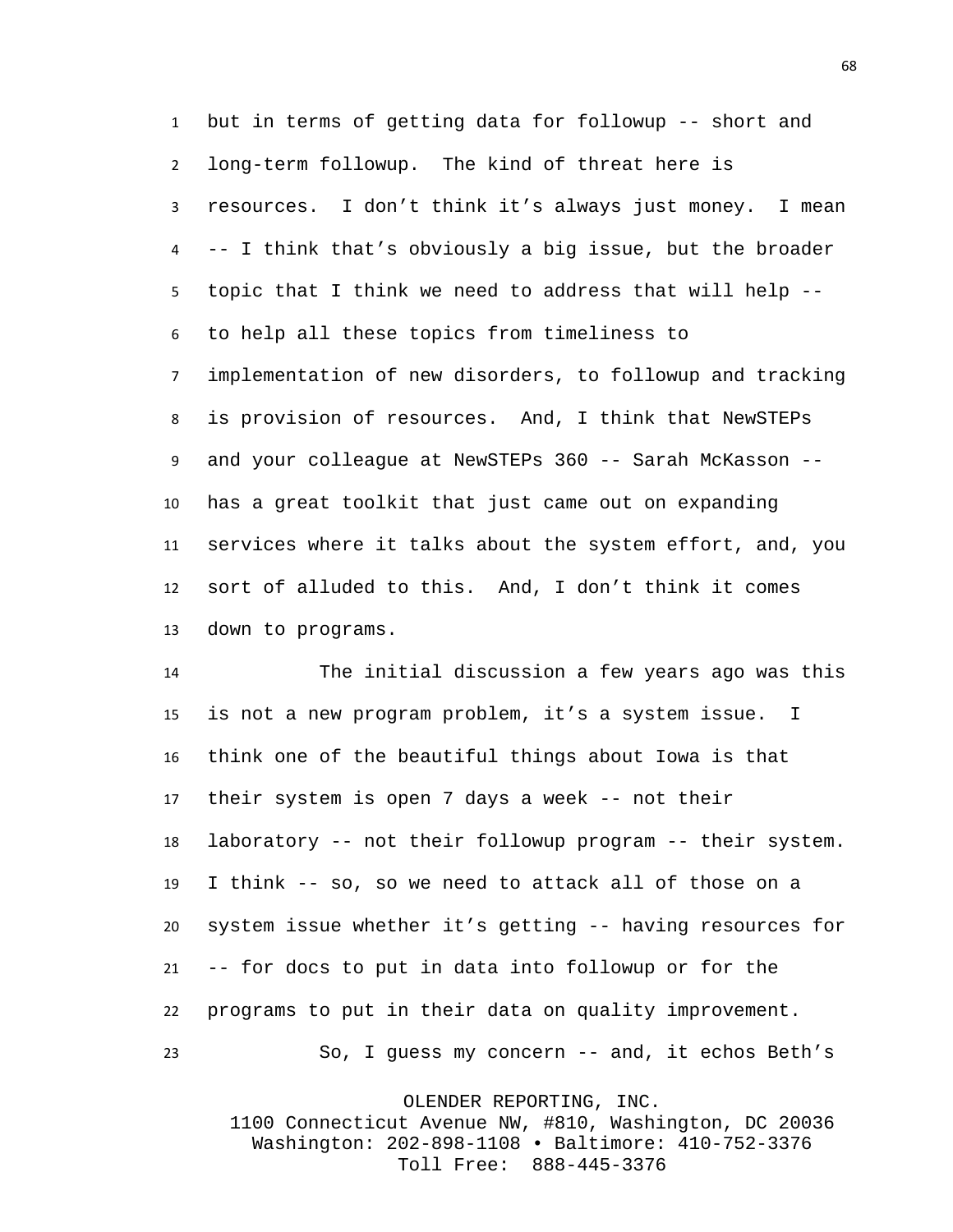but in terms of getting data for followup -- short and long-term followup. The kind of threat here is resources. I don't think it's always just money. I mean -- I think that's obviously a big issue, but the broader topic that I think we need to address that will help -- to help all these topics from timeliness to implementation of new disorders, to followup and tracking is provision of resources. And, I think that NewSTEPs and your colleague at NewSTEPs 360 -- Sarah McKasson -- has a great toolkit that just came out on expanding services where it talks about the system effort, and, you sort of alluded to this. And, I don't think it comes down to programs.

The initial discussion a few years ago was this is not a new program problem, it's a system issue. I think one of the beautiful things about Iowa is that their system is open 7 days a week -- not their laboratory -- not their followup program -- their system. I think -- so, so we need to attack all of those on a system issue whether it's getting -- having resources for -- for docs to put in data into followup or for the programs to put in their data on quality improvement.

So, I guess my concern -- and, it echos Beth's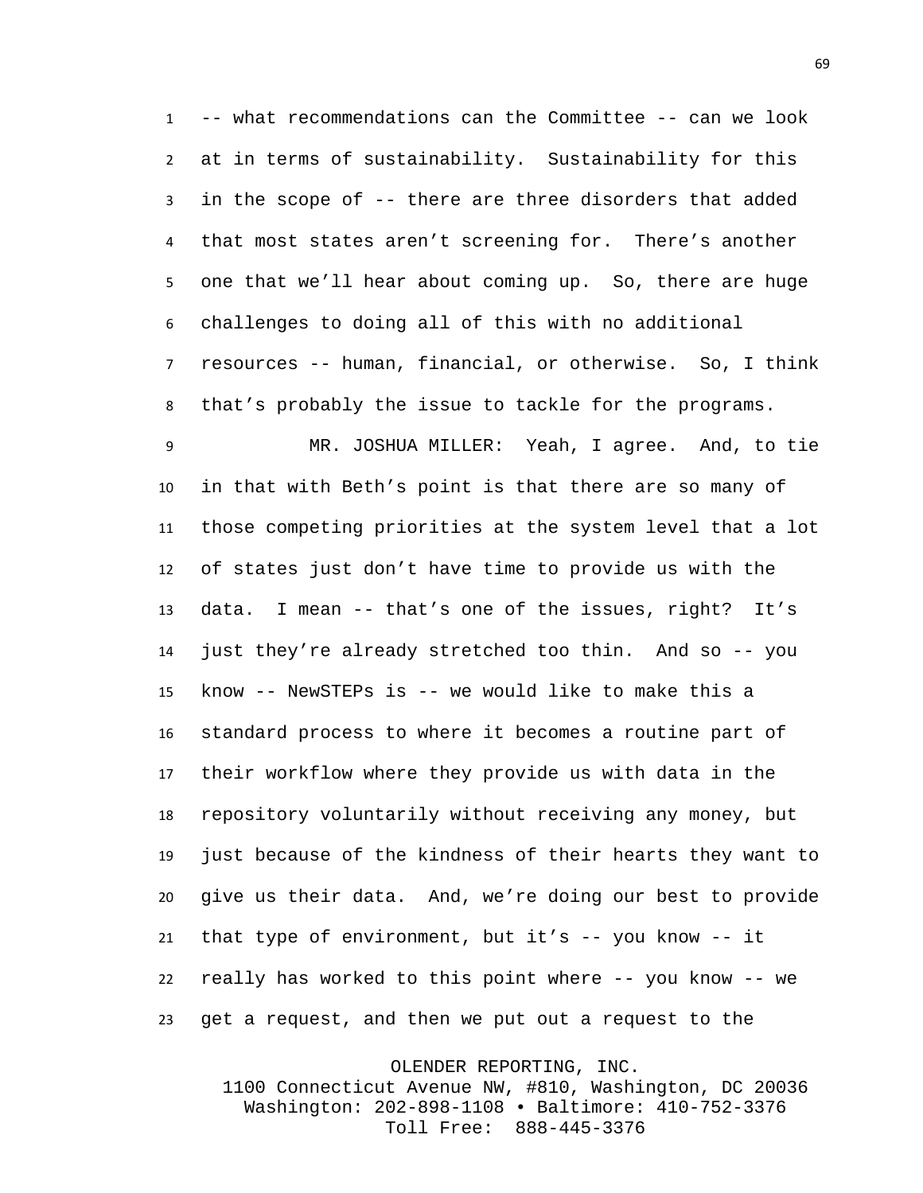-- what recommendations can the Committee -- can we look at in terms of sustainability. Sustainability for this in the scope of -- there are three disorders that added that most states aren't screening for. There's another one that we'll hear about coming up. So, there are huge challenges to doing all of this with no additional resources -- human, financial, or otherwise. So, I think that's probably the issue to tackle for the programs.

MR. JOSHUA MILLER: Yeah, I agree. And, to tie in that with Beth's point is that there are so many of those competing priorities at the system level that a lot of states just don't have time to provide us with the data. I mean -- that's one of the issues, right? It's just they're already stretched too thin. And so -- you know -- NewSTEPs is -- we would like to make this a standard process to where it becomes a routine part of their workflow where they provide us with data in the repository voluntarily without receiving any money, but just because of the kindness of their hearts they want to give us their data. And, we're doing our best to provide that type of environment, but it's -- you know -- it really has worked to this point where -- you know -- we get a request, and then we put out a request to the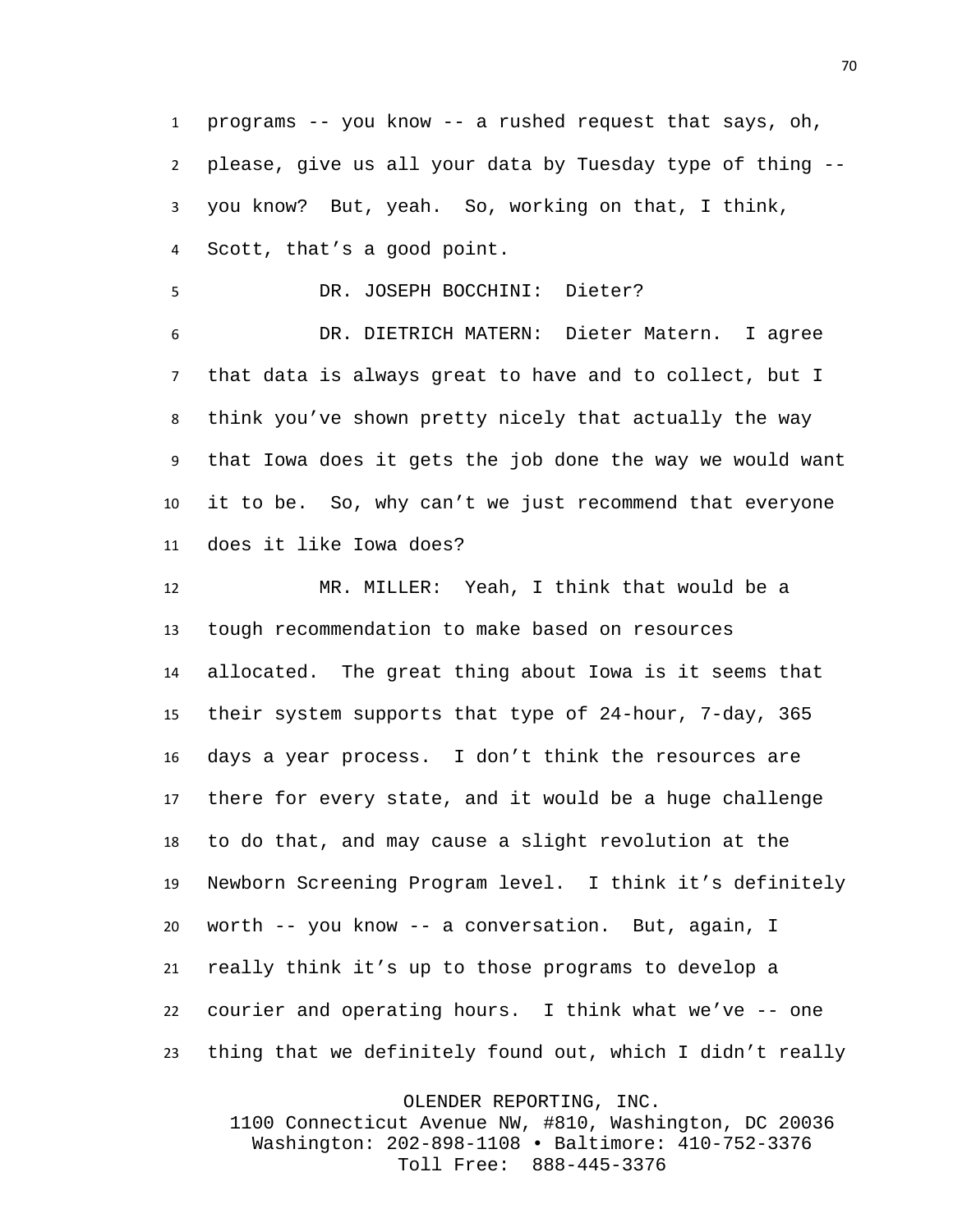programs -- you know -- a rushed request that says, oh, please, give us all your data by Tuesday type of thing -- you know? But, yeah. So, working on that, I think, Scott, that's a good point.

DR. JOSEPH BOCCHINI: Dieter?

DR. DIETRICH MATERN: Dieter Matern. I agree that data is always great to have and to collect, but I think you've shown pretty nicely that actually the way that Iowa does it gets the job done the way we would want it to be. So, why can't we just recommend that everyone does it like Iowa does?

MR. MILLER: Yeah, I think that would be a tough recommendation to make based on resources allocated. The great thing about Iowa is it seems that their system supports that type of 24-hour, 7-day, 365 days a year process. I don't think the resources are there for every state, and it would be a huge challenge to do that, and may cause a slight revolution at the Newborn Screening Program level. I think it's definitely worth -- you know -- a conversation. But, again, I really think it's up to those programs to develop a courier and operating hours. I think what we've -- one thing that we definitely found out, which I didn't really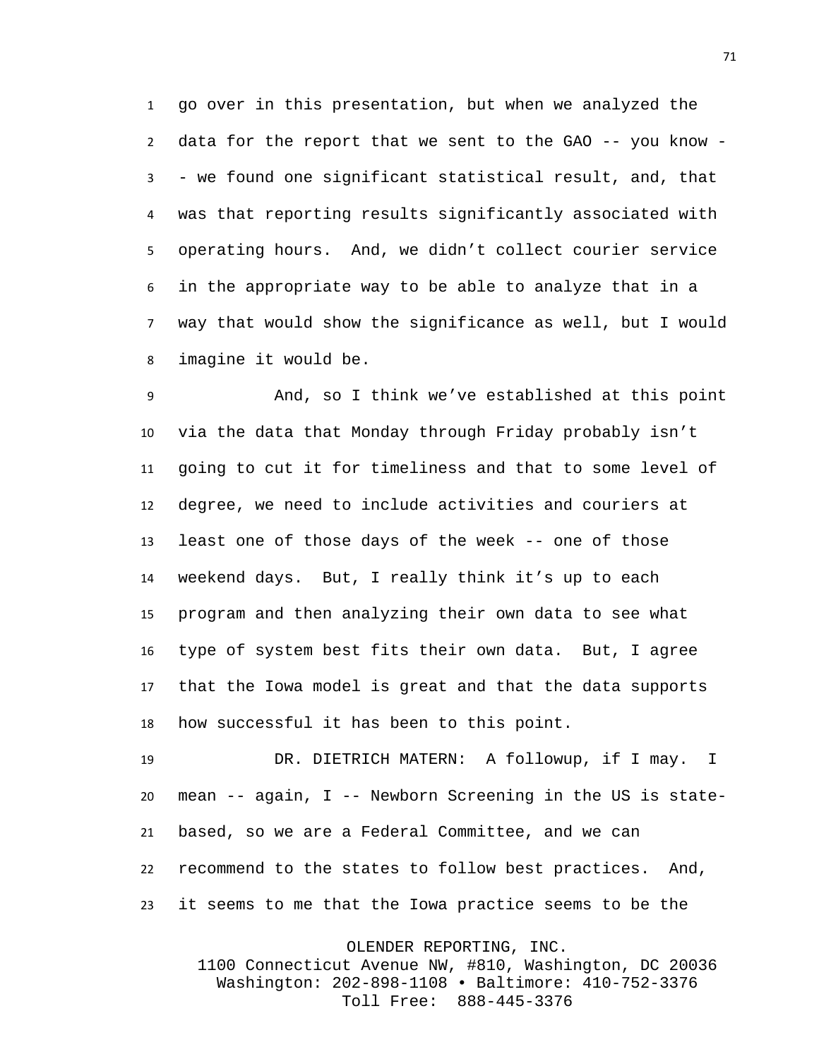go over in this presentation, but when we analyzed the data for the report that we sent to the GAO -- you know -- we found one significant statistical result, and, that was that reporting results significantly associated with operating hours. And, we didn't collect courier service in the appropriate way to be able to analyze that in a way that would show the significance as well, but I would imagine it would be.

And, so I think we've established at this point via the data that Monday through Friday probably isn't going to cut it for timeliness and that to some level of degree, we need to include activities and couriers at least one of those days of the week -- one of those weekend days. But, I really think it's up to each program and then analyzing their own data to see what type of system best fits their own data. But, I agree that the Iowa model is great and that the data supports how successful it has been to this point.

DR. DIETRICH MATERN: A followup, if I may. I mean -- again, I -- Newborn Screening in the US is state-based, so we are a Federal Committee, and we can recommend to the states to follow best practices. And, it seems to me that the Iowa practice seems to be the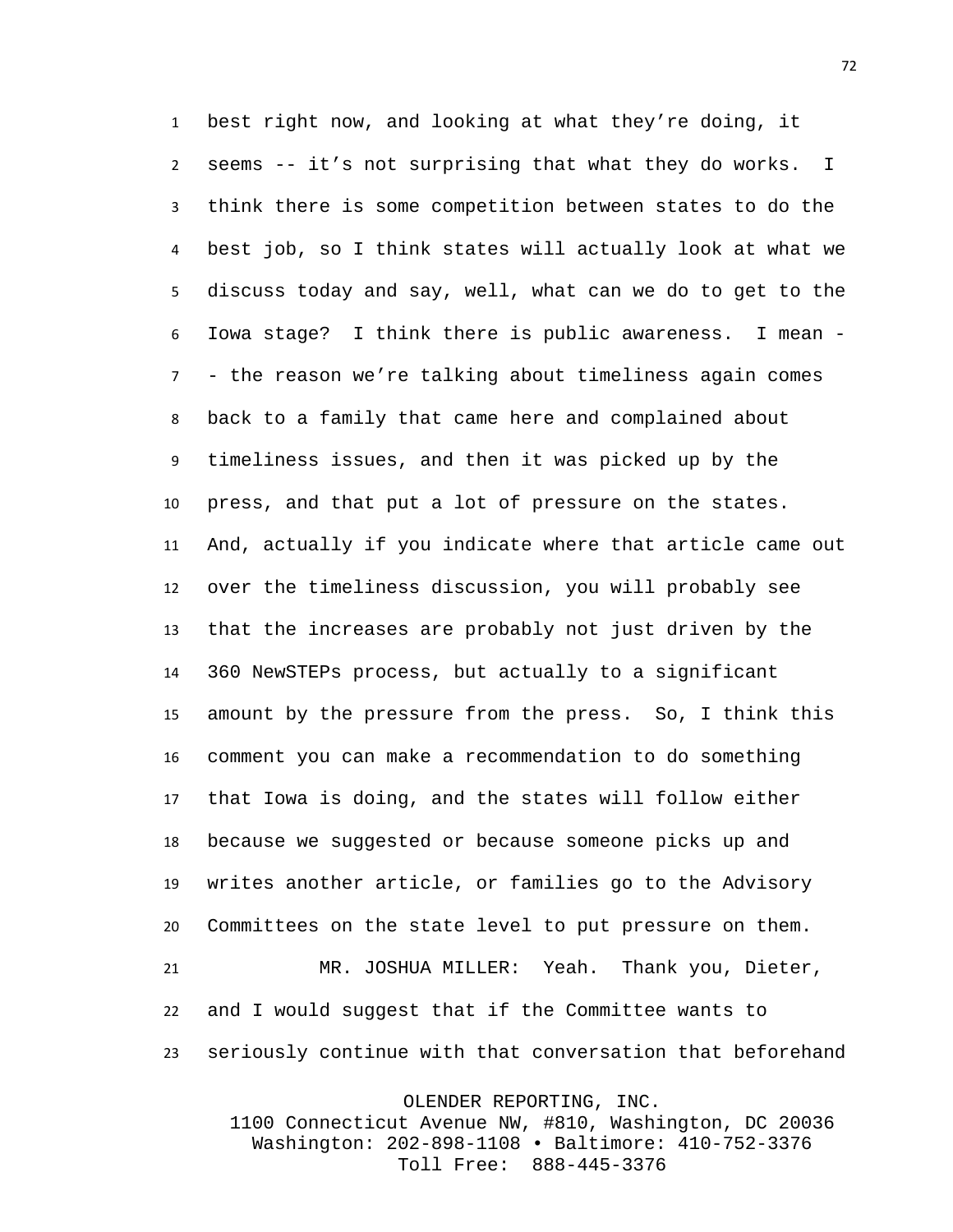best right now, and looking at what they're doing, it seems -- it's not surprising that what they do works. I think there is some competition between states to do the best job, so I think states will actually look at what we discuss today and say, well, what can we do to get to the Iowa stage? I think there is public awareness. I mean -- the reason we're talking about timeliness again comes back to a family that came here and complained about timeliness issues, and then it was picked up by the press, and that put a lot of pressure on the states. And, actually if you indicate where that article came out over the timeliness discussion, you will probably see that the increases are probably not just driven by the 360 NewSTEPs process, but actually to a significant amount by the pressure from the press. So, I think this comment you can make a recommendation to do something that Iowa is doing, and the states will follow either because we suggested or because someone picks up and writes another article, or families go to the Advisory Committees on the state level to put pressure on them.

MR. JOSHUA MILLER: Yeah. Thank you, Dieter, and I would suggest that if the Committee wants to seriously continue with that conversation that beforehand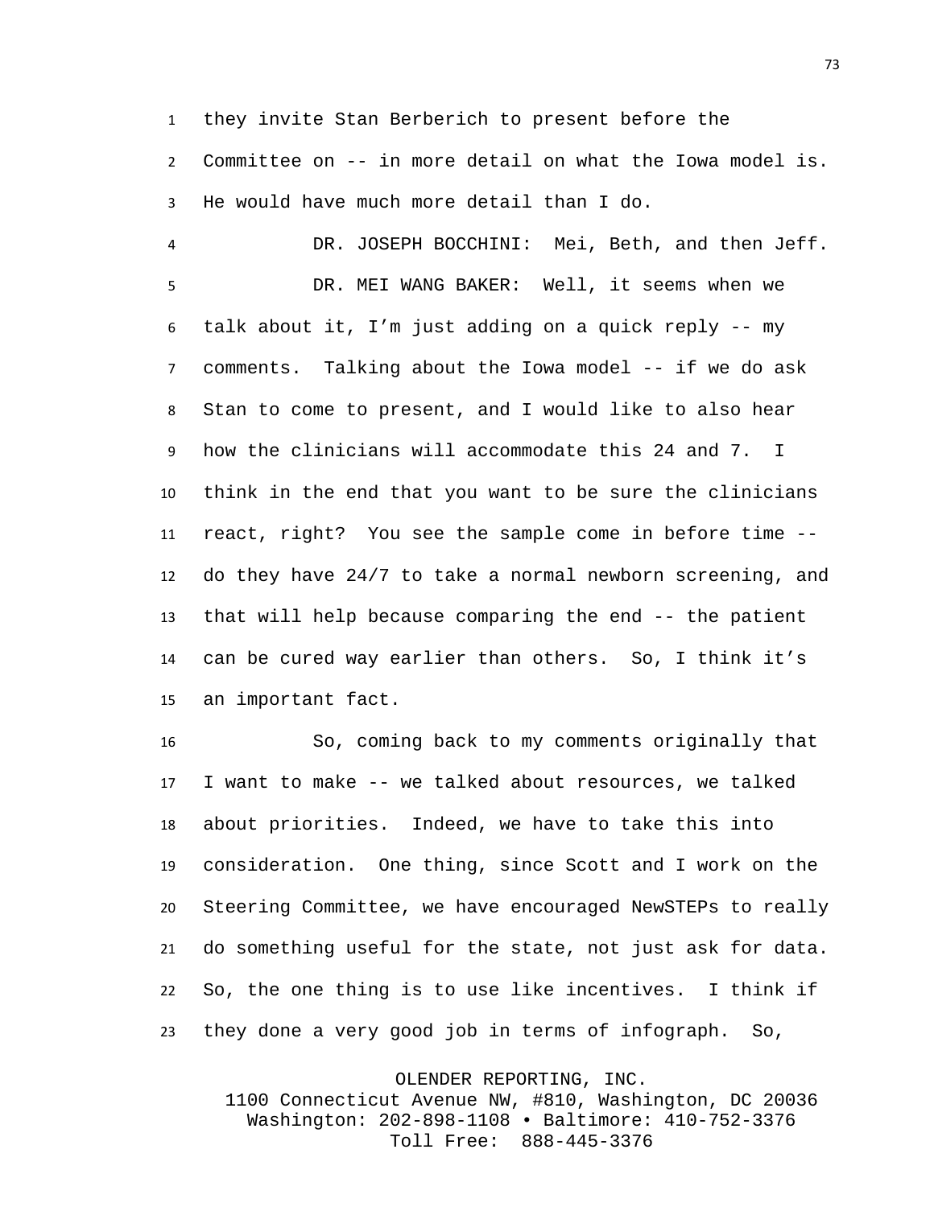they invite Stan Berberich to present before the Committee on -- in more detail on what the Iowa model is. He would have much more detail than I do.

DR. JOSEPH BOCCHINI: Mei, Beth, and then Jeff.

DR. MEI WANG BAKER: Well, it seems when we talk about it, I'm just adding on a quick reply -- my comments. Talking about the Iowa model -- if we do ask Stan to come to present, and I would like to also hear how the clinicians will accommodate this 24 and 7. I think in the end that you want to be sure the clinicians react, right? You see the sample come in before time -- do they have 24/7 to take a normal newborn screening, and that will help because comparing the end -- the patient can be cured way earlier than others. So, I think it's an important fact.

So, coming back to my comments originally that I want to make -- we talked about resources, we talked about priorities. Indeed, we have to take this into consideration. One thing, since Scott and I work on the Steering Committee, we have encouraged NewSTEPs to really do something useful for the state, not just ask for data. So, the one thing is to use like incentives. I think if they done a very good job in terms of infograph. So,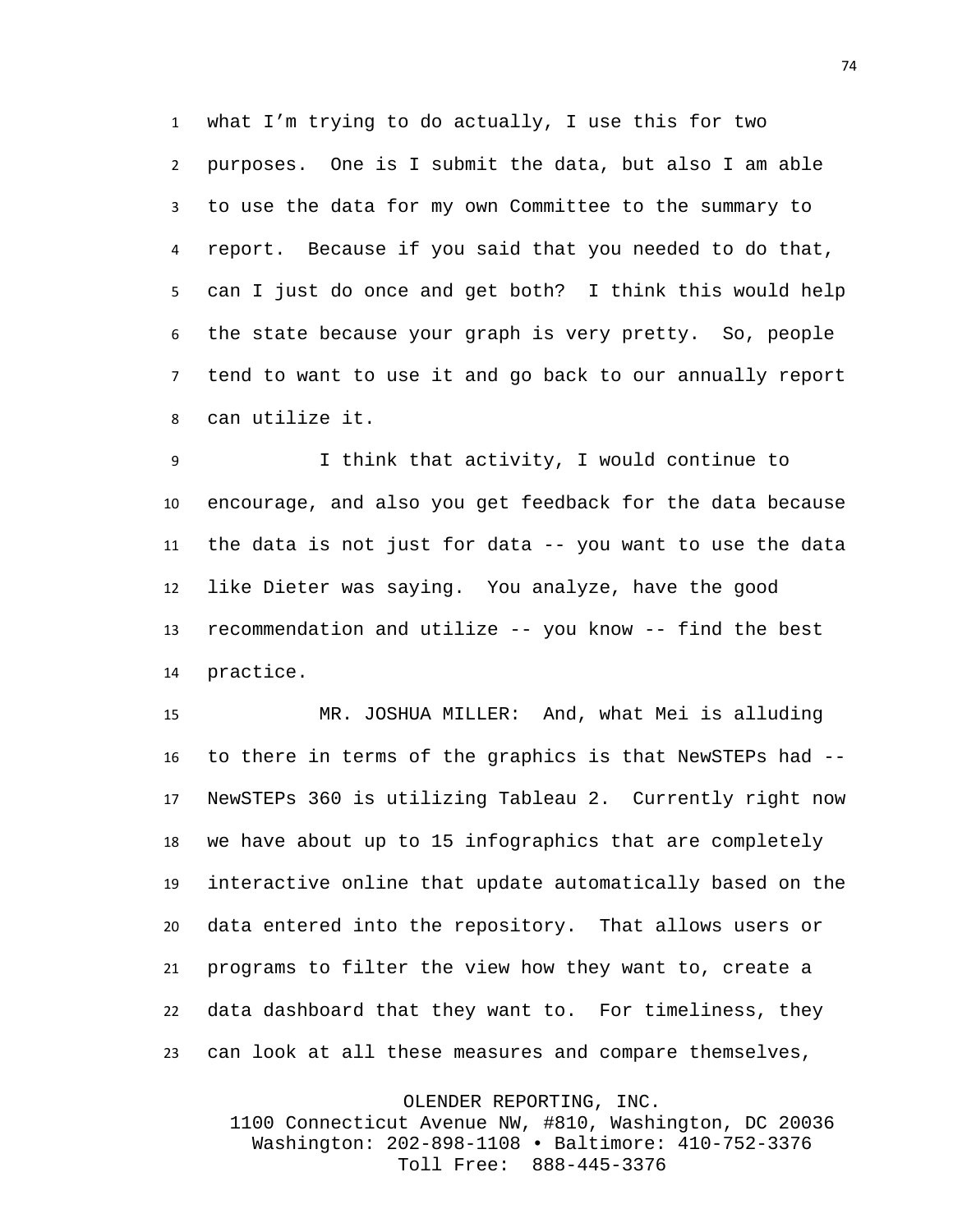what I'm trying to do actually, I use this for two purposes. One is I submit the data, but also I am able to use the data for my own Committee to the summary to report. Because if you said that you needed to do that, can I just do once and get both? I think this would help the state because your graph is very pretty. So, people tend to want to use it and go back to our annually report can utilize it.

I think that activity, I would continue to encourage, and also you get feedback for the data because the data is not just for data -- you want to use the data like Dieter was saying. You analyze, have the good recommendation and utilize -- you know -- find the best practice.

MR. JOSHUA MILLER: And, what Mei is alluding to there in terms of the graphics is that NewSTEPs had -- NewSTEPs 360 is utilizing Tableau 2. Currently right now we have about up to 15 infographics that are completely interactive online that update automatically based on the data entered into the repository. That allows users or programs to filter the view how they want to, create a data dashboard that they want to. For timeliness, they can look at all these measures and compare themselves,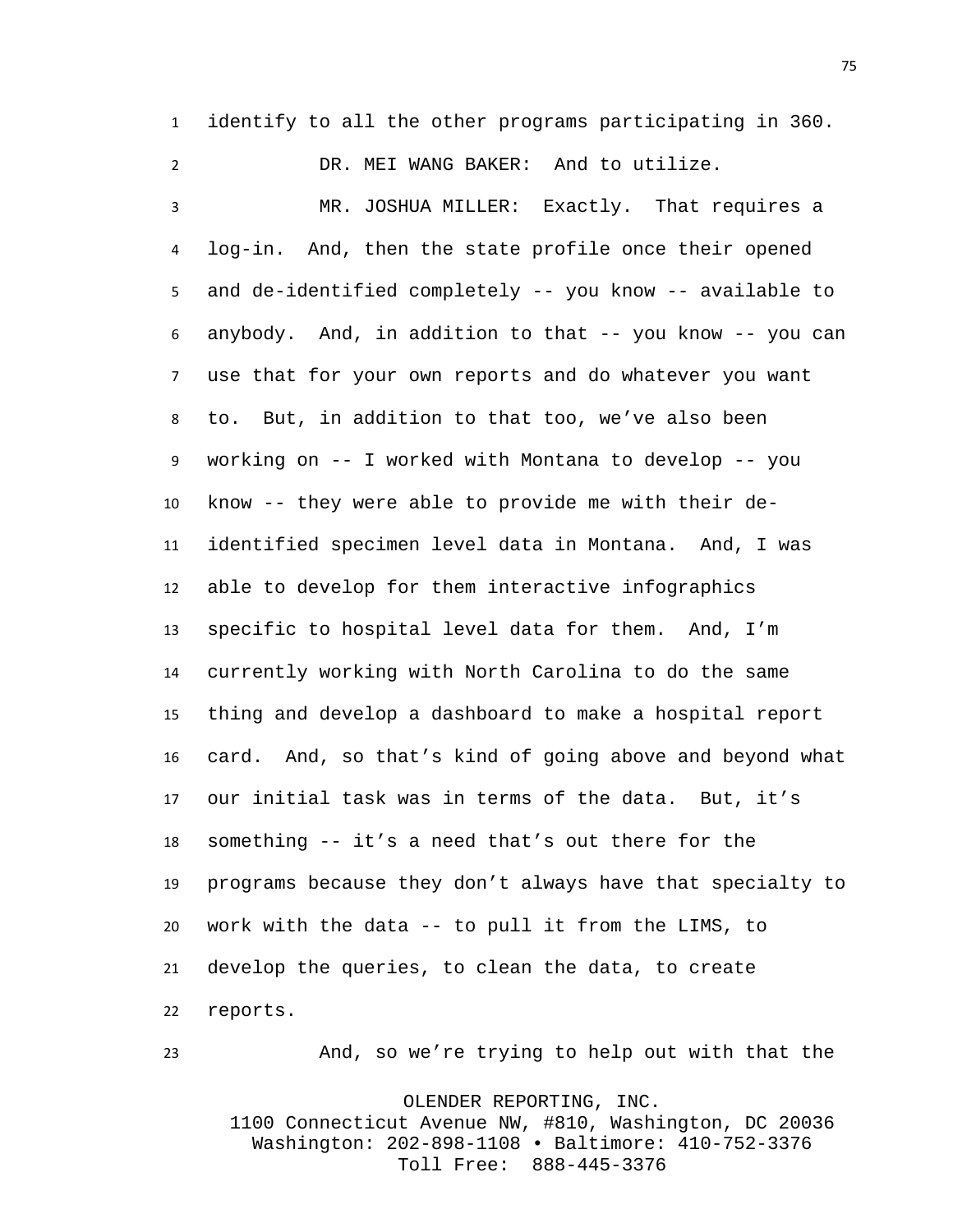identify to all the other programs participating in 360.

DR. MEI WANG BAKER: And to utilize.

MR. JOSHUA MILLER: Exactly. That requires a log-in. And, then the state profile once their opened and de-identified completely -- you know -- available to anybody. And, in addition to that -- you know -- you can use that for your own reports and do whatever you want to. But, in addition to that too, we've also been working on -- I worked with Montana to develop -- you know -- they were able to provide me with their de-identified specimen level data in Montana. And, I was able to develop for them interactive infographics specific to hospital level data for them. And, I'm currently working with North Carolina to do the same thing and develop a dashboard to make a hospital report card. And, so that's kind of going above and beyond what our initial task was in terms of the data. But, it's something -- it's a need that's out there for the programs because they don't always have that specialty to work with the data -- to pull it from the LIMS, to develop the queries, to clean the data, to create reports.

And, so we're trying to help out with that the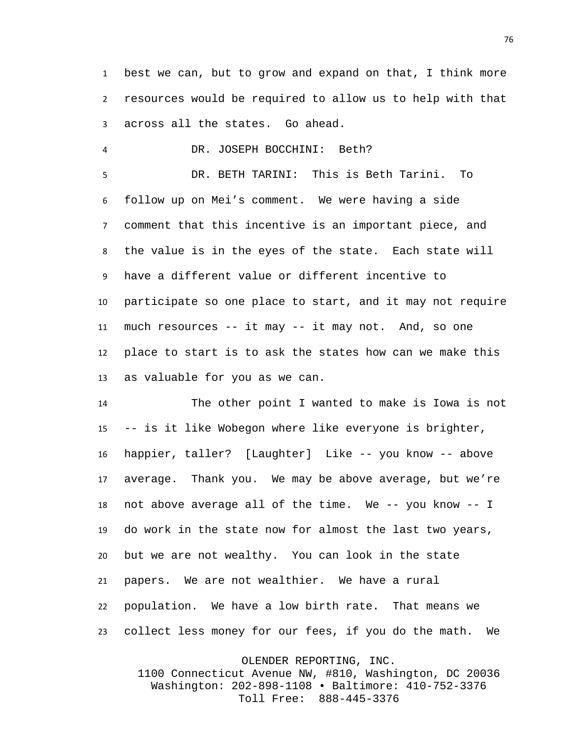best we can, but to grow and expand on that, I think more resources would be required to allow us to help with that across all the states. Go ahead.

DR. JOSEPH BOCCHINI: Beth?

DR. BETH TARINI: This is Beth Tarini. To follow up on Mei’s comment. We were having a side comment that this incentive is an important piece, and the value is in the eyes of the state. Each state will have a different value or different incentive to participate so one place to start, and it may not require much resources -- it may -- it may not. And, so one place to start is to ask the states how can we make this as valuable for you as we can.

The other point I wanted to make is Iowa is not -- is it like Wobegon where like everyone is brighter, happier, taller? [Laughter] Like -- you know -- above average. Thank you. We may be above average, but we’re not above average all of the time. We -- you know -- I do work in the state now for almost the last two years, but we are not wealthy. You can look in the state papers. We are not wealthier. We have a rural population. We have a low birth rate. That means we collect less money for our fees, if you do the math. We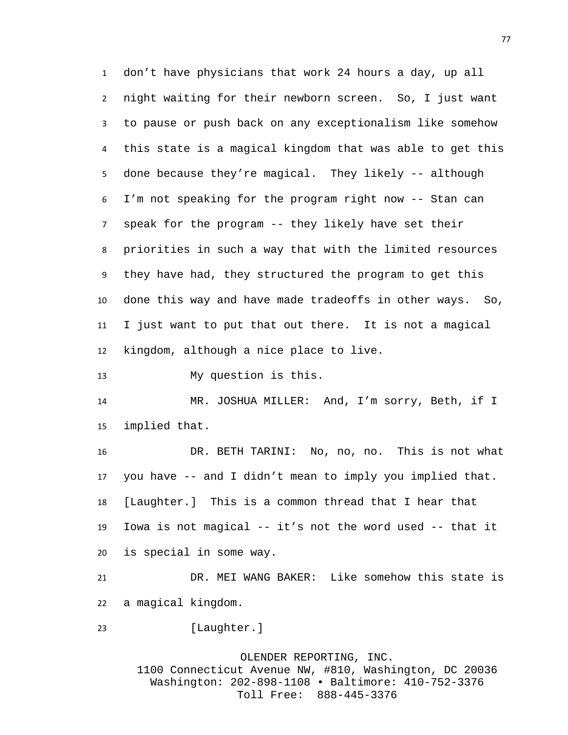don't have physicians that work 24 hours a day, up all night waiting for their newborn screen. So, I just want to pause or push back on any exceptionalism like somehow this state is a magical kingdom that was able to get this done because they're magical. They likely -- although I'm not speaking for the program right now -- Stan can speak for the program -- they likely have set their priorities in such a way that with the limited resources they have had, they structured the program to get this done this way and have made tradeoffs in other ways. So, I just want to put that out there. It is not a magical kingdom, although a nice place to live.

My question is this.

MR. JOSHUA MILLER: And, I'm sorry, Beth, if I implied that.

DR. BETH TARINI: No, no, no. This is not what you have -- and I didn't mean to imply you implied that. [Laughter.] This is a common thread that I hear that Iowa is not magical -- it's not the word used -- that it is special in some way.

DR. MEI WANG BAKER: Like somehow this state is a magical kingdom.

[Laughter.]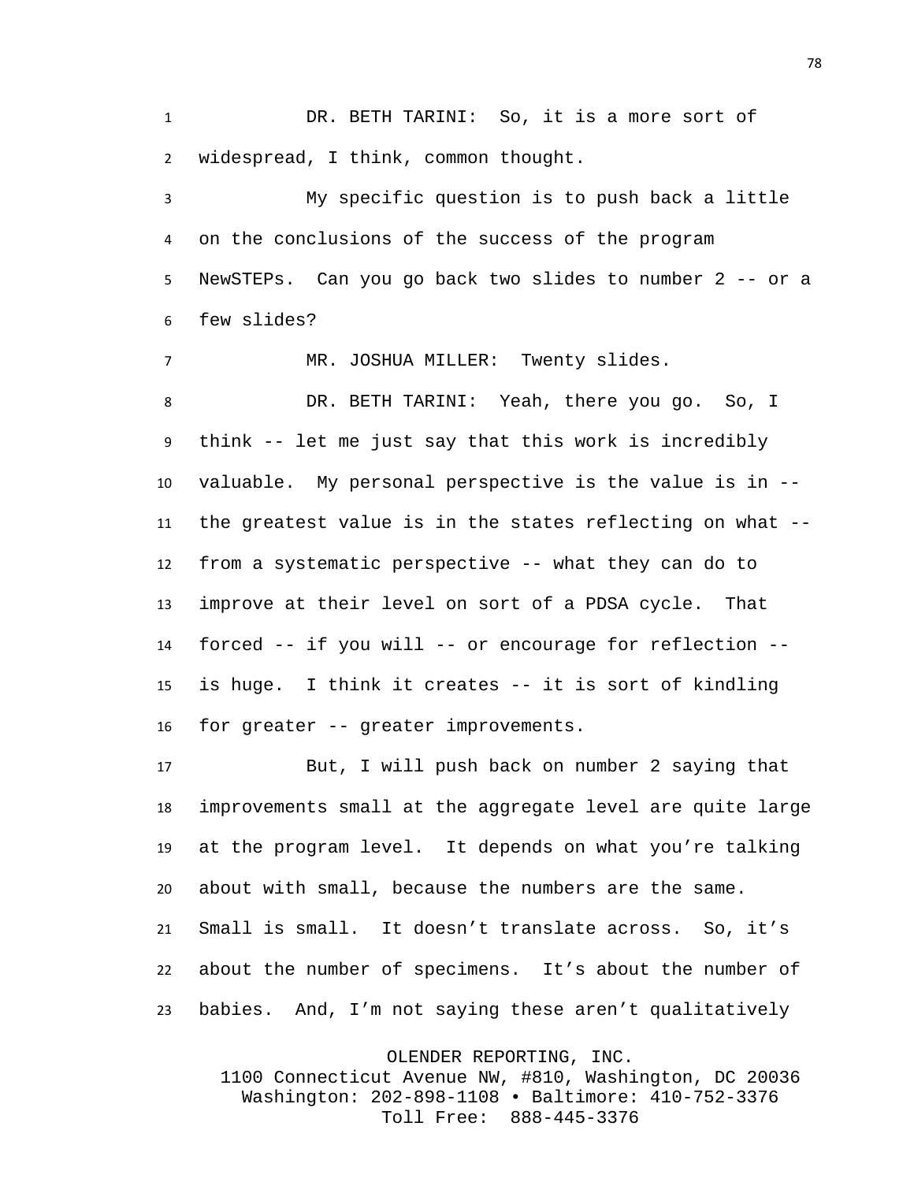DR. BETH TARINI: So, it is a more sort of widespread, I think, common thought.

My specific question is to push back a little on the conclusions of the success of the program NewSTEPs. Can you go back two slides to number 2 -- or a few slides?

MR. JOSHUA MILLER: Twenty slides.

DR. BETH TARINI: Yeah, there you go. So, I think -- let me just say that this work is incredibly valuable. My personal perspective is the value is in -- the greatest value is in the states reflecting on what -- from a systematic perspective -- what they can do to improve at their level on sort of a PDSA cycle. That forced -- if you will -- or encourage for reflection -- is huge. I think it creates -- it is sort of kindling for greater -- greater improvements.

But, I will push back on number 2 saying that improvements small at the aggregate level are quite large at the program level. It depends on what you're talking about with small, because the numbers are the same. Small is small. It doesn't translate across. So, it's about the number of specimens. It's about the number of babies. And, I'm not saying these aren't qualitatively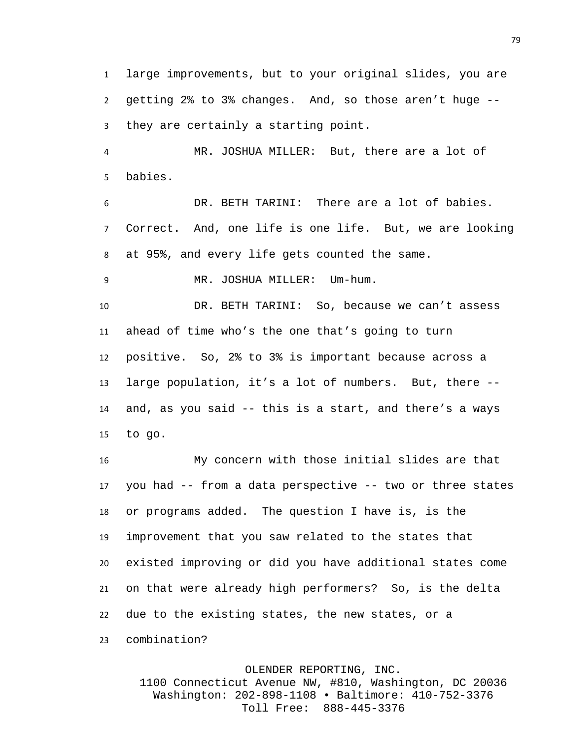large improvements, but to your original slides, you are getting 2% to 3% changes. And, so those aren't huge -- they are certainly a starting point.

MR. JOSHUA MILLER: But, there are a lot of babies.

DR. BETH TARINI: There are a lot of babies. Correct. And, one life is one life. But, we are looking at 95%, and every life gets counted the same.

MR. JOSHUA MILLER: Um-hum.

DR. BETH TARINI: So, because we can't assess ahead of time who's the one that's going to turn positive. So, 2% to 3% is important because across a large population, it's a lot of numbers. But, there -- and, as you said -- this is a start, and there's a ways to go.

My concern with those initial slides are that you had -- from a data perspective -- two or three states or programs added. The question I have is, is the improvement that you saw related to the states that existed improving or did you have additional states come on that were already high performers? So, is the delta due to the existing states, the new states, or a combination?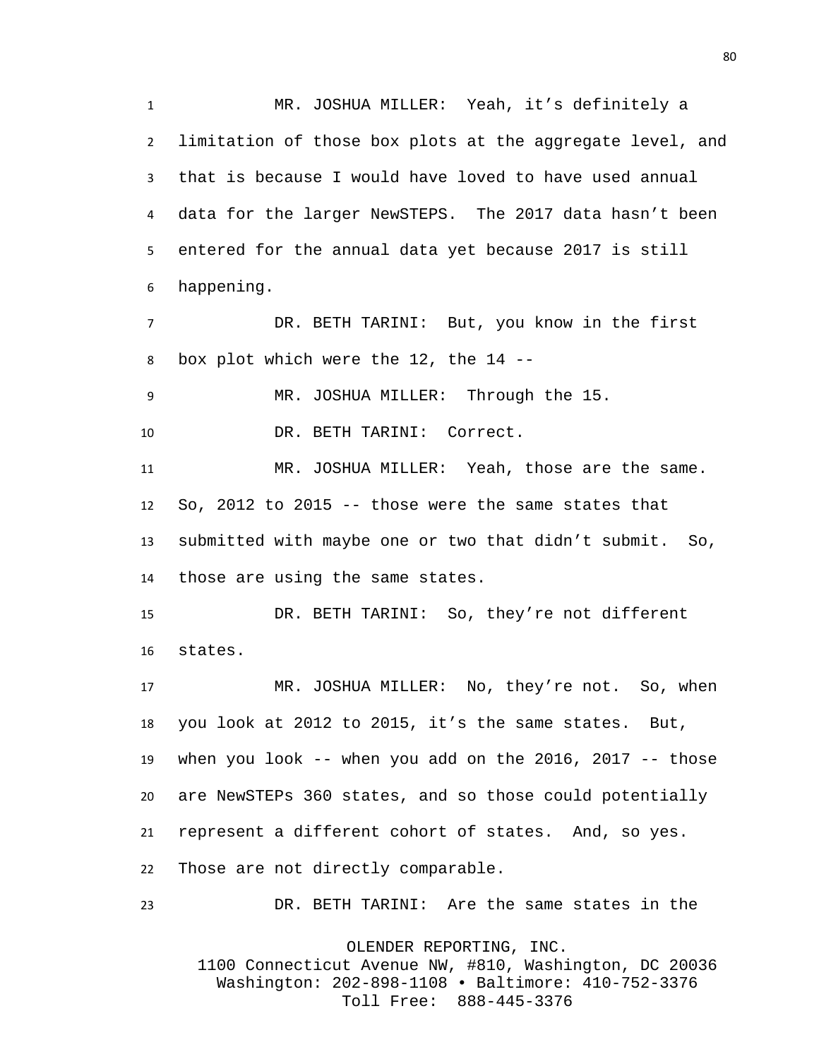MR. JOSHUA MILLER: Yeah, it's definitely a limitation of those box plots at the aggregate level, and that is because I would have loved to have used annual data for the larger NewSTEPS. The 2017 data hasn't been entered for the annual data yet because 2017 is still happening.

DR. BETH TARINI: But, you know in the first box plot which were the 12, the 14 --

MR. JOSHUA MILLER: Through the 15.

DR. BETH TARINI: Correct.

MR. JOSHUA MILLER: Yeah, those are the same. So, 2012 to 2015 -- those were the same states that submitted with maybe one or two that didn't submit. So, those are using the same states.

DR. BETH TARINI: So, they're not different states.

MR. JOSHUA MILLER: No, they're not. So, when you look at 2012 to 2015, it's the same states. But, when you look -- when you add on the 2016, 2017 -- those are NewSTEPs 360 states, and so those could potentially represent a different cohort of states. And, so yes. Those are not directly comparable.

DR. BETH TARINI: Are the same states in the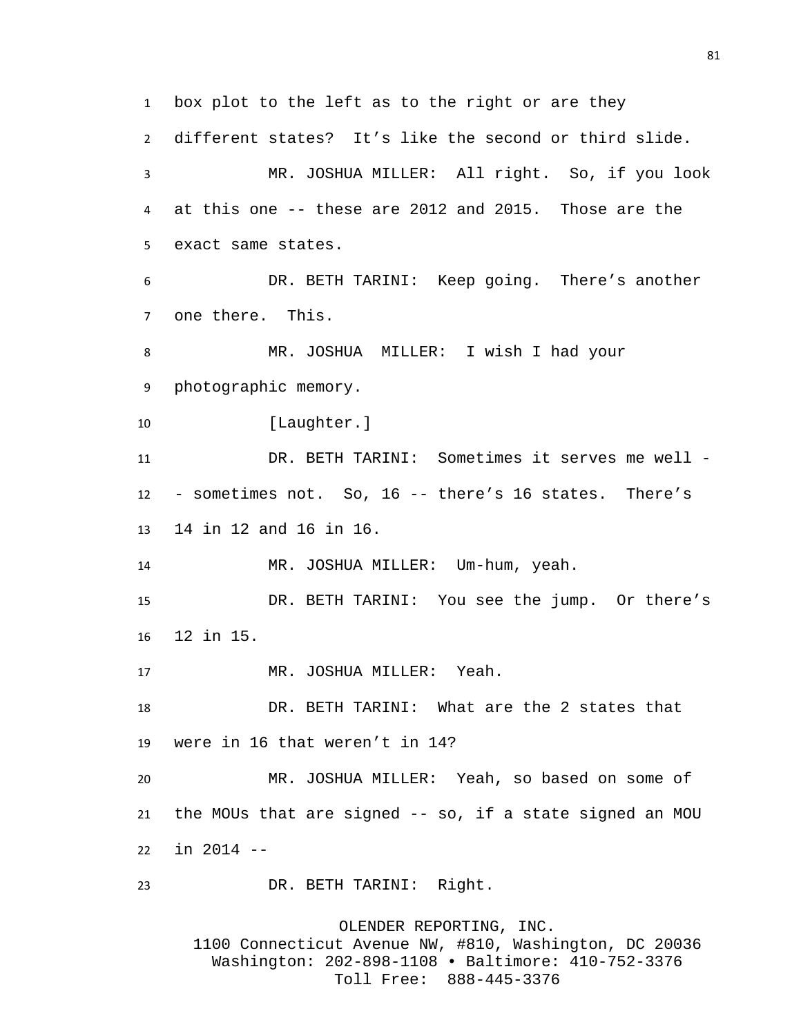box plot to the left as to the right or are they different states? It’s like the second or third slide.

MR. JOSHUA MILLER: All right. So, if you look at this one -- these are 2012 and 2015. Those are the exact same states.

DR. BETH TARINI: Keep going. There’s another one there. This.

MR. JOSHUA MILLER: I wish I had your photographic memory.

[Laughter.]

DR. BETH TARINI: Sometimes it serves me well -- sometimes not. So, 16 -- there’s 16 states. There’s 14 in 12 and 16 in 16.

MR. JOSHUA MILLER: Um-hum, yeah.

DR. BETH TARINI: You see the jump. Or there’s 12 in 15.

MR. JOSHUA MILLER: Yeah.

DR. BETH TARINI: What are the 2 states that were in 16 that weren’t in 14?

MR. JOSHUA MILLER: Yeah, so based on some of the MOUs that are signed -- so, if a state signed an MOU in 2014 --

DR. BETH TARINI: Right.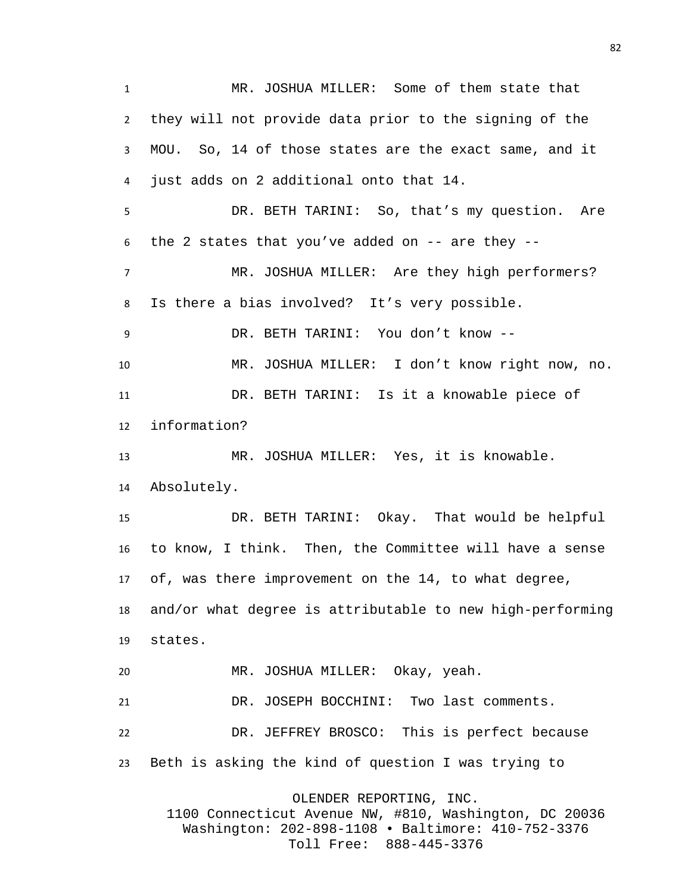MR. JOSHUA MILLER: Some of them state that they will not provide data prior to the signing of the MOU. So, 14 of those states are the exact same, and it just adds on 2 additional onto that 14.

DR. BETH TARINI: So, that's my question. Are the 2 states that you've added on -- are they --

MR. JOSHUA MILLER: Are they high performers? Is there a bias involved? It's very possible.

DR. BETH TARINI: You don't know --

MR. JOSHUA MILLER: I don't know right now, no.

DR. BETH TARINI: Is it a knowable piece of information?

MR. JOSHUA MILLER: Yes, it is knowable. Absolutely.

DR. BETH TARINI: Okay. That would be helpful to know, I think. Then, the Committee will have a sense of, was there improvement on the 14, to what degree, and/or what degree is attributable to new high-performing states.

MR. JOSHUA MILLER: Okay, yeah.

DR. JOSEPH BOCCHINI: Two last comments.

DR. JEFFREY BROSCO: This is perfect because Beth is asking the kind of question I was trying to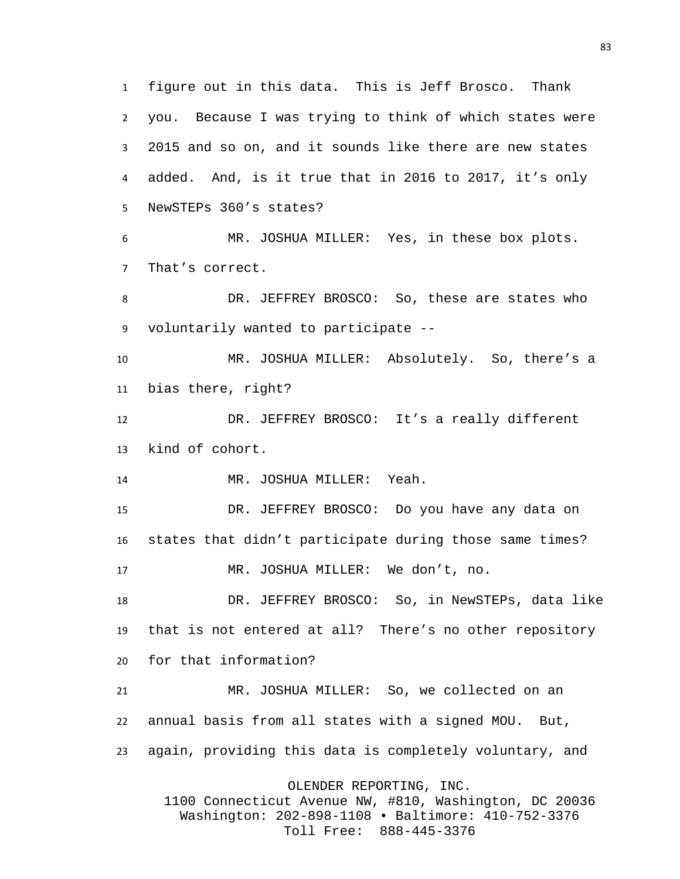figure out in this data. This is Jeff Brosco. Thank you. Because I was trying to think of which states were 2015 and so on, and it sounds like there are new states added. And, is it true that in 2016 to 2017, it's only NewSTEPs 360's states?

MR. JOSHUA MILLER: Yes, in these box plots. That's correct.

DR. JEFFREY BROSCO: So, these are states who voluntarily wanted to participate --

MR. JOSHUA MILLER: Absolutely. So, there's a bias there, right?

DR. JEFFREY BROSCO: It's a really different kind of cohort.

MR. JOSHUA MILLER: Yeah.

DR. JEFFREY BROSCO: Do you have any data on states that didn't participate during those same times?

MR. JOSHUA MILLER: We don't, no.

DR. JEFFREY BROSCO: So, in NewSTEPs, data like that is not entered at all? There's no other repository for that information?

MR. JOSHUA MILLER: So, we collected on an annual basis from all states with a signed MOU. But, again, providing this data is completely voluntary, and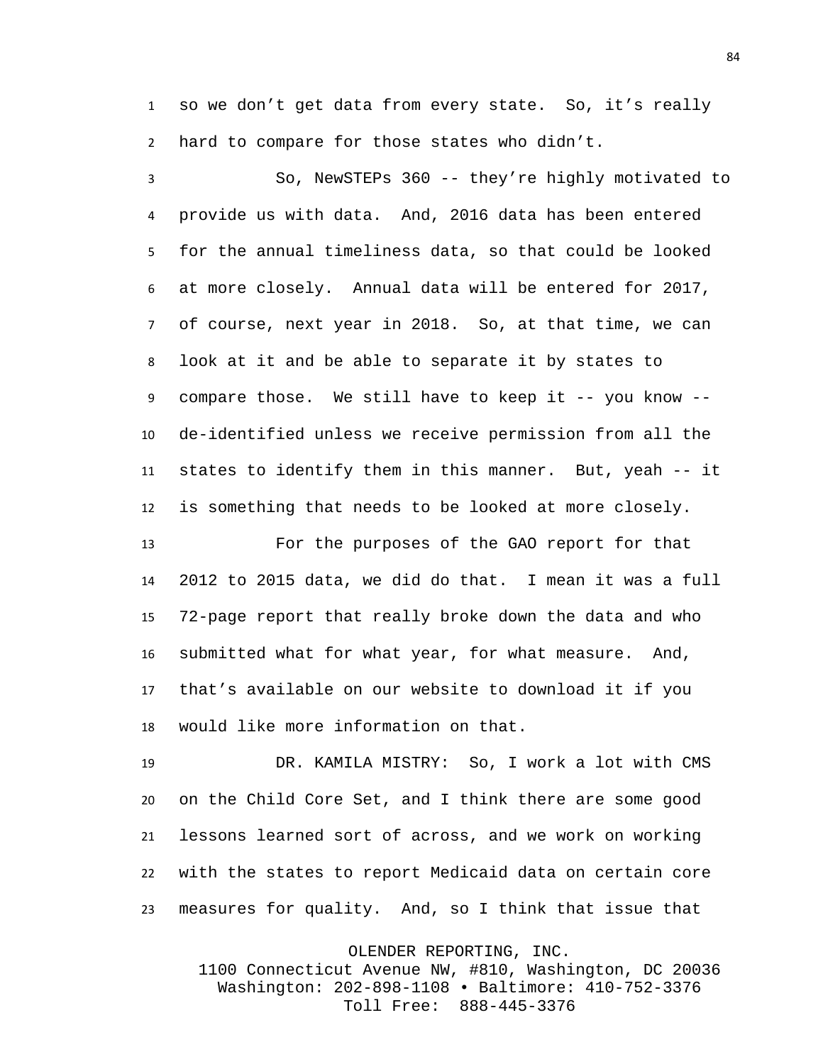so we don’t get data from every state. So, it’s really hard to compare for those states who didn’t.

So, NewSTEPs 360 -- they’re highly motivated to provide us with data. And, 2016 data has been entered for the annual timeliness data, so that could be looked at more closely. Annual data will be entered for 2017, of course, next year in 2018. So, at that time, we can look at it and be able to separate it by states to compare those. We still have to keep it -- you know -- de-identified unless we receive permission from all the states to identify them in this manner. But, yeah -- it is something that needs to be looked at more closely.

For the purposes of the GAO report for that 2012 to 2015 data, we did do that. I mean it was a full 72-page report that really broke down the data and who submitted what for what year, for what measure. And, that’s available on our website to download it if you would like more information on that.

DR. KAMILA MISTRY: So, I work a lot with CMS on the Child Core Set, and I think there are some good lessons learned sort of across, and we work on working with the states to report Medicaid data on certain core measures for quality. And, so I think that issue that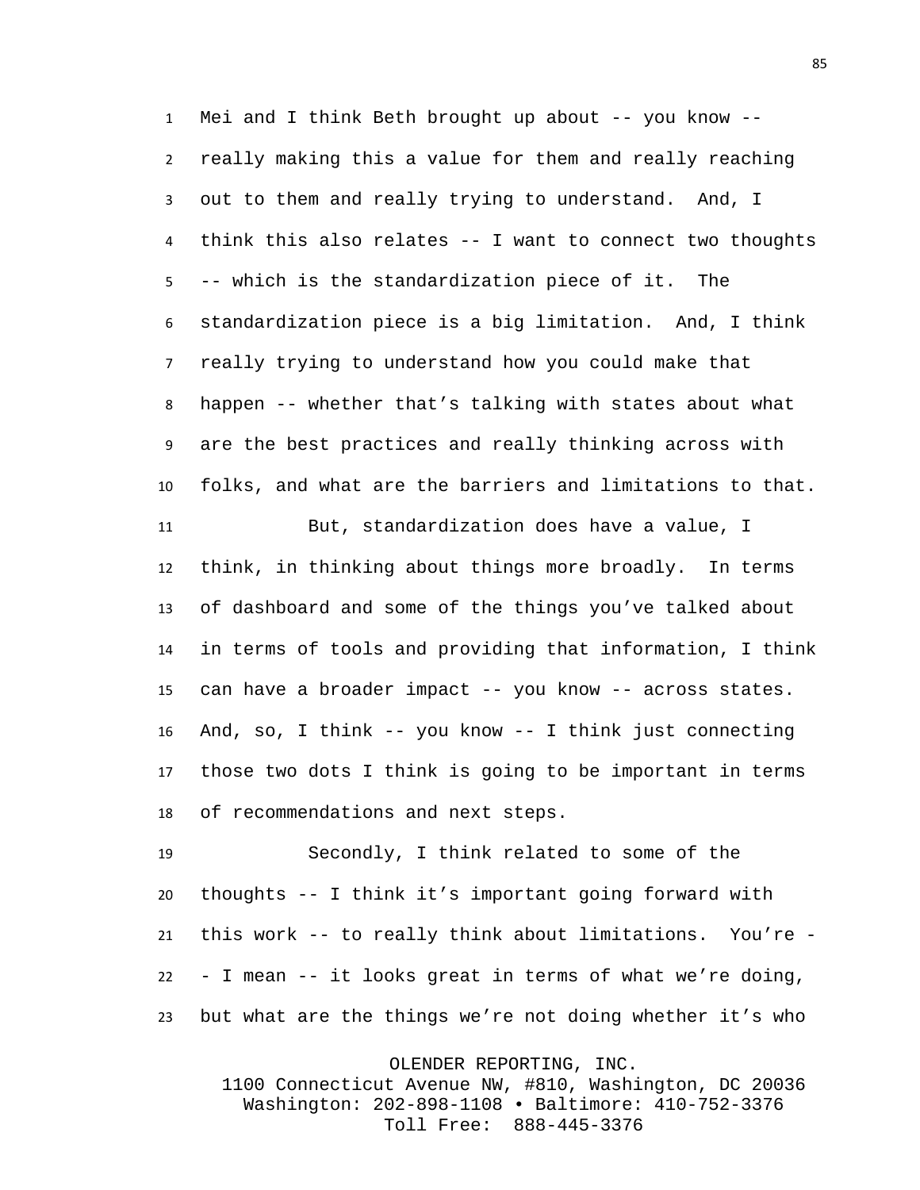Mei and I think Beth brought up about -- you know -- really making this a value for them and really reaching out to them and really trying to understand. And, I think this also relates -- I want to connect two thoughts -- which is the standardization piece of it. The standardization piece is a big limitation. And, I think really trying to understand how you could make that happen -- whether that's talking with states about what are the best practices and really thinking across with folks, and what are the barriers and limitations to that.

But, standardization does have a value, I think, in thinking about things more broadly. In terms of dashboard and some of the things you've talked about in terms of tools and providing that information, I think can have a broader impact -- you know -- across states. And, so, I think -- you know -- I think just connecting those two dots I think is going to be important in terms of recommendations and next steps.

Secondly, I think related to some of the thoughts -- I think it's important going forward with this work -- to really think about limitations. You're -- I mean -- it looks great in terms of what we're doing, but what are the things we're not doing whether it's who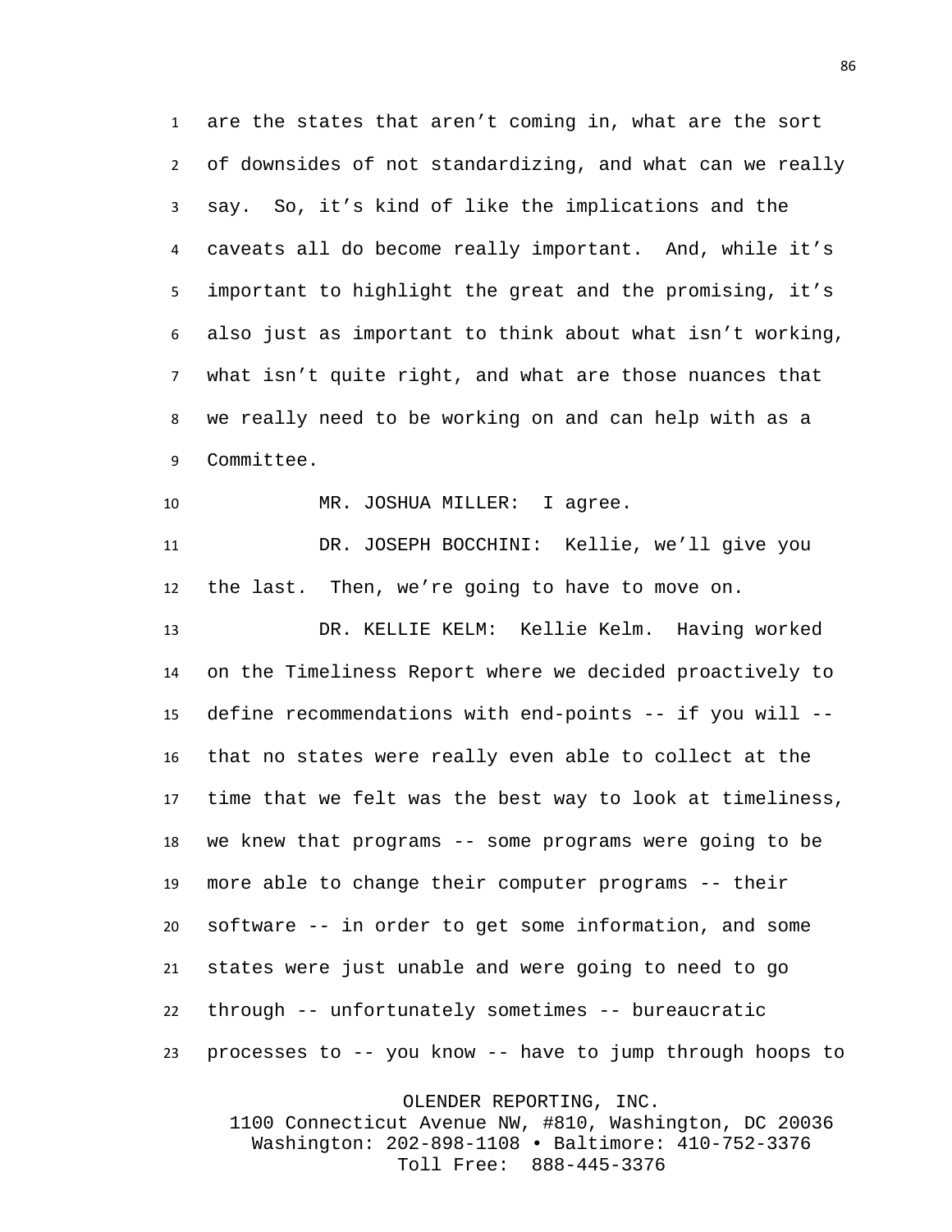are the states that aren't coming in, what are the sort of downsides of not standardizing, and what can we really say. So, it's kind of like the implications and the caveats all do become really important. And, while it's important to highlight the great and the promising, it's also just as important to think about what isn't working, what isn't quite right, and what are those nuances that we really need to be working on and can help with as a Committee.

MR. JOSHUA MILLER: I agree.

DR. JOSEPH BOCCHINI: Kellie, we'll give you the last. Then, we're going to have to move on.

DR. KELLIE KELM: Kellie Kelm. Having worked on the Timeliness Report where we decided proactively to define recommendations with end-points -- if you will -- that no states were really even able to collect at the time that we felt was the best way to look at timeliness, we knew that programs -- some programs were going to be more able to change their computer programs -- their software -- in order to get some information, and some states were just unable and were going to need to go through -- unfortunately sometimes -- bureaucratic processes to -- you know -- have to jump through hoops to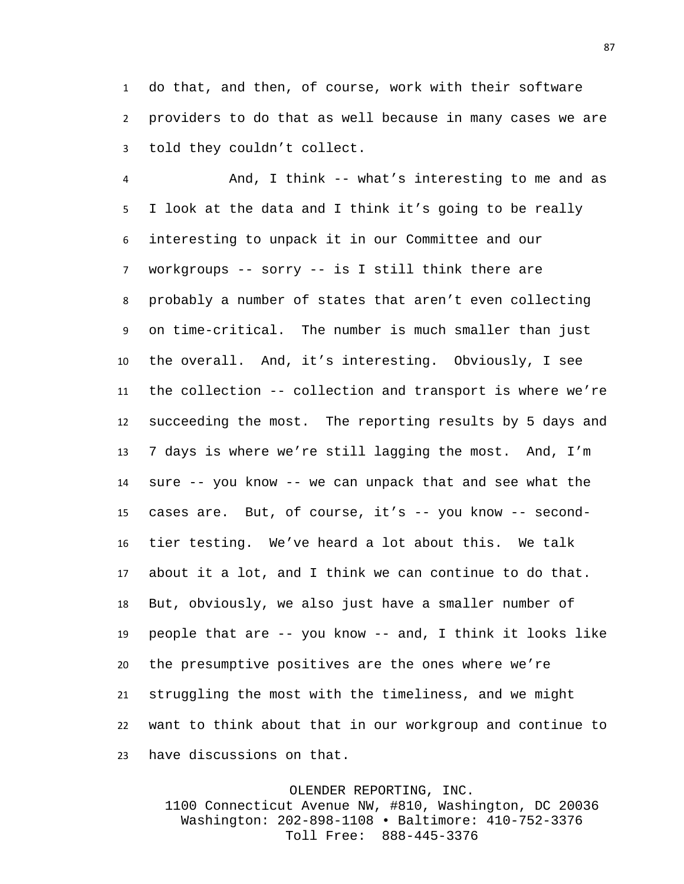do that, and then, of course, work with their software providers to do that as well because in many cases we are told they couldn't collect.

And, I think -- what's interesting to me and as I look at the data and I think it's going to be really interesting to unpack it in our Committee and our workgroups -- sorry -- is I still think there are probably a number of states that aren't even collecting on time-critical. The number is much smaller than just the overall. And, it's interesting. Obviously, I see the collection -- collection and transport is where we're succeeding the most. The reporting results by 5 days and 7 days is where we're still lagging the most. And, I'm sure -- you know -- we can unpack that and see what the cases are. But, of course, it's -- you know -- second-tier testing. We've heard a lot about this. We talk about it a lot, and I think we can continue to do that. But, obviously, we also just have a smaller number of people that are -- you know -- and, I think it looks like the presumptive positives are the ones where we're struggling the most with the timeliness, and we might want to think about that in our workgroup and continue to have discussions on that.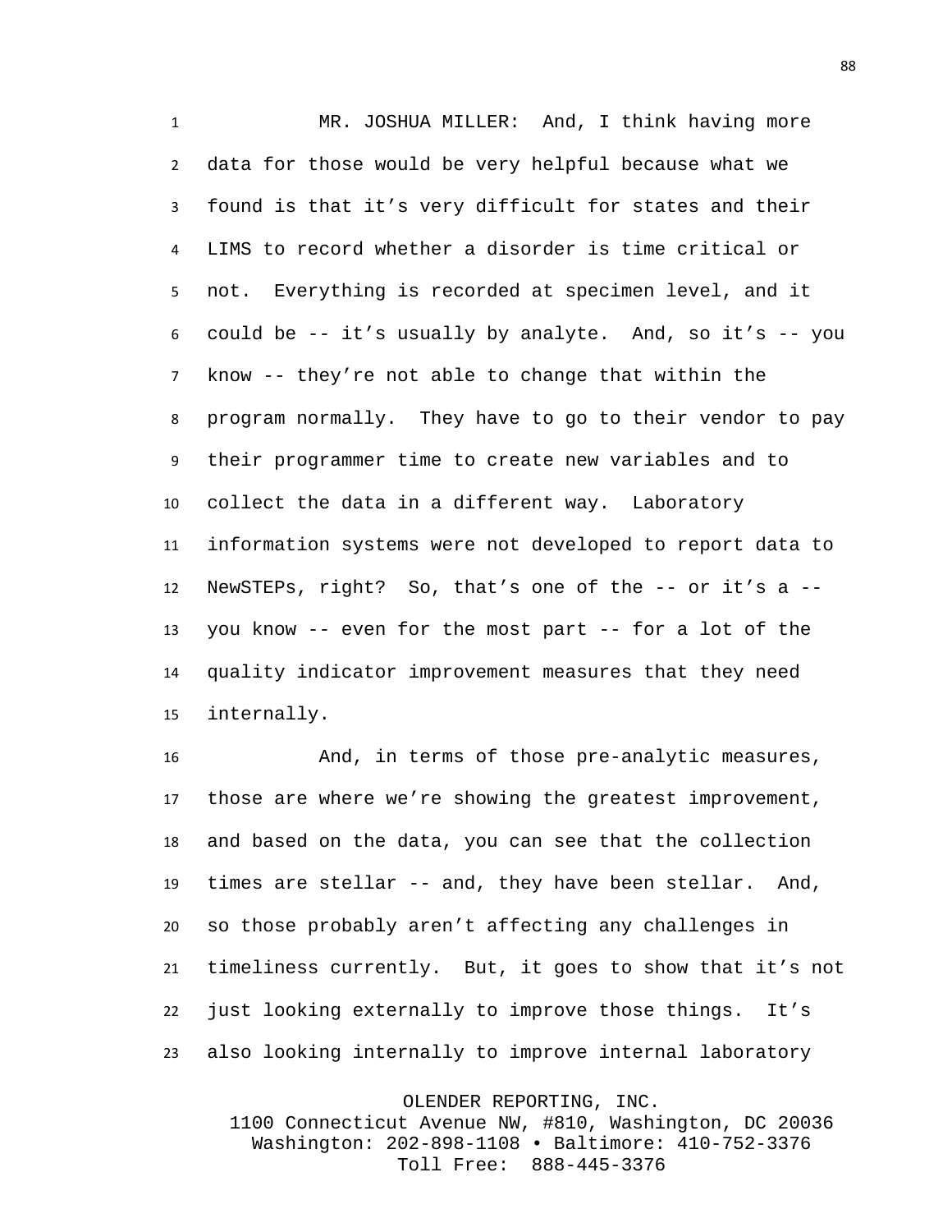MR. JOSHUA MILLER: And, I think having more data for those would be very helpful because what we found is that it's very difficult for states and their LIMS to record whether a disorder is time critical or not. Everything is recorded at specimen level, and it could be -- it's usually by analyte. And, so it's -- you know -- they're not able to change that within the program normally. They have to go to their vendor to pay their programmer time to create new variables and to collect the data in a different way. Laboratory information systems were not developed to report data to NewSTEPs, right? So, that's one of the -- or it's a -- you know -- even for the most part -- for a lot of the quality indicator improvement measures that they need internally.

And, in terms of those pre-analytic measures, those are where we're showing the greatest improvement, and based on the data, you can see that the collection times are stellar -- and, they have been stellar. And, so those probably aren't affecting any challenges in timeliness currently. But, it goes to show that it's not just looking externally to improve those things. It's also looking internally to improve internal laboratory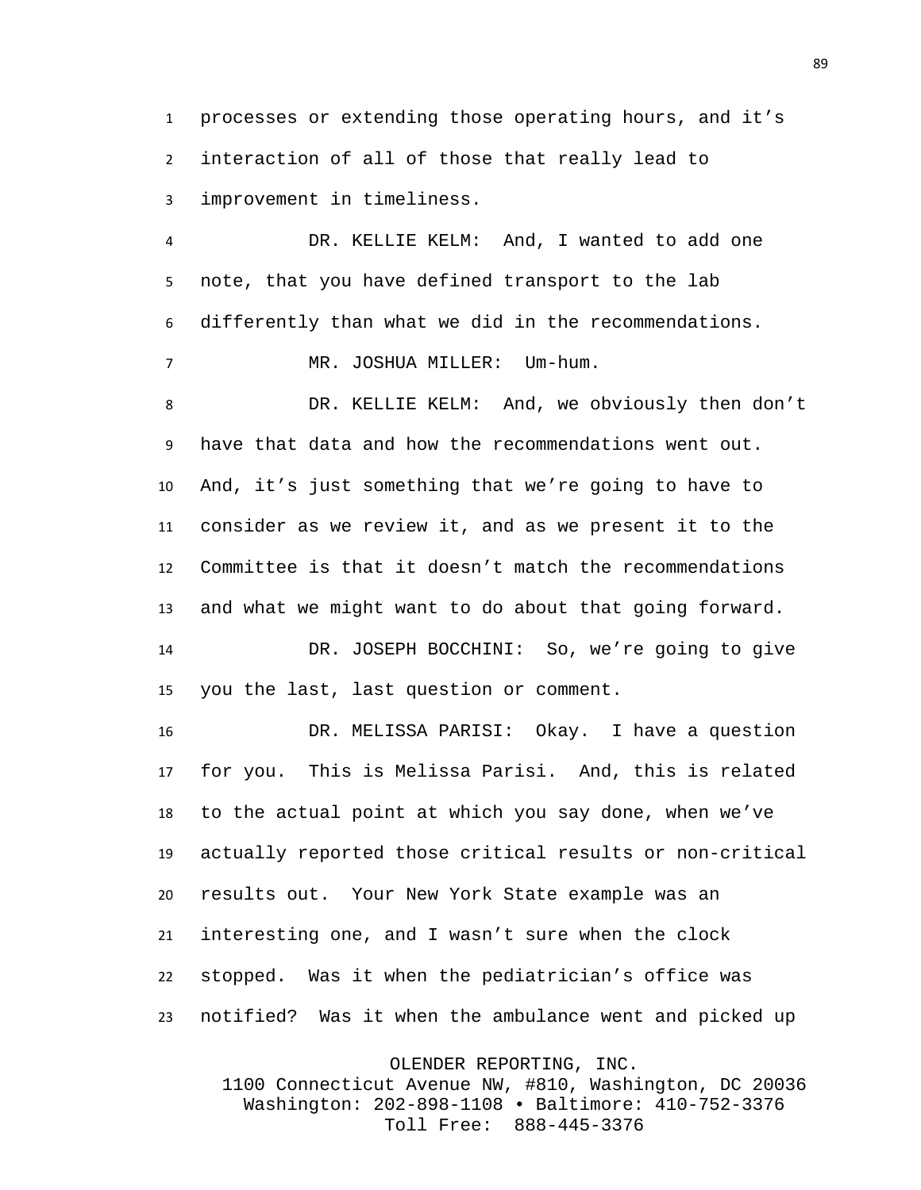processes or extending those operating hours, and it's interaction of all of those that really lead to improvement in timeliness.

DR. KELLIE KELM: And, I wanted to add one note, that you have defined transport to the lab differently than what we did in the recommendations.

MR. JOSHUA MILLER: Um-hum.

DR. KELLIE KELM: And, we obviously then don't have that data and how the recommendations went out. And, it's just something that we're going to have to consider as we review it, and as we present it to the Committee is that it doesn't match the recommendations and what we might want to do about that going forward.

DR. JOSEPH BOCCHINI: So, we're going to give you the last, last question or comment.

DR. MELISSA PARISI: Okay. I have a question for you. This is Melissa Parisi. And, this is related to the actual point at which you say done, when we've actually reported those critical results or non-critical results out. Your New York State example was an interesting one, and I wasn't sure when the clock stopped. Was it when the pediatrician's office was notified? Was it when the ambulance went and picked up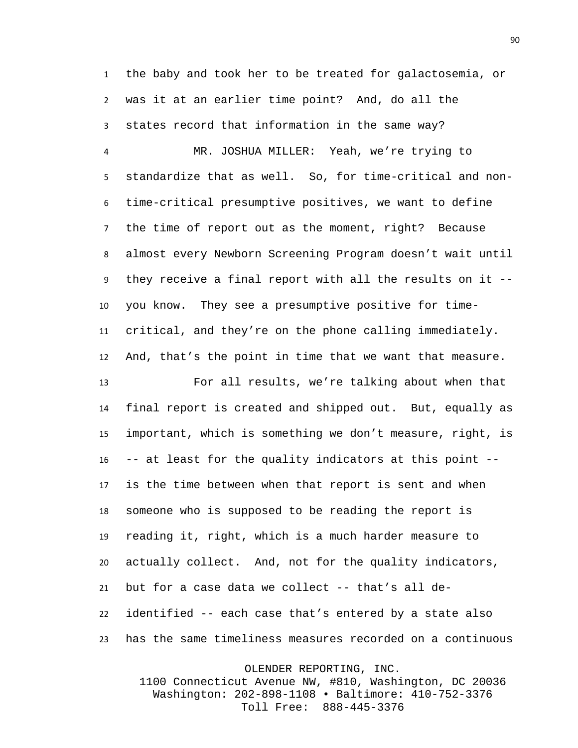the baby and took her to be treated for galactosemia, or was it at an earlier time point? And, do all the states record that information in the same way?

MR. JOSHUA MILLER: Yeah, we're trying to standardize that as well. So, for time-critical and non-time-critical presumptive positives, we want to define the time of report out as the moment, right? Because almost every Newborn Screening Program doesn't wait until they receive a final report with all the results on it -- you know. They see a presumptive positive for time-critical, and they're on the phone calling immediately. And, that's the point in time that we want that measure.

For all results, we're talking about when that final report is created and shipped out. But, equally as important, which is something we don't measure, right, is -- at least for the quality indicators at this point -- is the time between when that report is sent and when someone who is supposed to be reading the report is reading it, right, which is a much harder measure to actually collect. And, not for the quality indicators, but for a case data we collect -- that's all de-identified -- each case that's entered by a state also has the same timeliness measures recorded on a continuous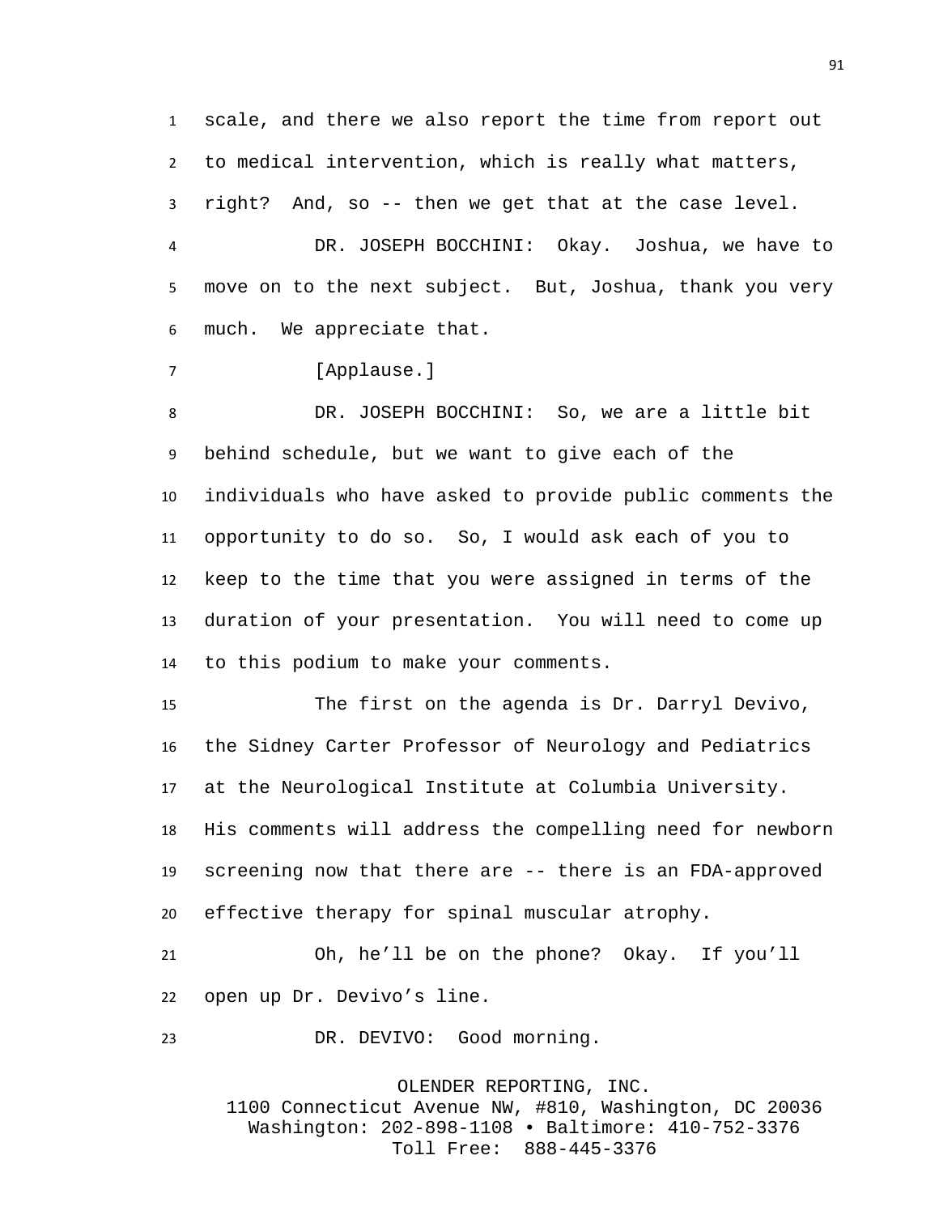scale, and there we also report the time from report out to medical intervention, which is really what matters, right? And, so -- then we get that at the case level.

DR. JOSEPH BOCCHINI: Okay. Joshua, we have to move on to the next subject. But, Joshua, thank you very much. We appreciate that.

[Applause.]

DR. JOSEPH BOCCHINI: So, we are a little bit behind schedule, but we want to give each of the individuals who have asked to provide public comments the opportunity to do so. So, I would ask each of you to keep to the time that you were assigned in terms of the duration of your presentation. You will need to come up to this podium to make your comments.

The first on the agenda is Dr. Darryl Devivo, the Sidney Carter Professor of Neurology and Pediatrics at the Neurological Institute at Columbia University. His comments will address the compelling need for newborn screening now that there are -- there is an FDA-approved effective therapy for spinal muscular atrophy.

Oh, he'll be on the phone? Okay. If you'll open up Dr. Devivo's line.

DR. DEVIVO: Good morning.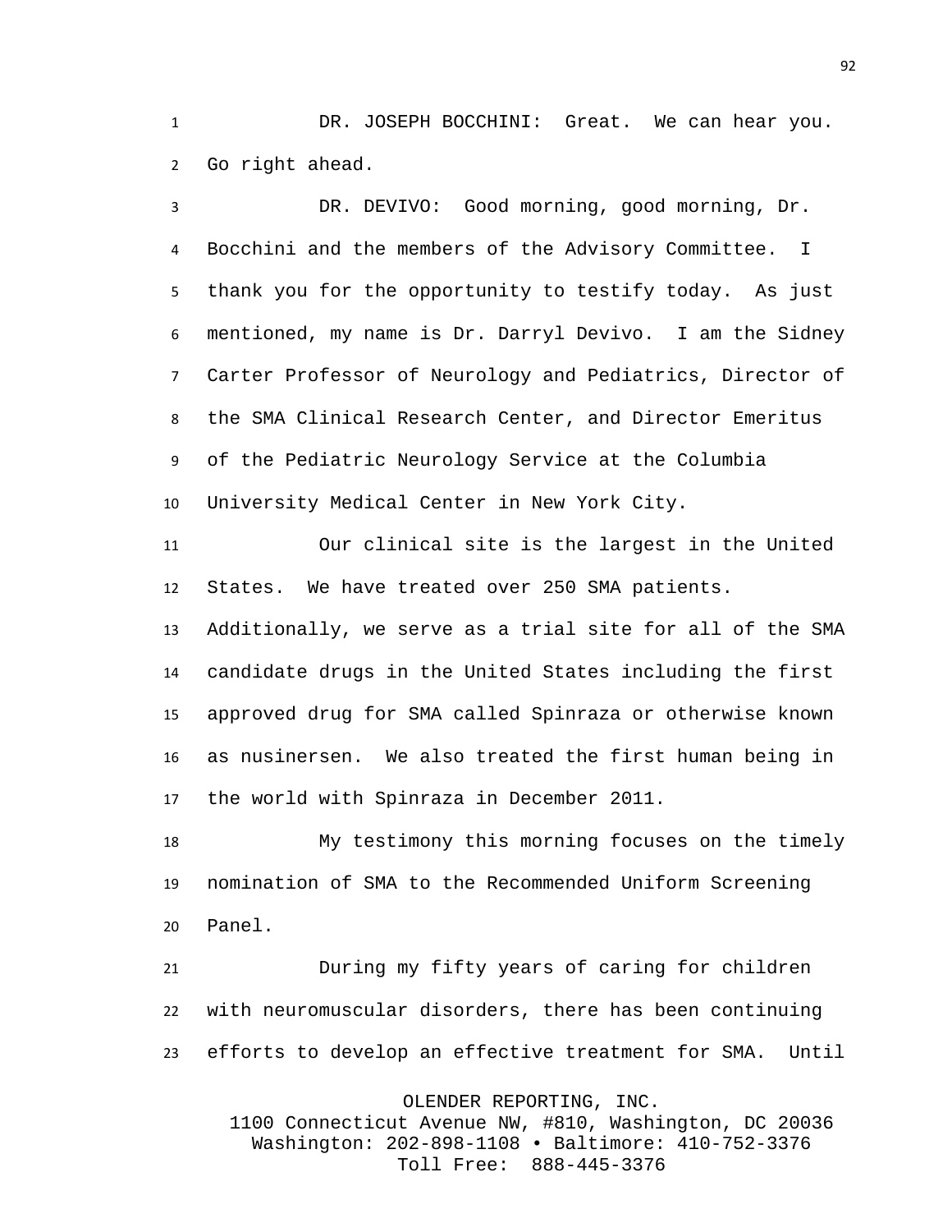DR. JOSEPH BOCCHINI: Great. We can hear you. Go right ahead.

DR. DEVIVO: Good morning, good morning, Dr. Bocchini and the members of the Advisory Committee. I thank you for the opportunity to testify today. As just mentioned, my name is Dr. Darryl Devivo. I am the Sidney Carter Professor of Neurology and Pediatrics, Director of the SMA Clinical Research Center, and Director Emeritus of the Pediatric Neurology Service at the Columbia University Medical Center in New York City.

Our clinical site is the largest in the United States. We have treated over 250 SMA patients. Additionally, we serve as a trial site for all of the SMA candidate drugs in the United States including the first approved drug for SMA called Spinraza or otherwise known as nusinersen. We also treated the first human being in the world with Spinraza in December 2011.

My testimony this morning focuses on the timely nomination of SMA to the Recommended Uniform Screening Panel.

During my fifty years of caring for children with neuromuscular disorders, there has been continuing efforts to develop an effective treatment for SMA. Until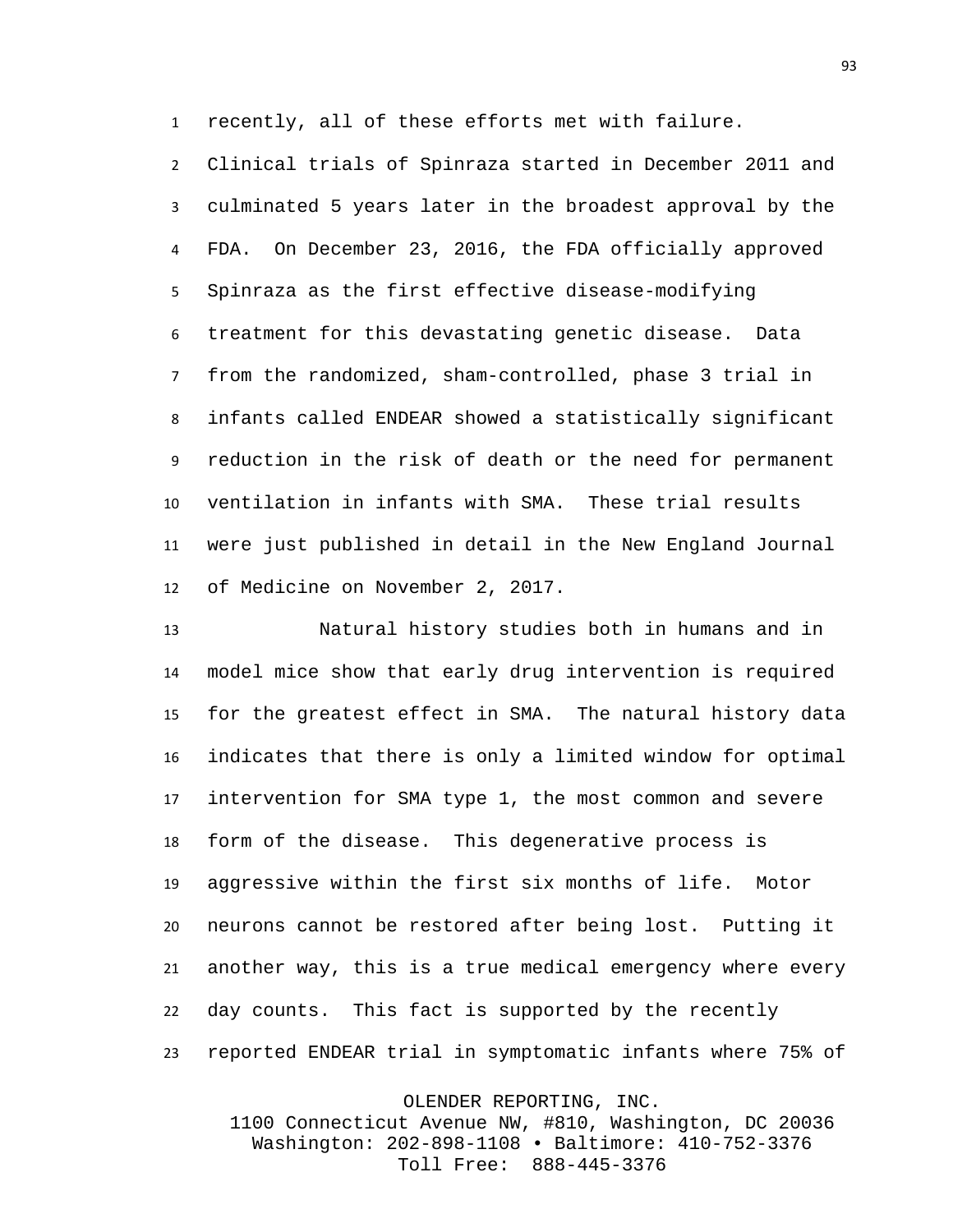recently, all of these efforts met with failure. Clinical trials of Spinraza started in December 2011 and culminated 5 years later in the broadest approval by the FDA. On December 23, 2016, the FDA officially approved Spinraza as the first effective disease-modifying treatment for this devastating genetic disease. Data from the randomized, sham-controlled, phase 3 trial in infants called ENDEAR showed a statistically significant reduction in the risk of death or the need for permanent ventilation in infants with SMA. These trial results were just published in detail in the New England Journal of Medicine on November 2, 2017.

Natural history studies both in humans and in model mice show that early drug intervention is required for the greatest effect in SMA. The natural history data indicates that there is only a limited window for optimal intervention for SMA type 1, the most common and severe form of the disease. This degenerative process is aggressive within the first six months of life. Motor neurons cannot be restored after being lost. Putting it another way, this is a true medical emergency where every day counts. This fact is supported by the recently reported ENDEAR trial in symptomatic infants where 75% of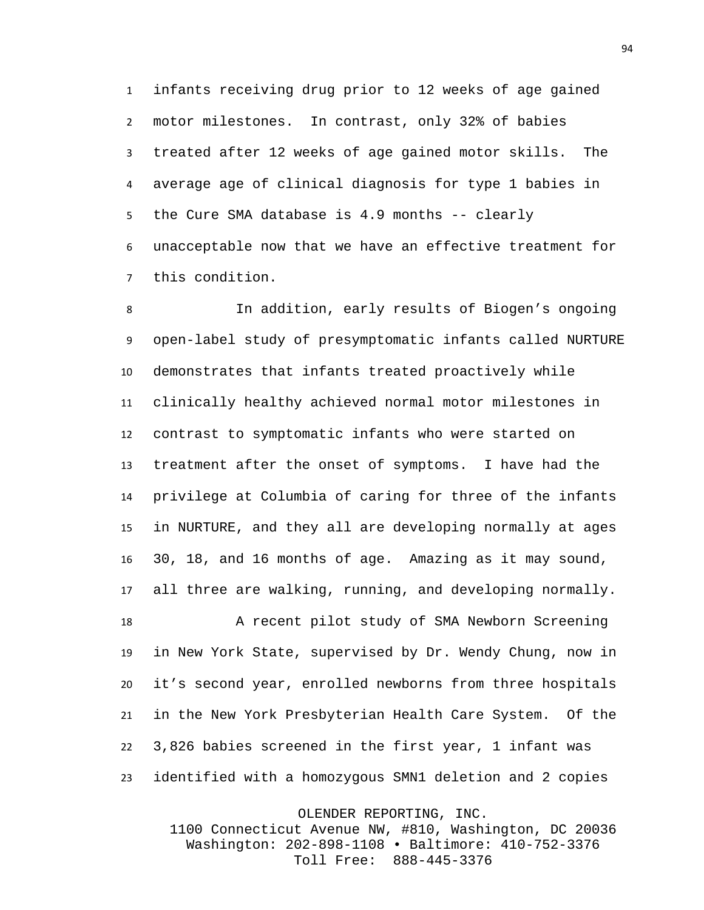infants receiving drug prior to 12 weeks of age gained motor milestones. In contrast, only 32% of babies treated after 12 weeks of age gained motor skills. The average age of clinical diagnosis for type 1 babies in the Cure SMA database is 4.9 months -- clearly unacceptable now that we have an effective treatment for this condition.

In addition, early results of Biogen's ongoing open-label study of presymptomatic infants called NURTURE demonstrates that infants treated proactively while clinically healthy achieved normal motor milestones in contrast to symptomatic infants who were started on treatment after the onset of symptoms. I have had the privilege at Columbia of caring for three of the infants in NURTURE, and they all are developing normally at ages 30, 18, and 16 months of age. Amazing as it may sound, all three are walking, running, and developing normally.

A recent pilot study of SMA Newborn Screening in New York State, supervised by Dr. Wendy Chung, now in it's second year, enrolled newborns from three hospitals in the New York Presbyterian Health Care System. Of the 3,826 babies screened in the first year, 1 infant was identified with a homozygous SMN1 deletion and 2 copies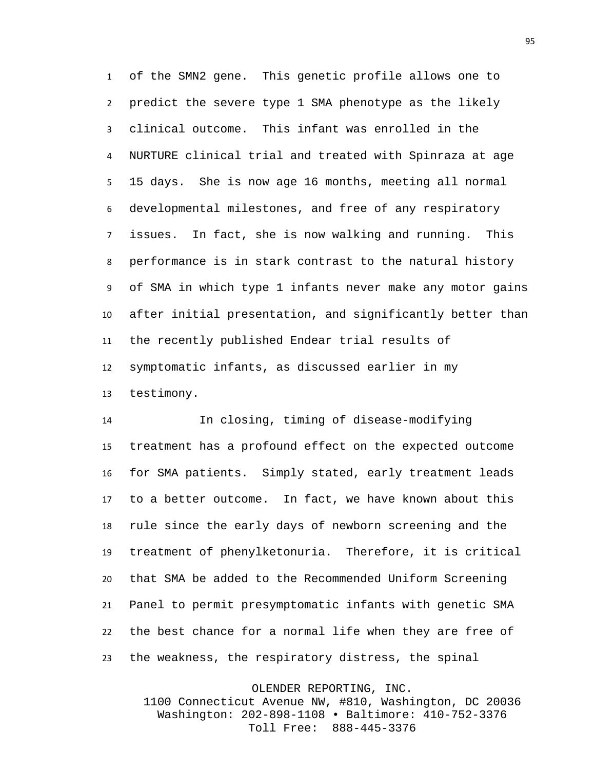of the SMN2 gene. This genetic profile allows one to predict the severe type 1 SMA phenotype as the likely clinical outcome. This infant was enrolled in the NURTURE clinical trial and treated with Spinraza at age 15 days. She is now age 16 months, meeting all normal developmental milestones, and free of any respiratory issues. In fact, she is now walking and running. This performance is in stark contrast to the natural history of SMA in which type 1 infants never make any motor gains after initial presentation, and significantly better than the recently published Endear trial results of symptomatic infants, as discussed earlier in my testimony.

In closing, timing of disease-modifying treatment has a profound effect on the expected outcome for SMA patients. Simply stated, early treatment leads to a better outcome. In fact, we have known about this rule since the early days of newborn screening and the treatment of phenylketonuria. Therefore, it is critical that SMA be added to the Recommended Uniform Screening Panel to permit presymptomatic infants with genetic SMA the best chance for a normal life when they are free of the weakness, the respiratory distress, the spinal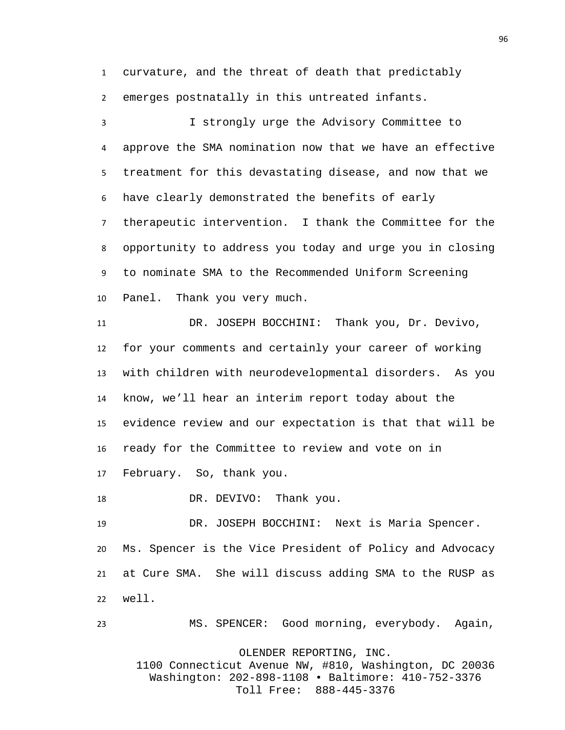curvature, and the threat of death that predictably emerges postnatally in this untreated infants.

I strongly urge the Advisory Committee to approve the SMA nomination now that we have an effective treatment for this devastating disease, and now that we have clearly demonstrated the benefits of early therapeutic intervention. I thank the Committee for the opportunity to address you today and urge you in closing to nominate SMA to the Recommended Uniform Screening Panel. Thank you very much.

DR. JOSEPH BOCCHINI: Thank you, Dr. Devivo, for your comments and certainly your career of working with children with neurodevelopmental disorders. As you know, we'll hear an interim report today about the evidence review and our expectation is that that will be ready for the Committee to review and vote on in February. So, thank you.

DR. DEVIVO: Thank you.

DR. JOSEPH BOCCHINI: Next is Maria Spencer. Ms. Spencer is the Vice President of Policy and Advocacy at Cure SMA. She will discuss adding SMA to the RUSP as well.

MS. SPENCER: Good morning, everybody. Again,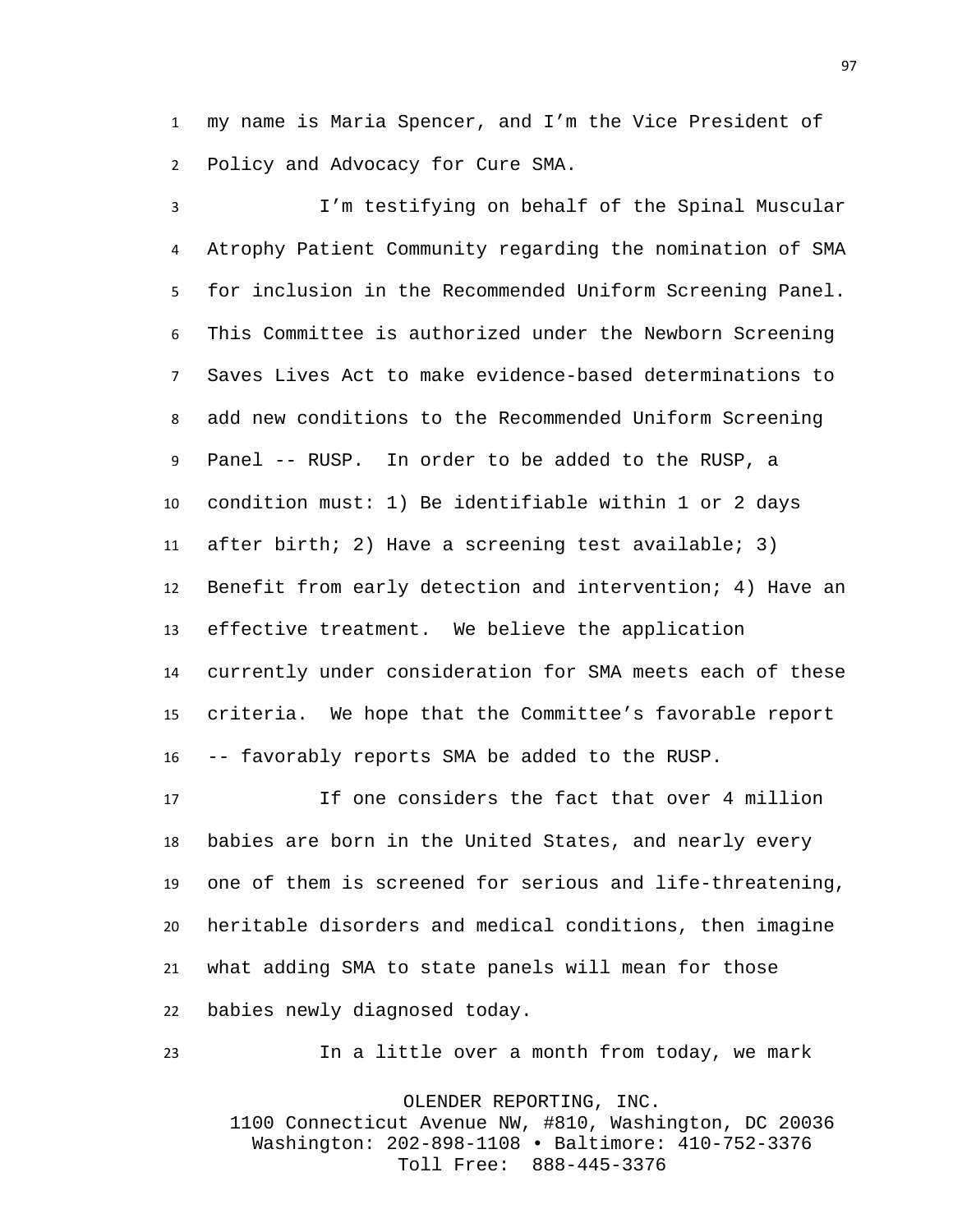my name is Maria Spencer, and I'm the Vice President of Policy and Advocacy for Cure SMA.

I'm testifying on behalf of the Spinal Muscular Atrophy Patient Community regarding the nomination of SMA for inclusion in the Recommended Uniform Screening Panel. This Committee is authorized under the Newborn Screening Saves Lives Act to make evidence-based determinations to add new conditions to the Recommended Uniform Screening Panel -- RUSP. In order to be added to the RUSP, a condition must: 1) Be identifiable within 1 or 2 days after birth; 2) Have a screening test available; 3) Benefit from early detection and intervention; 4) Have an effective treatment. We believe the application currently under consideration for SMA meets each of these criteria. We hope that the Committee's favorable report -- favorably reports SMA be added to the RUSP.

If one considers the fact that over 4 million babies are born in the United States, and nearly every one of them is screened for serious and life-threatening, heritable disorders and medical conditions, then imagine what adding SMA to state panels will mean for those babies newly diagnosed today.

In a little over a month from today, we mark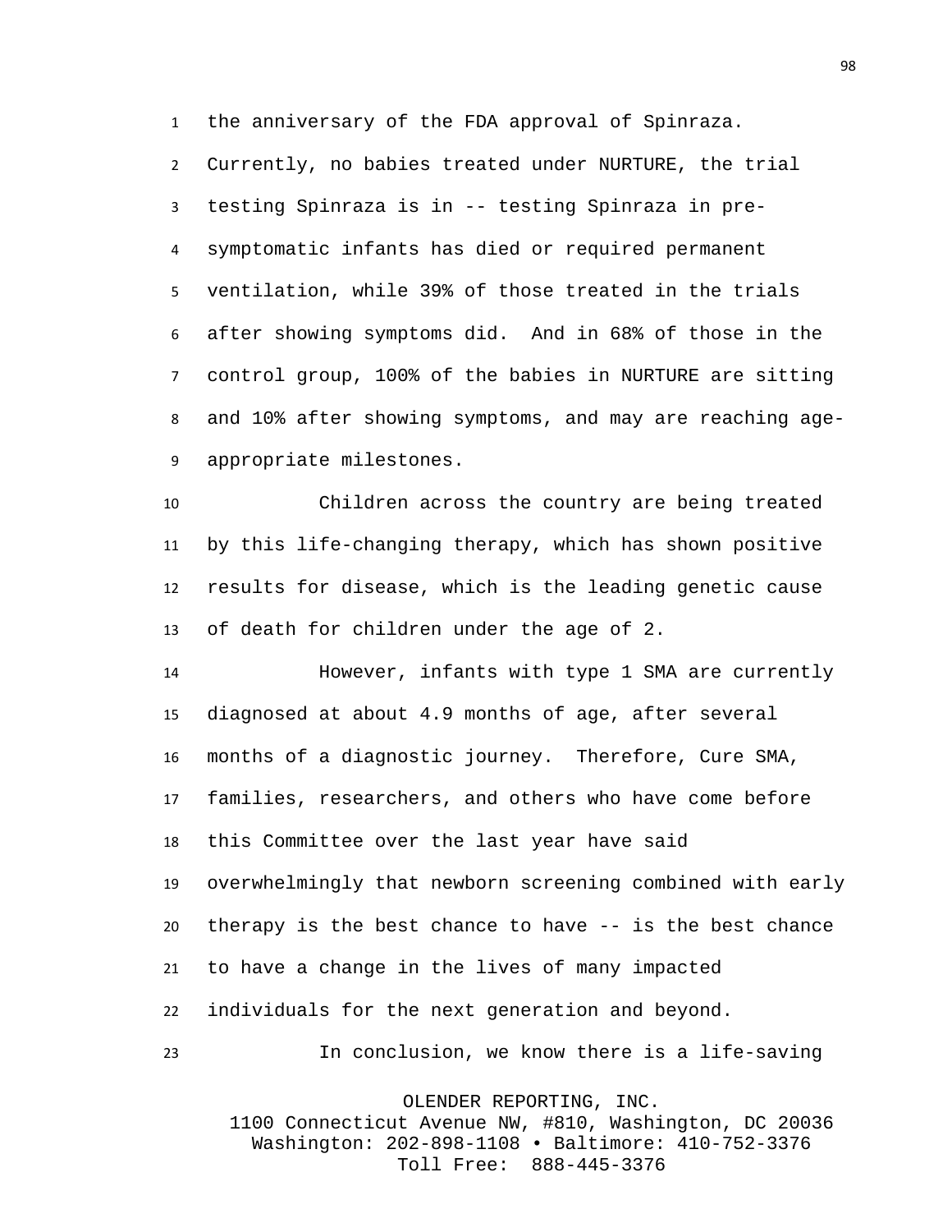the anniversary of the FDA approval of Spinraza. Currently, no babies treated under NURTURE, the trial testing Spinraza is in -- testing Spinraza in pre-symptomatic infants has died or required permanent ventilation, while 39% of those treated in the trials after showing symptoms did. And in 68% of those in the control group, 100% of the babies in NURTURE are sitting and 10% after showing symptoms, and may are reaching age-appropriate milestones.

Children across the country are being treated by this life-changing therapy, which has shown positive results for disease, which is the leading genetic cause of death for children under the age of 2.

However, infants with type 1 SMA are currently diagnosed at about 4.9 months of age, after several months of a diagnostic journey. Therefore, Cure SMA, families, researchers, and others who have come before this Committee over the last year have said overwhelmingly that newborn screening combined with early therapy is the best chance to have -- is the best chance to have a change in the lives of many impacted individuals for the next generation and beyond.

In conclusion, we know there is a life-saving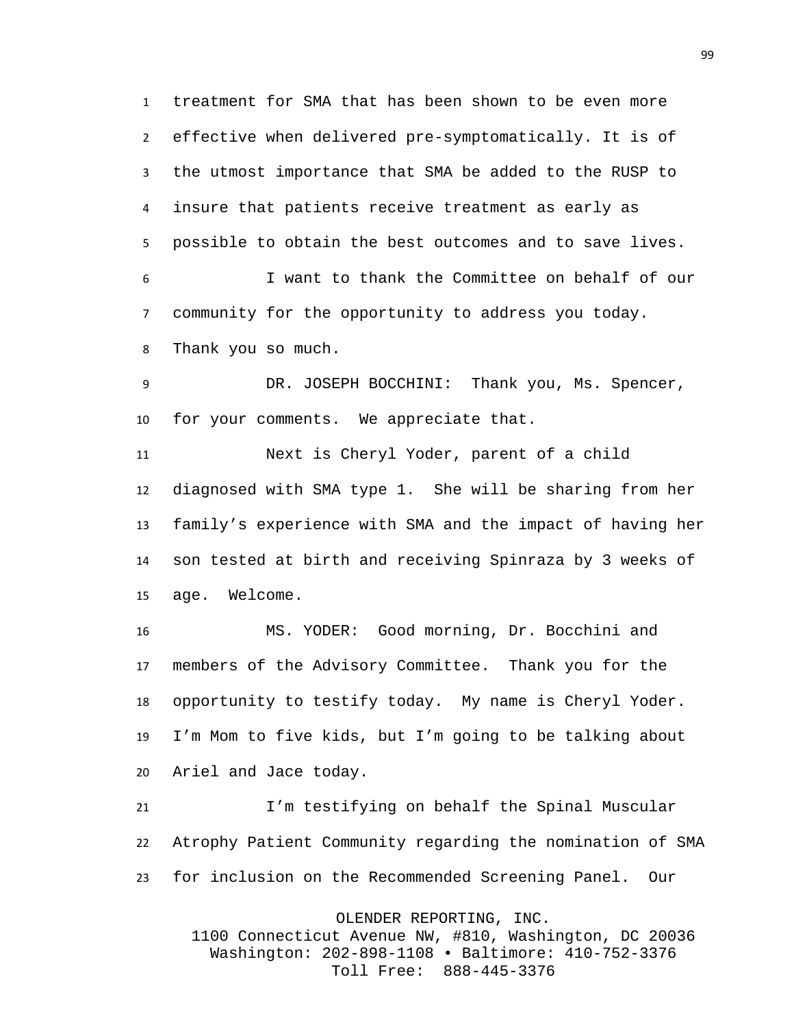treatment for SMA that has been shown to be even more effective when delivered pre-symptomatically. It is of the utmost importance that SMA be added to the RUSP to insure that patients receive treatment as early as possible to obtain the best outcomes and to save lives.

I want to thank the Committee on behalf of our community for the opportunity to address you today. Thank you so much.

DR. JOSEPH BOCCHINI: Thank you, Ms. Spencer, for your comments. We appreciate that.

Next is Cheryl Yoder, parent of a child diagnosed with SMA type 1. She will be sharing from her family's experience with SMA and the impact of having her son tested at birth and receiving Spinraza by 3 weeks of age. Welcome.

MS. YODER: Good morning, Dr. Bocchini and members of the Advisory Committee. Thank you for the opportunity to testify today. My name is Cheryl Yoder. I'm Mom to five kids, but I'm going to be talking about Ariel and Jace today.

I'm testifying on behalf the Spinal Muscular Atrophy Patient Community regarding the nomination of SMA for inclusion on the Recommended Screening Panel. Our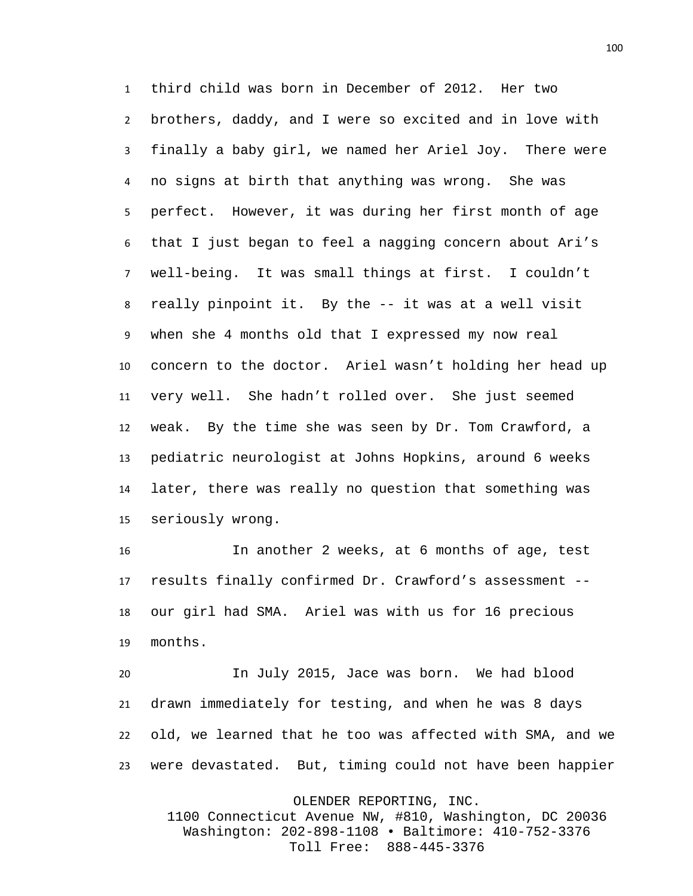third child was born in December of 2012. Her two brothers, daddy, and I were so excited and in love with finally a baby girl, we named her Ariel Joy. There were no signs at birth that anything was wrong. She was perfect. However, it was during her first month of age that I just began to feel a nagging concern about Ari's well-being. It was small things at first. I couldn't really pinpoint it. By the -- it was at a well visit when she 4 months old that I expressed my now real concern to the doctor. Ariel wasn't holding her head up very well. She hadn't rolled over. She just seemed weak. By the time she was seen by Dr. Tom Crawford, a pediatric neurologist at Johns Hopkins, around 6 weeks later, there was really no question that something was seriously wrong.

In another 2 weeks, at 6 months of age, test results finally confirmed Dr. Crawford's assessment -- our girl had SMA. Ariel was with us for 16 precious months.

In July 2015, Jace was born. We had blood drawn immediately for testing, and when he was 8 days old, we learned that he too was affected with SMA, and we were devastated. But, timing could not have been happier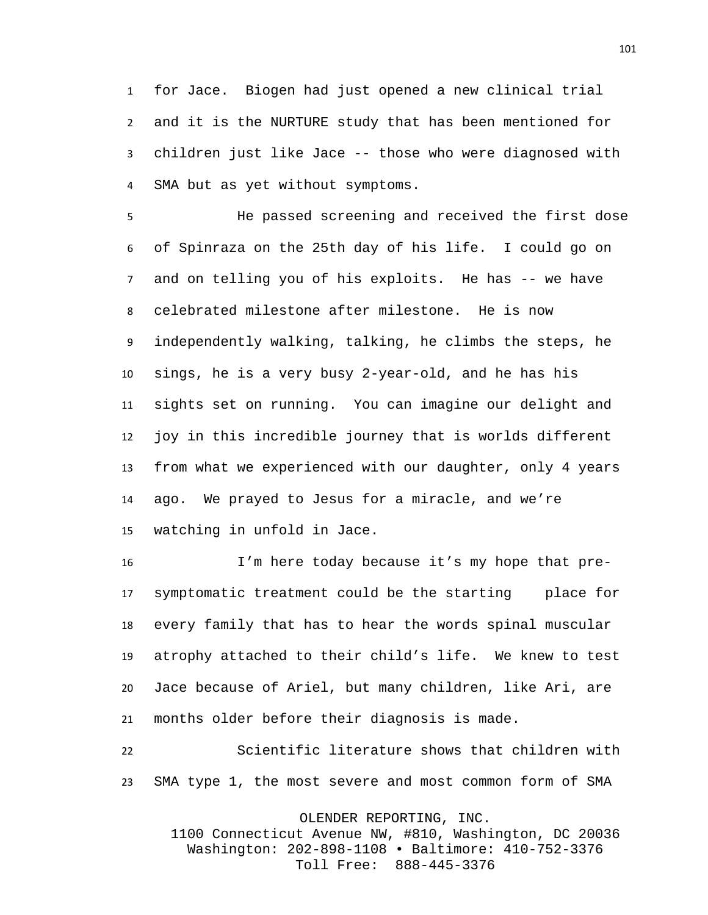for Jace. Biogen had just opened a new clinical trial and it is the NURTURE study that has been mentioned for children just like Jace -- those who were diagnosed with SMA but as yet without symptoms.

He passed screening and received the first dose of Spinraza on the 25th day of his life. I could go on and on telling you of his exploits. He has -- we have celebrated milestone after milestone. He is now independently walking, talking, he climbs the steps, he sings, he is a very busy 2-year-old, and he has his sights set on running. You can imagine our delight and joy in this incredible journey that is worlds different from what we experienced with our daughter, only 4 years ago. We prayed to Jesus for a miracle, and we're watching in unfold in Jace.

I'm here today because it's my hope that pre-symptomatic treatment could be the starting place for every family that has to hear the words spinal muscular atrophy attached to their child's life. We knew to test Jace because of Ariel, but many children, like Ari, are months older before their diagnosis is made.

Scientific literature shows that children with SMA type 1, the most severe and most common form of SMA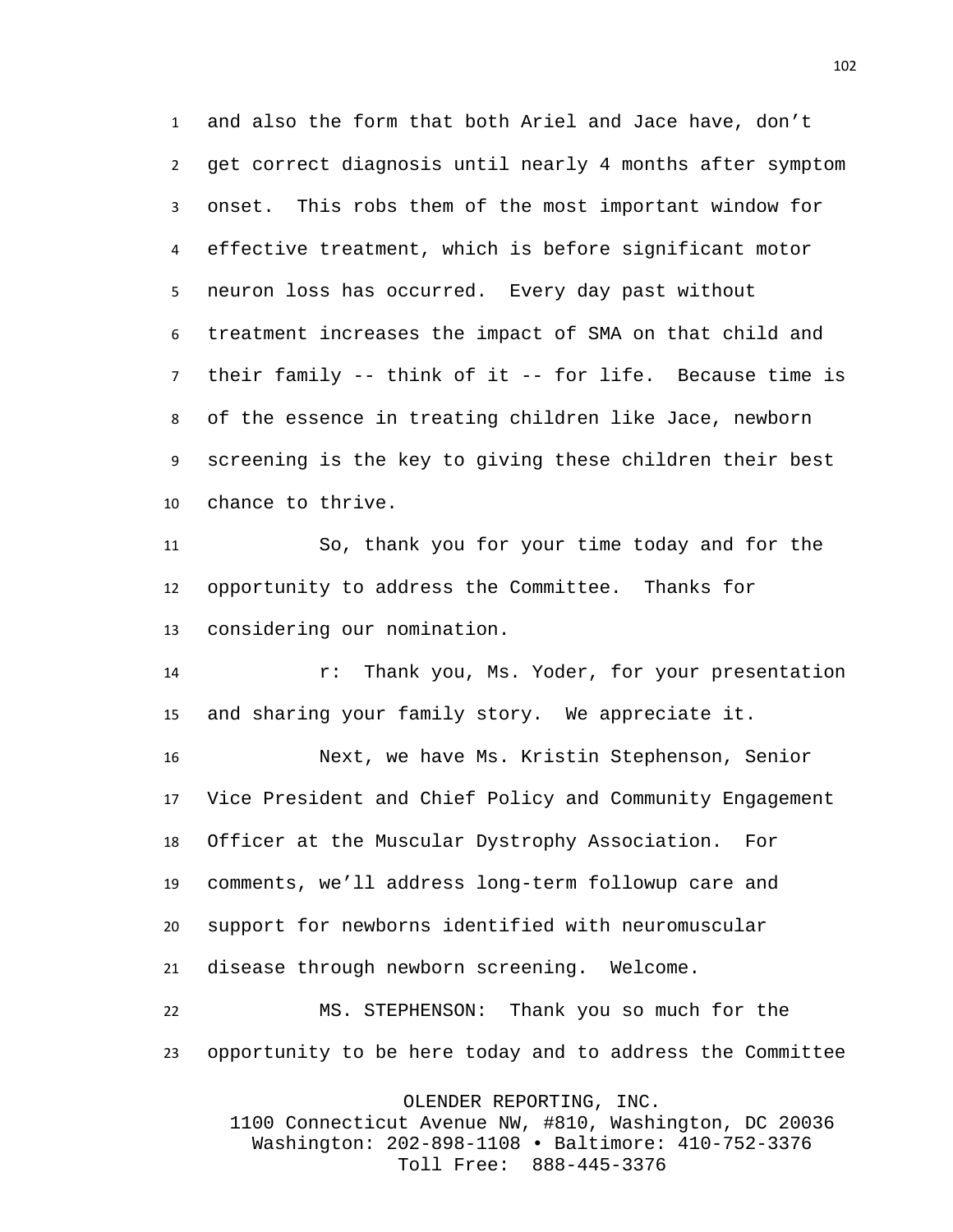and also the form that both Ariel and Jace have, don't get correct diagnosis until nearly 4 months after symptom onset. This robs them of the most important window for effective treatment, which is before significant motor neuron loss has occurred. Every day past without treatment increases the impact of SMA on that child and their family -- think of it -- for life. Because time is of the essence in treating children like Jace, newborn screening is the key to giving these children their best chance to thrive.

So, thank you for your time today and for the opportunity to address the Committee. Thanks for considering our nomination.

r: Thank you, Ms. Yoder, for your presentation and sharing your family story. We appreciate it.

Next, we have Ms. Kristin Stephenson, Senior Vice President and Chief Policy and Community Engagement Officer at the Muscular Dystrophy Association. For comments, we'll address long-term followup care and support for newborns identified with neuromuscular disease through newborn screening. Welcome.

MS. STEPHENSON: Thank you so much for the opportunity to be here today and to address the Committee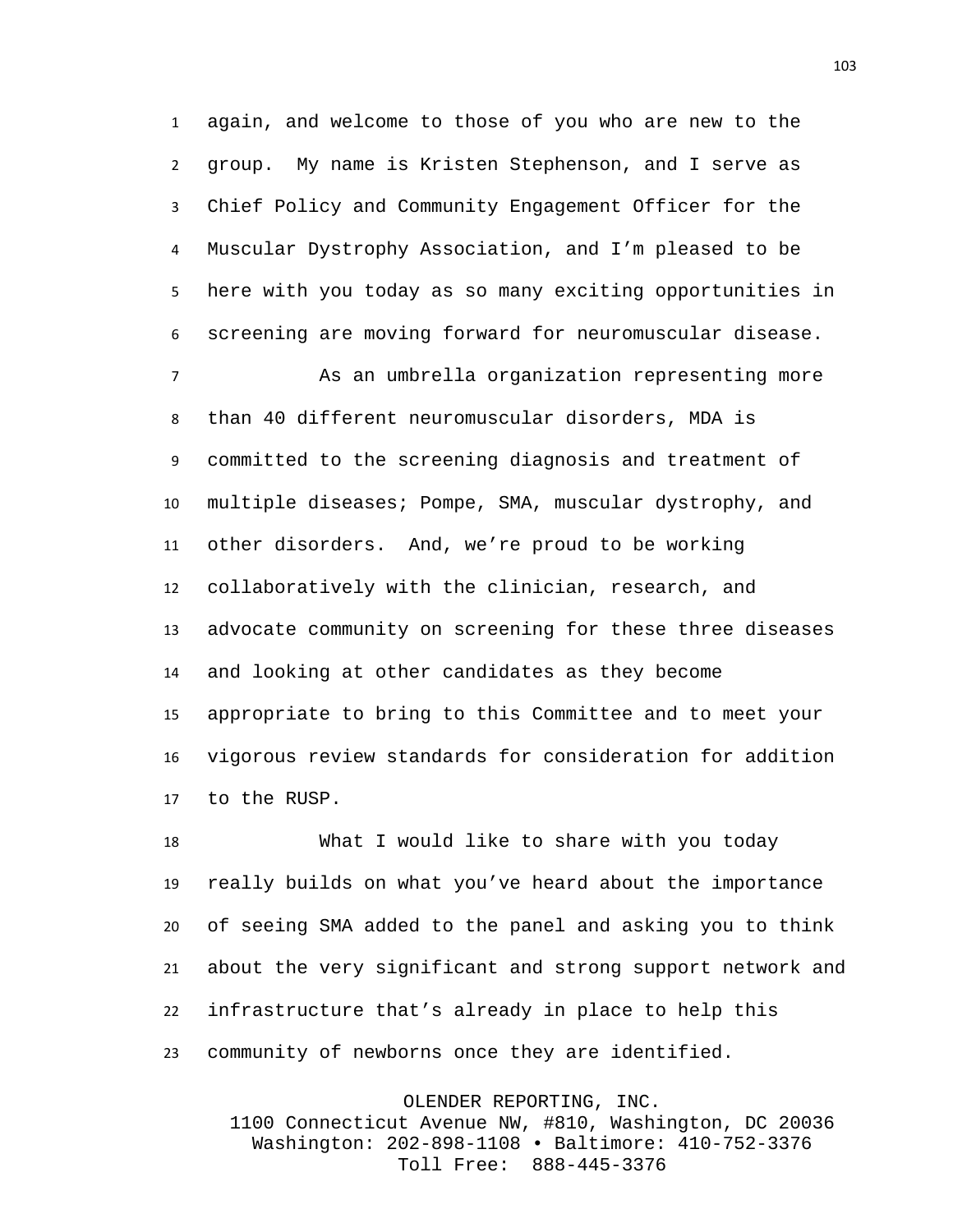again, and welcome to those of you who are new to the group. My name is Kristen Stephenson, and I serve as Chief Policy and Community Engagement Officer for the Muscular Dystrophy Association, and I'm pleased to be here with you today as so many exciting opportunities in screening are moving forward for neuromuscular disease.

As an umbrella organization representing more than 40 different neuromuscular disorders, MDA is committed to the screening diagnosis and treatment of multiple diseases; Pompe, SMA, muscular dystrophy, and other disorders. And, we're proud to be working collaboratively with the clinician, research, and advocate community on screening for these three diseases and looking at other candidates as they become appropriate to bring to this Committee and to meet your vigorous review standards for consideration for addition to the RUSP.

What I would like to share with you today really builds on what you've heard about the importance of seeing SMA added to the panel and asking you to think about the very significant and strong support network and infrastructure that's already in place to help this community of newborns once they are identified.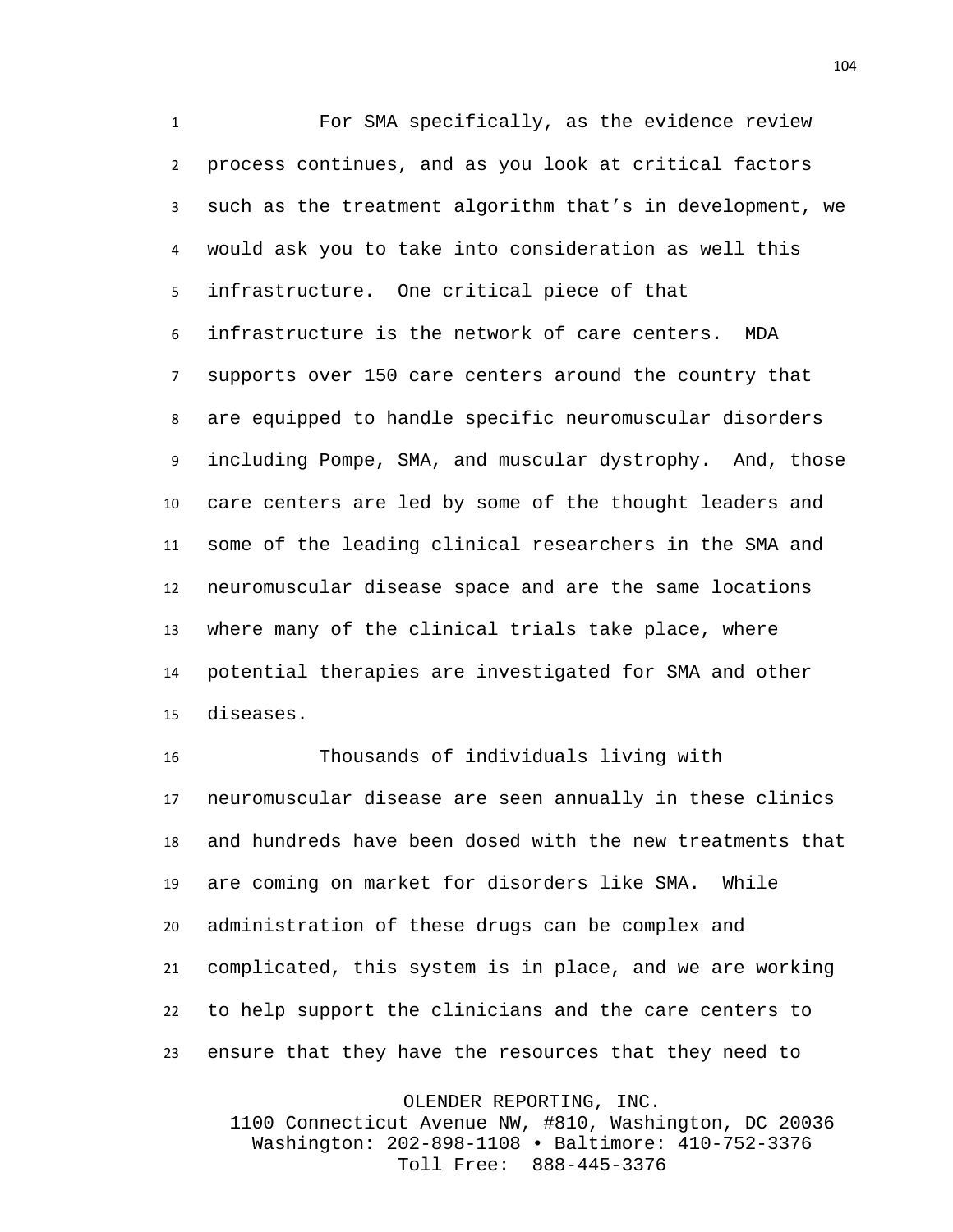For SMA specifically, as the evidence review process continues, and as you look at critical factors such as the treatment algorithm that's in development, we would ask you to take into consideration as well this infrastructure. One critical piece of that infrastructure is the network of care centers. MDA supports over 150 care centers around the country that are equipped to handle specific neuromuscular disorders including Pompe, SMA, and muscular dystrophy. And, those care centers are led by some of the thought leaders and some of the leading clinical researchers in the SMA and neuromuscular disease space and are the same locations where many of the clinical trials take place, where potential therapies are investigated for SMA and other diseases.

Thousands of individuals living with neuromuscular disease are seen annually in these clinics and hundreds have been dosed with the new treatments that are coming on market for disorders like SMA. While administration of these drugs can be complex and complicated, this system is in place, and we are working to help support the clinicians and the care centers to ensure that they have the resources that they need to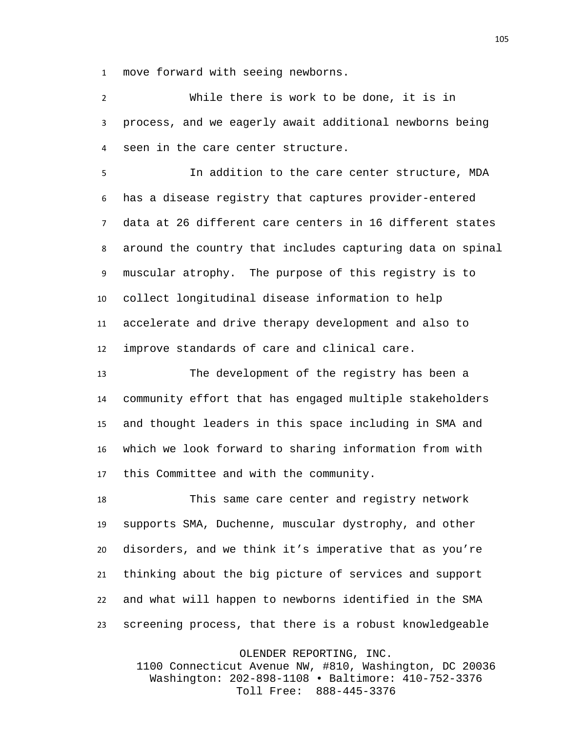move forward with seeing newborns.

While there is work to be done, it is in process, and we eagerly await additional newborns being seen in the care center structure.

In addition to the care center structure, MDA has a disease registry that captures provider-entered data at 26 different care centers in 16 different states around the country that includes capturing data on spinal muscular atrophy. The purpose of this registry is to collect longitudinal disease information to help accelerate and drive therapy development and also to improve standards of care and clinical care.

The development of the registry has been a community effort that has engaged multiple stakeholders and thought leaders in this space including in SMA and which we look forward to sharing information from with this Committee and with the community.

This same care center and registry network supports SMA, Duchenne, muscular dystrophy, and other disorders, and we think it's imperative that as you're thinking about the big picture of services and support and what will happen to newborns identified in the SMA screening process, that there is a robust knowledgeable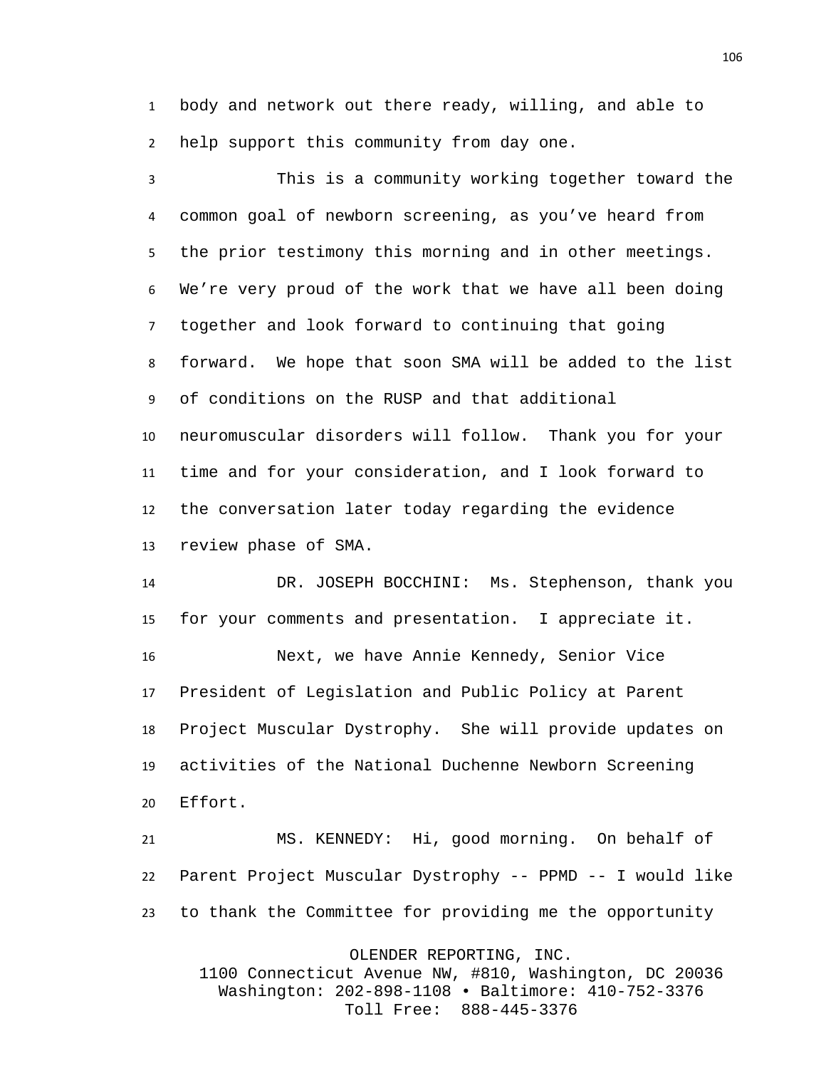body and network out there ready, willing, and able to help support this community from day one.

This is a community working together toward the common goal of newborn screening, as you've heard from the prior testimony this morning and in other meetings. We're very proud of the work that we have all been doing together and look forward to continuing that going forward. We hope that soon SMA will be added to the list of conditions on the RUSP and that additional neuromuscular disorders will follow. Thank you for your time and for your consideration, and I look forward to the conversation later today regarding the evidence review phase of SMA.

DR. JOSEPH BOCCHINI: Ms. Stephenson, thank you for your comments and presentation. I appreciate it.

Next, we have Annie Kennedy, Senior Vice President of Legislation and Public Policy at Parent Project Muscular Dystrophy. She will provide updates on activities of the National Duchenne Newborn Screening Effort.

MS. KENNEDY: Hi, good morning. On behalf of Parent Project Muscular Dystrophy -- PPMD -- I would like to thank the Committee for providing me the opportunity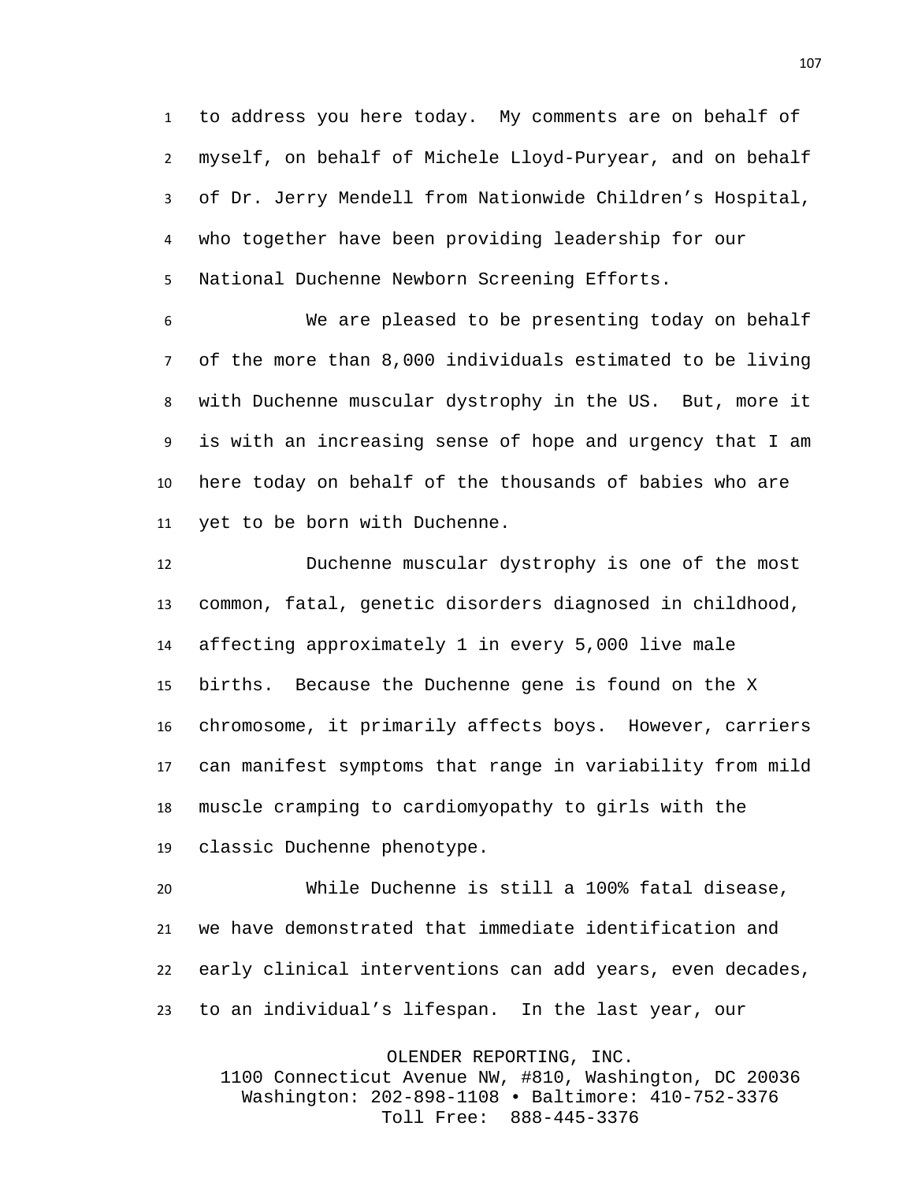to address you here today. My comments are on behalf of myself, on behalf of Michele Lloyd-Puryear, and on behalf of Dr. Jerry Mendell from Nationwide Children's Hospital, who together have been providing leadership for our National Duchenne Newborn Screening Efforts.

We are pleased to be presenting today on behalf of the more than 8,000 individuals estimated to be living with Duchenne muscular dystrophy in the US. But, more it is with an increasing sense of hope and urgency that I am here today on behalf of the thousands of babies who are yet to be born with Duchenne.

Duchenne muscular dystrophy is one of the most common, fatal, genetic disorders diagnosed in childhood, affecting approximately 1 in every 5,000 live male births. Because the Duchenne gene is found on the X chromosome, it primarily affects boys. However, carriers can manifest symptoms that range in variability from mild muscle cramping to cardiomyopathy to girls with the classic Duchenne phenotype.

While Duchenne is still a 100% fatal disease, we have demonstrated that immediate identification and early clinical interventions can add years, even decades, to an individual's lifespan. In the last year, our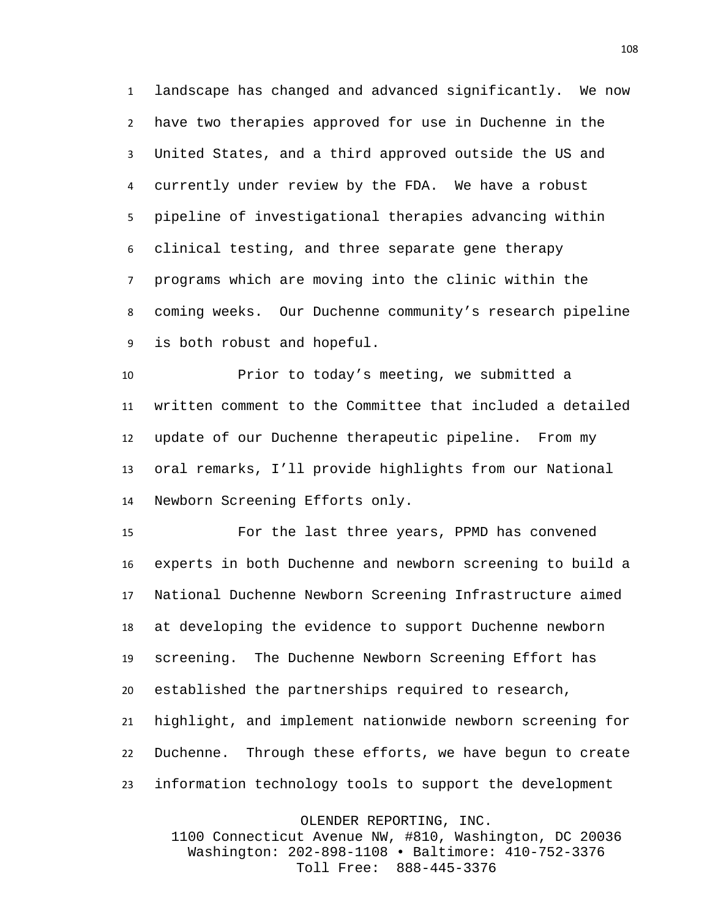landscape has changed and advanced significantly. We now have two therapies approved for use in Duchenne in the United States, and a third approved outside the US and currently under review by the FDA. We have a robust pipeline of investigational therapies advancing within clinical testing, and three separate gene therapy programs which are moving into the clinic within the coming weeks. Our Duchenne community's research pipeline is both robust and hopeful.

Prior to today's meeting, we submitted a written comment to the Committee that included a detailed update of our Duchenne therapeutic pipeline. From my oral remarks, I'll provide highlights from our National Newborn Screening Efforts only.

For the last three years, PPMD has convened experts in both Duchenne and newborn screening to build a National Duchenne Newborn Screening Infrastructure aimed at developing the evidence to support Duchenne newborn screening. The Duchenne Newborn Screening Effort has established the partnerships required to research, highlight, and implement nationwide newborn screening for Duchenne. Through these efforts, we have begun to create information technology tools to support the development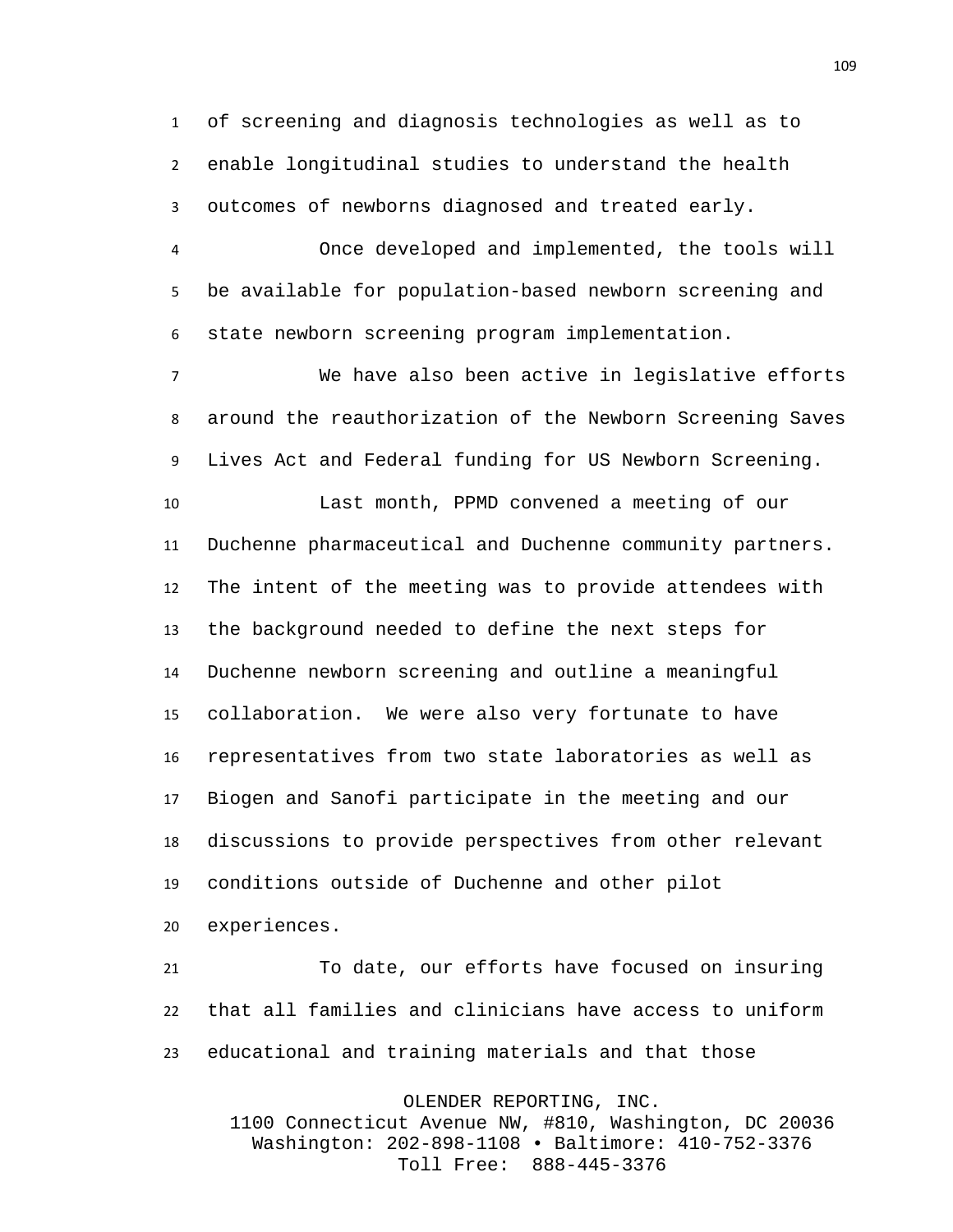of screening and diagnosis technologies as well as to enable longitudinal studies to understand the health outcomes of newborns diagnosed and treated early.

Once developed and implemented, the tools will be available for population-based newborn screening and state newborn screening program implementation.

We have also been active in legislative efforts around the reauthorization of the Newborn Screening Saves Lives Act and Federal funding for US Newborn Screening.

Last month, PPMD convened a meeting of our Duchenne pharmaceutical and Duchenne community partners. The intent of the meeting was to provide attendees with the background needed to define the next steps for Duchenne newborn screening and outline a meaningful collaboration. We were also very fortunate to have representatives from two state laboratories as well as Biogen and Sanofi participate in the meeting and our discussions to provide perspectives from other relevant conditions outside of Duchenne and other pilot experiences.

To date, our efforts have focused on insuring that all families and clinicians have access to uniform educational and training materials and that those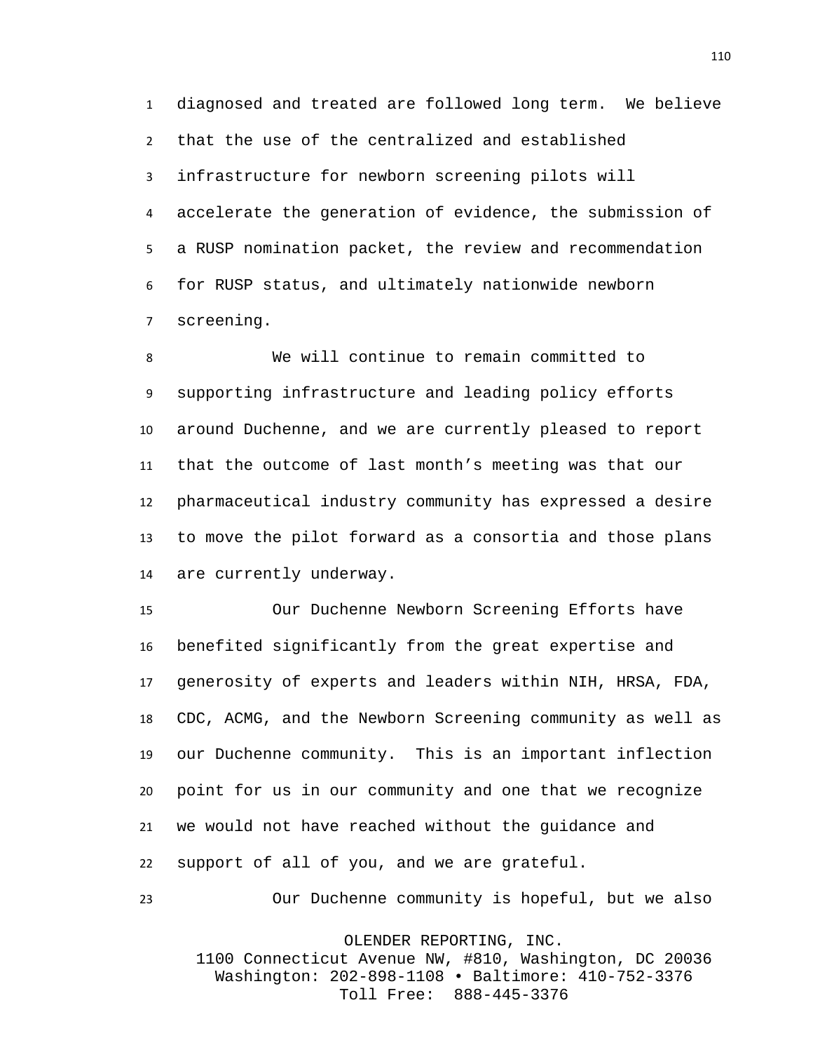diagnosed and treated are followed long term. We believe that the use of the centralized and established infrastructure for newborn screening pilots will accelerate the generation of evidence, the submission of a RUSP nomination packet, the review and recommendation for RUSP status, and ultimately nationwide newborn screening.

We will continue to remain committed to supporting infrastructure and leading policy efforts around Duchenne, and we are currently pleased to report that the outcome of last month's meeting was that our pharmaceutical industry community has expressed a desire to move the pilot forward as a consortia and those plans are currently underway.

Our Duchenne Newborn Screening Efforts have benefited significantly from the great expertise and generosity of experts and leaders within NIH, HRSA, FDA, CDC, ACMG, and the Newborn Screening community as well as our Duchenne community. This is an important inflection point for us in our community and one that we recognize we would not have reached without the guidance and support of all of you, and we are grateful.

Our Duchenne community is hopeful, but we also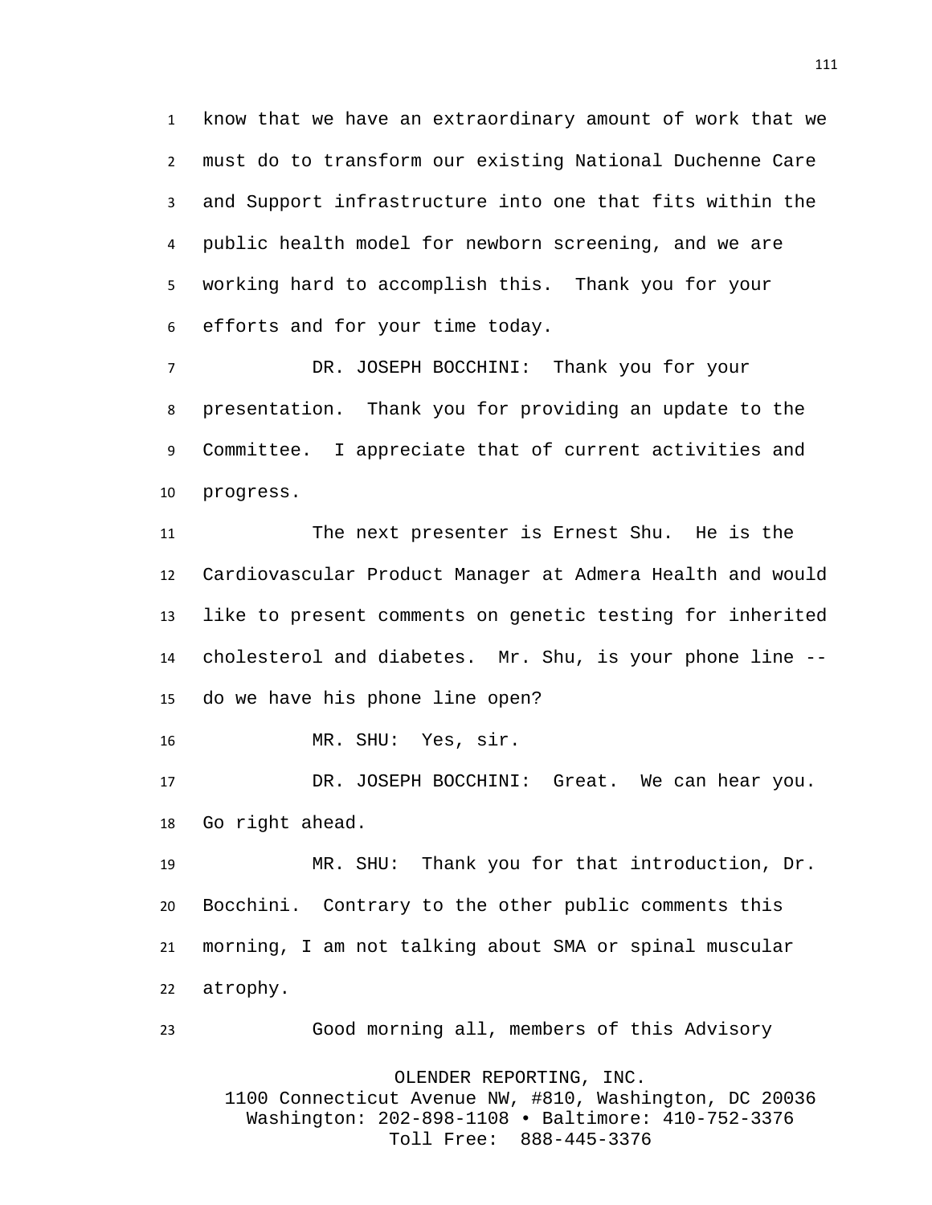know that we have an extraordinary amount of work that we must do to transform our existing National Duchenne Care and Support infrastructure into one that fits within the public health model for newborn screening, and we are working hard to accomplish this. Thank you for your efforts and for your time today.

DR. JOSEPH BOCCHINI: Thank you for your presentation. Thank you for providing an update to the Committee. I appreciate that of current activities and progress.

The next presenter is Ernest Shu. He is the Cardiovascular Product Manager at Admera Health and would like to present comments on genetic testing for inherited cholesterol and diabetes. Mr. Shu, is your phone line -- do we have his phone line open?

MR. SHU: Yes, sir.

DR. JOSEPH BOCCHINI: Great. We can hear you. Go right ahead.

MR. SHU: Thank you for that introduction, Dr. Bocchini. Contrary to the other public comments this morning, I am not talking about SMA or spinal muscular atrophy.

Good morning all, members of this Advisory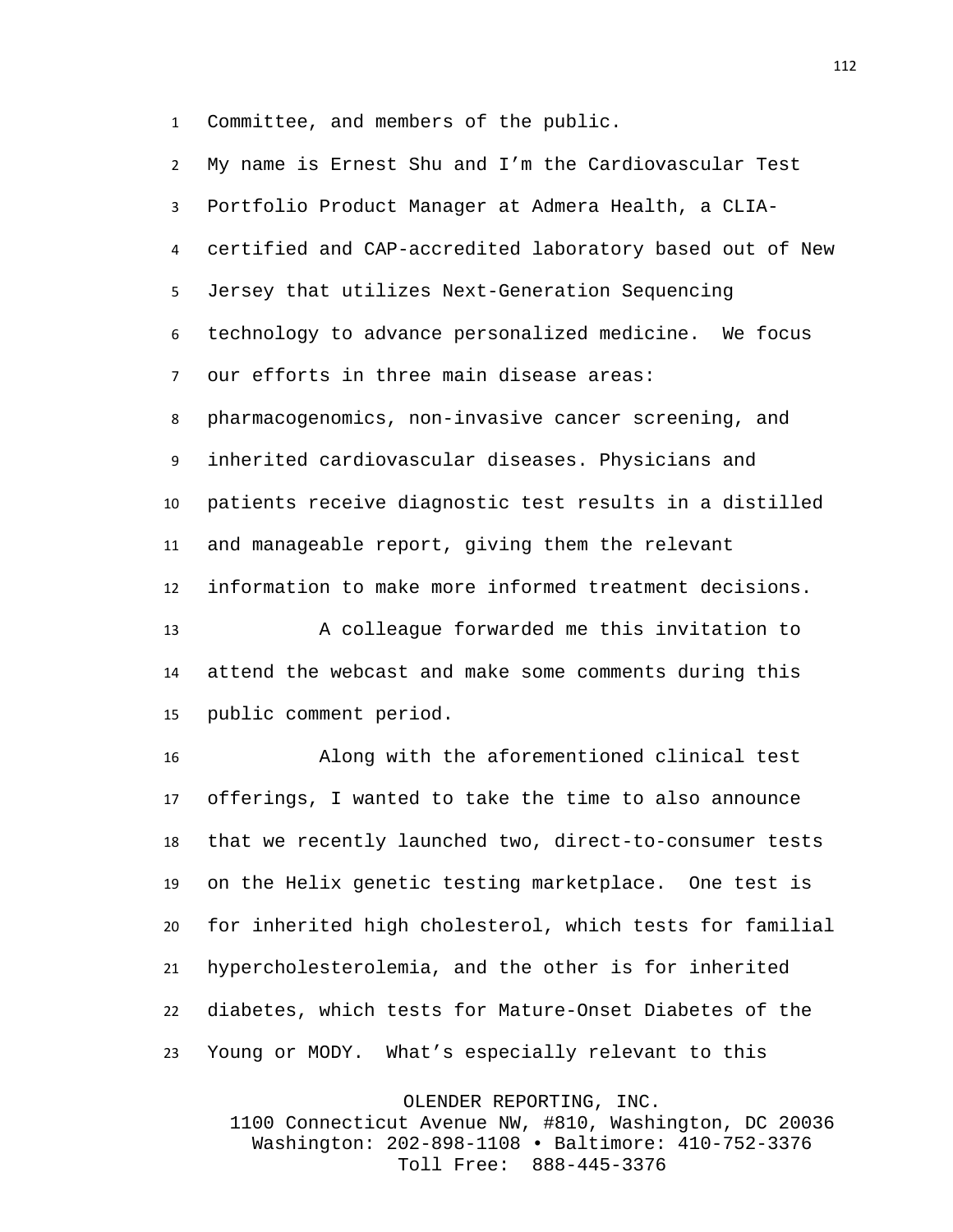Committee, and members of the public.

My name is Ernest Shu and I'm the Cardiovascular Test Portfolio Product Manager at Admera Health, a CLIA-certified and CAP-accredited laboratory based out of New Jersey that utilizes Next-Generation Sequencing technology to advance personalized medicine. We focus our efforts in three main disease areas: pharmacogenomics, non-invasive cancer screening, and inherited cardiovascular diseases. Physicians and patients receive diagnostic test results in a distilled and manageable report, giving them the relevant information to make more informed treatment decisions.

A colleague forwarded me this invitation to attend the webcast and make some comments during this public comment period.

Along with the aforementioned clinical test offerings, I wanted to take the time to also announce that we recently launched two, direct-to-consumer tests on the Helix genetic testing marketplace. One test is for inherited high cholesterol, which tests for familial hypercholesterolemia, and the other is for inherited diabetes, which tests for Mature-Onset Diabetes of the Young or MODY. What's especially relevant to this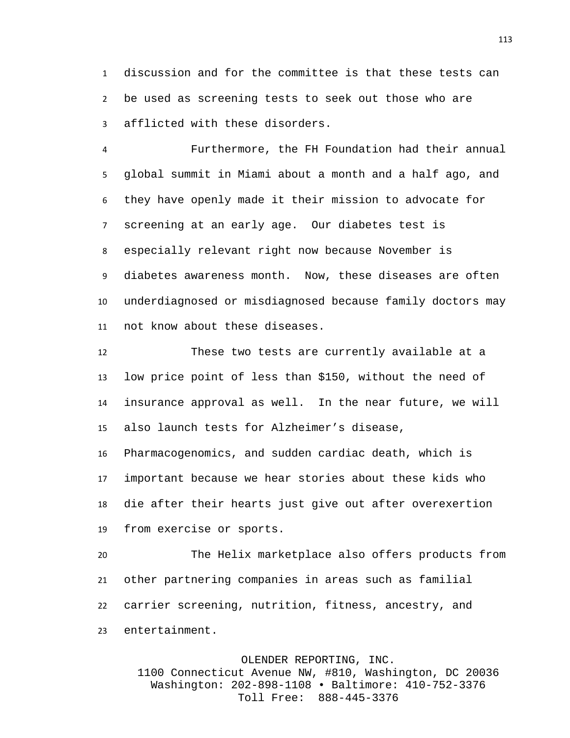discussion and for the committee is that these tests can be used as screening tests to seek out those who are afflicted with these disorders.

Furthermore, the FH Foundation had their annual global summit in Miami about a month and a half ago, and they have openly made it their mission to advocate for screening at an early age. Our diabetes test is especially relevant right now because November is diabetes awareness month. Now, these diseases are often underdiagnosed or misdiagnosed because family doctors may not know about these diseases.

These two tests are currently available at a low price point of less than $150, without the need of insurance approval as well. In the near future, we will also launch tests for Alzheimer’s disease, Pharmacogenomics, and sudden cardiac death, which is important because we hear stories about these kids who die after their hearts just give out after overexertion from exercise or sports.

The Helix marketplace also offers products from other partnering companies in areas such as familial carrier screening, nutrition, fitness, ancestry, and entertainment.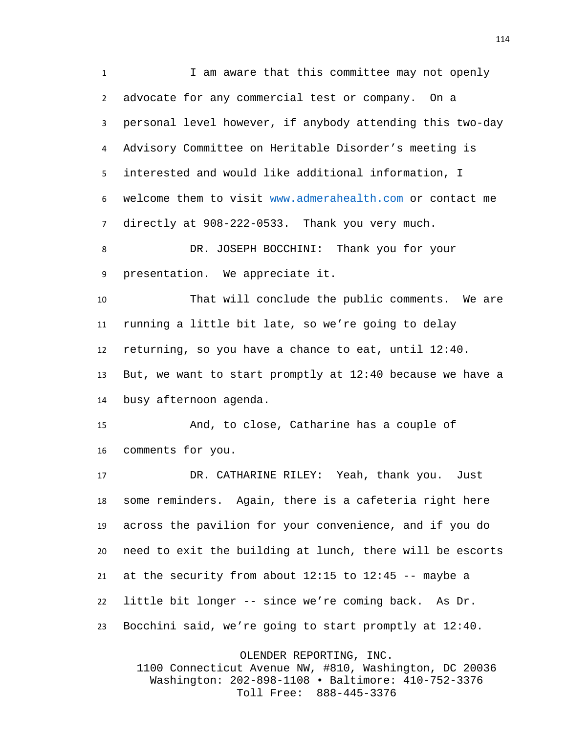I am aware that this committee may not openly advocate for any commercial test or company. On a personal level however, if anybody attending this two-day Advisory Committee on Heritable Disorder's meeting is interested and would like additional information, I welcome them to visit www.admerahealth.com or contact me directly at 908-222-0533. Thank you very much.

DR. JOSEPH BOCCHINI: Thank you for your presentation. We appreciate it.

That will conclude the public comments. We are running a little bit late, so we're going to delay returning, so you have a chance to eat, until 12:40. But, we want to start promptly at 12:40 because we have a busy afternoon agenda.

And, to close, Catharine has a couple of comments for you.

DR. CATHARINE RILEY: Yeah, thank you. Just some reminders. Again, there is a cafeteria right here across the pavilion for your convenience, and if you do need to exit the building at lunch, there will be escorts at the security from about 12:15 to 12:45 -- maybe a little bit longer -- since we're coming back. As Dr. Bocchini said, we're going to start promptly at 12:40.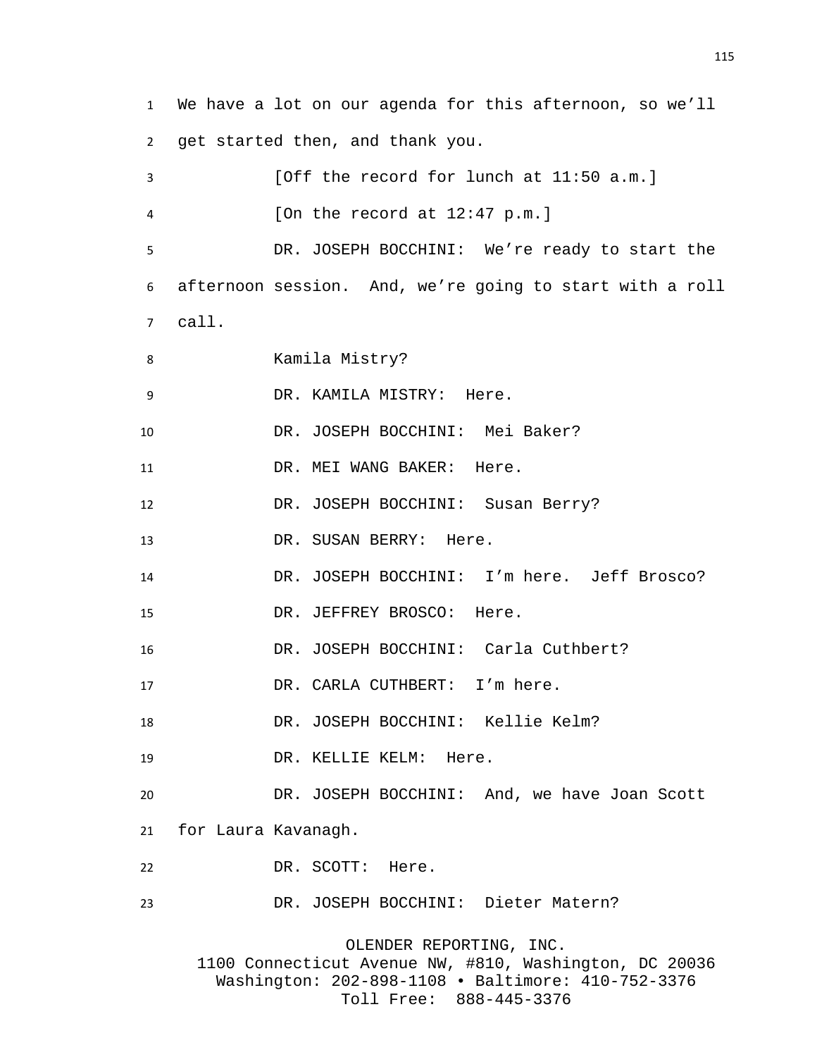We have a lot on our agenda for this afternoon, so we'll get started then, and thank you.

[Off the record for lunch at 11:50 a.m.]

[On the record at 12:47 p.m.]

DR. JOSEPH BOCCHINI: We're ready to start the afternoon session. And, we're going to start with a roll call.

Kamila Mistry?

DR. KAMILA MISTRY: Here.

DR. JOSEPH BOCCHINI: Mei Baker?

DR. MEI WANG BAKER: Here.

DR. JOSEPH BOCCHINI: Susan Berry?

DR. SUSAN BERRY: Here.

DR. JOSEPH BOCCHINI: I'm here. Jeff Brosco?

DR. JEFFREY BROSCO: Here.

DR. JOSEPH BOCCHINI: Carla Cuthbert?

DR. CARLA CUTHBERT: I'm here.

DR. JOSEPH BOCCHINI: Kellie Kelm?

DR. KELLIE KELM: Here.

DR. JOSEPH BOCCHINI: And, we have Joan Scott for Laura Kavanagh.

DR. SCOTT: Here.

DR. JOSEPH BOCCHINI: Dieter Matern?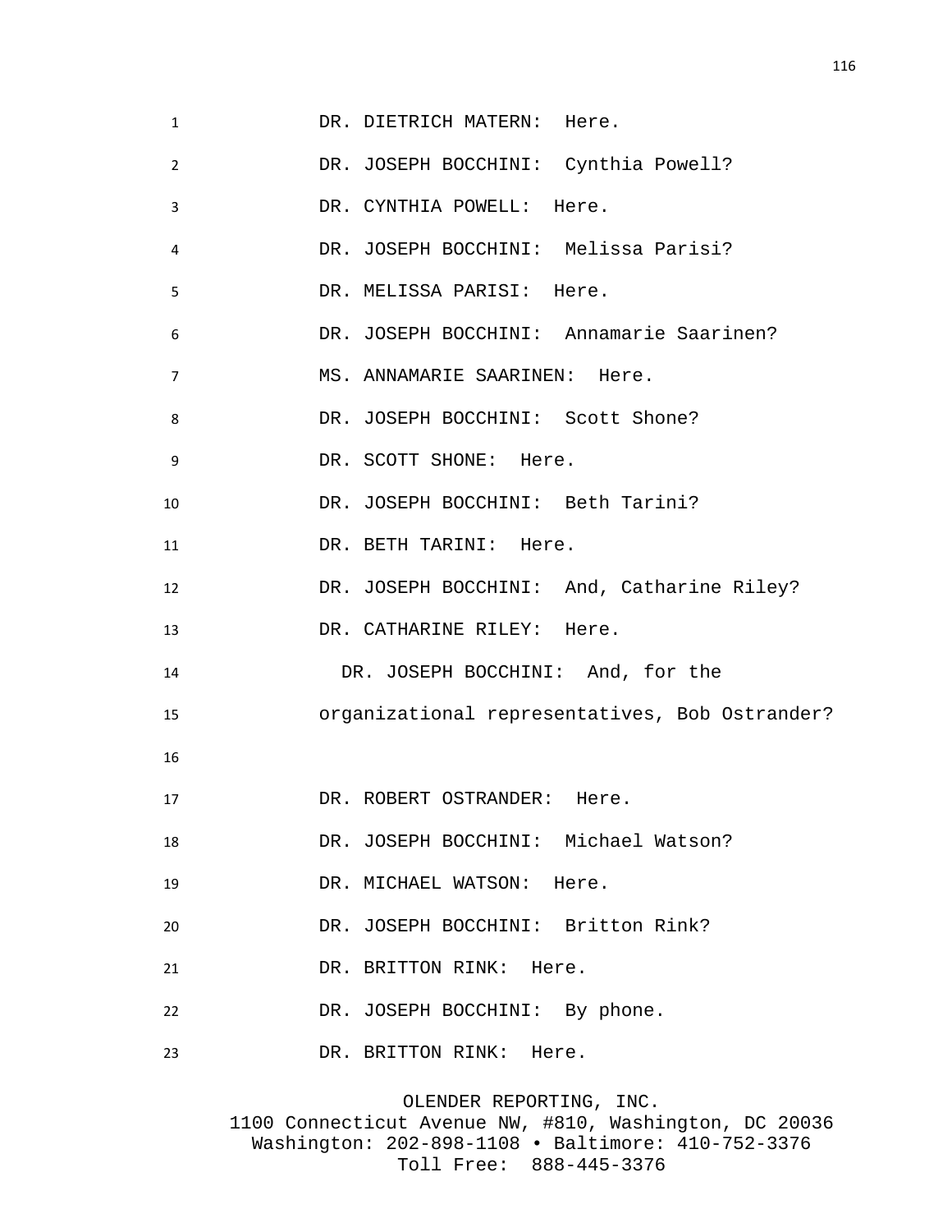DR. DIETRICH MATERN: Here.

DR. JOSEPH BOCCHINI: Cynthia Powell?

DR. CYNTHIA POWELL: Here.

DR. JOSEPH BOCCHINI: Melissa Parisi?

DR. MELISSA PARISI: Here.

DR. JOSEPH BOCCHINI: Annamarie Saarinen?

MS. ANNAMARIE SAARINEN: Here.

DR. JOSEPH BOCCHINI: Scott Shone?

DR. SCOTT SHONE: Here.

DR. JOSEPH BOCCHINI: Beth Tarini?

DR. BETH TARINI: Here.

DR. JOSEPH BOCCHINI: And, Catharine Riley?

DR. CATHARINE RILEY: Here.

DR. JOSEPH BOCCHINI: And, for the organizational representatives, Bob Ostrander?

DR. ROBERT OSTRANDER: Here.

DR. JOSEPH BOCCHINI: Michael Watson?

DR. MICHAEL WATSON: Here.

DR. JOSEPH BOCCHINI: Britton Rink?

DR. BRITTON RINK: Here.

DR. JOSEPH BOCCHINI: By phone.

DR. BRITTON RINK: Here.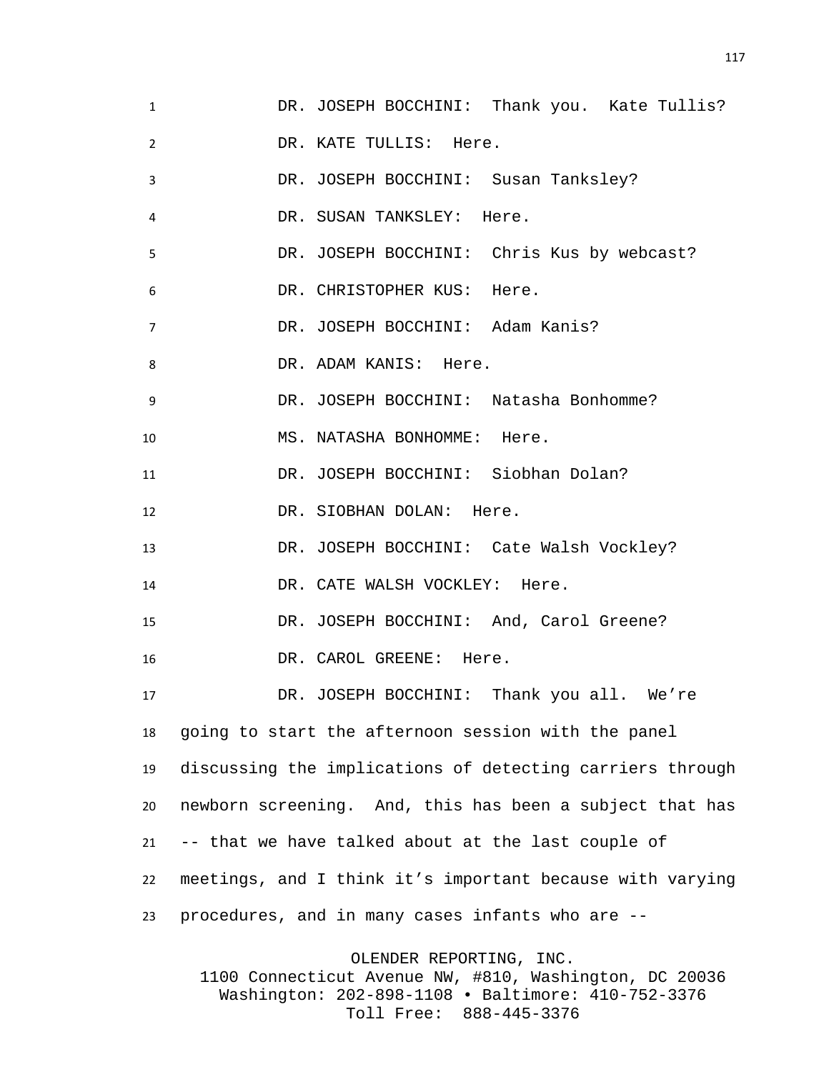DR. JOSEPH BOCCHINI: Thank you. Kate Tullis?

DR. KATE TULLIS: Here.

DR. JOSEPH BOCCHINI: Susan Tanksley?

DR. SUSAN TANKSLEY: Here.

DR. JOSEPH BOCCHINI: Chris Kus by webcast?

DR. CHRISTOPHER KUS: Here.

DR. JOSEPH BOCCHINI: Adam Kanis?

DR. ADAM KANIS: Here.

DR. JOSEPH BOCCHINI: Natasha Bonhomme?

MS. NATASHA BONHOMME: Here.

DR. JOSEPH BOCCHINI: Siobhan Dolan?

DR. SIOBHAN DOLAN: Here.

DR. JOSEPH BOCCHINI: Cate Walsh Vockley?

DR. CATE WALSH VOCKLEY: Here.

DR. JOSEPH BOCCHINI: And, Carol Greene?

DR. CAROL GREENE: Here.

DR. JOSEPH BOCCHINI: Thank you all. We're going to start the afternoon session with the panel discussing the implications of detecting carriers through newborn screening. And, this has been a subject that has -- that we have talked about at the last couple of meetings, and I think it's important because with varying procedures, and in many cases infants who are --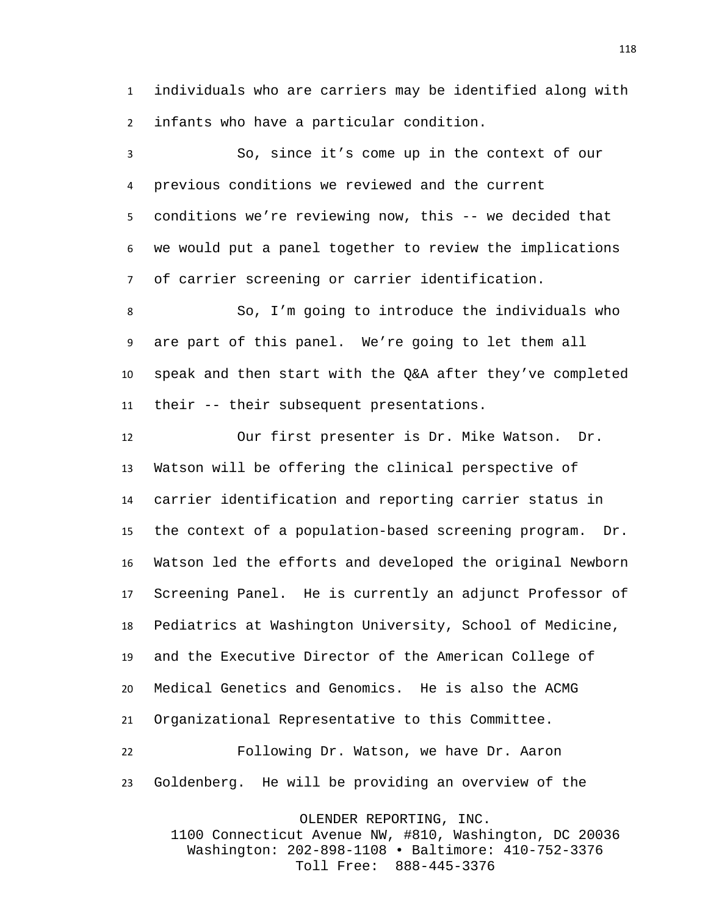individuals who are carriers may be identified along with infants who have a particular condition.

So, since it's come up in the context of our previous conditions we reviewed and the current conditions we're reviewing now, this -- we decided that we would put a panel together to review the implications of carrier screening or carrier identification.

So, I'm going to introduce the individuals who are part of this panel. We're going to let them all speak and then start with the Q&A after they've completed their -- their subsequent presentations.

Our first presenter is Dr. Mike Watson. Dr. Watson will be offering the clinical perspective of carrier identification and reporting carrier status in the context of a population-based screening program. Dr. Watson led the efforts and developed the original Newborn Screening Panel. He is currently an adjunct Professor of Pediatrics at Washington University, School of Medicine, and the Executive Director of the American College of Medical Genetics and Genomics. He is also the ACMG Organizational Representative to this Committee.

Following Dr. Watson, we have Dr. Aaron Goldenberg. He will be providing an overview of the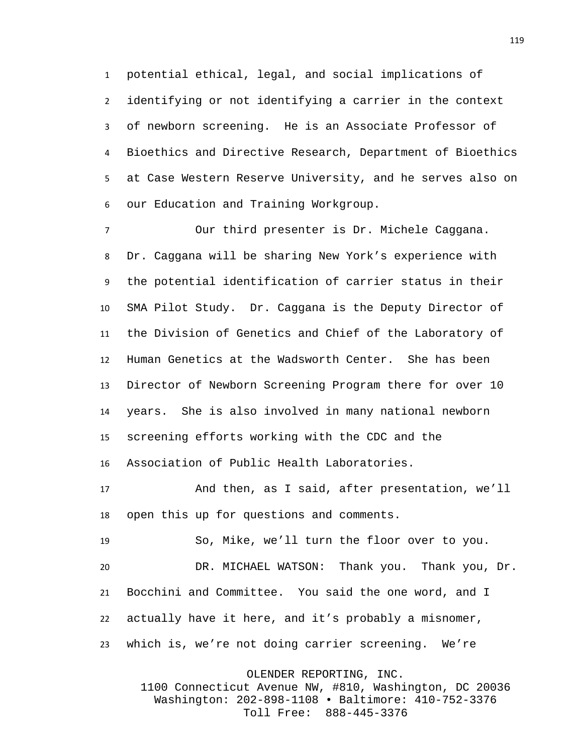potential ethical, legal, and social implications of identifying or not identifying a carrier in the context of newborn screening. He is an Associate Professor of Bioethics and Directive Research, Department of Bioethics at Case Western Reserve University, and he serves also on our Education and Training Workgroup.

Our third presenter is Dr. Michele Caggana. Dr. Caggana will be sharing New York's experience with the potential identification of carrier status in their SMA Pilot Study. Dr. Caggana is the Deputy Director of the Division of Genetics and Chief of the Laboratory of Human Genetics at the Wadsworth Center. She has been Director of Newborn Screening Program there for over 10 years. She is also involved in many national newborn screening efforts working with the CDC and the Association of Public Health Laboratories.

And then, as I said, after presentation, we'll open this up for questions and comments.

So, Mike, we'll turn the floor over to you.

DR. MICHAEL WATSON: Thank you. Thank you, Dr. Bocchini and Committee. You said the one word, and I actually have it here, and it's probably a misnomer, which is, we're not doing carrier screening. We're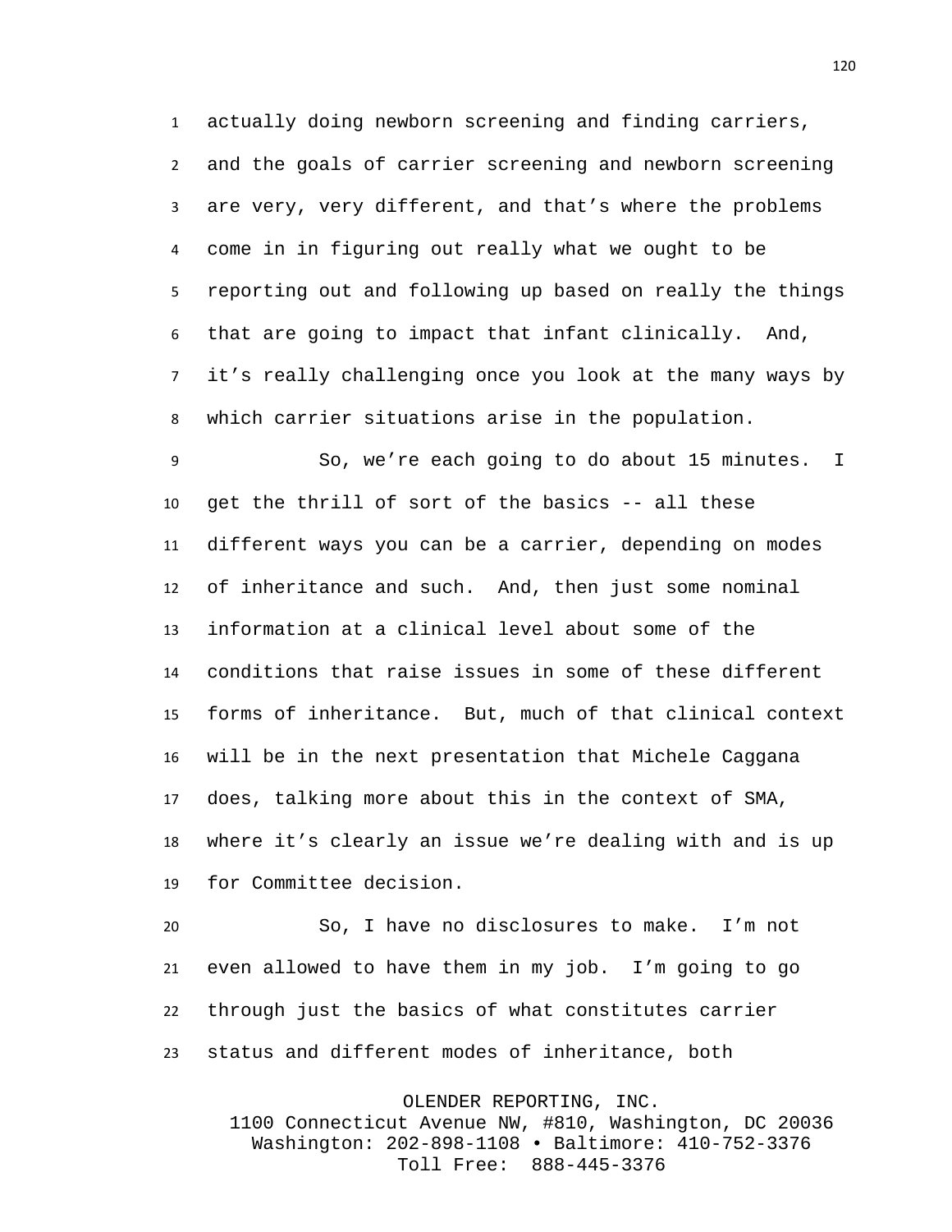actually doing newborn screening and finding carriers, and the goals of carrier screening and newborn screening are very, very different, and that's where the problems come in in figuring out really what we ought to be reporting out and following up based on really the things that are going to impact that infant clinically. And, it's really challenging once you look at the many ways by which carrier situations arise in the population.

So, we're each going to do about 15 minutes. I get the thrill of sort of the basics -- all these different ways you can be a carrier, depending on modes of inheritance and such. And, then just some nominal information at a clinical level about some of the conditions that raise issues in some of these different forms of inheritance. But, much of that clinical context will be in the next presentation that Michele Caggana does, talking more about this in the context of SMA, where it's clearly an issue we're dealing with and is up for Committee decision.

So, I have no disclosures to make. I'm not even allowed to have them in my job. I'm going to go through just the basics of what constitutes carrier status and different modes of inheritance, both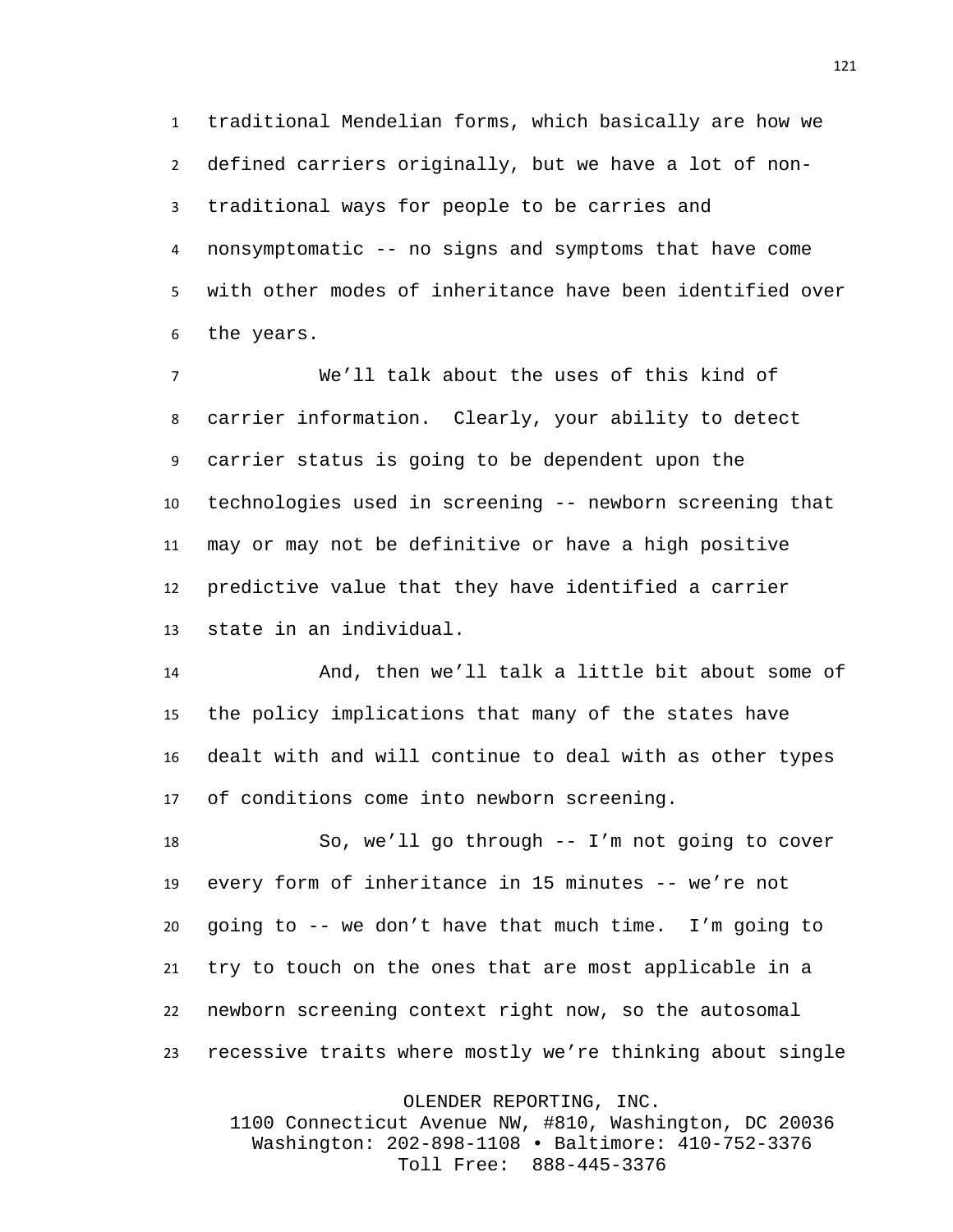traditional Mendelian forms, which basically are how we defined carriers originally, but we have a lot of non-traditional ways for people to be carries and nonsymptomatic -- no signs and symptoms that have come with other modes of inheritance have been identified over the years.

We'll talk about the uses of this kind of carrier information. Clearly, your ability to detect carrier status is going to be dependent upon the technologies used in screening -- newborn screening that may or may not be definitive or have a high positive predictive value that they have identified a carrier state in an individual.

And, then we'll talk a little bit about some of the policy implications that many of the states have dealt with and will continue to deal with as other types of conditions come into newborn screening.

So, we'll go through -- I'm not going to cover every form of inheritance in 15 minutes -- we're not going to -- we don't have that much time. I'm going to try to touch on the ones that are most applicable in a newborn screening context right now, so the autosomal recessive traits where mostly we're thinking about single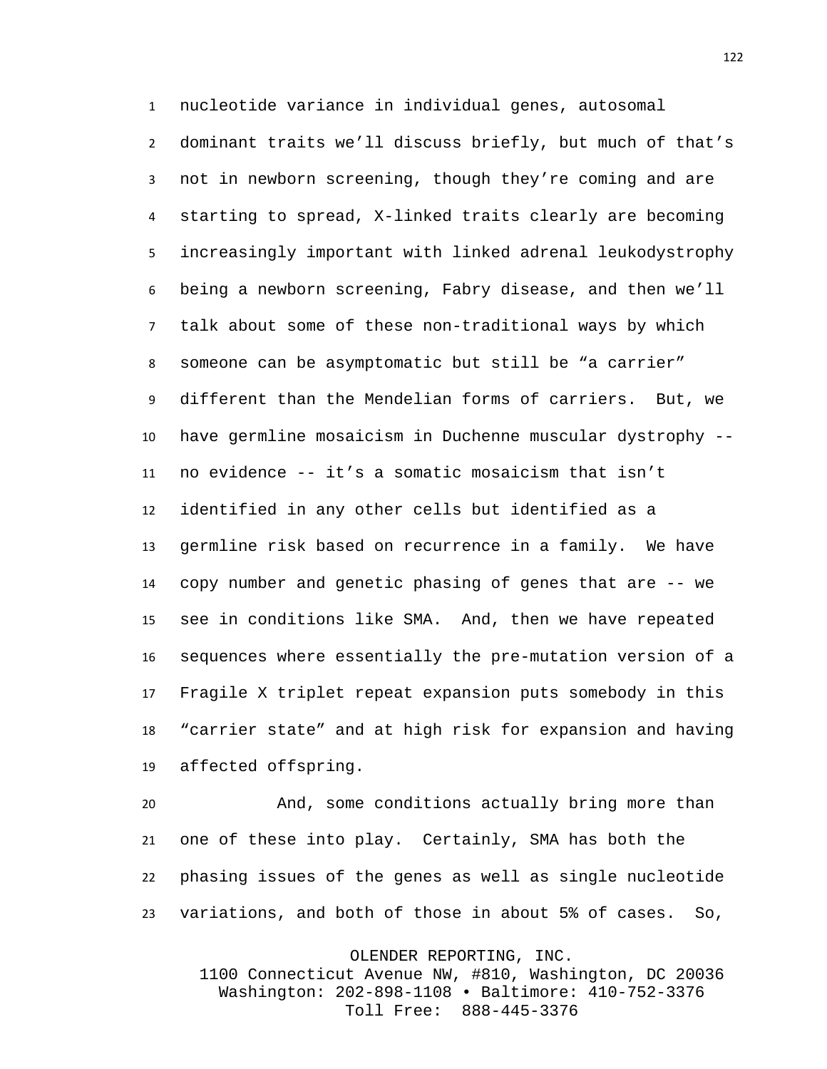nucleotide variance in individual genes, autosomal dominant traits we'll discuss briefly, but much of that's not in newborn screening, though they're coming and are starting to spread, X-linked traits clearly are becoming increasingly important with linked adrenal leukodystrophy being a newborn screening, Fabry disease, and then we'll talk about some of these non-traditional ways by which someone can be asymptomatic but still be "a carrier" different than the Mendelian forms of carriers. But, we have germline mosaicism in Duchenne muscular dystrophy -- no evidence -- it's a somatic mosaicism that isn't identified in any other cells but identified as a germline risk based on recurrence in a family. We have copy number and genetic phasing of genes that are -- we see in conditions like SMA. And, then we have repeated sequences where essentially the pre-mutation version of a Fragile X triplet repeat expansion puts somebody in this "carrier state" and at high risk for expansion and having affected offspring.

And, some conditions actually bring more than one of these into play. Certainly, SMA has both the phasing issues of the genes as well as single nucleotide variations, and both of those in about 5% of cases. So,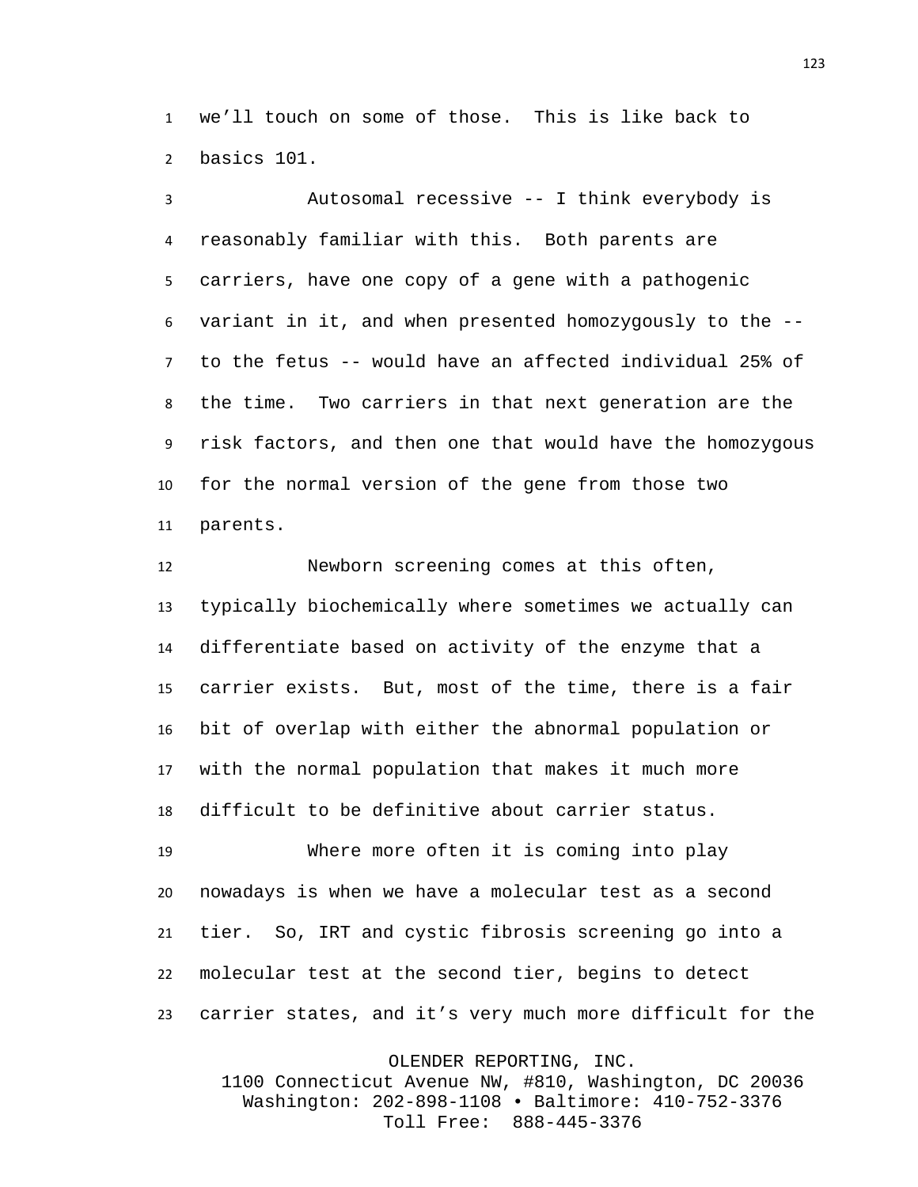we’ll touch on some of those. This is like back to basics 101.

Autosomal recessive -- I think everybody is reasonably familiar with this. Both parents are carriers, have one copy of a gene with a pathogenic variant in it, and when presented homozygously to the -- to the fetus -- would have an affected individual 25% of the time. Two carriers in that next generation are the risk factors, and then one that would have the homozygous for the normal version of the gene from those two parents.

Newborn screening comes at this often, typically biochemically where sometimes we actually can differentiate based on activity of the enzyme that a carrier exists. But, most of the time, there is a fair bit of overlap with either the abnormal population or with the normal population that makes it much more difficult to be definitive about carrier status.

Where more often it is coming into play nowadays is when we have a molecular test as a second tier. So, IRT and cystic fibrosis screening go into a molecular test at the second tier, begins to detect carrier states, and it’s very much more difficult for the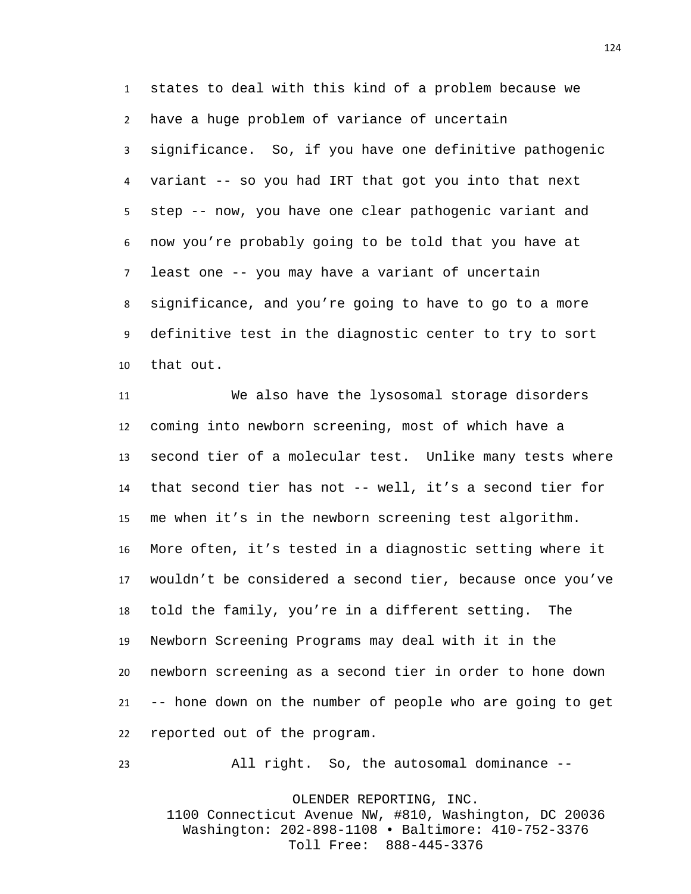states to deal with this kind of a problem because we have a huge problem of variance of uncertain significance. So, if you have one definitive pathogenic variant -- so you had IRT that got you into that next step -- now, you have one clear pathogenic variant and now you're probably going to be told that you have at least one -- you may have a variant of uncertain significance, and you're going to have to go to a more definitive test in the diagnostic center to try to sort that out.

We also have the lysosomal storage disorders coming into newborn screening, most of which have a second tier of a molecular test. Unlike many tests where that second tier has not -- well, it's a second tier for me when it's in the newborn screening test algorithm. More often, it's tested in a diagnostic setting where it wouldn't be considered a second tier, because once you've told the family, you're in a different setting. The Newborn Screening Programs may deal with it in the newborn screening as a second tier in order to hone down -- hone down on the number of people who are going to get reported out of the program.

All right. So, the autosomal dominance --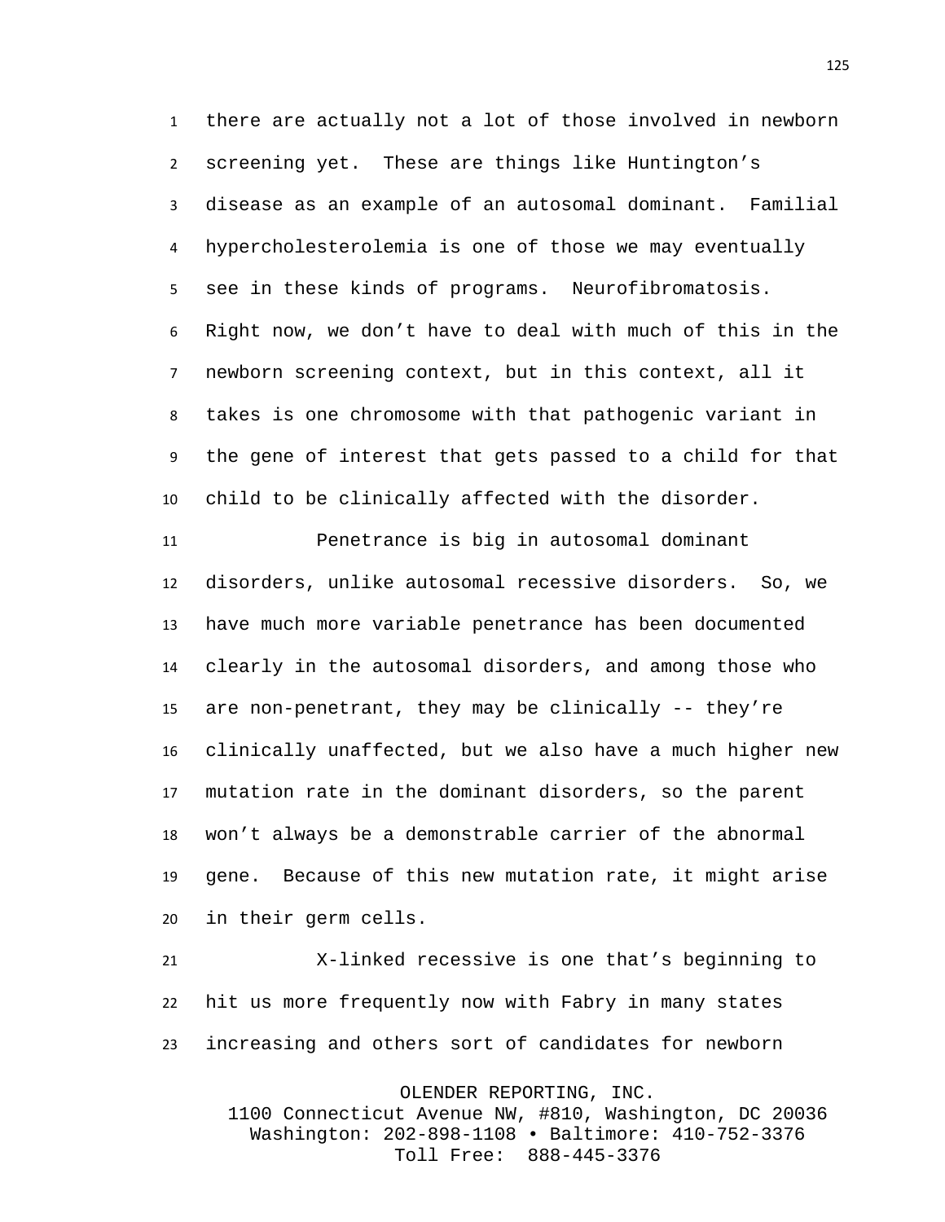there are actually not a lot of those involved in newborn screening yet. These are things like Huntington's disease as an example of an autosomal dominant. Familial hypercholesterolemia is one of those we may eventually see in these kinds of programs. Neurofibromatosis. Right now, we don't have to deal with much of this in the newborn screening context, but in this context, all it takes is one chromosome with that pathogenic variant in the gene of interest that gets passed to a child for that child to be clinically affected with the disorder.

Penetrance is big in autosomal dominant disorders, unlike autosomal recessive disorders. So, we have much more variable penetrance has been documented clearly in the autosomal disorders, and among those who are non-penetrant, they may be clinically -- they're clinically unaffected, but we also have a much higher new mutation rate in the dominant disorders, so the parent won't always be a demonstrable carrier of the abnormal gene. Because of this new mutation rate, it might arise in their germ cells.

X-linked recessive is one that's beginning to hit us more frequently now with Fabry in many states increasing and others sort of candidates for newborn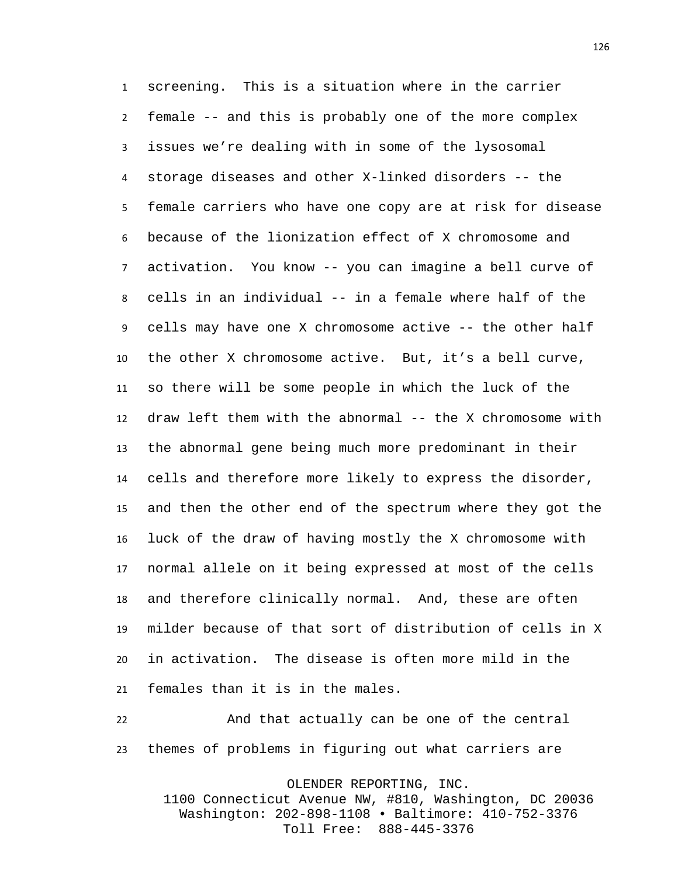screening. This is a situation where in the carrier female -- and this is probably one of the more complex issues we're dealing with in some of the lysosomal storage diseases and other X-linked disorders -- the female carriers who have one copy are at risk for disease because of the lionization effect of X chromosome and activation. You know -- you can imagine a bell curve of cells in an individual -- in a female where half of the cells may have one X chromosome active -- the other half the other X chromosome active. But, it's a bell curve, so there will be some people in which the luck of the draw left them with the abnormal -- the X chromosome with the abnormal gene being much more predominant in their cells and therefore more likely to express the disorder, and then the other end of the spectrum where they got the luck of the draw of having mostly the X chromosome with normal allele on it being expressed at most of the cells and therefore clinically normal. And, these are often milder because of that sort of distribution of cells in X in activation. The disease is often more mild in the females than it is in the males.

And that actually can be one of the central themes of problems in figuring out what carriers are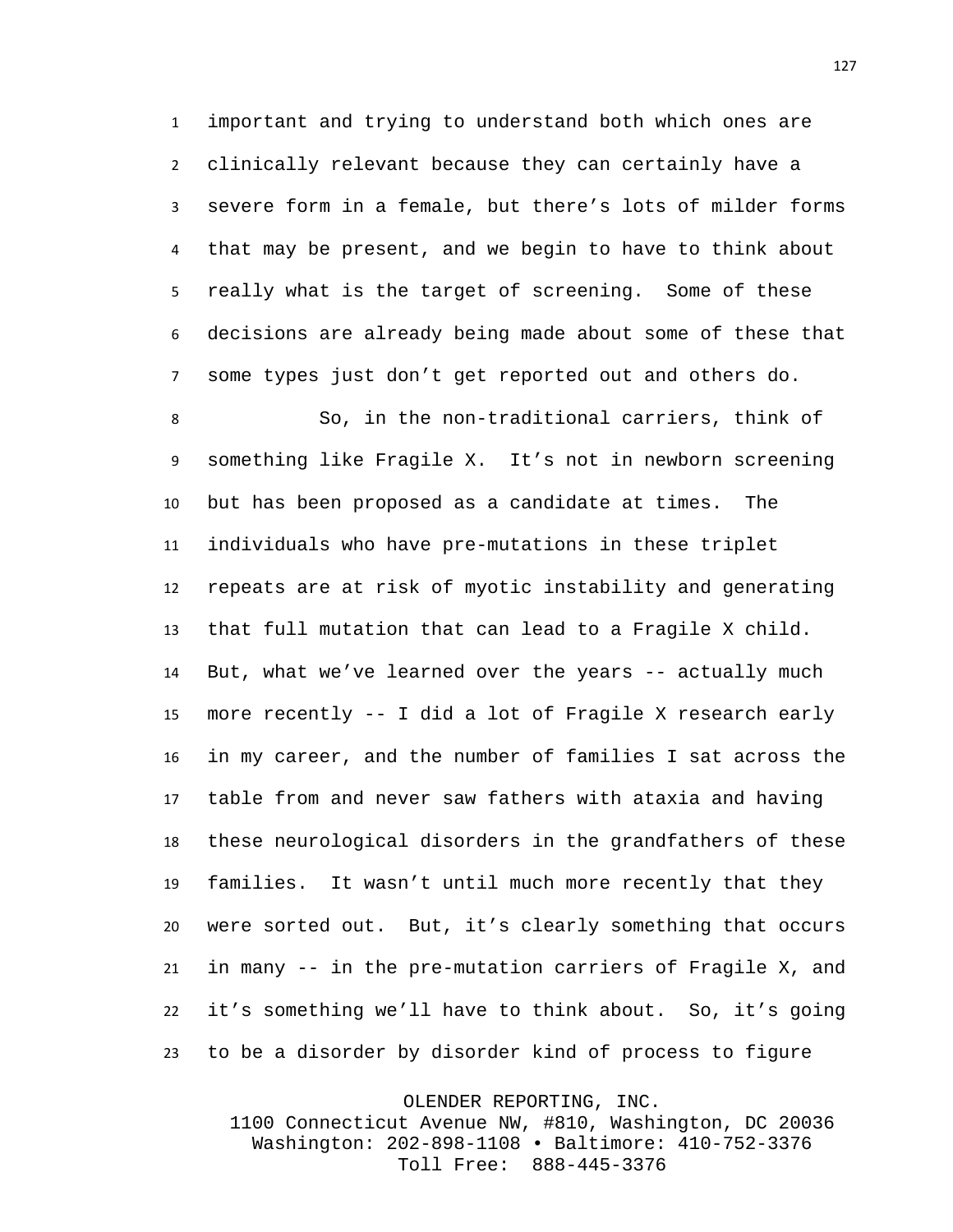important and trying to understand both which ones are clinically relevant because they can certainly have a severe form in a female, but there's lots of milder forms that may be present, and we begin to have to think about really what is the target of screening. Some of these decisions are already being made about some of these that some types just don't get reported out and others do.

So, in the non-traditional carriers, think of something like Fragile X. It's not in newborn screening but has been proposed as a candidate at times. The individuals who have pre-mutations in these triplet repeats are at risk of myotic instability and generating that full mutation that can lead to a Fragile X child. But, what we've learned over the years -- actually much more recently -- I did a lot of Fragile X research early in my career, and the number of families I sat across the table from and never saw fathers with ataxia and having these neurological disorders in the grandfathers of these families. It wasn't until much more recently that they were sorted out. But, it's clearly something that occurs in many -- in the pre-mutation carriers of Fragile X, and it's something we'll have to think about. So, it's going to be a disorder by disorder kind of process to figure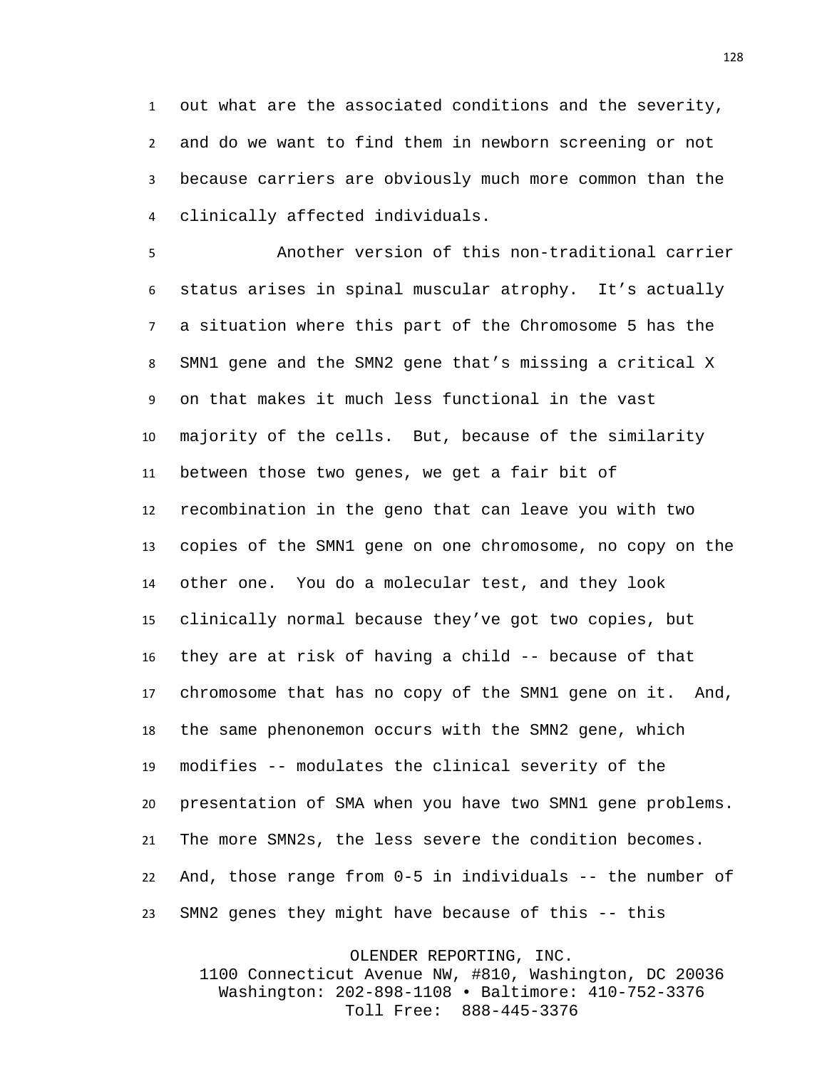out what are the associated conditions and the severity, and do we want to find them in newborn screening or not because carriers are obviously much more common than the clinically affected individuals.

Another version of this non-traditional carrier status arises in spinal muscular atrophy. It’s actually a situation where this part of the Chromosome 5 has the SMN1 gene and the SMN2 gene that’s missing a critical X on that makes it much less functional in the vast majority of the cells. But, because of the similarity between those two genes, we get a fair bit of recombination in the geno that can leave you with two copies of the SMN1 gene on one chromosome, no copy on the other one. You do a molecular test, and they look clinically normal because they’ve got two copies, but they are at risk of having a child -- because of that chromosome that has no copy of the SMN1 gene on it. And, the same phenonemon occurs with the SMN2 gene, which modifies -- modulates the clinical severity of the presentation of SMA when you have two SMN1 gene problems. The more SMN2s, the less severe the condition becomes. And, those range from 0-5 in individuals -- the number of SMN2 genes they might have because of this -- this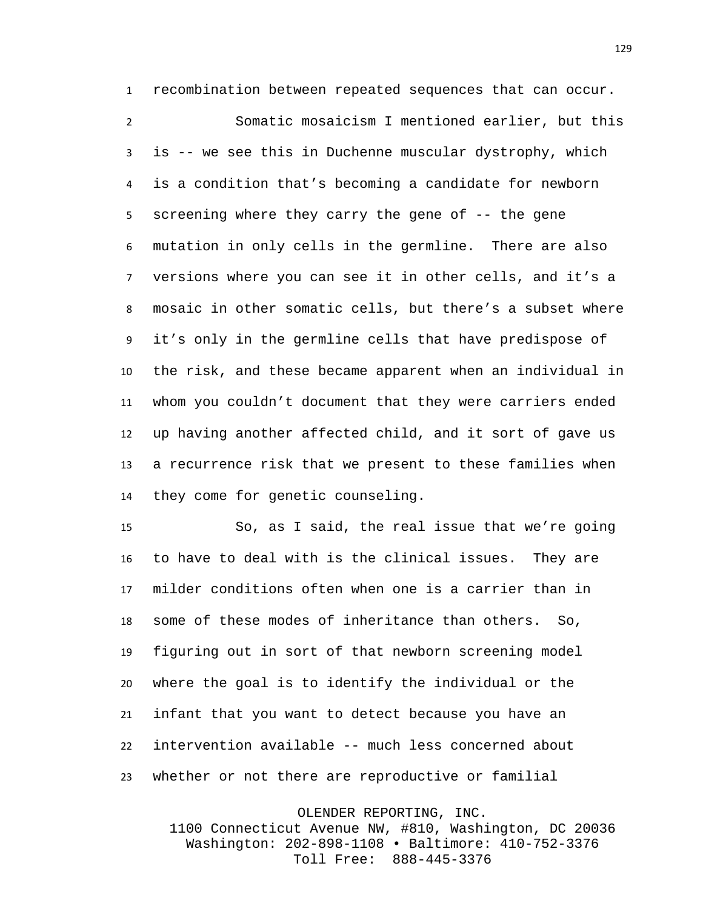recombination between repeated sequences that can occur.

Somatic mosaicism I mentioned earlier, but this is -- we see this in Duchenne muscular dystrophy, which is a condition that's becoming a candidate for newborn screening where they carry the gene of -- the gene mutation in only cells in the germline. There are also versions where you can see it in other cells, and it's a mosaic in other somatic cells, but there's a subset where it's only in the germline cells that have predispose of the risk, and these became apparent when an individual in whom you couldn't document that they were carriers ended up having another affected child, and it sort of gave us a recurrence risk that we present to these families when they come for genetic counseling.

So, as I said, the real issue that we're going to have to deal with is the clinical issues. They are milder conditions often when one is a carrier than in some of these modes of inheritance than others. So, figuring out in sort of that newborn screening model where the goal is to identify the individual or the infant that you want to detect because you have an intervention available -- much less concerned about whether or not there are reproductive or familial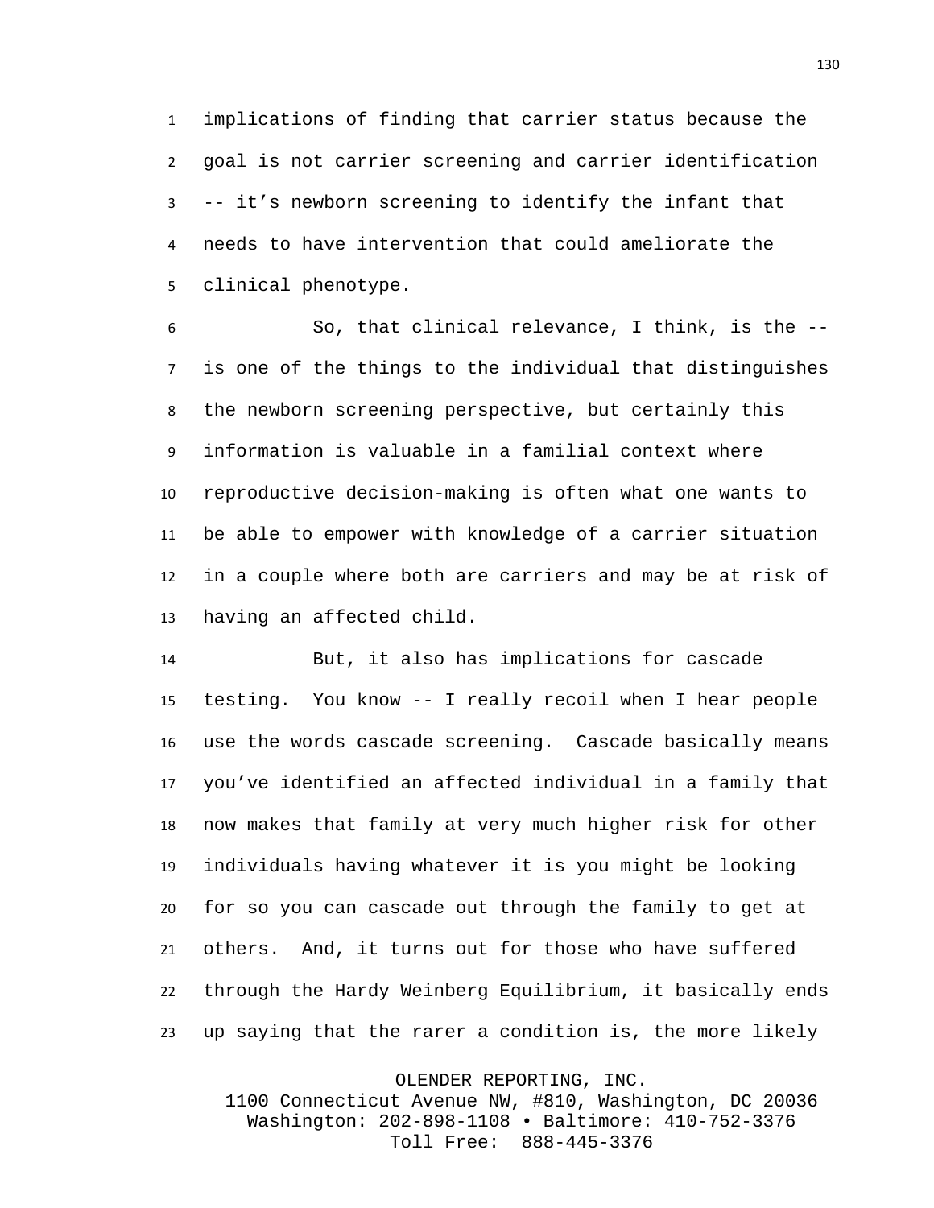implications of finding that carrier status because the goal is not carrier screening and carrier identification -- it's newborn screening to identify the infant that needs to have intervention that could ameliorate the clinical phenotype.

So, that clinical relevance, I think, is the -- is one of the things to the individual that distinguishes the newborn screening perspective, but certainly this information is valuable in a familial context where reproductive decision-making is often what one wants to be able to empower with knowledge of a carrier situation in a couple where both are carriers and may be at risk of having an affected child.

But, it also has implications for cascade testing. You know -- I really recoil when I hear people use the words cascade screening. Cascade basically means you've identified an affected individual in a family that now makes that family at very much higher risk for other individuals having whatever it is you might be looking for so you can cascade out through the family to get at others. And, it turns out for those who have suffered through the Hardy Weinberg Equilibrium, it basically ends up saying that the rarer a condition is, the more likely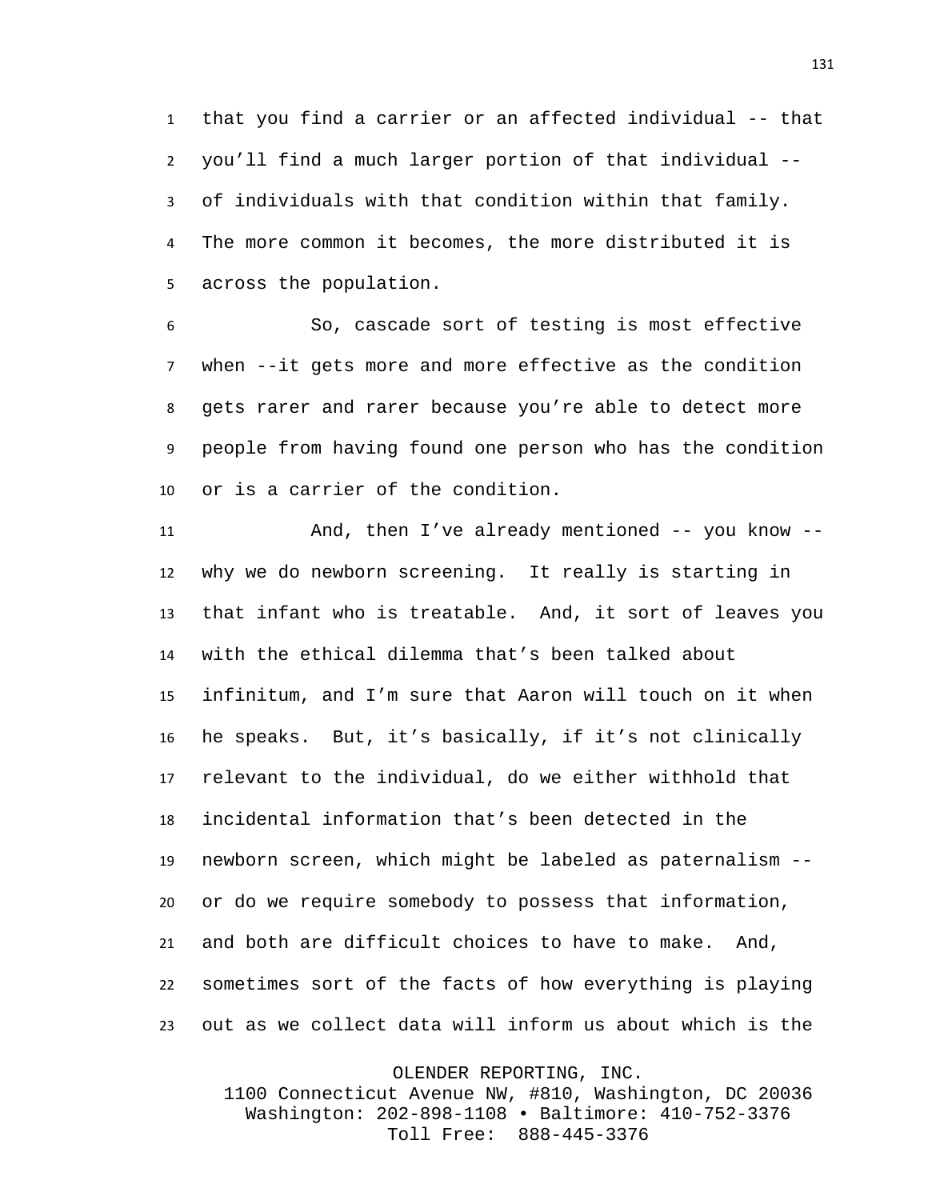that you find a carrier or an affected individual -- that you'll find a much larger portion of that individual -- of individuals with that condition within that family. The more common it becomes, the more distributed it is across the population.

So, cascade sort of testing is most effective when --it gets more and more effective as the condition gets rarer and rarer because you're able to detect more people from having found one person who has the condition or is a carrier of the condition.

And, then I've already mentioned -- you know -- why we do newborn screening. It really is starting in that infant who is treatable. And, it sort of leaves you with the ethical dilemma that's been talked about infinitum, and I'm sure that Aaron will touch on it when he speaks. But, it's basically, if it's not clinically relevant to the individual, do we either withhold that incidental information that's been detected in the newborn screen, which might be labeled as paternalism -- or do we require somebody to possess that information, and both are difficult choices to have to make. And, sometimes sort of the facts of how everything is playing out as we collect data will inform us about which is the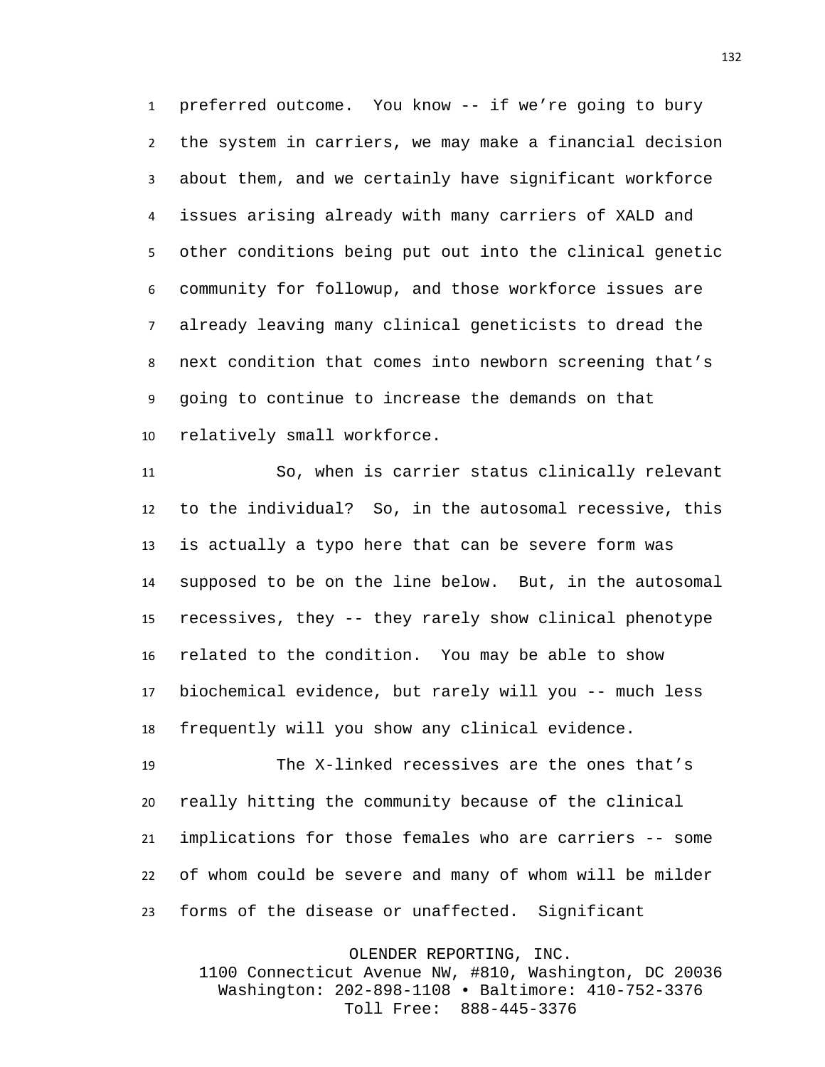preferred outcome. You know -- if we're going to bury the system in carriers, we may make a financial decision about them, and we certainly have significant workforce issues arising already with many carriers of XALD and other conditions being put out into the clinical genetic community for followup, and those workforce issues are already leaving many clinical geneticists to dread the next condition that comes into newborn screening that's going to continue to increase the demands on that relatively small workforce.

So, when is carrier status clinically relevant to the individual? So, in the autosomal recessive, this is actually a typo here that can be severe form was supposed to be on the line below. But, in the autosomal recessives, they -- they rarely show clinical phenotype related to the condition. You may be able to show biochemical evidence, but rarely will you -- much less frequently will you show any clinical evidence.

The X-linked recessives are the ones that's really hitting the community because of the clinical implications for those females who are carriers -- some of whom could be severe and many of whom will be milder forms of the disease or unaffected. Significant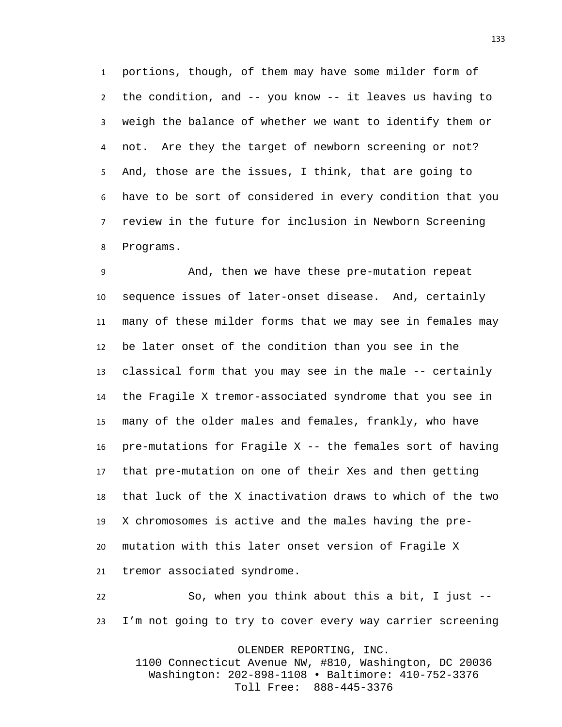portions, though, of them may have some milder form of the condition, and -- you know -- it leaves us having to weigh the balance of whether we want to identify them or not. Are they the target of newborn screening or not? And, those are the issues, I think, that are going to have to be sort of considered in every condition that you review in the future for inclusion in Newborn Screening Programs.

And, then we have these pre-mutation repeat sequence issues of later-onset disease. And, certainly many of these milder forms that we may see in females may be later onset of the condition than you see in the classical form that you may see in the male -- certainly the Fragile X tremor-associated syndrome that you see in many of the older males and females, frankly, who have pre-mutations for Fragile X -- the females sort of having that pre-mutation on one of their Xes and then getting that luck of the X inactivation draws to which of the two X chromosomes is active and the males having the pre-mutation with this later onset version of Fragile X tremor associated syndrome.

So, when you think about this a bit, I just -- I'm not going to try to cover every way carrier screening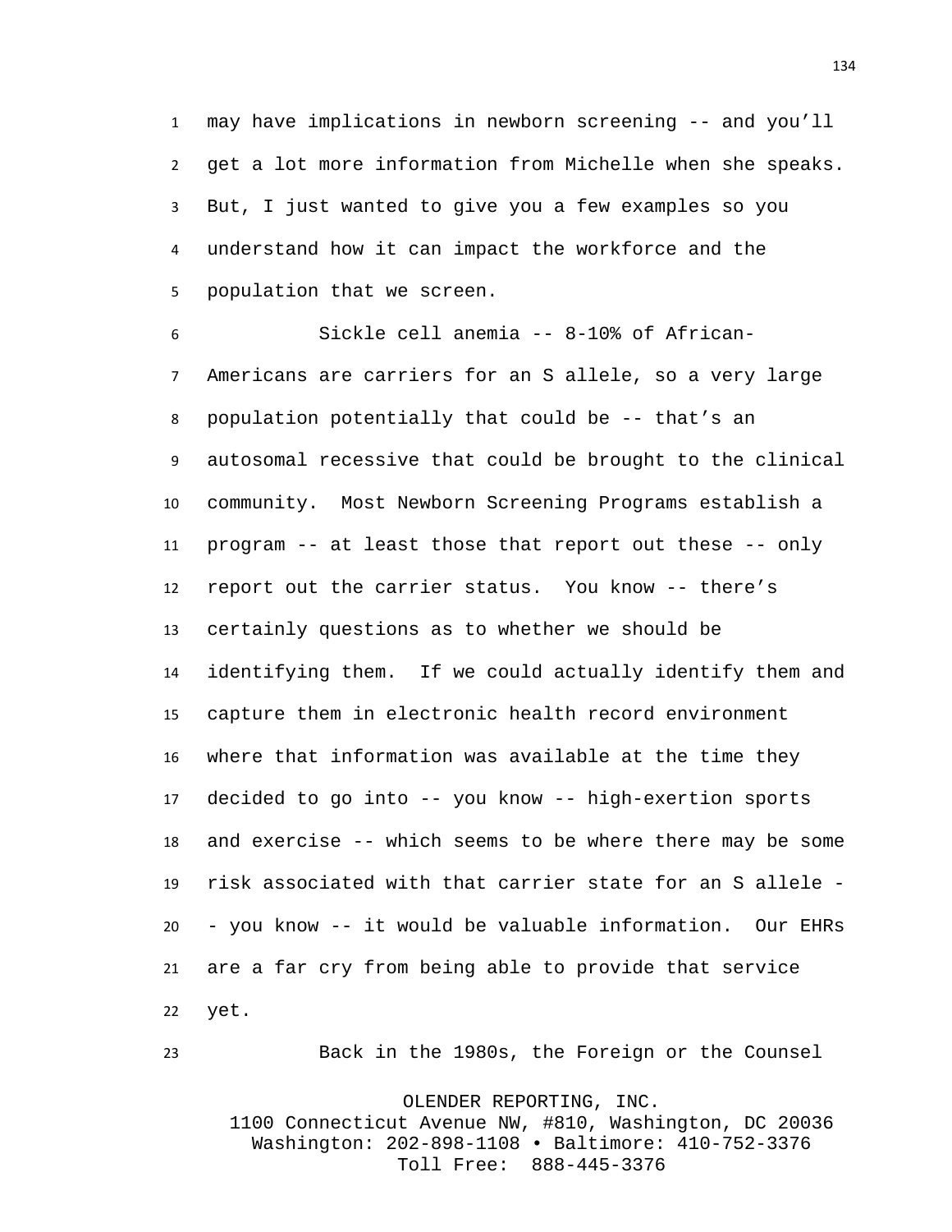may have implications in newborn screening -- and you'll get a lot more information from Michelle when she speaks. But, I just wanted to give you a few examples so you understand how it can impact the workforce and the population that we screen.

Sickle cell anemia -- 8-10% of African-Americans are carriers for an S allele, so a very large population potentially that could be -- that's an autosomal recessive that could be brought to the clinical community. Most Newborn Screening Programs establish a program -- at least those that report out these -- only report out the carrier status. You know -- there's certainly questions as to whether we should be identifying them. If we could actually identify them and capture them in electronic health record environment where that information was available at the time they decided to go into -- you know -- high-exertion sports and exercise -- which seems to be where there may be some risk associated with that carrier state for an S allele -- you know -- it would be valuable information. Our EHRs are a far cry from being able to provide that service yet.

Back in the 1980s, the Foreign or the Counsel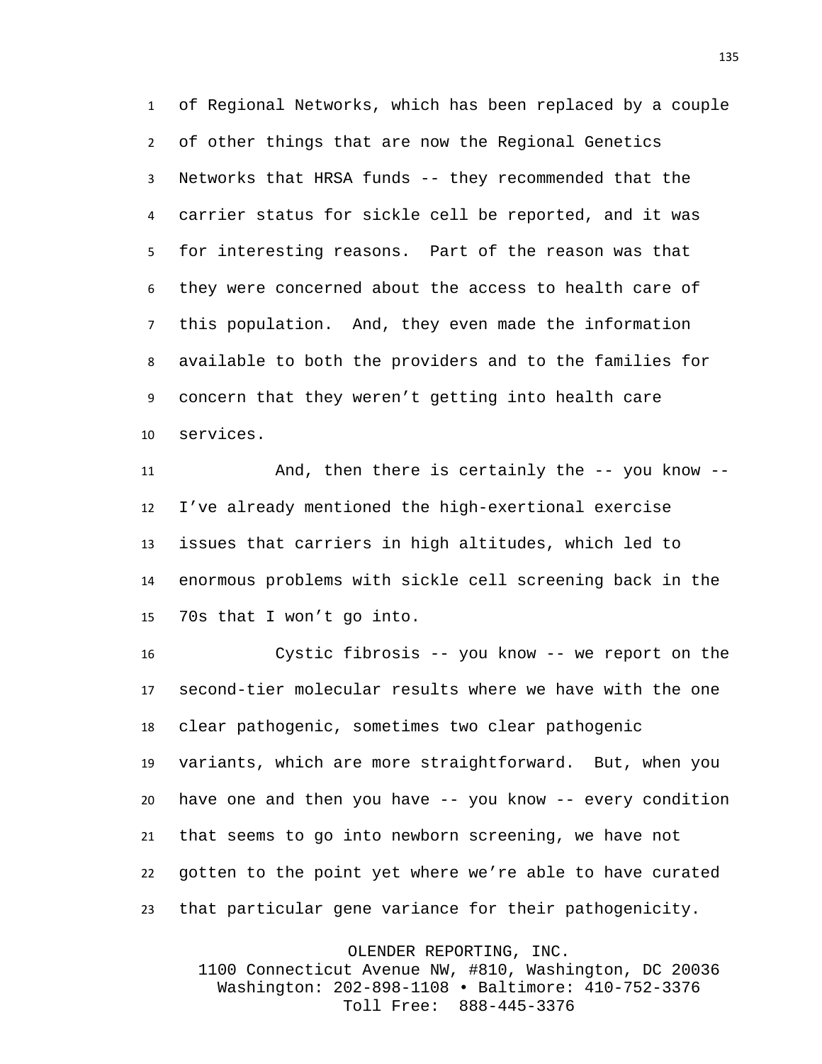of Regional Networks, which has been replaced by a couple of other things that are now the Regional Genetics Networks that HRSA funds -- they recommended that the carrier status for sickle cell be reported, and it was for interesting reasons. Part of the reason was that they were concerned about the access to health care of this population. And, they even made the information available to both the providers and to the families for concern that they weren't getting into health care services.

And, then there is certainly the -- you know -- I've already mentioned the high-exertional exercise issues that carriers in high altitudes, which led to enormous problems with sickle cell screening back in the 70s that I won't go into.

Cystic fibrosis -- you know -- we report on the second-tier molecular results where we have with the one clear pathogenic, sometimes two clear pathogenic variants, which are more straightforward. But, when you have one and then you have -- you know -- every condition that seems to go into newborn screening, we have not gotten to the point yet where we're able to have curated that particular gene variance for their pathogenicity.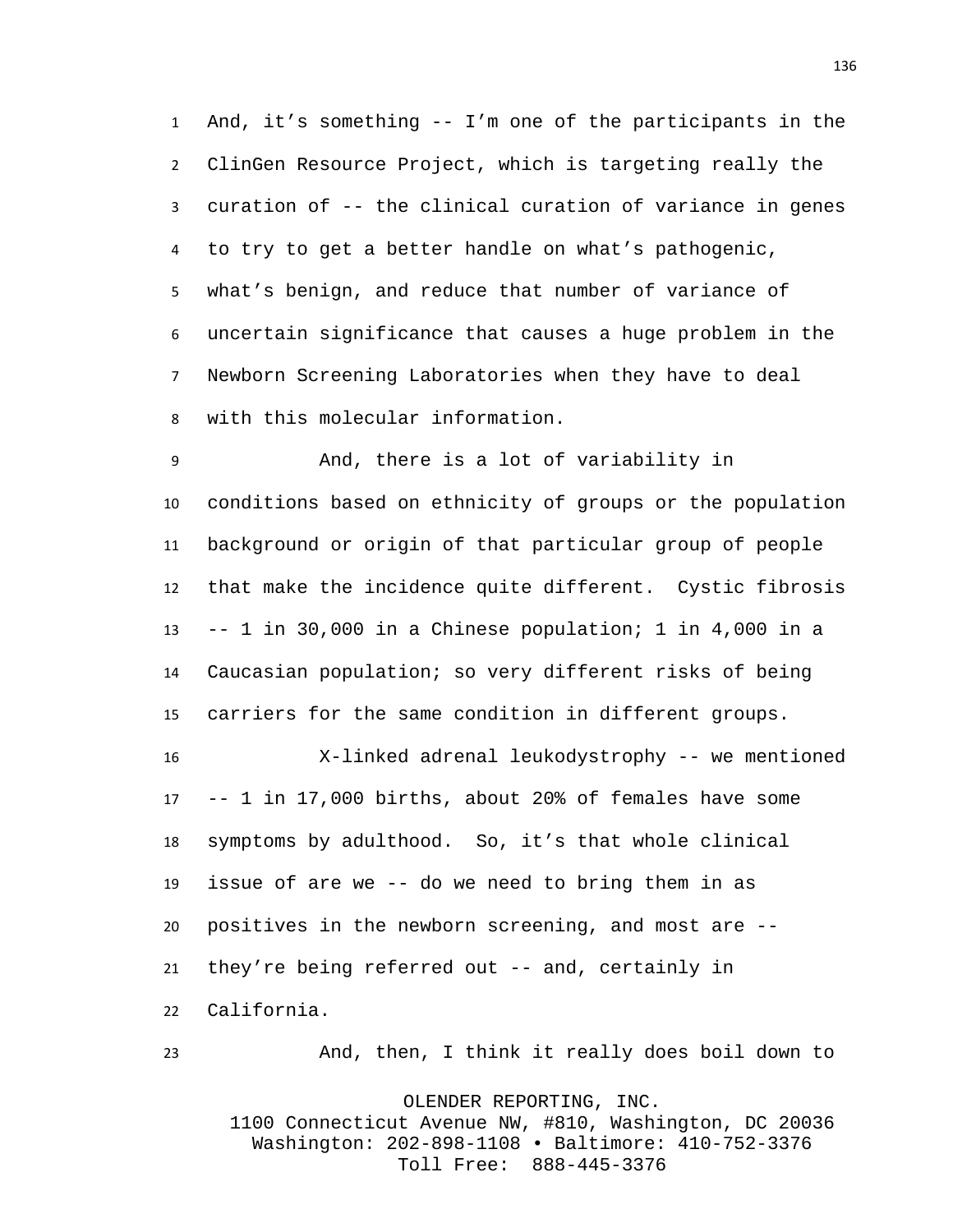And, it’s something -- I’m one of the participants in the ClinGen Resource Project, which is targeting really the curation of -- the clinical curation of variance in genes to try to get a better handle on what’s pathogenic, what’s benign, and reduce that number of variance of uncertain significance that causes a huge problem in the Newborn Screening Laboratories when they have to deal with this molecular information.

And, there is a lot of variability in conditions based on ethnicity of groups or the population background or origin of that particular group of people that make the incidence quite different. Cystic fibrosis -- 1 in 30,000 in a Chinese population; 1 in 4,000 in a Caucasian population; so very different risks of being carriers for the same condition in different groups.

X-linked adrenal leukodystrophy -- we mentioned -- 1 in 17,000 births, about 20% of females have some symptoms by adulthood. So, it’s that whole clinical issue of are we -- do we need to bring them in as positives in the newborn screening, and most are -- they’re being referred out -- and, certainly in California.

And, then, I think it really does boil down to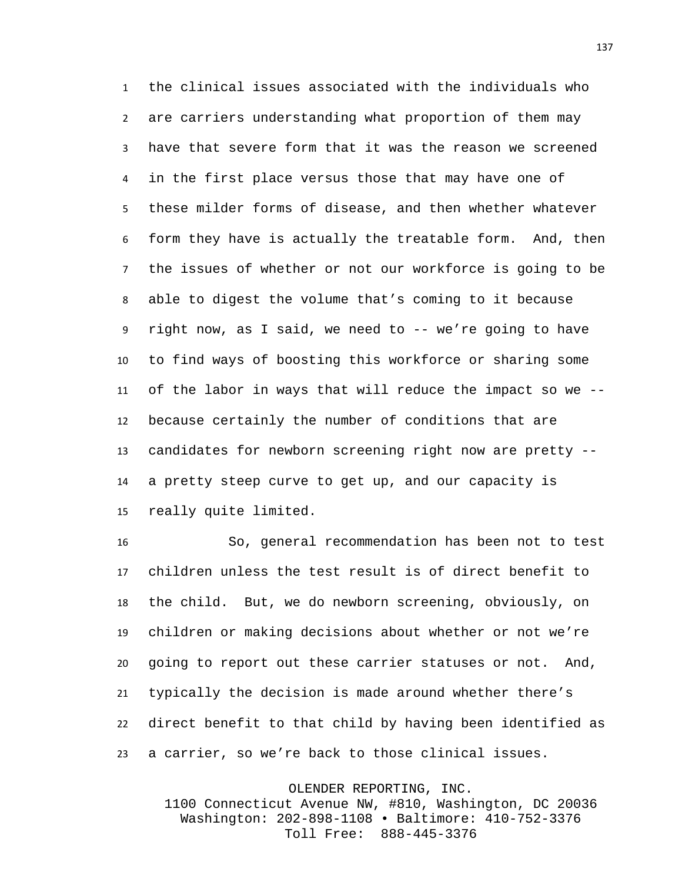the clinical issues associated with the individuals who are carriers understanding what proportion of them may have that severe form that it was the reason we screened in the first place versus those that may have one of these milder forms of disease, and then whether whatever form they have is actually the treatable form. And, then the issues of whether or not our workforce is going to be able to digest the volume that's coming to it because right now, as I said, we need to -- we're going to have to find ways of boosting this workforce or sharing some of the labor in ways that will reduce the impact so we -- because certainly the number of conditions that are candidates for newborn screening right now are pretty -- a pretty steep curve to get up, and our capacity is really quite limited.

So, general recommendation has been not to test children unless the test result is of direct benefit to the child. But, we do newborn screening, obviously, on children or making decisions about whether or not we're going to report out these carrier statuses or not. And, typically the decision is made around whether there's direct benefit to that child by having been identified as a carrier, so we're back to those clinical issues.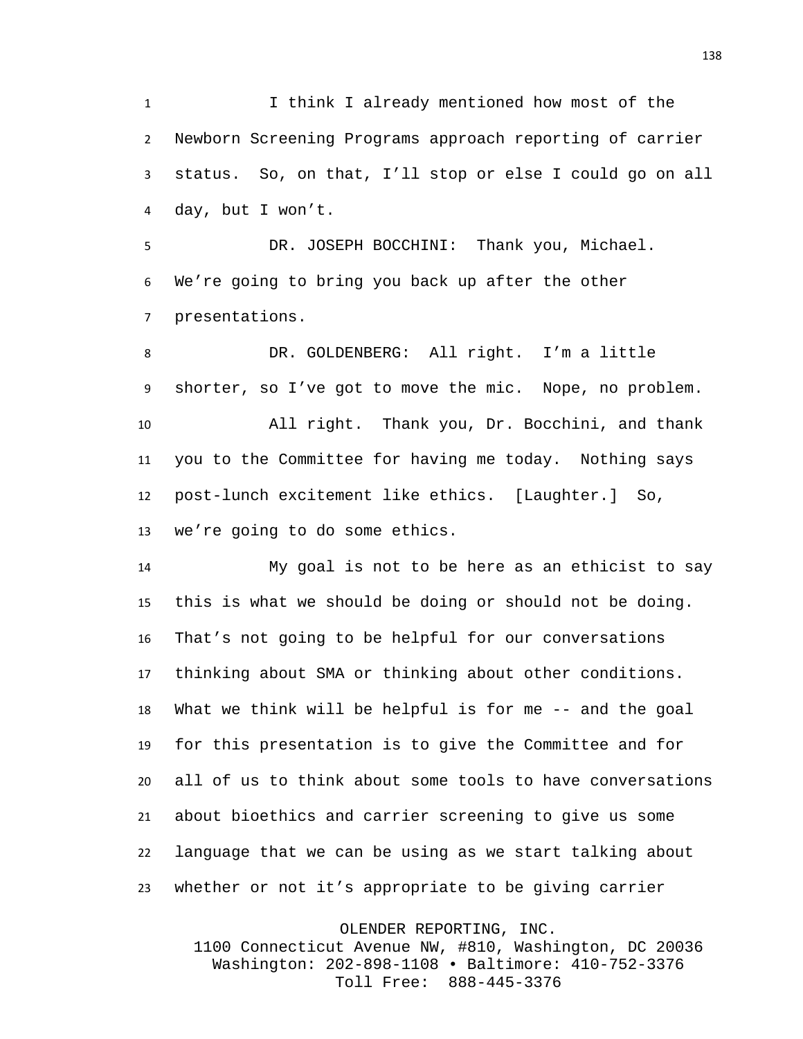I think I already mentioned how most of the Newborn Screening Programs approach reporting of carrier status. So, on that, I'll stop or else I could go on all day, but I won't.

DR. JOSEPH BOCCHINI: Thank you, Michael. We're going to bring you back up after the other presentations.

DR. GOLDENBERG: All right. I'm a little shorter, so I've got to move the mic. Nope, no problem.

All right. Thank you, Dr. Bocchini, and thank you to the Committee for having me today. Nothing says post-lunch excitement like ethics. [Laughter.] So, we're going to do some ethics.

My goal is not to be here as an ethicist to say this is what we should be doing or should not be doing. That's not going to be helpful for our conversations thinking about SMA or thinking about other conditions. What we think will be helpful is for me -- and the goal for this presentation is to give the Committee and for all of us to think about some tools to have conversations about bioethics and carrier screening to give us some language that we can be using as we start talking about whether or not it's appropriate to be giving carrier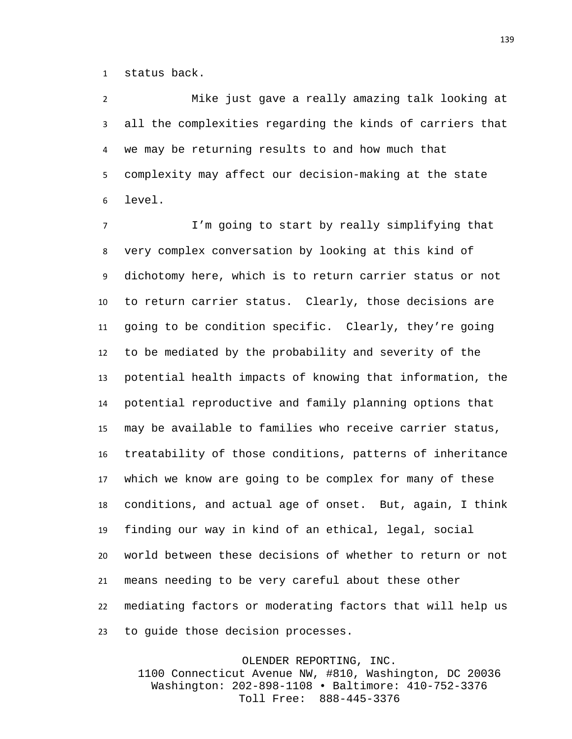status back.

Mike just gave a really amazing talk looking at all the complexities regarding the kinds of carriers that we may be returning results to and how much that complexity may affect our decision-making at the state level.

I'm going to start by really simplifying that very complex conversation by looking at this kind of dichotomy here, which is to return carrier status or not to return carrier status. Clearly, those decisions are going to be condition specific. Clearly, they're going to be mediated by the probability and severity of the potential health impacts of knowing that information, the potential reproductive and family planning options that may be available to families who receive carrier status, treatability of those conditions, patterns of inheritance which we know are going to be complex for many of these conditions, and actual age of onset. But, again, I think finding our way in kind of an ethical, legal, social world between these decisions of whether to return or not means needing to be very careful about these other mediating factors or moderating factors that will help us to guide those decision processes.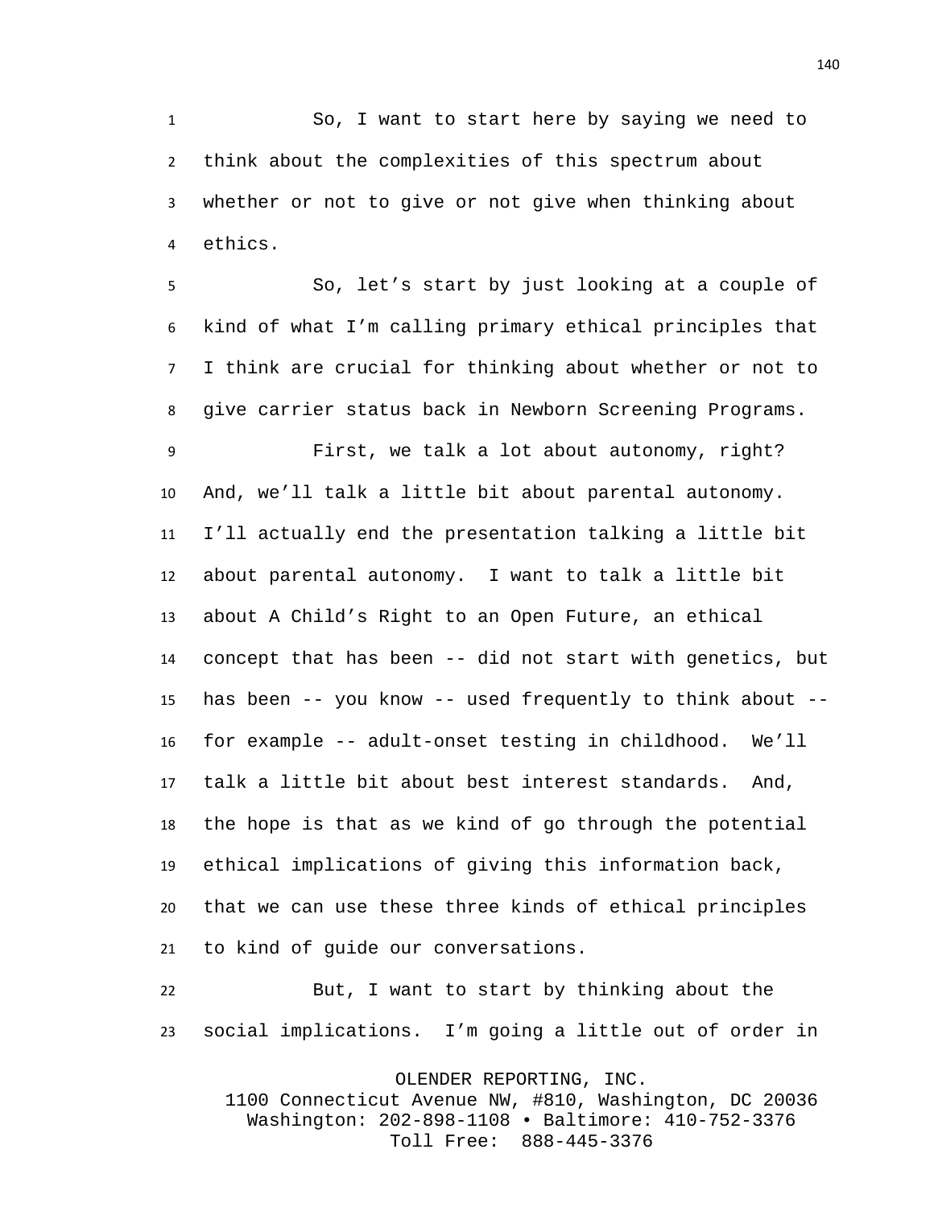So, I want to start here by saying we need to think about the complexities of this spectrum about whether or not to give or not give when thinking about ethics.

So, let's start by just looking at a couple of kind of what I'm calling primary ethical principles that I think are crucial for thinking about whether or not to give carrier status back in Newborn Screening Programs.

First, we talk a lot about autonomy, right? And, we'll talk a little bit about parental autonomy. I'll actually end the presentation talking a little bit about parental autonomy. I want to talk a little bit about A Child's Right to an Open Future, an ethical concept that has been -- did not start with genetics, but has been -- you know -- used frequently to think about -- for example -- adult-onset testing in childhood. We'll talk a little bit about best interest standards. And, the hope is that as we kind of go through the potential ethical implications of giving this information back, that we can use these three kinds of ethical principles to kind of guide our conversations.

But, I want to start by thinking about the social implications. I'm going a little out of order in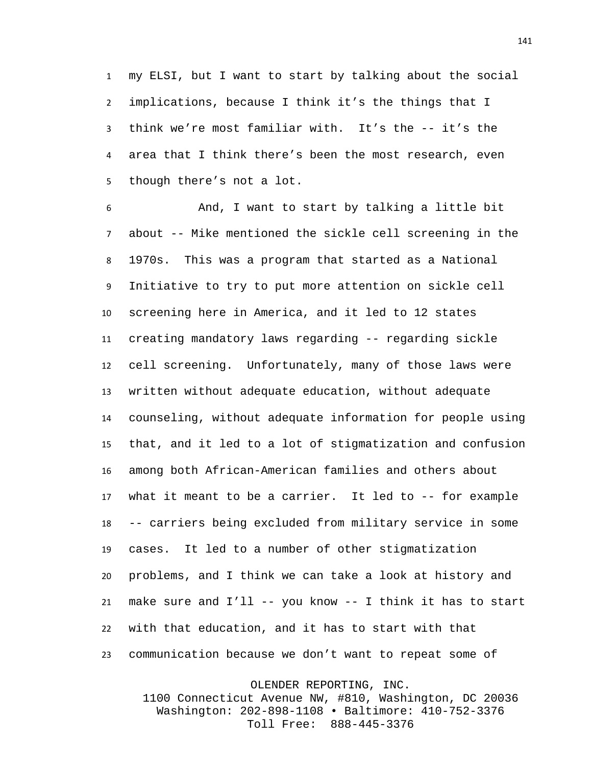my ELSI, but I want to start by talking about the social implications, because I think it’s the things that I think we’re most familiar with. It’s the -- it’s the area that I think there’s been the most research, even though there’s not a lot.

And, I want to start by talking a little bit about -- Mike mentioned the sickle cell screening in the 1970s. This was a program that started as a National Initiative to try to put more attention on sickle cell screening here in America, and it led to 12 states creating mandatory laws regarding -- regarding sickle cell screening. Unfortunately, many of those laws were written without adequate education, without adequate counseling, without adequate information for people using that, and it led to a lot of stigmatization and confusion among both African-American families and others about what it meant to be a carrier. It led to -- for example -- carriers being excluded from military service in some cases. It led to a number of other stigmatization problems, and I think we can take a look at history and make sure and I’ll -- you know -- I think it has to start with that education, and it has to start with that communication because we don’t want to repeat some of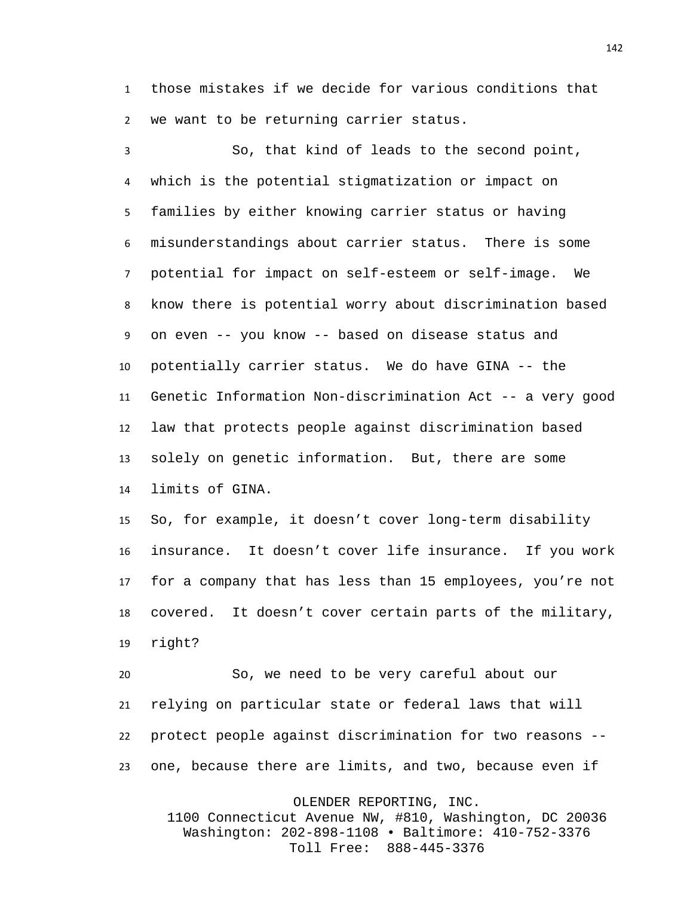those mistakes if we decide for various conditions that we want to be returning carrier status.

So, that kind of leads to the second point, which is the potential stigmatization or impact on families by either knowing carrier status or having misunderstandings about carrier status. There is some potential for impact on self-esteem or self-image. We know there is potential worry about discrimination based on even -- you know -- based on disease status and potentially carrier status. We do have GINA -- the Genetic Information Non-discrimination Act -- a very good law that protects people against discrimination based solely on genetic information. But, there are some limits of GINA.

So, for example, it doesn't cover long-term disability insurance. It doesn't cover life insurance. If you work for a company that has less than 15 employees, you're not covered. It doesn't cover certain parts of the military, right?

So, we need to be very careful about our relying on particular state or federal laws that will protect people against discrimination for two reasons -- one, because there are limits, and two, because even if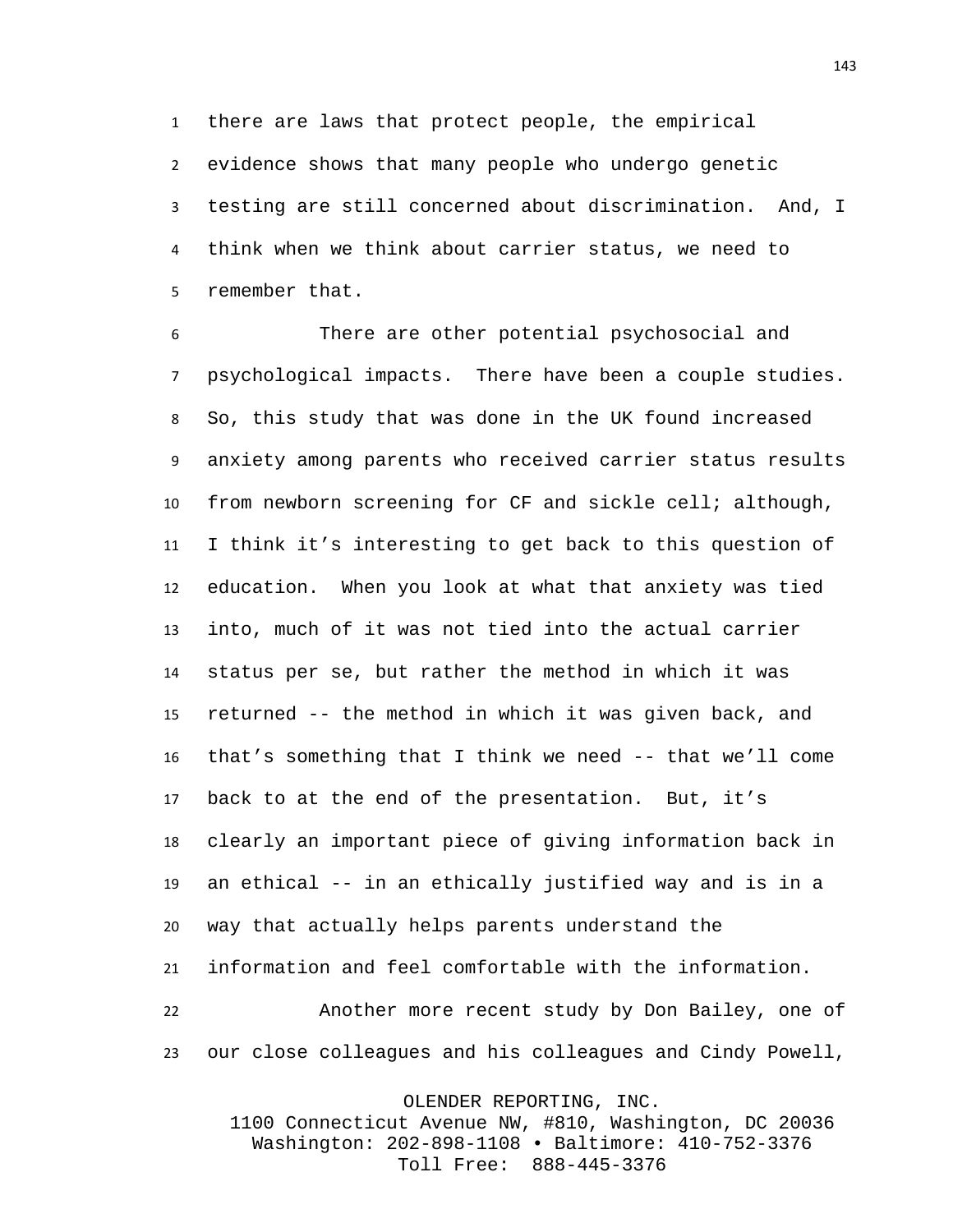there are laws that protect people, the empirical evidence shows that many people who undergo genetic testing are still concerned about discrimination. And, I think when we think about carrier status, we need to remember that.

There are other potential psychosocial and psychological impacts. There have been a couple studies. So, this study that was done in the UK found increased anxiety among parents who received carrier status results from newborn screening for CF and sickle cell; although, I think it's interesting to get back to this question of education. When you look at what that anxiety was tied into, much of it was not tied into the actual carrier status per se, but rather the method in which it was returned -- the method in which it was given back, and that's something that I think we need -- that we'll come back to at the end of the presentation. But, it's clearly an important piece of giving information back in an ethical -- in an ethically justified way and is in a way that actually helps parents understand the information and feel comfortable with the information.

Another more recent study by Don Bailey, one of our close colleagues and his colleagues and Cindy Powell,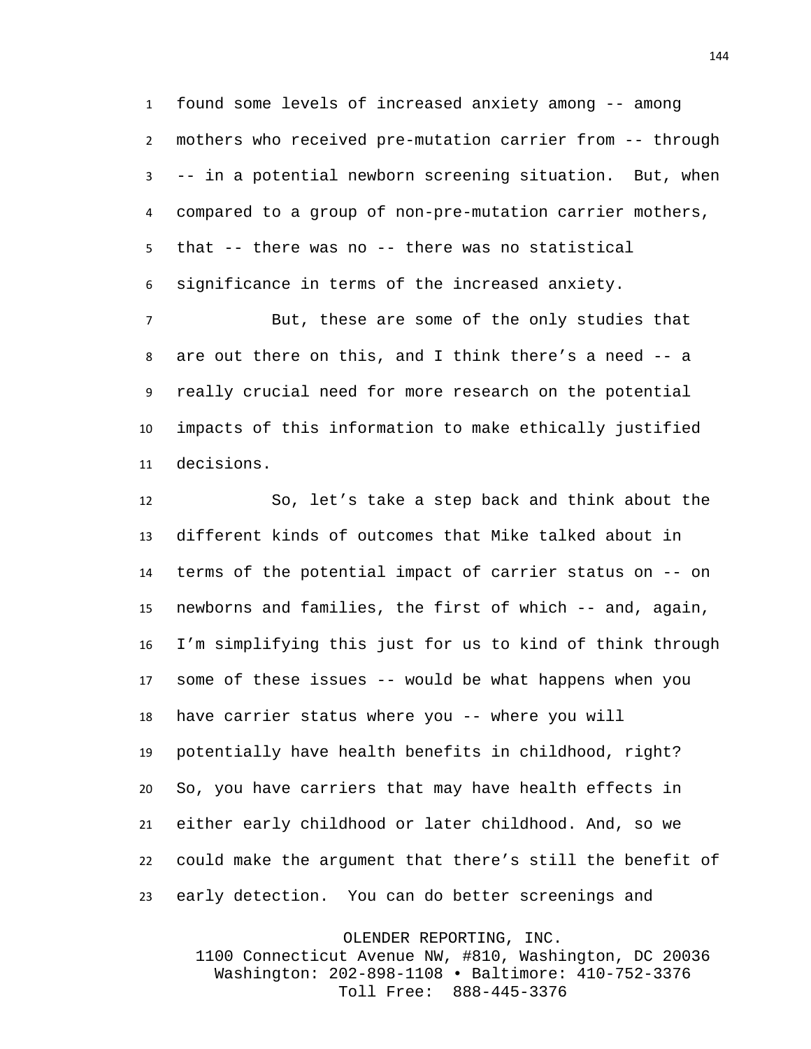found some levels of increased anxiety among -- among mothers who received pre-mutation carrier from -- through -- in a potential newborn screening situation. But, when compared to a group of non-pre-mutation carrier mothers, that -- there was no -- there was no statistical significance in terms of the increased anxiety.

But, these are some of the only studies that are out there on this, and I think there's a need -- a really crucial need for more research on the potential impacts of this information to make ethically justified decisions.

So, let's take a step back and think about the different kinds of outcomes that Mike talked about in terms of the potential impact of carrier status on -- on newborns and families, the first of which -- and, again, I'm simplifying this just for us to kind of think through some of these issues -- would be what happens when you have carrier status where you -- where you will potentially have health benefits in childhood, right? So, you have carriers that may have health effects in either early childhood or later childhood. And, so we could make the argument that there's still the benefit of early detection. You can do better screenings and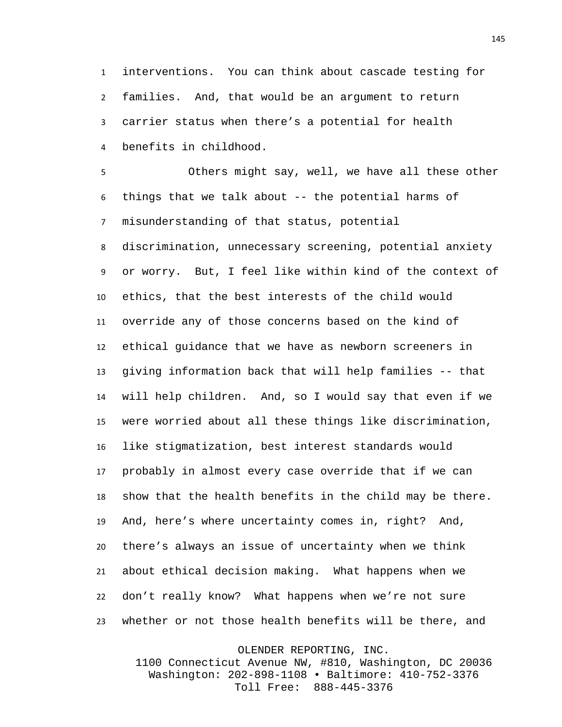interventions. You can think about cascade testing for families. And, that would be an argument to return carrier status when there's a potential for health benefits in childhood.

Others might say, well, we have all these other things that we talk about -- the potential harms of misunderstanding of that status, potential discrimination, unnecessary screening, potential anxiety or worry. But, I feel like within kind of the context of ethics, that the best interests of the child would override any of those concerns based on the kind of ethical guidance that we have as newborn screeners in giving information back that will help families -- that will help children. And, so I would say that even if we were worried about all these things like discrimination, like stigmatization, best interest standards would probably in almost every case override that if we can show that the health benefits in the child may be there. And, here's where uncertainty comes in, right? And, there's always an issue of uncertainty when we think about ethical decision making. What happens when we don't really know? What happens when we're not sure whether or not those health benefits will be there, and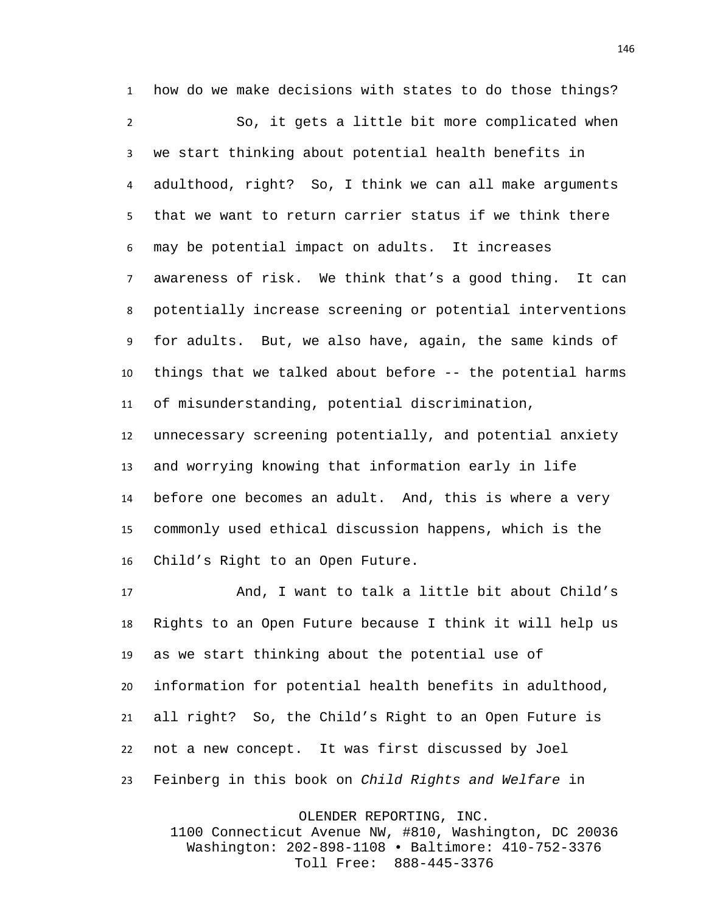how do we make decisions with states to do those things?

So, it gets a little bit more complicated when we start thinking about potential health benefits in adulthood, right? So, I think we can all make arguments that we want to return carrier status if we think there may be potential impact on adults. It increases awareness of risk. We think that's a good thing. It can potentially increase screening or potential interventions for adults. But, we also have, again, the same kinds of things that we talked about before -- the potential harms of misunderstanding, potential discrimination, unnecessary screening potentially, and potential anxiety and worrying knowing that information early in life before one becomes an adult. And, this is where a very commonly used ethical discussion happens, which is the Child's Right to an Open Future.

And, I want to talk a little bit about Child's Rights to an Open Future because I think it will help us as we start thinking about the potential use of information for potential health benefits in adulthood, all right? So, the Child's Right to an Open Future is not a new concept. It was first discussed by Joel Feinberg in this book on *Child Rights and Welfare* in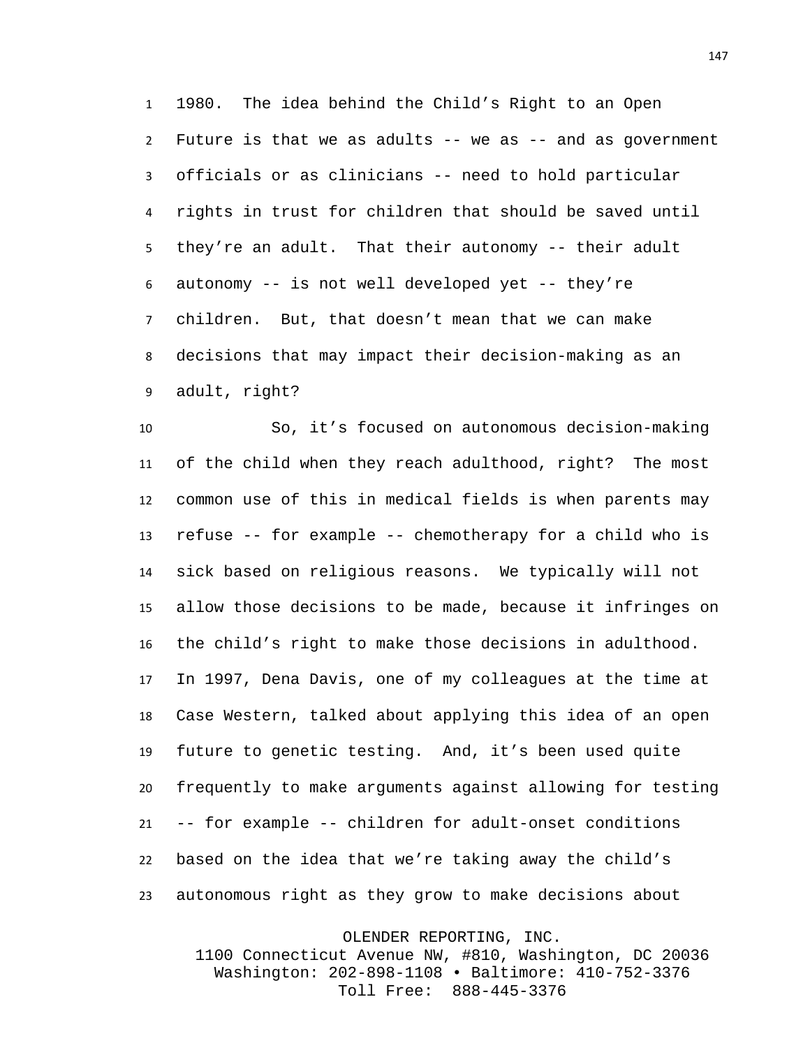1980. The idea behind the Child's Right to an Open Future is that we as adults -- we as -- and as government officials or as clinicians -- need to hold particular rights in trust for children that should be saved until they're an adult. That their autonomy -- their adult autonomy -- is not well developed yet -- they're children. But, that doesn't mean that we can make decisions that may impact their decision-making as an adult, right?

So, it's focused on autonomous decision-making of the child when they reach adulthood, right? The most common use of this in medical fields is when parents may refuse -- for example -- chemotherapy for a child who is sick based on religious reasons. We typically will not allow those decisions to be made, because it infringes on the child's right to make those decisions in adulthood. In 1997, Dena Davis, one of my colleagues at the time at Case Western, talked about applying this idea of an open future to genetic testing. And, it's been used quite frequently to make arguments against allowing for testing -- for example -- children for adult-onset conditions based on the idea that we're taking away the child's autonomous right as they grow to make decisions about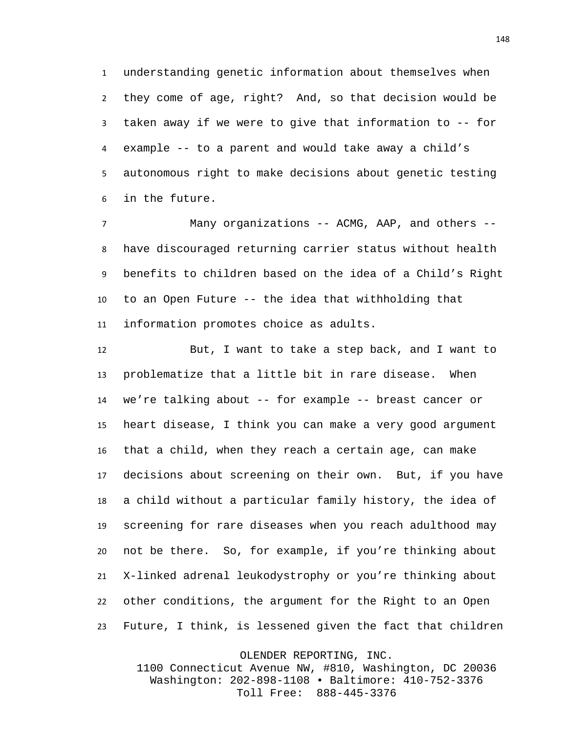understanding genetic information about themselves when they come of age, right? And, so that decision would be taken away if we were to give that information to -- for example -- to a parent and would take away a child's autonomous right to make decisions about genetic testing in the future.

Many organizations -- ACMG, AAP, and others -- have discouraged returning carrier status without health benefits to children based on the idea of a Child's Right to an Open Future -- the idea that withholding that information promotes choice as adults.

But, I want to take a step back, and I want to problematize that a little bit in rare disease. When we're talking about -- for example -- breast cancer or heart disease, I think you can make a very good argument that a child, when they reach a certain age, can make decisions about screening on their own. But, if you have a child without a particular family history, the idea of screening for rare diseases when you reach adulthood may not be there. So, for example, if you're thinking about X-linked adrenal leukodystrophy or you're thinking about other conditions, the argument for the Right to an Open Future, I think, is lessened given the fact that children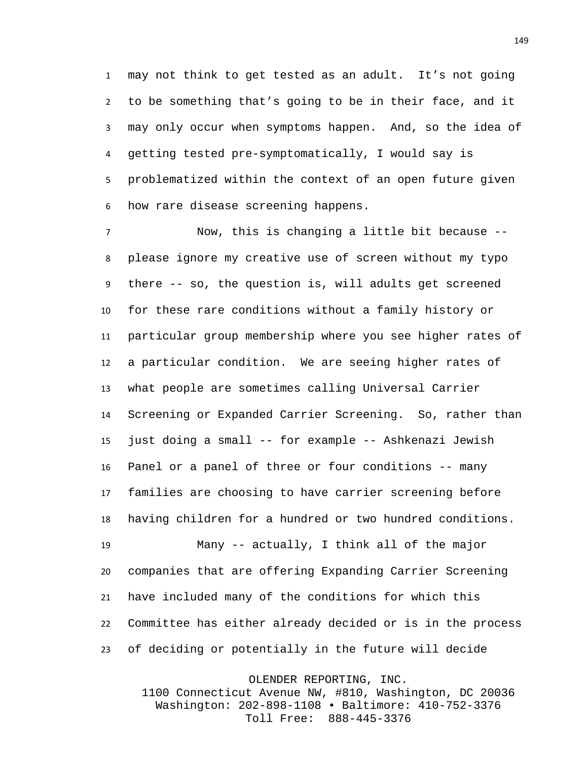may not think to get tested as an adult. It's not going to be something that's going to be in their face, and it may only occur when symptoms happen. And, so the idea of getting tested pre-symptomatically, I would say is problematized within the context of an open future given how rare disease screening happens.

Now, this is changing a little bit because -- please ignore my creative use of screen without my typo there -- so, the question is, will adults get screened for these rare conditions without a family history or particular group membership where you see higher rates of a particular condition. We are seeing higher rates of what people are sometimes calling Universal Carrier Screening or Expanded Carrier Screening. So, rather than just doing a small -- for example -- Ashkenazi Jewish Panel or a panel of three or four conditions -- many families are choosing to have carrier screening before having children for a hundred or two hundred conditions.

Many -- actually, I think all of the major companies that are offering Expanding Carrier Screening have included many of the conditions for which this Committee has either already decided or is in the process of deciding or potentially in the future will decide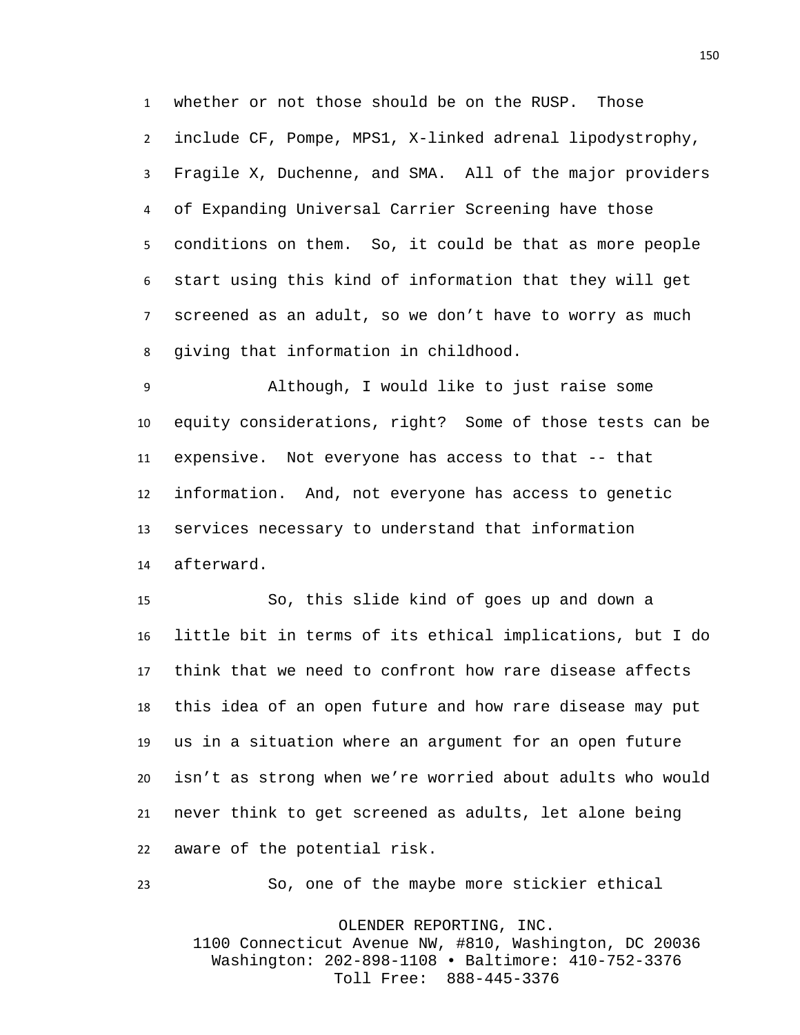whether or not those should be on the RUSP. Those include CF, Pompe, MPS1, X-linked adrenal lipodystrophy, Fragile X, Duchenne, and SMA. All of the major providers of Expanding Universal Carrier Screening have those conditions on them. So, it could be that as more people start using this kind of information that they will get screened as an adult, so we don't have to worry as much giving that information in childhood.

Although, I would like to just raise some equity considerations, right? Some of those tests can be expensive. Not everyone has access to that -- that information. And, not everyone has access to genetic services necessary to understand that information afterward.

So, this slide kind of goes up and down a little bit in terms of its ethical implications, but I do think that we need to confront how rare disease affects this idea of an open future and how rare disease may put us in a situation where an argument for an open future isn't as strong when we're worried about adults who would never think to get screened as adults, let alone being aware of the potential risk.

So, one of the maybe more stickier ethical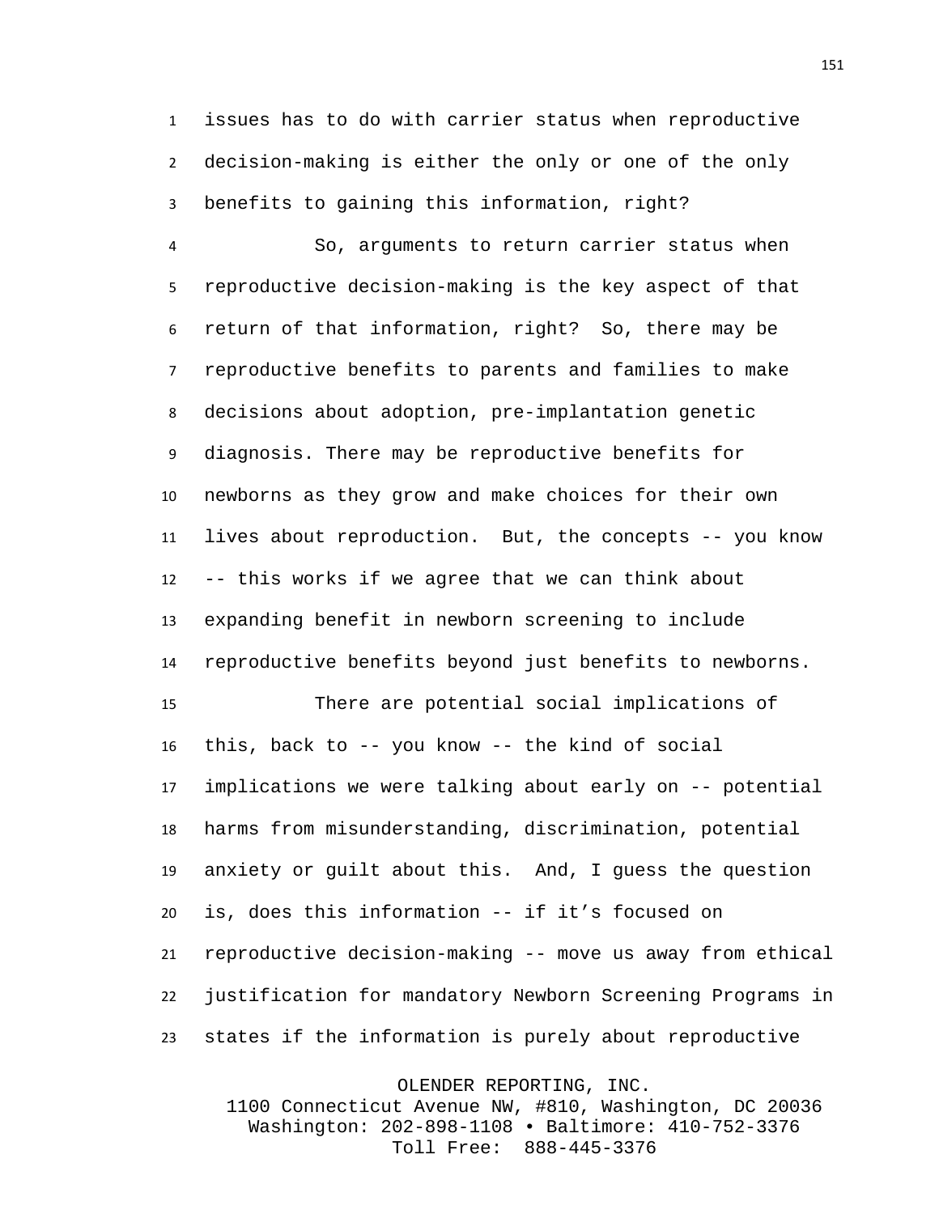issues has to do with carrier status when reproductive decision-making is either the only or one of the only benefits to gaining this information, right?

So, arguments to return carrier status when reproductive decision-making is the key aspect of that return of that information, right?  So, there may be reproductive benefits to parents and families to make decisions about adoption, pre-implantation genetic diagnosis. There may be reproductive benefits for newborns as they grow and make choices for their own lives about reproduction.  But, the concepts -- you know -- this works if we agree that we can think about expanding benefit in newborn screening to include reproductive benefits beyond just benefits to newborns.

There are potential social implications of this, back to -- you know -- the kind of social implications we were talking about early on -- potential harms from misunderstanding, discrimination, potential anxiety or guilt about this.  And, I guess the question is, does this information -- if it's focused on reproductive decision-making -- move us away from ethical justification for mandatory Newborn Screening Programs in states if the information is purely about reproductive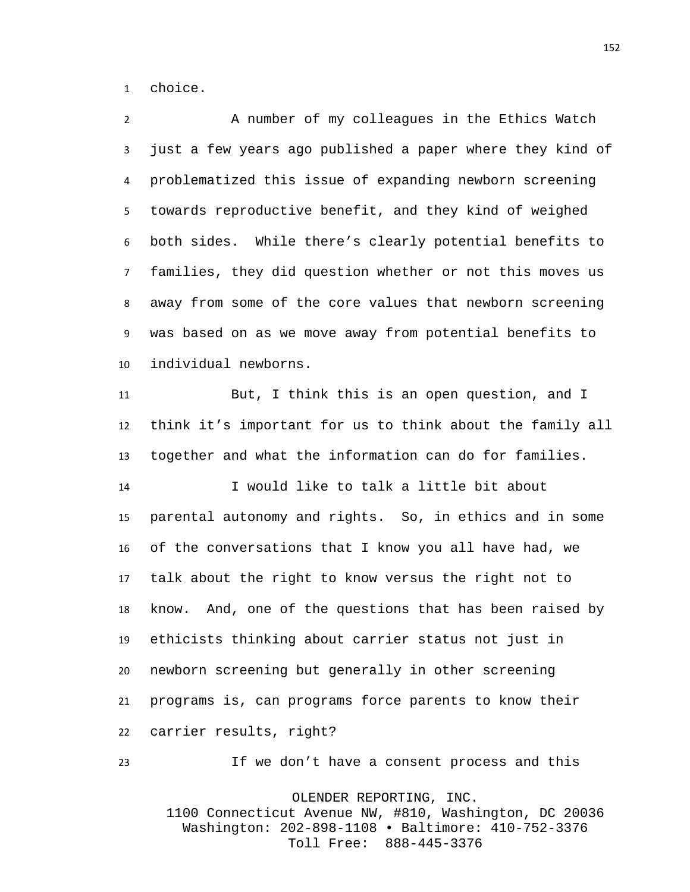choice.

A number of my colleagues in the Ethics Watch just a few years ago published a paper where they kind of problematized this issue of expanding newborn screening towards reproductive benefit, and they kind of weighed both sides.  While there's clearly potential benefits to families, they did question whether or not this moves us away from some of the core values that newborn screening was based on as we move away from potential benefits to individual newborns.

But, I think this is an open question, and I think it's important for us to think about the family all together and what the information can do for families.

I would like to talk a little bit about parental autonomy and rights.  So, in ethics and in some of the conversations that I know you all have had, we talk about the right to know versus the right not to know.  And, one of the questions that has been raised by ethicists thinking about carrier status not just in newborn screening but generally in other screening programs is, can programs force parents to know their carrier results, right?

If we don't have a consent process and this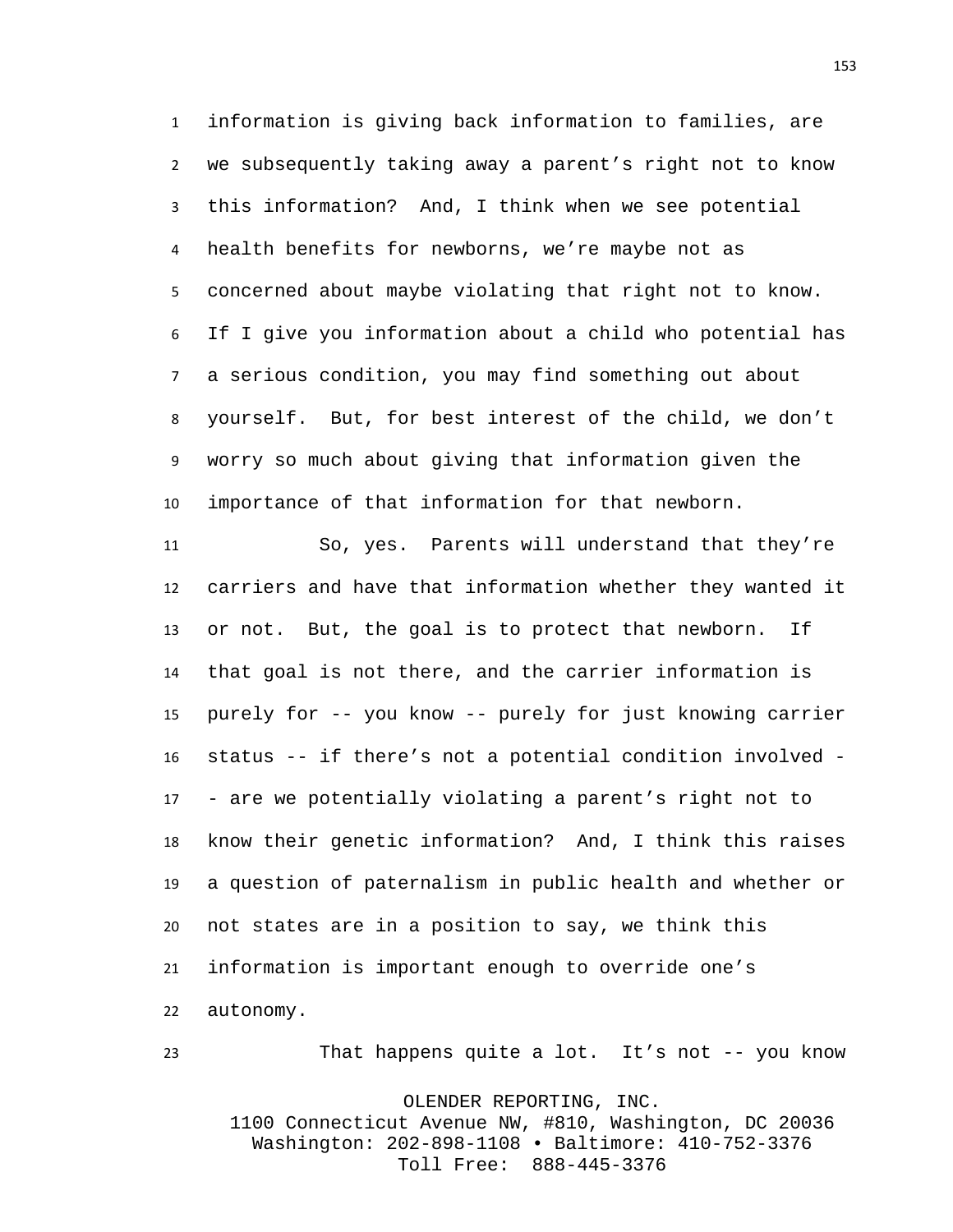information is giving back information to families, are we subsequently taking away a parent’s right not to know this information? And, I think when we see potential health benefits for newborns, we’re maybe not as concerned about maybe violating that right not to know. If I give you information about a child who potential has a serious condition, you may find something out about yourself. But, for best interest of the child, we don’t worry so much about giving that information given the importance of that information for that newborn.

So, yes. Parents will understand that they’re carriers and have that information whether they wanted it or not. But, the goal is to protect that newborn. If that goal is not there, and the carrier information is purely for -- you know -- purely for just knowing carrier status -- if there’s not a potential condition involved -- are we potentially violating a parent’s right not to know their genetic information? And, I think this raises a question of paternalism in public health and whether or not states are in a position to say, we think this information is important enough to override one’s autonomy.

That happens quite a lot. It’s not -- you know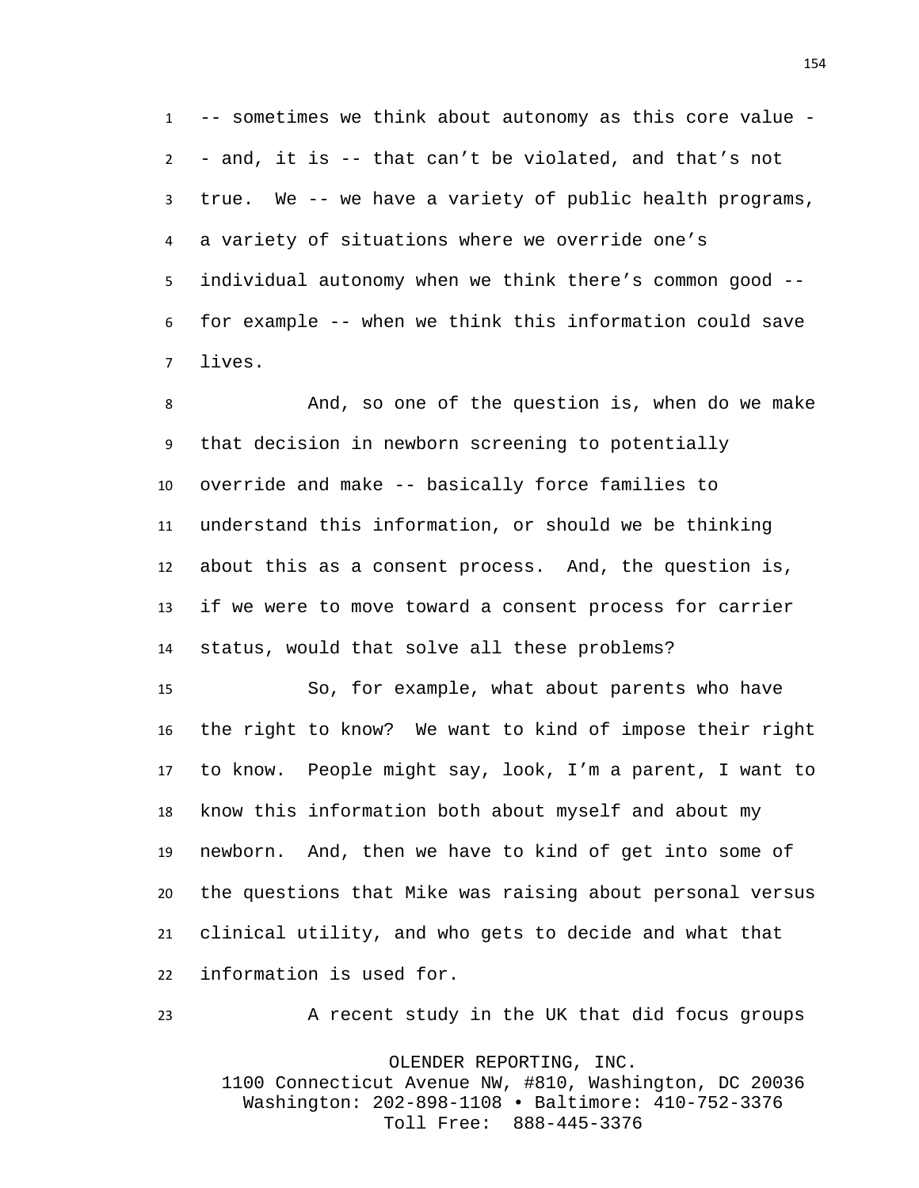-- sometimes we think about autonomy as this core value -- and, it is -- that can't be violated, and that's not true. We -- we have a variety of public health programs, a variety of situations where we override one's individual autonomy when we think there's common good -- for example -- when we think this information could save lives.

And, so one of the question is, when do we make that decision in newborn screening to potentially override and make -- basically force families to understand this information, or should we be thinking about this as a consent process. And, the question is, if we were to move toward a consent process for carrier status, would that solve all these problems?

So, for example, what about parents who have the right to know? We want to kind of impose their right to know. People might say, look, I'm a parent, I want to know this information both about myself and about my newborn. And, then we have to kind of get into some of the questions that Mike was raising about personal versus clinical utility, and who gets to decide and what that information is used for.

A recent study in the UK that did focus groups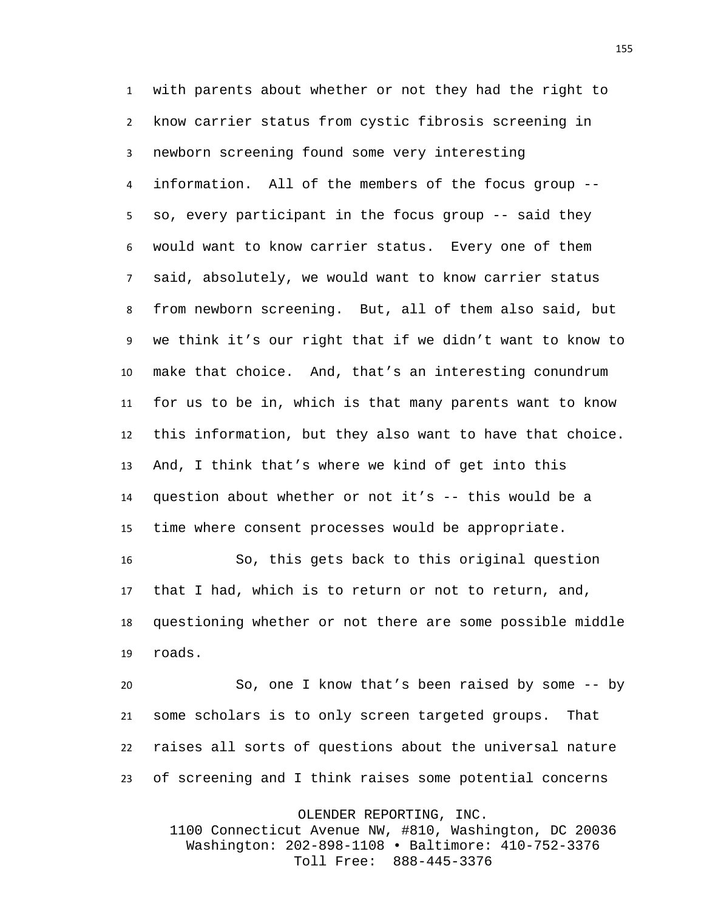with parents about whether or not they had the right to know carrier status from cystic fibrosis screening in newborn screening found some very interesting information. All of the members of the focus group -- so, every participant in the focus group -- said they would want to know carrier status. Every one of them said, absolutely, we would want to know carrier status from newborn screening. But, all of them also said, but we think it's our right that if we didn't want to know to make that choice. And, that's an interesting conundrum for us to be in, which is that many parents want to know this information, but they also want to have that choice. And, I think that's where we kind of get into this question about whether or not it's -- this would be a time where consent processes would be appropriate.

So, this gets back to this original question that I had, which is to return or not to return, and, questioning whether or not there are some possible middle roads.

So, one I know that's been raised by some -- by some scholars is to only screen targeted groups. That raises all sorts of questions about the universal nature of screening and I think raises some potential concerns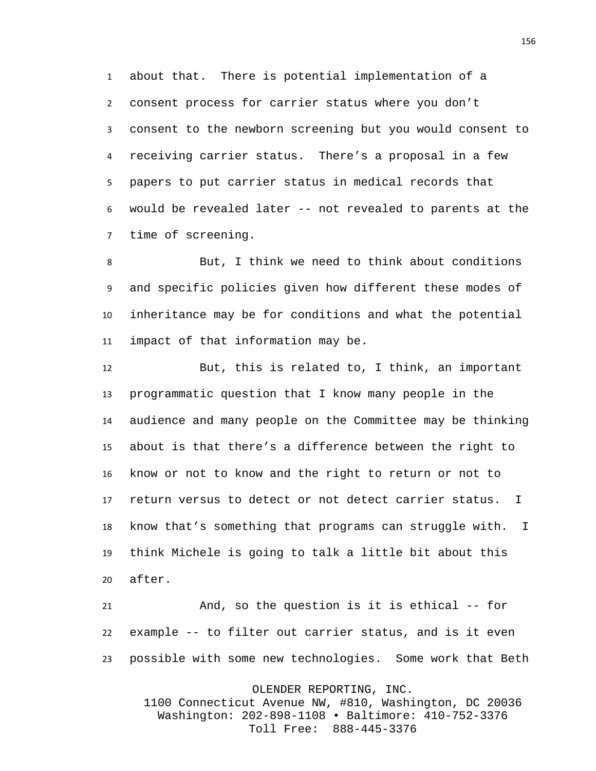about that. There is potential implementation of a consent process for carrier status where you don't consent to the newborn screening but you would consent to receiving carrier status. There's a proposal in a few papers to put carrier status in medical records that would be revealed later -- not revealed to parents at the time of screening.

But, I think we need to think about conditions and specific policies given how different these modes of inheritance may be for conditions and what the potential impact of that information may be.

But, this is related to, I think, an important programmatic question that I know many people in the audience and many people on the Committee may be thinking about is that there's a difference between the right to know or not to know and the right to return or not to return versus to detect or not detect carrier status. I know that's something that programs can struggle with. I think Michele is going to talk a little bit about this after.

And, so the question is it is ethical -- for example -- to filter out carrier status, and is it even possible with some new technologies. Some work that Beth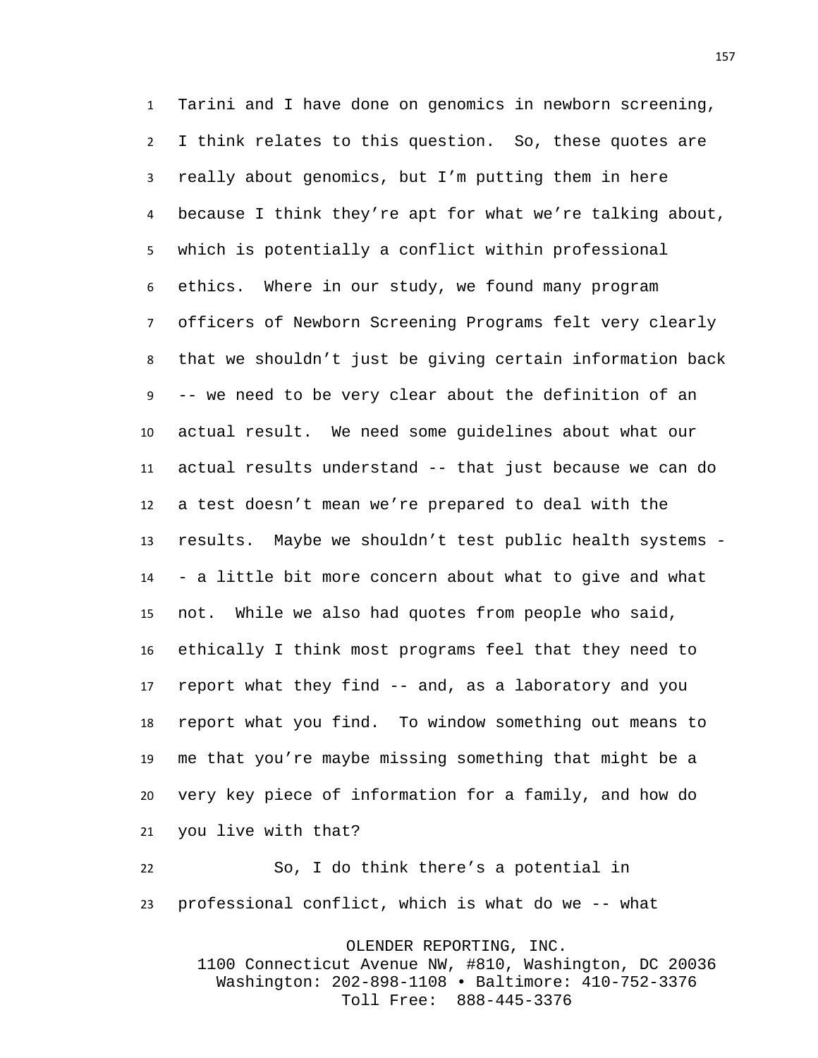Tarini and I have done on genomics in newborn screening, I think relates to this question. So, these quotes are really about genomics, but I'm putting them in here because I think they're apt for what we're talking about, which is potentially a conflict within professional ethics. Where in our study, we found many program officers of Newborn Screening Programs felt very clearly that we shouldn't just be giving certain information back -- we need to be very clear about the definition of an actual result. We need some guidelines about what our actual results understand -- that just because we can do a test doesn't mean we're prepared to deal with the results. Maybe we shouldn't test public health systems -- a little bit more concern about what to give and what not. While we also had quotes from people who said, ethically I think most programs feel that they need to report what they find -- and, as a laboratory and you report what you find. To window something out means to me that you're maybe missing something that might be a very key piece of information for a family, and how do you live with that?

So, I do think there's a potential in professional conflict, which is what do we -- what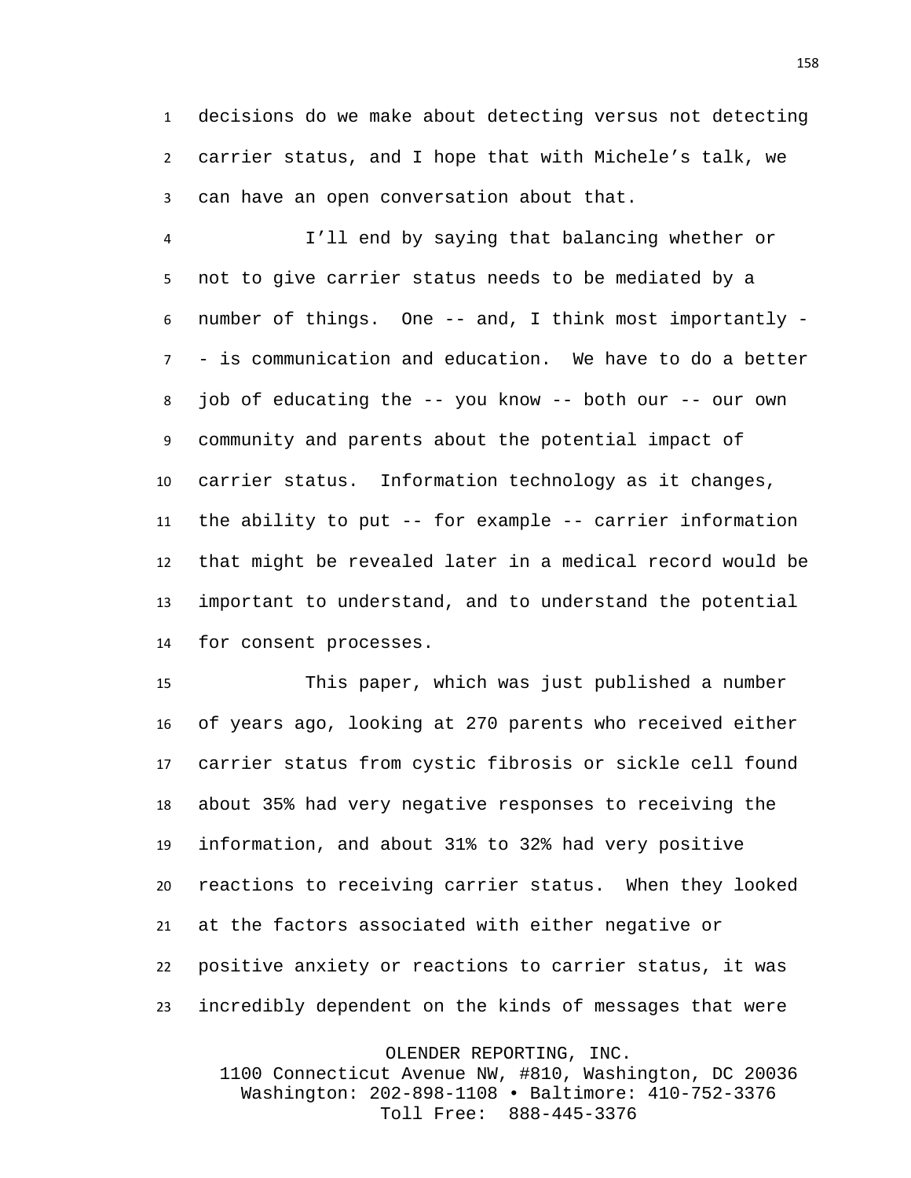decisions do we make about detecting versus not detecting carrier status, and I hope that with Michele's talk, we can have an open conversation about that.

I'll end by saying that balancing whether or not to give carrier status needs to be mediated by a number of things. One -- and, I think most importantly -- is communication and education. We have to do a better job of educating the -- you know -- both our -- our own community and parents about the potential impact of carrier status. Information technology as it changes, the ability to put -- for example -- carrier information that might be revealed later in a medical record would be important to understand, and to understand the potential for consent processes.

This paper, which was just published a number of years ago, looking at 270 parents who received either carrier status from cystic fibrosis or sickle cell found about 35% had very negative responses to receiving the information, and about 31% to 32% had very positive reactions to receiving carrier status. When they looked at the factors associated with either negative or positive anxiety or reactions to carrier status, it was incredibly dependent on the kinds of messages that were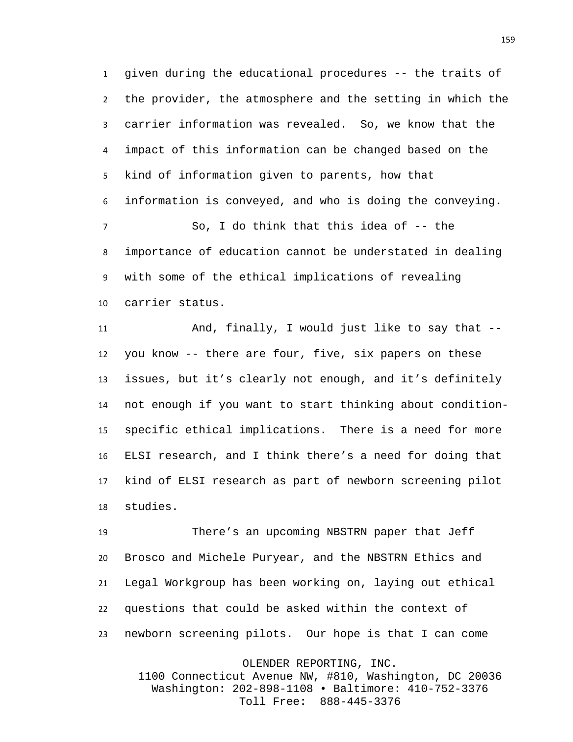given during the educational procedures -- the traits of the provider, the atmosphere and the setting in which the carrier information was revealed. So, we know that the impact of this information can be changed based on the kind of information given to parents, how that information is conveyed, and who is doing the conveying.

So, I do think that this idea of -- the importance of education cannot be understated in dealing with some of the ethical implications of revealing carrier status.

And, finally, I would just like to say that -- you know -- there are four, five, six papers on these issues, but it's clearly not enough, and it's definitely not enough if you want to start thinking about condition-specific ethical implications. There is a need for more ELSI research, and I think there's a need for doing that kind of ELSI research as part of newborn screening pilot studies.

There's an upcoming NBSTRN paper that Jeff Brosco and Michele Puryear, and the NBSTRN Ethics and Legal Workgroup has been working on, laying out ethical questions that could be asked within the context of newborn screening pilots. Our hope is that I can come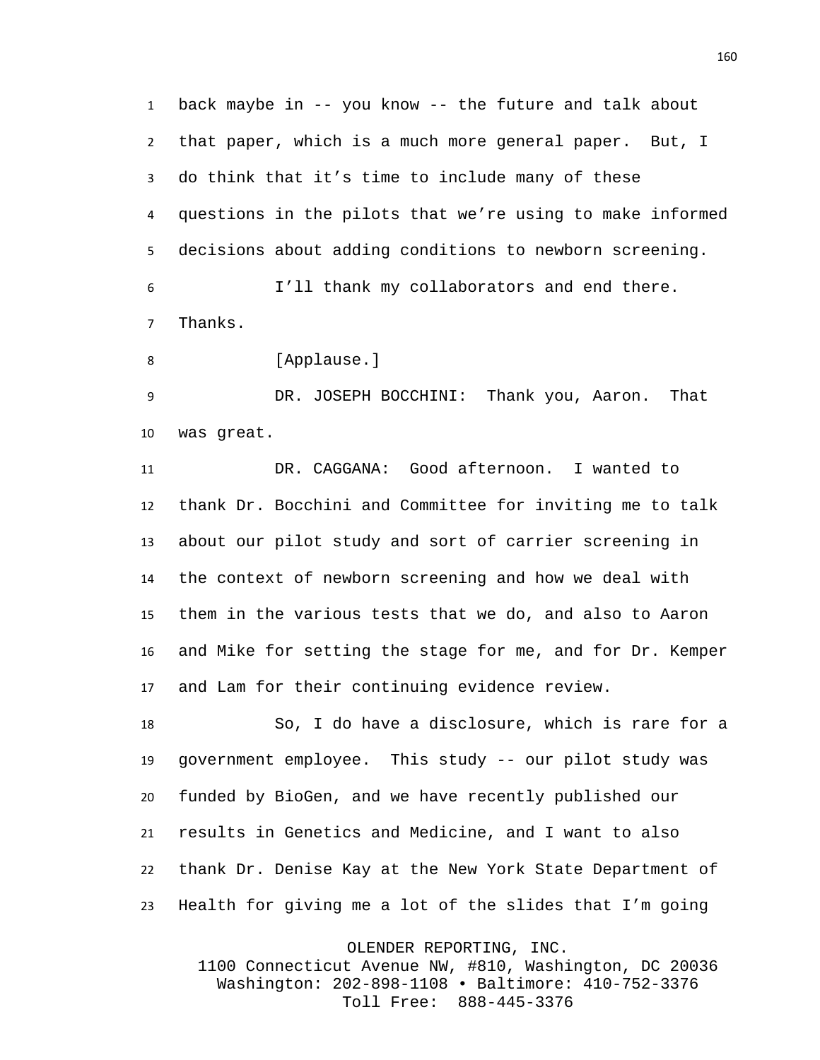back maybe in -- you know -- the future and talk about that paper, which is a much more general paper. But, I do think that it's time to include many of these questions in the pilots that we're using to make informed decisions about adding conditions to newborn screening.

I'll thank my collaborators and end there. Thanks.

[Applause.]

DR. JOSEPH BOCCHINI: Thank you, Aaron. That was great.

DR. CAGGANA: Good afternoon. I wanted to thank Dr. Bocchini and Committee for inviting me to talk about our pilot study and sort of carrier screening in the context of newborn screening and how we deal with them in the various tests that we do, and also to Aaron and Mike for setting the stage for me, and for Dr. Kemper and Lam for their continuing evidence review.

So, I do have a disclosure, which is rare for a government employee. This study -- our pilot study was funded by BioGen, and we have recently published our results in Genetics and Medicine, and I want to also thank Dr. Denise Kay at the New York State Department of Health for giving me a lot of the slides that I'm going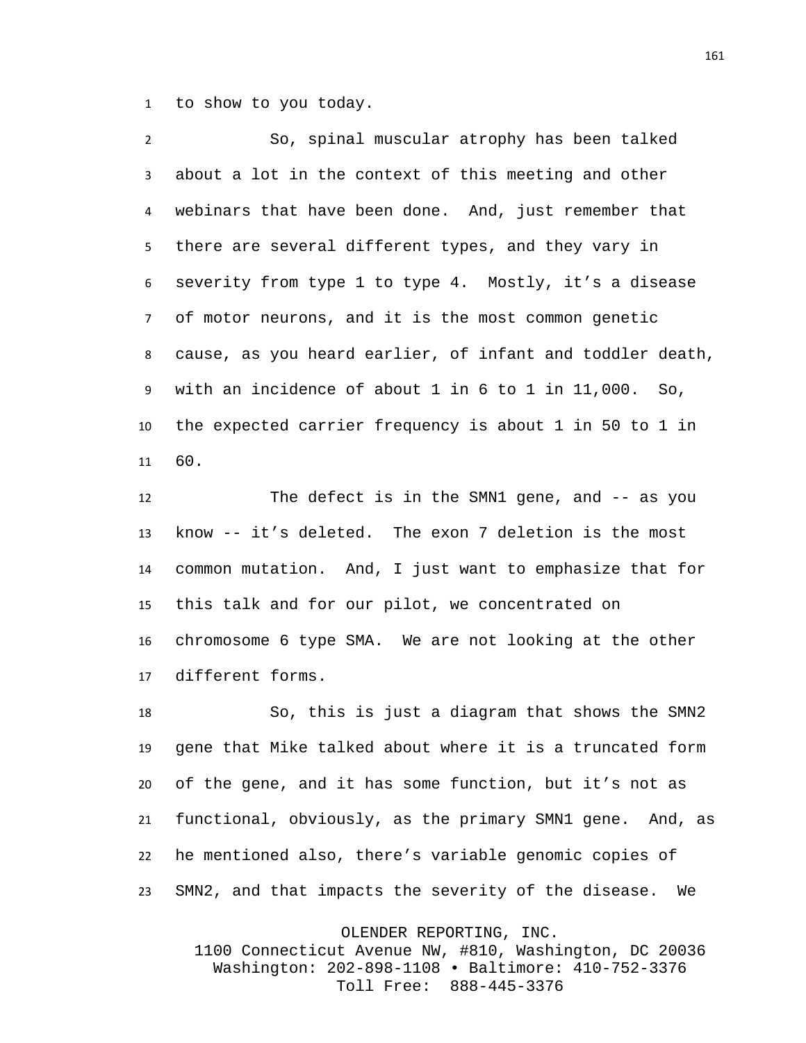to show to you today.

So, spinal muscular atrophy has been talked about a lot in the context of this meeting and other webinars that have been done. And, just remember that there are several different types, and they vary in severity from type 1 to type 4. Mostly, it's a disease of motor neurons, and it is the most common genetic cause, as you heard earlier, of infant and toddler death, with an incidence of about 1 in 6 to 1 in 11,000. So, the expected carrier frequency is about 1 in 50 to 1 in 60.

The defect is in the SMN1 gene, and -- as you know -- it's deleted. The exon 7 deletion is the most common mutation. And, I just want to emphasize that for this talk and for our pilot, we concentrated on chromosome 6 type SMA. We are not looking at the other different forms.

So, this is just a diagram that shows the SMN2 gene that Mike talked about where it is a truncated form of the gene, and it has some function, but it's not as functional, obviously, as the primary SMN1 gene. And, as he mentioned also, there's variable genomic copies of SMN2, and that impacts the severity of the disease. We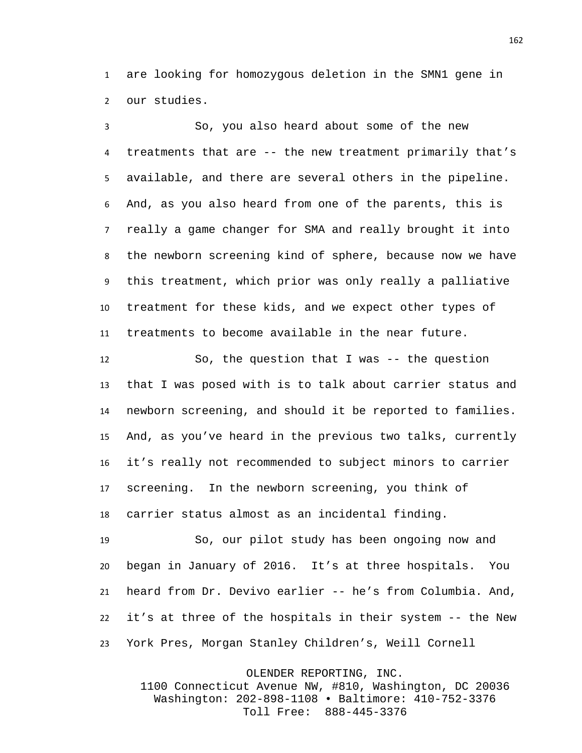are looking for homozygous deletion in the SMN1 gene in our studies.

So, you also heard about some of the new treatments that are -- the new treatment primarily that's available, and there are several others in the pipeline. And, as you also heard from one of the parents, this is really a game changer for SMA and really brought it into the newborn screening kind of sphere, because now we have this treatment, which prior was only really a palliative treatment for these kids, and we expect other types of treatments to become available in the near future.

So, the question that I was -- the question that I was posed with is to talk about carrier status and newborn screening, and should it be reported to families. And, as you've heard in the previous two talks, currently it's really not recommended to subject minors to carrier screening. In the newborn screening, you think of carrier status almost as an incidental finding.

So, our pilot study has been ongoing now and began in January of 2016. It's at three hospitals. You heard from Dr. Devivo earlier -- he's from Columbia. And, it's at three of the hospitals in their system -- the New York Pres, Morgan Stanley Children's, Weill Cornell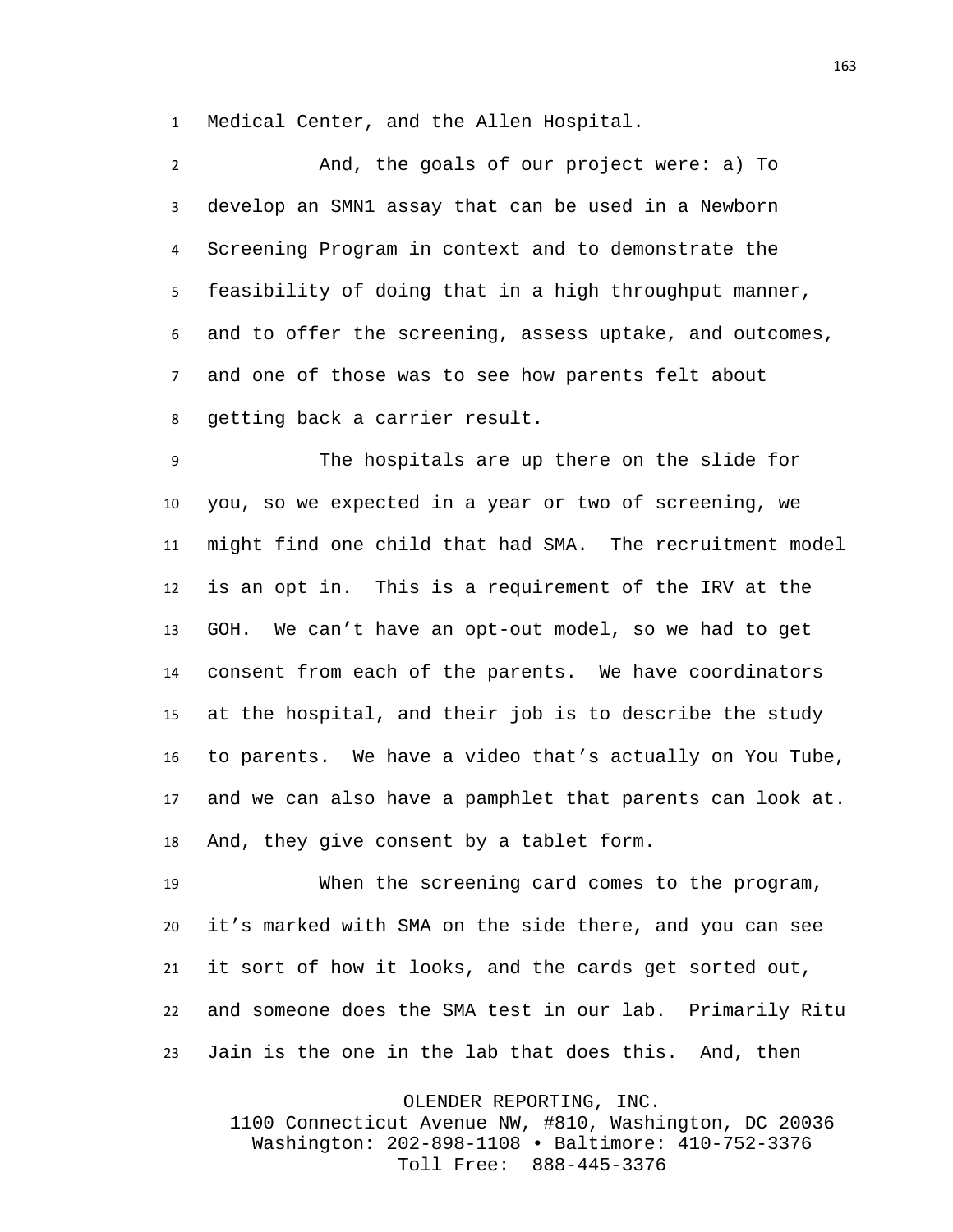Medical Center, and the Allen Hospital.

And, the goals of our project were: a) To develop an SMN1 assay that can be used in a Newborn Screening Program in context and to demonstrate the feasibility of doing that in a high throughput manner, and to offer the screening, assess uptake, and outcomes, and one of those was to see how parents felt about getting back a carrier result.

The hospitals are up there on the slide for you, so we expected in a year or two of screening, we might find one child that had SMA. The recruitment model is an opt in. This is a requirement of the IRV at the GOH. We can't have an opt-out model, so we had to get consent from each of the parents. We have coordinators at the hospital, and their job is to describe the study to parents. We have a video that's actually on You Tube, and we can also have a pamphlet that parents can look at. And, they give consent by a tablet form.

When the screening card comes to the program, it's marked with SMA on the side there, and you can see it sort of how it looks, and the cards get sorted out, and someone does the SMA test in our lab. Primarily Ritu Jain is the one in the lab that does this. And, then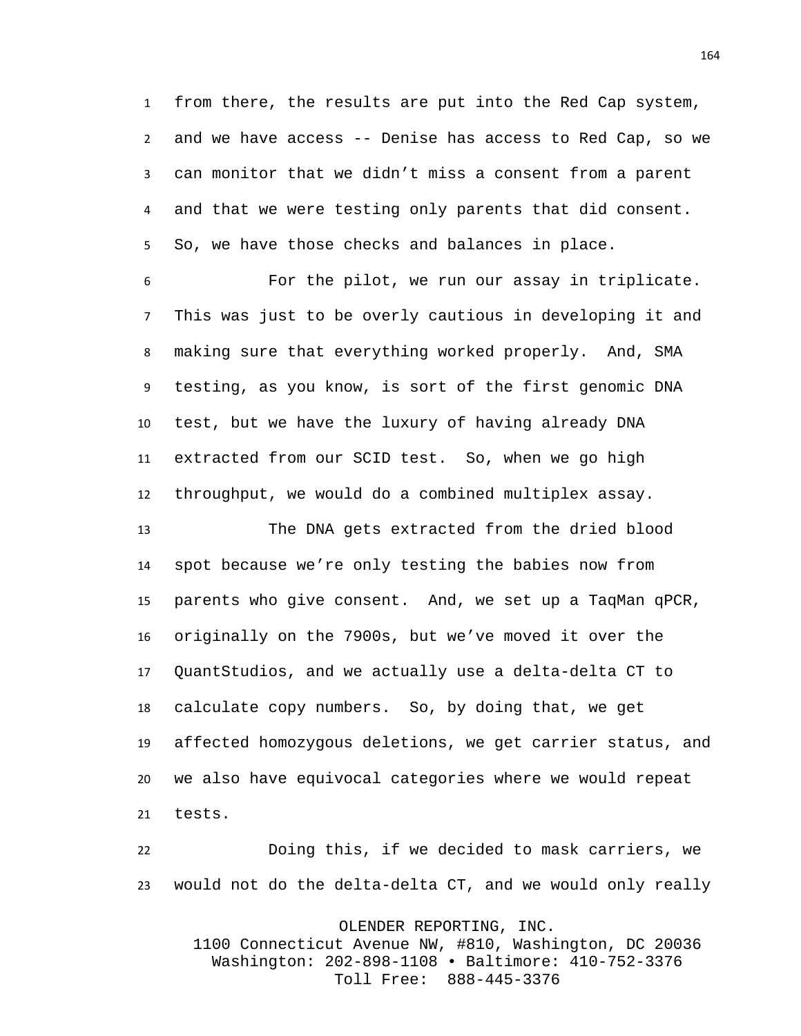from there, the results are put into the Red Cap system, and we have access -- Denise has access to Red Cap, so we can monitor that we didn't miss a consent from a parent and that we were testing only parents that did consent. So, we have those checks and balances in place.

For the pilot, we run our assay in triplicate. This was just to be overly cautious in developing it and making sure that everything worked properly. And, SMA testing, as you know, is sort of the first genomic DNA test, but we have the luxury of having already DNA extracted from our SCID test. So, when we go high throughput, we would do a combined multiplex assay.

The DNA gets extracted from the dried blood spot because we're only testing the babies now from parents who give consent. And, we set up a TaqMan qPCR, originally on the 7900s, but we've moved it over the QuantStudios, and we actually use a delta-delta CT to calculate copy numbers. So, by doing that, we get affected homozygous deletions, we get carrier status, and we also have equivocal categories where we would repeat tests.

Doing this, if we decided to mask carriers, we would not do the delta-delta CT, and we would only really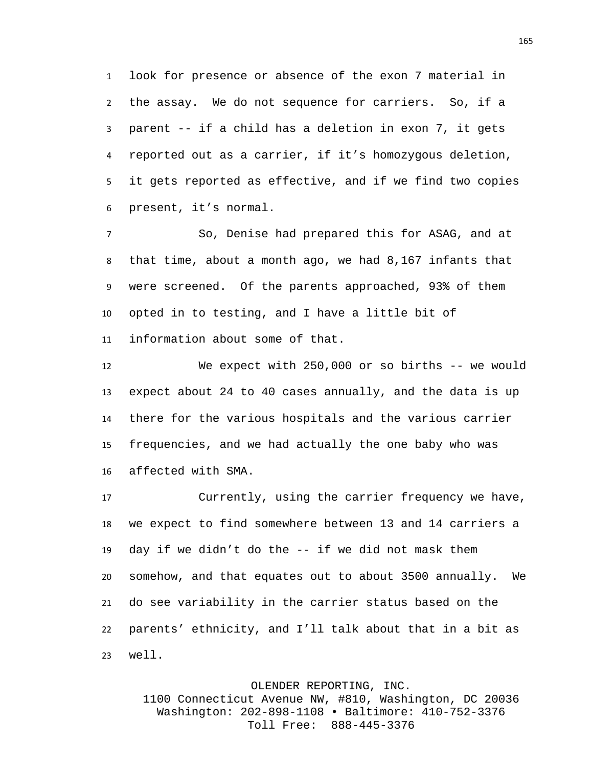look for presence or absence of the exon 7 material in the assay. We do not sequence for carriers. So, if a parent -- if a child has a deletion in exon 7, it gets reported out as a carrier, if it's homozygous deletion, it gets reported as effective, and if we find two copies present, it's normal.

So, Denise had prepared this for ASAG, and at that time, about a month ago, we had 8,167 infants that were screened. Of the parents approached, 93% of them opted in to testing, and I have a little bit of information about some of that.

We expect with 250,000 or so births -- we would expect about 24 to 40 cases annually, and the data is up there for the various hospitals and the various carrier frequencies, and we had actually the one baby who was affected with SMA.

Currently, using the carrier frequency we have, we expect to find somewhere between 13 and 14 carriers a day if we didn't do the -- if we did not mask them somehow, and that equates out to about 3500 annually. We do see variability in the carrier status based on the parents' ethnicity, and I'll talk about that in a bit as well.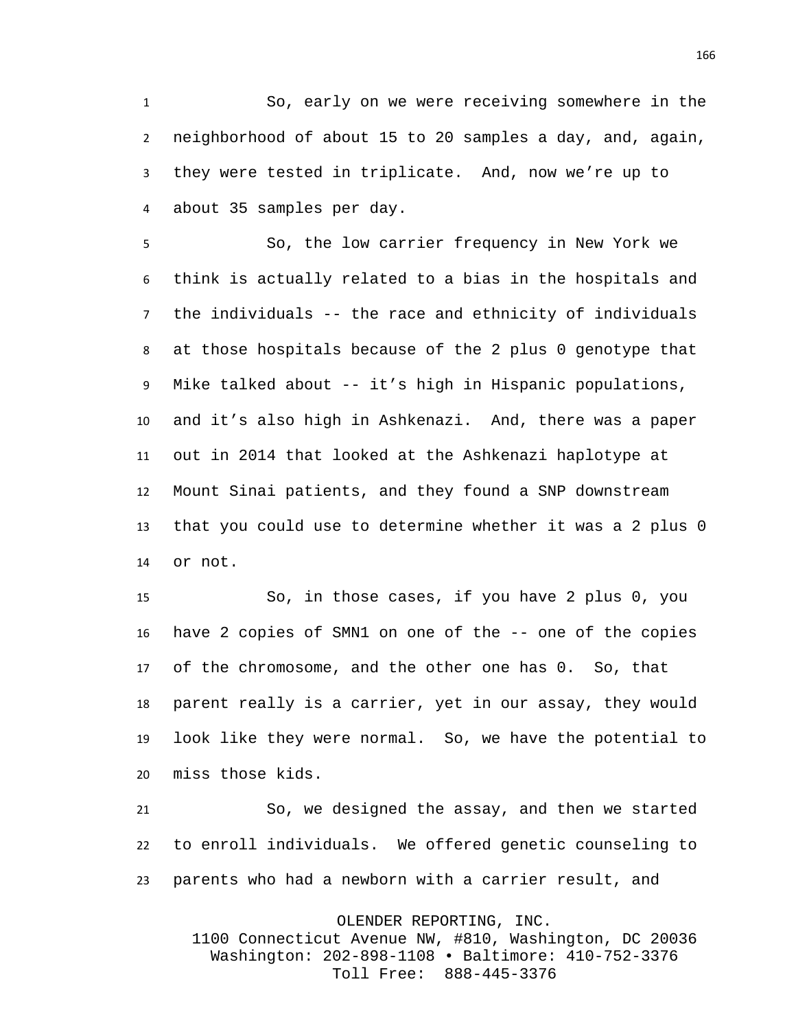So, early on we were receiving somewhere in the neighborhood of about 15 to 20 samples a day, and, again, they were tested in triplicate. And, now we're up to about 35 samples per day.

So, the low carrier frequency in New York we think is actually related to a bias in the hospitals and the individuals -- the race and ethnicity of individuals at those hospitals because of the 2 plus 0 genotype that Mike talked about -- it's high in Hispanic populations, and it's also high in Ashkenazi. And, there was a paper out in 2014 that looked at the Ashkenazi haplotype at Mount Sinai patients, and they found a SNP downstream that you could use to determine whether it was a 2 plus 0 or not.

So, in those cases, if you have 2 plus 0, you have 2 copies of SMN1 on one of the -- one of the copies of the chromosome, and the other one has 0. So, that parent really is a carrier, yet in our assay, they would look like they were normal. So, we have the potential to miss those kids.

So, we designed the assay, and then we started to enroll individuals. We offered genetic counseling to parents who had a newborn with a carrier result, and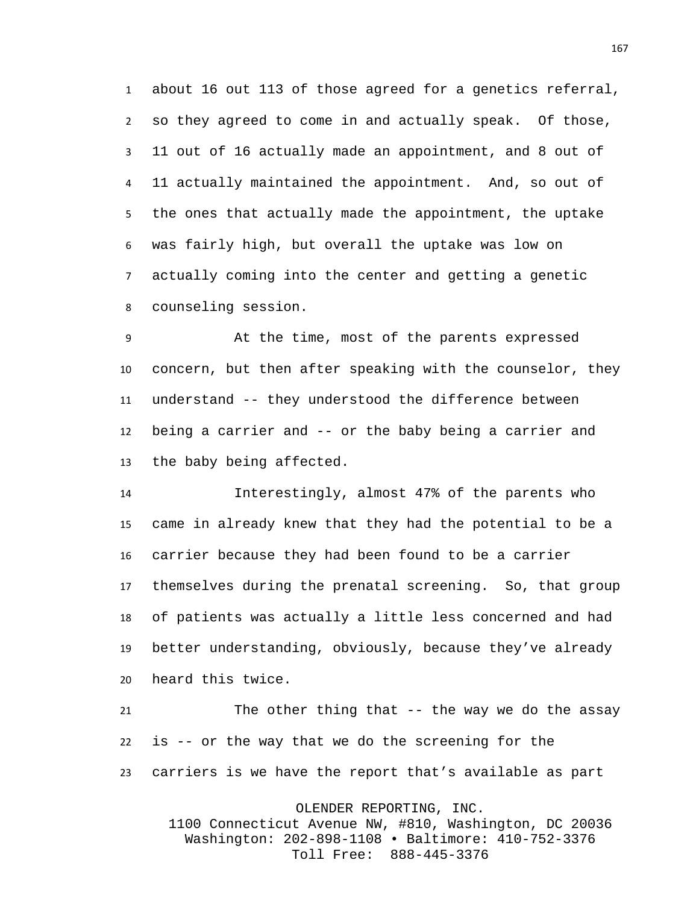about 16 out 113 of those agreed for a genetics referral, so they agreed to come in and actually speak. Of those, 11 out of 16 actually made an appointment, and 8 out of 11 actually maintained the appointment. And, so out of the ones that actually made the appointment, the uptake was fairly high, but overall the uptake was low on actually coming into the center and getting a genetic counseling session.

At the time, most of the parents expressed concern, but then after speaking with the counselor, they understand -- they understood the difference between being a carrier and -- or the baby being a carrier and the baby being affected.

Interestingly, almost 47% of the parents who came in already knew that they had the potential to be a carrier because they had been found to be a carrier themselves during the prenatal screening. So, that group of patients was actually a little less concerned and had better understanding, obviously, because they've already heard this twice.

The other thing that -- the way we do the assay is -- or the way that we do the screening for the carriers is we have the report that's available as part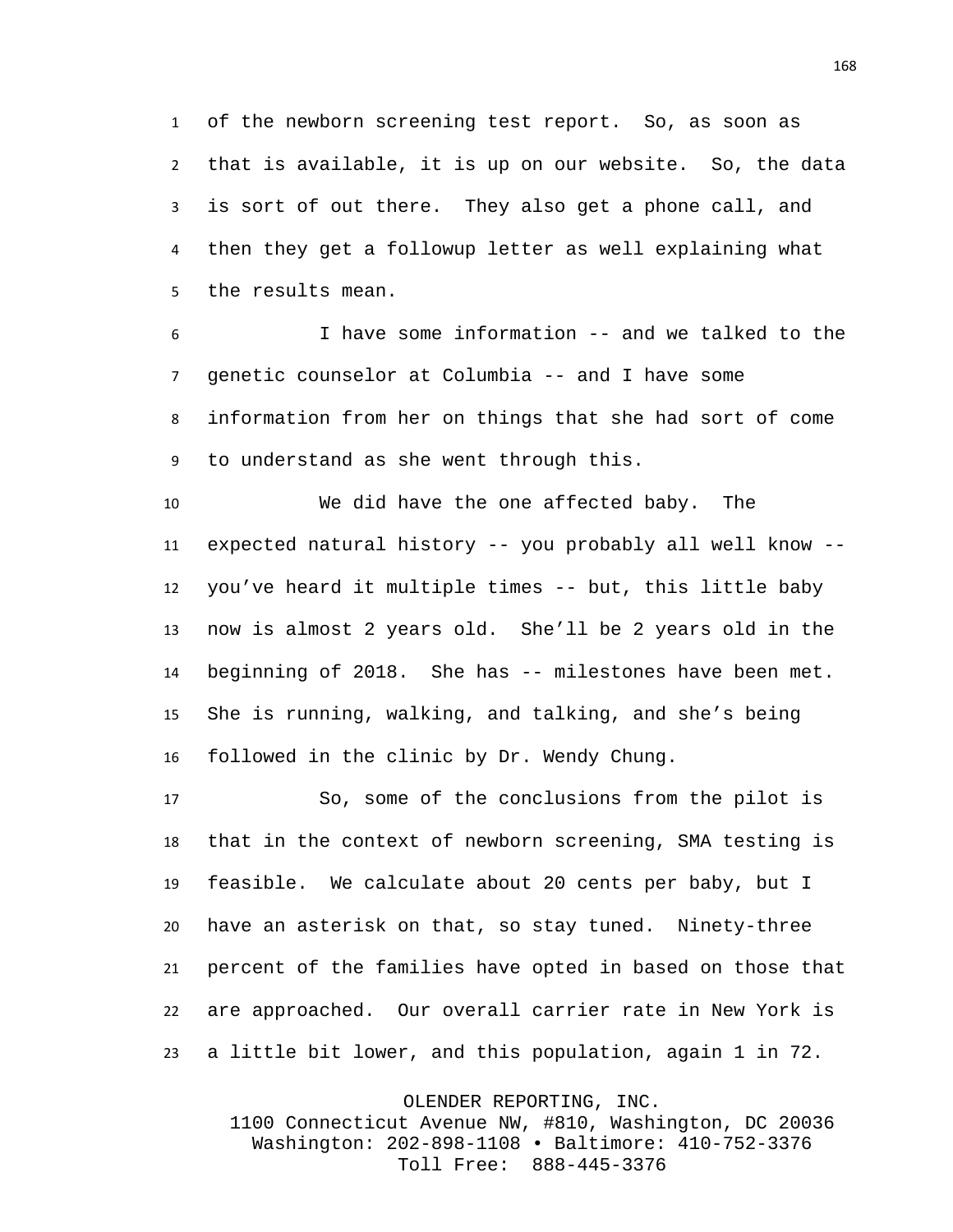of the newborn screening test report. So, as soon as that is available, it is up on our website. So, the data is sort of out there. They also get a phone call, and then they get a followup letter as well explaining what the results mean.

I have some information -- and we talked to the genetic counselor at Columbia -- and I have some information from her on things that she had sort of come to understand as she went through this.

We did have the one affected baby. The expected natural history -- you probably all well know -- you've heard it multiple times -- but, this little baby now is almost 2 years old. She'll be 2 years old in the beginning of 2018. She has -- milestones have been met. She is running, walking, and talking, and she's being followed in the clinic by Dr. Wendy Chung.

So, some of the conclusions from the pilot is that in the context of newborn screening, SMA testing is feasible. We calculate about 20 cents per baby, but I have an asterisk on that, so stay tuned. Ninety-three percent of the families have opted in based on those that are approached. Our overall carrier rate in New York is a little bit lower, and this population, again 1 in 72.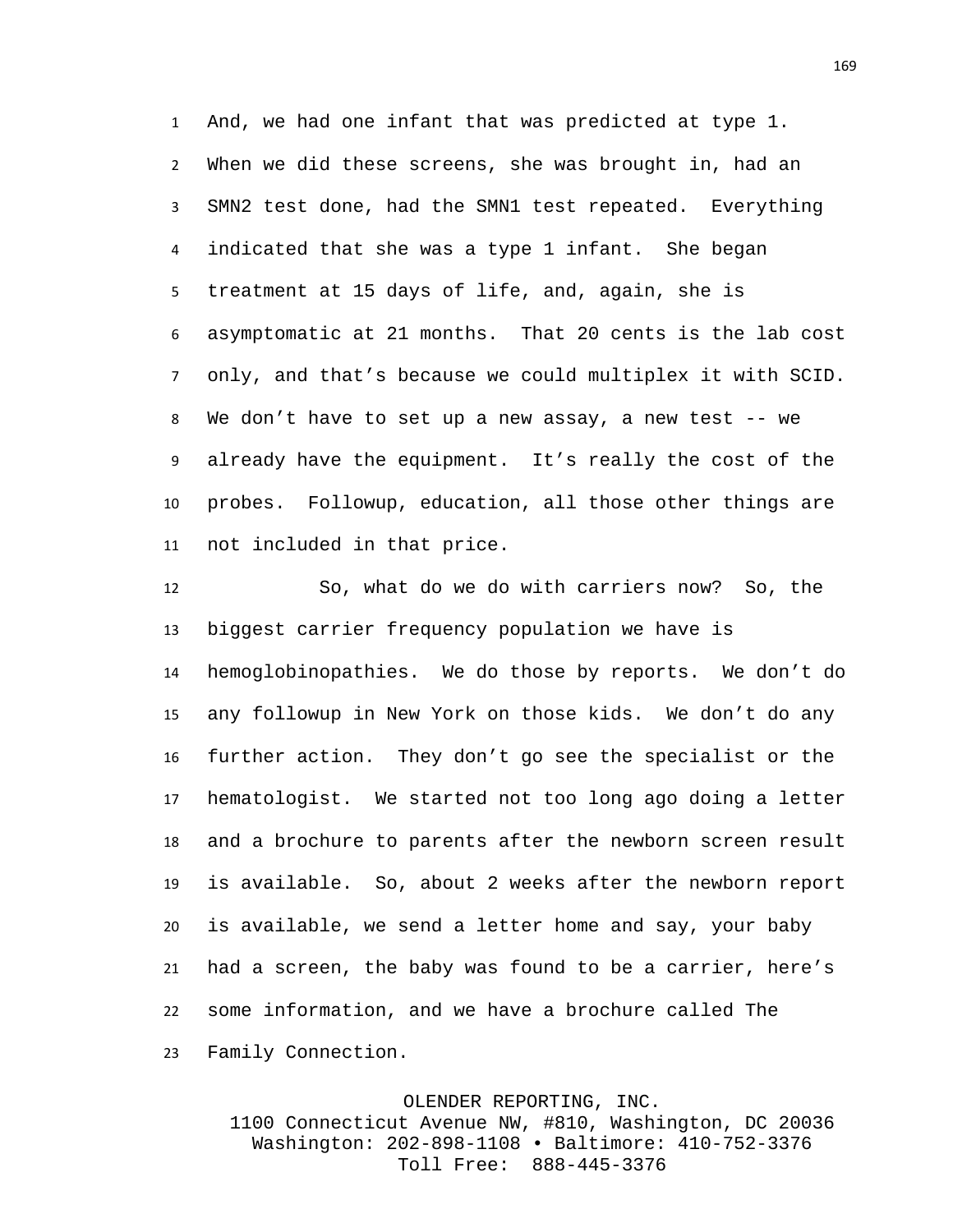And, we had one infant that was predicted at type 1. When we did these screens, she was brought in, had an SMN2 test done, had the SMN1 test repeated. Everything indicated that she was a type 1 infant. She began treatment at 15 days of life, and, again, she is asymptomatic at 21 months. That 20 cents is the lab cost only, and that's because we could multiplex it with SCID. We don't have to set up a new assay, a new test -- we already have the equipment. It's really the cost of the probes. Followup, education, all those other things are not included in that price.

So, what do we do with carriers now? So, the biggest carrier frequency population we have is hemoglobinopathies. We do those by reports. We don't do any followup in New York on those kids. We don't do any further action. They don't go see the specialist or the hematologist. We started not too long ago doing a letter and a brochure to parents after the newborn screen result is available. So, about 2 weeks after the newborn report is available, we send a letter home and say, your baby had a screen, the baby was found to be a carrier, here's some information, and we have a brochure called The Family Connection.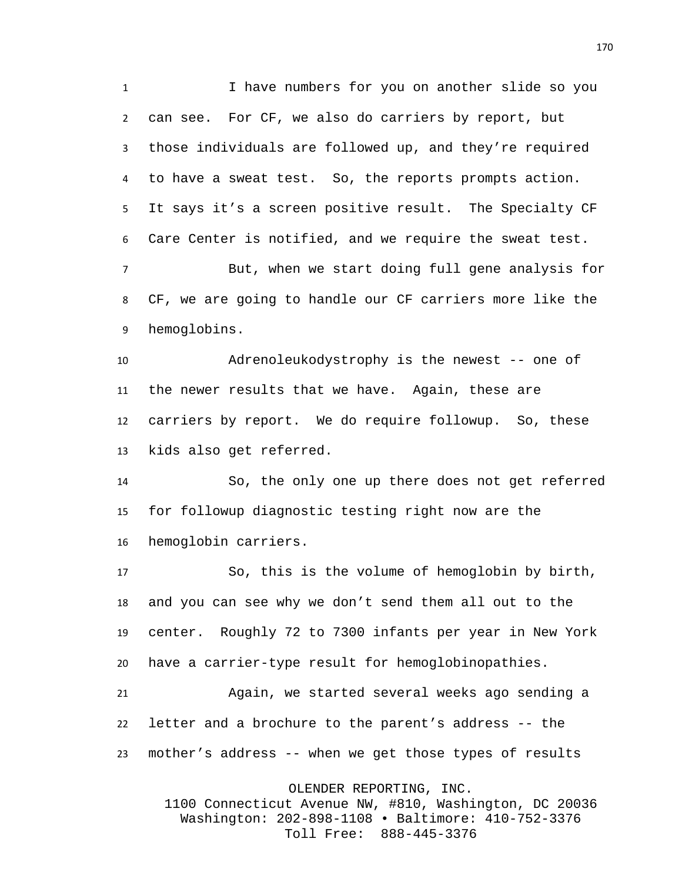I have numbers for you on another slide so you can see. For CF, we also do carriers by report, but those individuals are followed up, and they're required to have a sweat test. So, the reports prompts action. It says it's a screen positive result. The Specialty CF Care Center is notified, and we require the sweat test.

But, when we start doing full gene analysis for CF, we are going to handle our CF carriers more like the hemoglobins.

Adrenoleukodystrophy is the newest -- one of the newer results that we have. Again, these are carriers by report. We do require followup. So, these kids also get referred.

So, the only one up there does not get referred for followup diagnostic testing right now are the hemoglobin carriers.

So, this is the volume of hemoglobin by birth, and you can see why we don't send them all out to the center. Roughly 72 to 7300 infants per year in New York have a carrier-type result for hemoglobinopathies.

Again, we started several weeks ago sending a letter and a brochure to the parent's address -- the mother's address -- when we get those types of results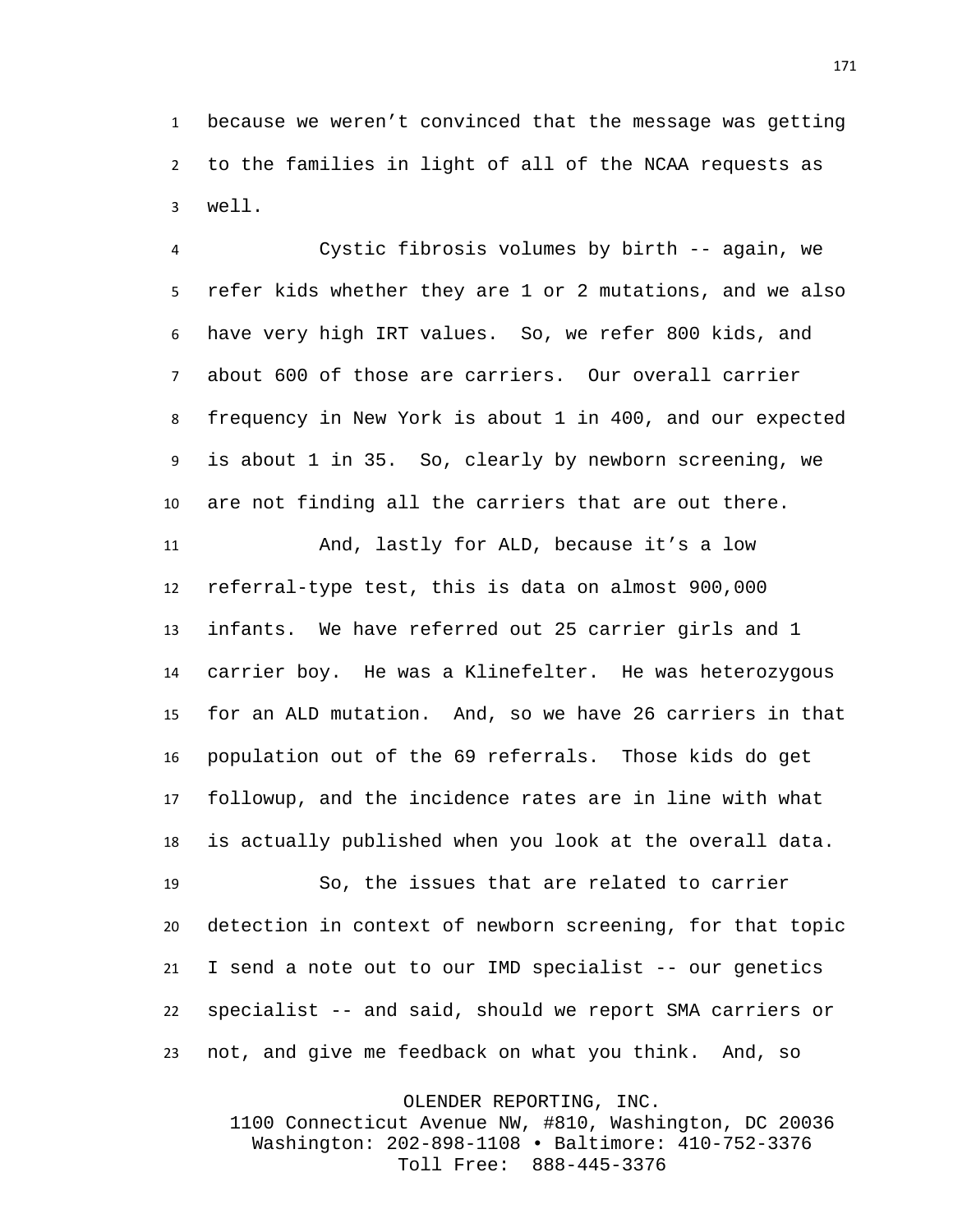because we weren't convinced that the message was getting to the families in light of all of the NCAA requests as well.

Cystic fibrosis volumes by birth -- again, we refer kids whether they are 1 or 2 mutations, and we also have very high IRT values. So, we refer 800 kids, and about 600 of those are carriers. Our overall carrier frequency in New York is about 1 in 400, and our expected is about 1 in 35. So, clearly by newborn screening, we are not finding all the carriers that are out there.

And, lastly for ALD, because it's a low referral-type test, this is data on almost 900,000 infants. We have referred out 25 carrier girls and 1 carrier boy. He was a Klinefelter. He was heterozygous for an ALD mutation. And, so we have 26 carriers in that population out of the 69 referrals. Those kids do get followup, and the incidence rates are in line with what is actually published when you look at the overall data.

So, the issues that are related to carrier detection in context of newborn screening, for that topic I send a note out to our IMD specialist -- our genetics specialist -- and said, should we report SMA carriers or not, and give me feedback on what you think. And, so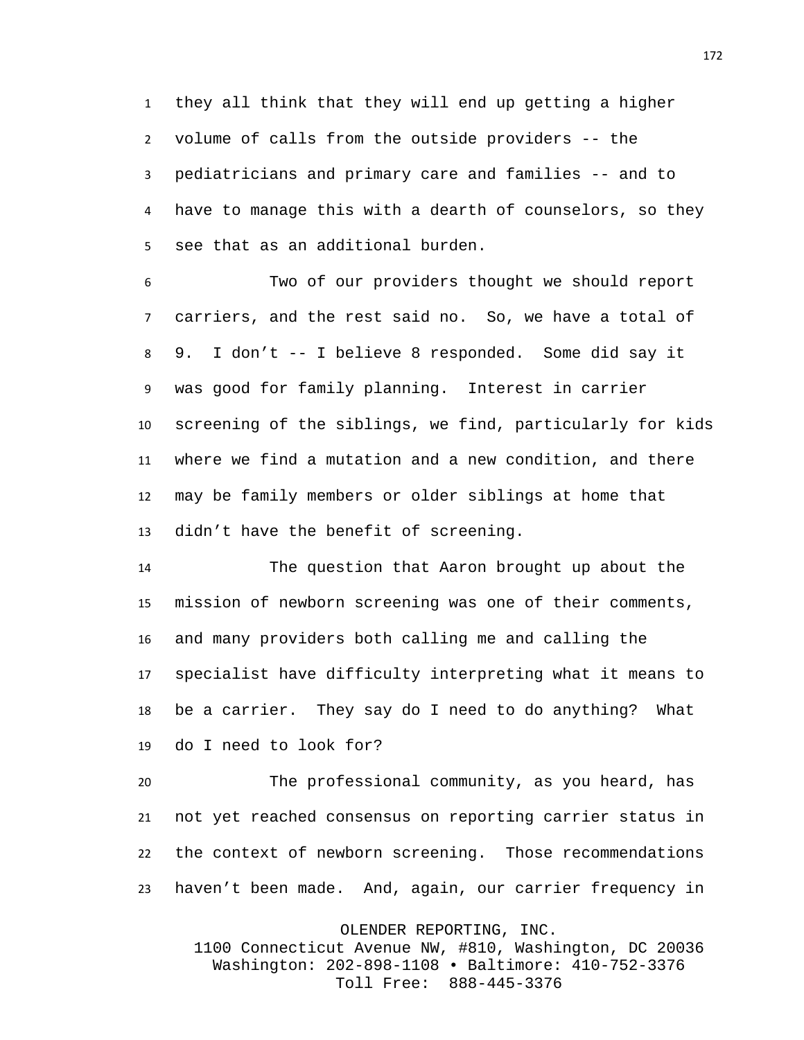they all think that they will end up getting a higher volume of calls from the outside providers -- the pediatricians and primary care and families -- and to have to manage this with a dearth of counselors, so they see that as an additional burden.

Two of our providers thought we should report carriers, and the rest said no. So, we have a total of 9. I don't -- I believe 8 responded. Some did say it was good for family planning. Interest in carrier screening of the siblings, we find, particularly for kids where we find a mutation and a new condition, and there may be family members or older siblings at home that didn't have the benefit of screening.

The question that Aaron brought up about the mission of newborn screening was one of their comments, and many providers both calling me and calling the specialist have difficulty interpreting what it means to be a carrier. They say do I need to do anything? What do I need to look for?

The professional community, as you heard, has not yet reached consensus on reporting carrier status in the context of newborn screening. Those recommendations haven't been made. And, again, our carrier frequency in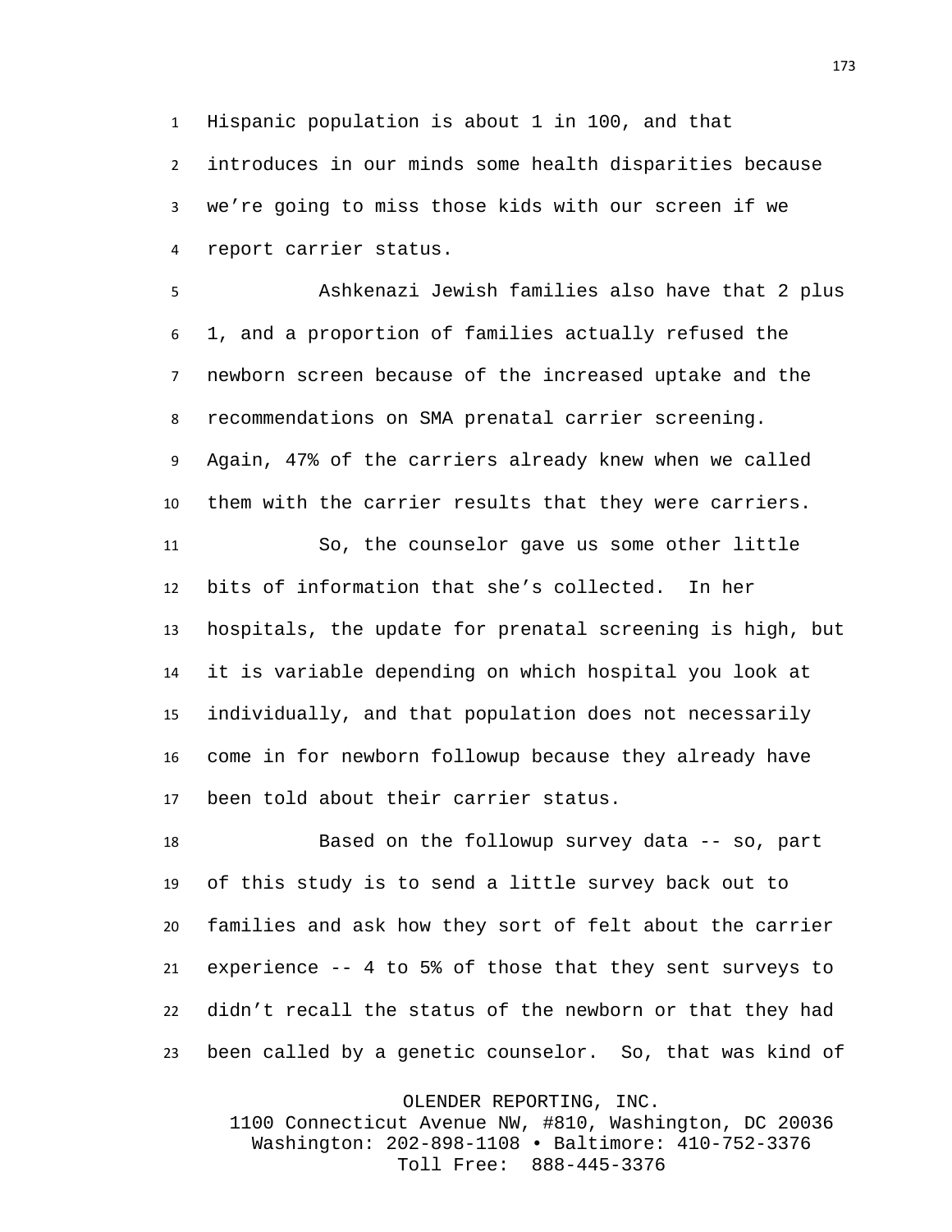Hispanic population is about 1 in 100, and that introduces in our minds some health disparities because we’re going to miss those kids with our screen if we report carrier status.

Ashkenazi Jewish families also have that 2 plus 1, and a proportion of families actually refused the newborn screen because of the increased uptake and the recommendations on SMA prenatal carrier screening. Again, 47% of the carriers already knew when we called them with the carrier results that they were carriers.

So, the counselor gave us some other little bits of information that she’s collected. In her hospitals, the update for prenatal screening is high, but it is variable depending on which hospital you look at individually, and that population does not necessarily come in for newborn followup because they already have been told about their carrier status.

Based on the followup survey data -- so, part of this study is to send a little survey back out to families and ask how they sort of felt about the carrier experience -- 4 to 5% of those that they sent surveys to didn’t recall the status of the newborn or that they had been called by a genetic counselor. So, that was kind of of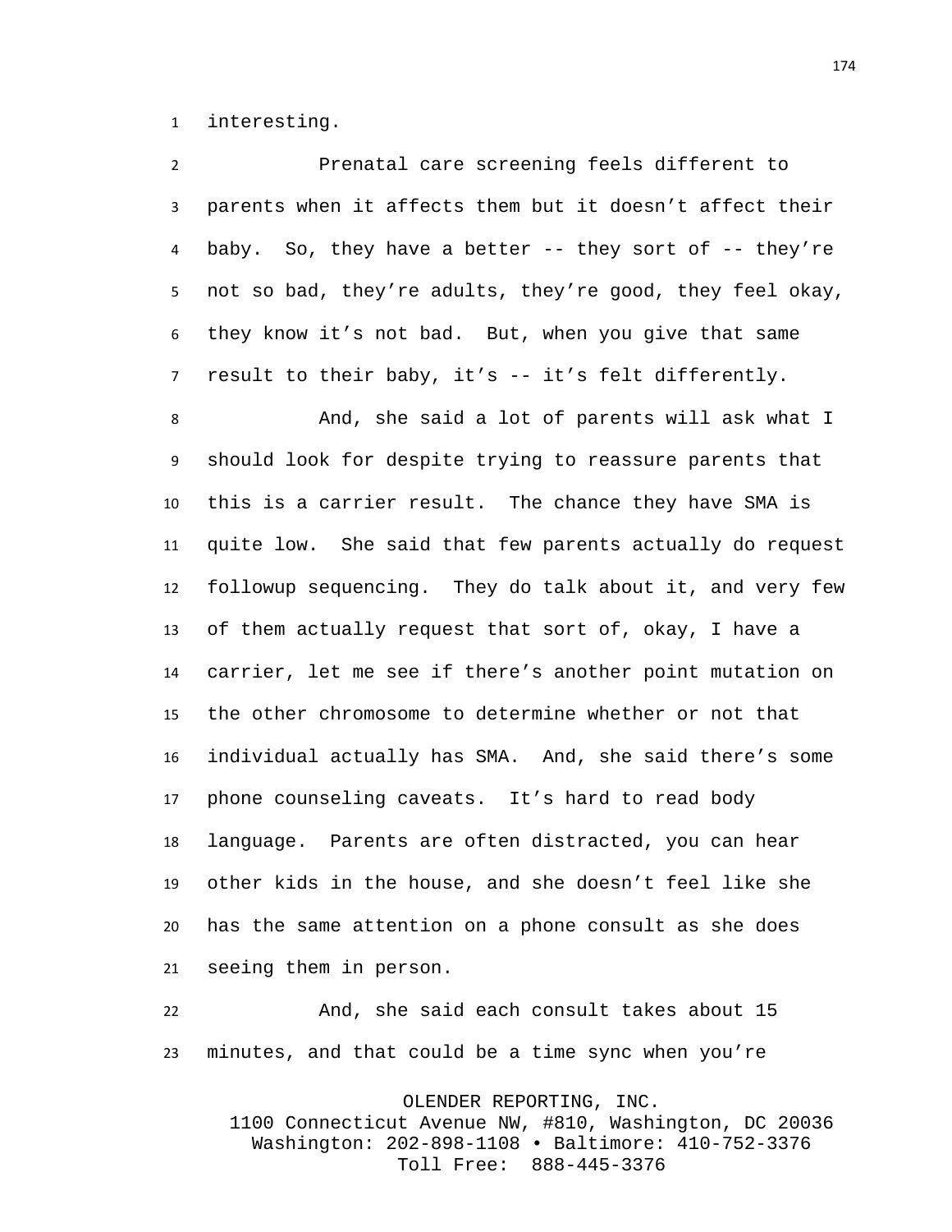interesting.

Prenatal care screening feels different to parents when it affects them but it doesn't affect their baby. So, they have a better -- they sort of -- they're not so bad, they're adults, they're good, they feel okay, they know it's not bad. But, when you give that same result to their baby, it's -- it's felt differently.

And, she said a lot of parents will ask what I should look for despite trying to reassure parents that this is a carrier result. The chance they have SMA is quite low. She said that few parents actually do request followup sequencing. They do talk about it, and very few of them actually request that sort of, okay, I have a carrier, let me see if there's another point mutation on the other chromosome to determine whether or not that individual actually has SMA. And, she said there's some phone counseling caveats. It's hard to read body language. Parents are often distracted, you can hear other kids in the house, and she doesn't feel like she has the same attention on a phone consult as she does seeing them in person.

And, she said each consult takes about 15 minutes, and that could be a time sync when you're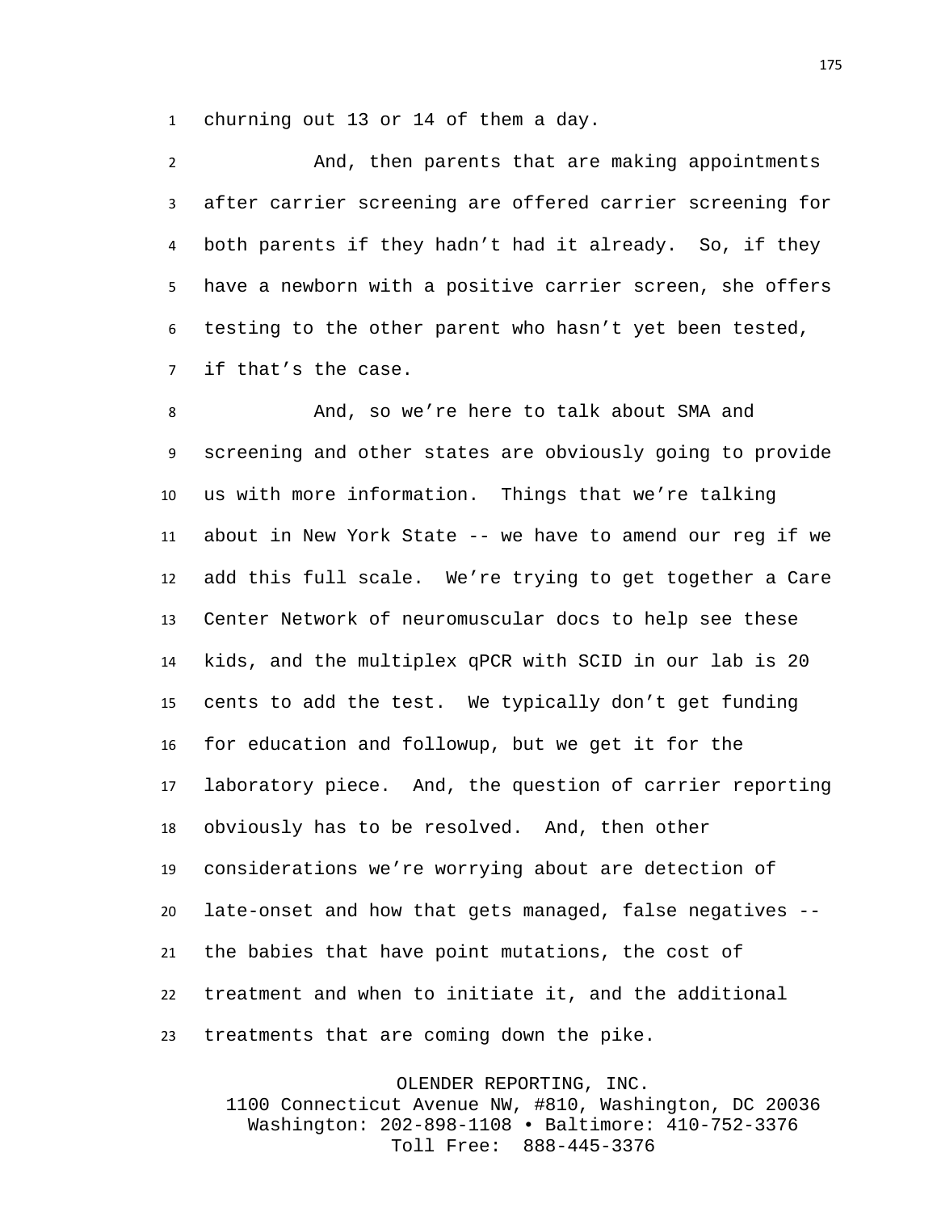churning out 13 or 14 of them a day.

And, then parents that are making appointments after carrier screening are offered carrier screening for both parents if they hadn't had it already. So, if they have a newborn with a positive carrier screen, she offers testing to the other parent who hasn't yet been tested, if that's the case.

And, so we're here to talk about SMA and screening and other states are obviously going to provide us with more information. Things that we're talking about in New York State -- we have to amend our reg if we add this full scale. We're trying to get together a Care Center Network of neuromuscular docs to help see these kids, and the multiplex qPCR with SCID in our lab is 20 cents to add the test. We typically don't get funding for education and followup, but we get it for the laboratory piece. And, the question of carrier reporting obviously has to be resolved. And, then other considerations we're worrying about are detection of late-onset and how that gets managed, false negatives -- the babies that have point mutations, the cost of treatment and when to initiate it, and the additional treatments that are coming down the pike.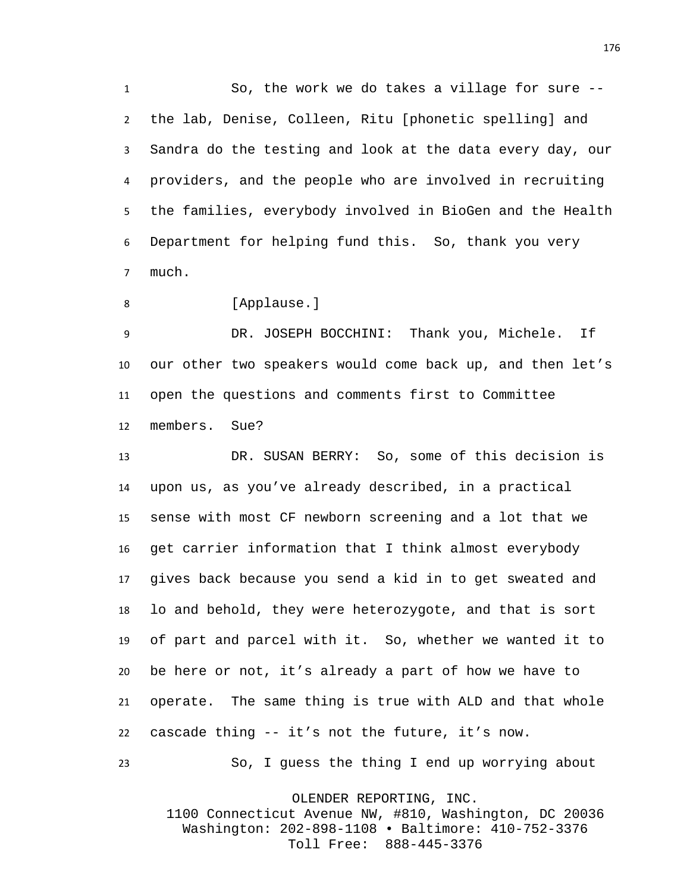So, the work we do takes a village for sure -- the lab, Denise, Colleen, Ritu [phonetic spelling] and Sandra do the testing and look at the data every day, our providers, and the people who are involved in recruiting the families, everybody involved in BioGen and the Health Department for helping fund this. So, thank you very much.

[Applause.]

DR. JOSEPH BOCCHINI: Thank you, Michele. If our other two speakers would come back up, and then let's open the questions and comments first to Committee members. Sue?

DR. SUSAN BERRY: So, some of this decision is upon us, as you've already described, in a practical sense with most CF newborn screening and a lot that we get carrier information that I think almost everybody gives back because you send a kid in to get sweated and lo and behold, they were heterozygote, and that is sort of part and parcel with it. So, whether we wanted it to be here or not, it's already a part of how we have to operate. The same thing is true with ALD and that whole cascade thing -- it's not the future, it's now.

So, I guess the thing I end up worrying about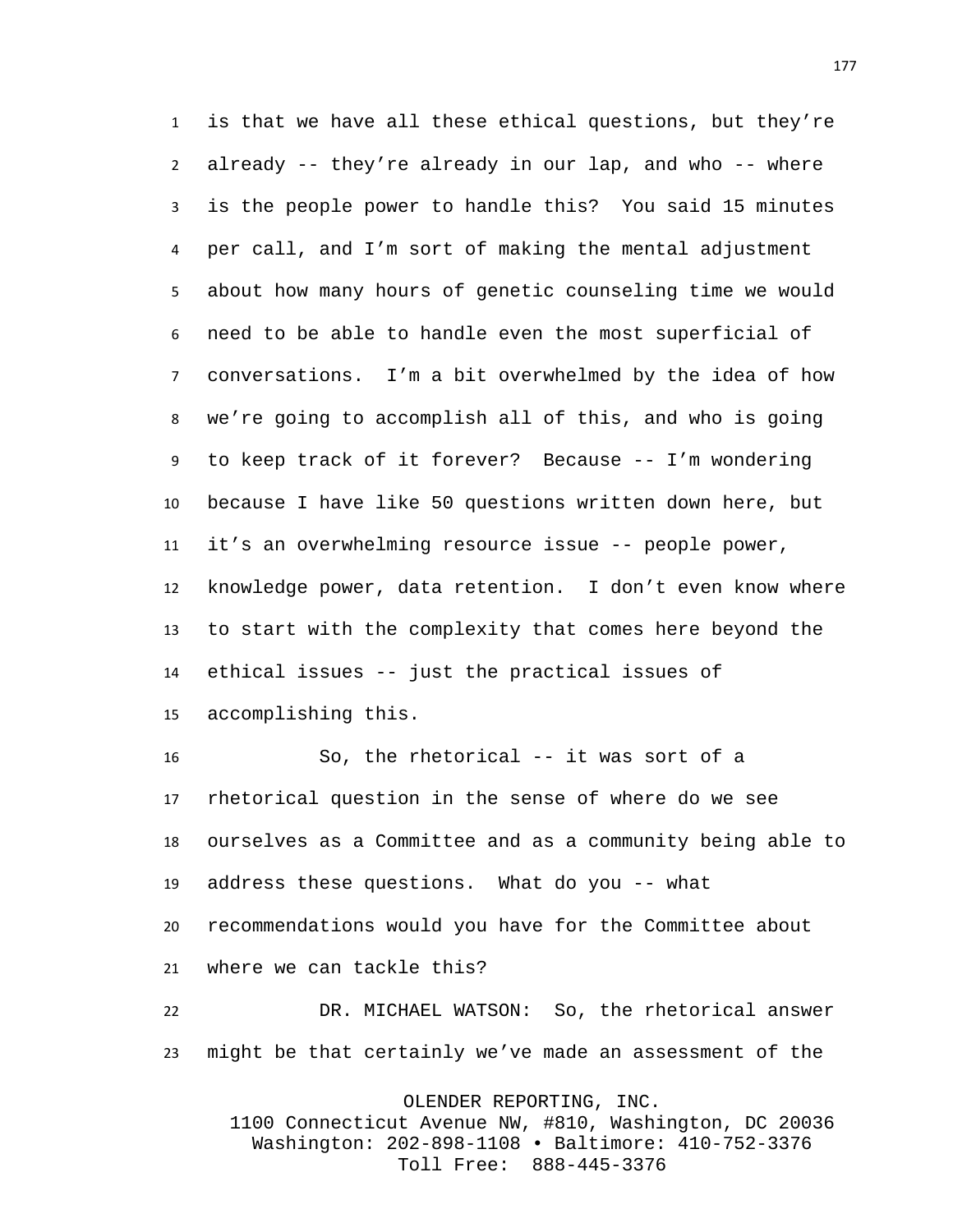is that we have all these ethical questions, but they're already -- they're already in our lap, and who -- where is the people power to handle this? You said 15 minutes per call, and I'm sort of making the mental adjustment about how many hours of genetic counseling time we would need to be able to handle even the most superficial of conversations. I'm a bit overwhelmed by the idea of how we're going to accomplish all of this, and who is going to keep track of it forever? Because -- I'm wondering because I have like 50 questions written down here, but it's an overwhelming resource issue -- people power, knowledge power, data retention. I don't even know where to start with the complexity that comes here beyond the ethical issues -- just the practical issues of accomplishing this.

So, the rhetorical -- it was sort of a rhetorical question in the sense of where do we see ourselves as a Committee and as a community being able to address these questions. What do you -- what recommendations would you have for the Committee about where we can tackle this?

DR. MICHAEL WATSON: So, the rhetorical answer might be that certainly we've made an assessment of the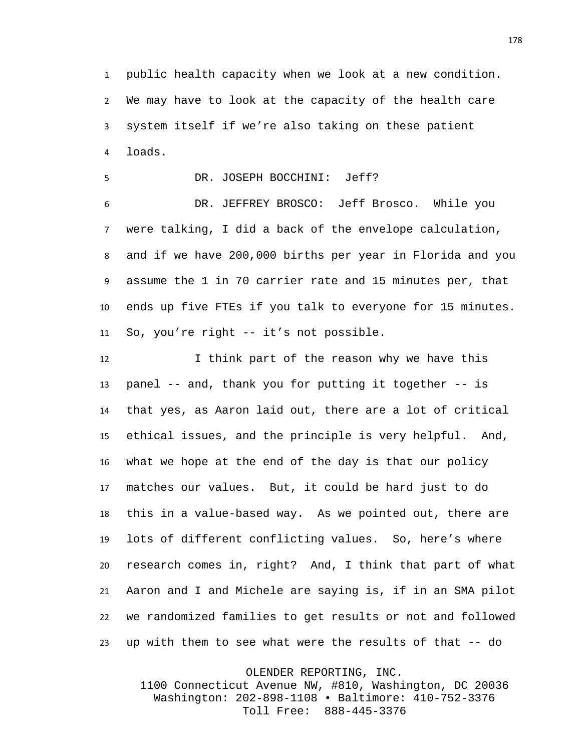public health capacity when we look at a new condition. We may have to look at the capacity of the health care system itself if we're also taking on these patient loads.

DR. JOSEPH BOCCHINI: Jeff?

DR. JEFFREY BROSCO: Jeff Brosco. While you were talking, I did a back of the envelope calculation, and if we have 200,000 births per year in Florida and you assume the 1 in 70 carrier rate and 15 minutes per, that ends up five FTEs if you talk to everyone for 15 minutes. So, you're right -- it's not possible.

I think part of the reason why we have this panel -- and, thank you for putting it together -- is that yes, as Aaron laid out, there are a lot of critical ethical issues, and the principle is very helpful. And, what we hope at the end of the day is that our policy matches our values. But, it could be hard just to do this in a value-based way. As we pointed out, there are lots of different conflicting values. So, here's where research comes in, right? And, I think that part of what Aaron and I and Michele are saying is, if in an SMA pilot we randomized families to get results or not and followed up with them to see what were the results of that -- do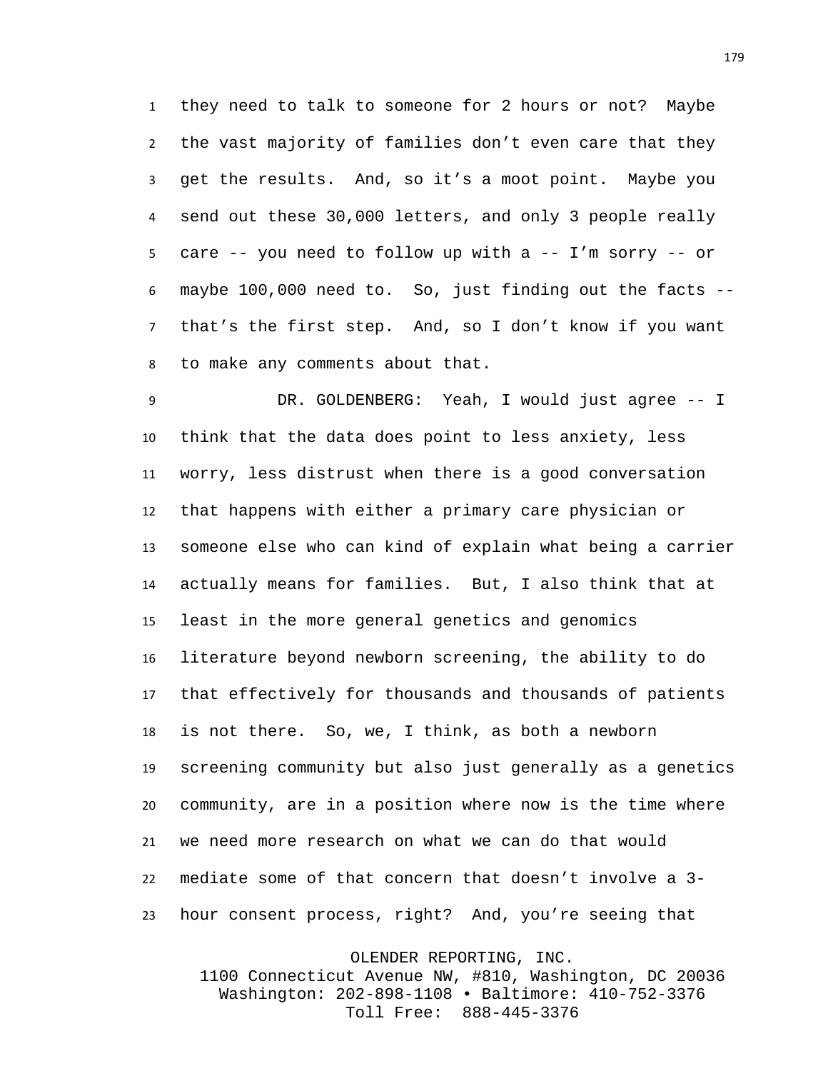they need to talk to someone for 2 hours or not? Maybe the vast majority of families don't even care that they get the results. And, so it's a moot point. Maybe you send out these 30,000 letters, and only 3 people really care -- you need to follow up with a -- I'm sorry -- or maybe 100,000 need to. So, just finding out the facts -- that's the first step. And, so I don't know if you want to make any comments about that.

DR. GOLDENBERG: Yeah, I would just agree -- I think that the data does point to less anxiety, less worry, less distrust when there is a good conversation that happens with either a primary care physician or someone else who can kind of explain what being a carrier actually means for families. But, I also think that at least in the more general genetics and genomics literature beyond newborn screening, the ability to do that effectively for thousands and thousands of patients is not there. So, we, I think, as both a newborn screening community but also just generally as a genetics community, are in a position where now is the time where we need more research on what we can do that would mediate some of that concern that doesn't involve a 3-hour consent process, right? And, you're seeing that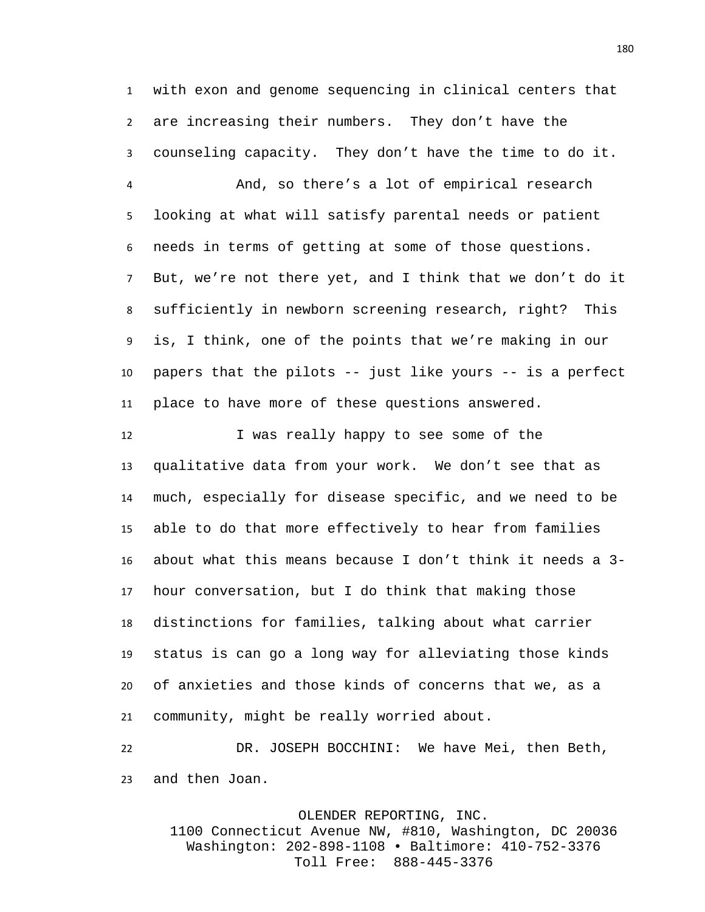with exon and genome sequencing in clinical centers that are increasing their numbers. They don't have the counseling capacity. They don't have the time to do it.

And, so there's a lot of empirical research looking at what will satisfy parental needs or patient needs in terms of getting at some of those questions. But, we're not there yet, and I think that we don't do it sufficiently in newborn screening research, right? This is, I think, one of the points that we're making in our papers that the pilots -- just like yours -- is a perfect place to have more of these questions answered.

I was really happy to see some of the qualitative data from your work. We don't see that as much, especially for disease specific, and we need to be able to do that more effectively to hear from families about what this means because I don't think it needs a 3-hour conversation, but I do think that making those distinctions for families, talking about what carrier status is can go a long way for alleviating those kinds of anxieties and those kinds of concerns that we, as a community, might be really worried about.

DR. JOSEPH BOCCHINI: We have Mei, then Beth, and then Joan.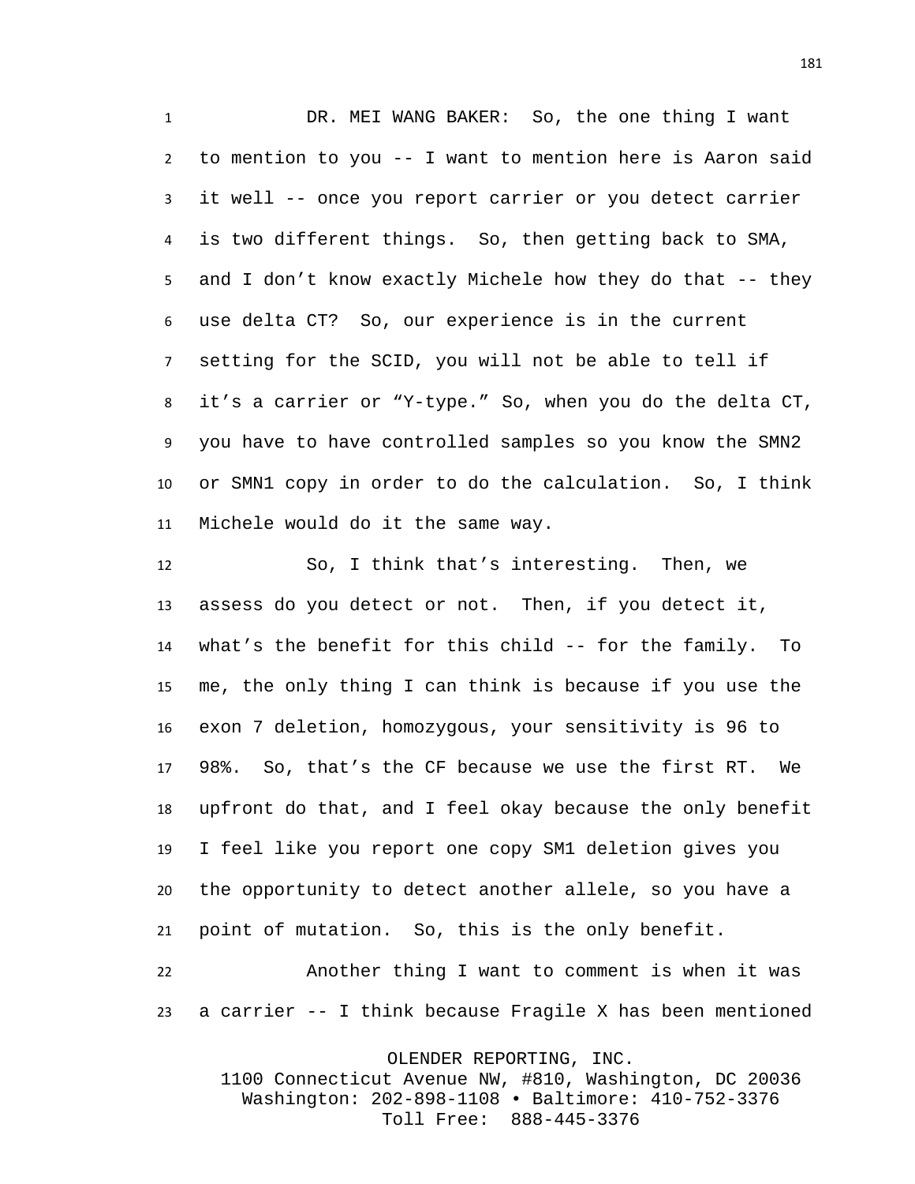DR. MEI WANG BAKER: So, the one thing I want to mention to you -- I want to mention here is Aaron said it well -- once you report carrier or you detect carrier is two different things. So, then getting back to SMA, and I don't know exactly Michele how they do that -- they use delta CT? So, our experience is in the current setting for the SCID, you will not be able to tell if it's a carrier or "Y-type." So, when you do the delta CT, you have to have controlled samples so you know the SMN2 or SMN1 copy in order to do the calculation. So, I think Michele would do it the same way.

So, I think that's interesting. Then, we assess do you detect or not. Then, if you detect it, what's the benefit for this child -- for the family. To me, the only thing I can think is because if you use the exon 7 deletion, homozygous, your sensitivity is 96 to 98%. So, that's the CF because we use the first RT. We upfront do that, and I feel okay because the only benefit I feel like you report one copy SM1 deletion gives you the opportunity to detect another allele, so you have a point of mutation. So, this is the only benefit.

Another thing I want to comment is when it was a carrier -- I think because Fragile X has been mentioned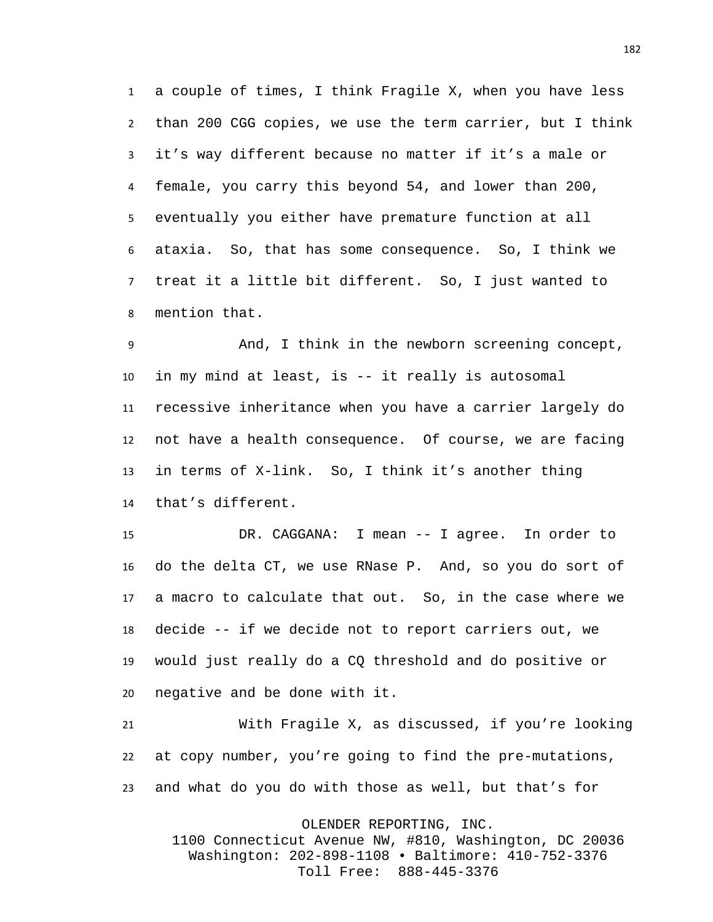a couple of times, I think Fragile X, when you have less than 200 CGG copies, we use the term carrier, but I think it's way different because no matter if it's a male or female, you carry this beyond 54, and lower than 200, eventually you either have premature function at all ataxia. So, that has some consequence. So, I think we treat it a little bit different. So, I just wanted to mention that.

And, I think in the newborn screening concept, in my mind at least, is -- it really is autosomal recessive inheritance when you have a carrier largely do not have a health consequence. Of course, we are facing in terms of X-link. So, I think it's another thing that's different.

DR. CAGGANA: I mean -- I agree. In order to do the delta CT, we use RNase P. And, so you do sort of a macro to calculate that out. So, in the case where we decide -- if we decide not to report carriers out, we would just really do a CQ threshold and do positive or negative and be done with it.

With Fragile X, as discussed, if you're looking at copy number, you're going to find the pre-mutations, and what do you do with those as well, but that's for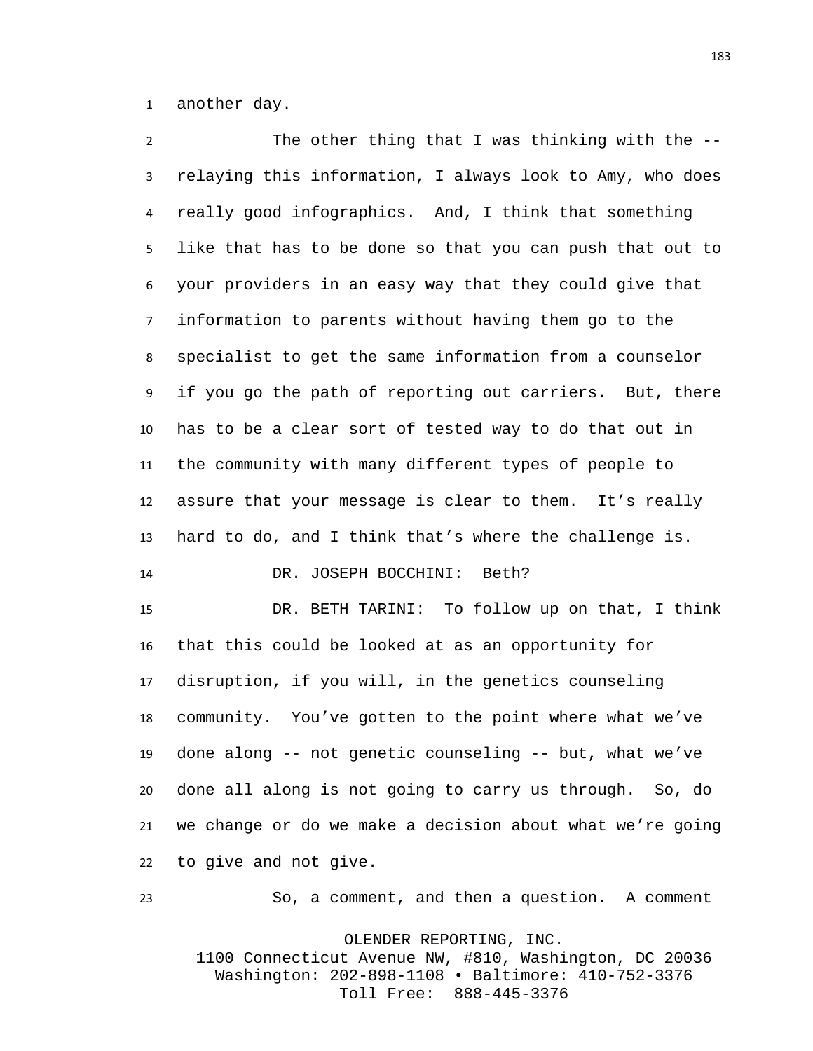another day.

The other thing that I was thinking with the -- relaying this information, I always look to Amy, who does really good infographics. And, I think that something like that has to be done so that you can push that out to your providers in an easy way that they could give that information to parents without having them go to the specialist to get the same information from a counselor if you go the path of reporting out carriers. But, there has to be a clear sort of tested way to do that out in the community with many different types of people to assure that your message is clear to them. It's really hard to do, and I think that's where the challenge is.

DR. JOSEPH BOCCHINI: Beth?

DR. BETH TARINI: To follow up on that, I think that this could be looked at as an opportunity for disruption, if you will, in the genetics counseling community. You've gotten to the point where what we've done along -- not genetic counseling -- but, what we've done all along is not going to carry us through. So, do we change or do we make a decision about what we're going to give and not give.

So, a comment, and then a question. A comment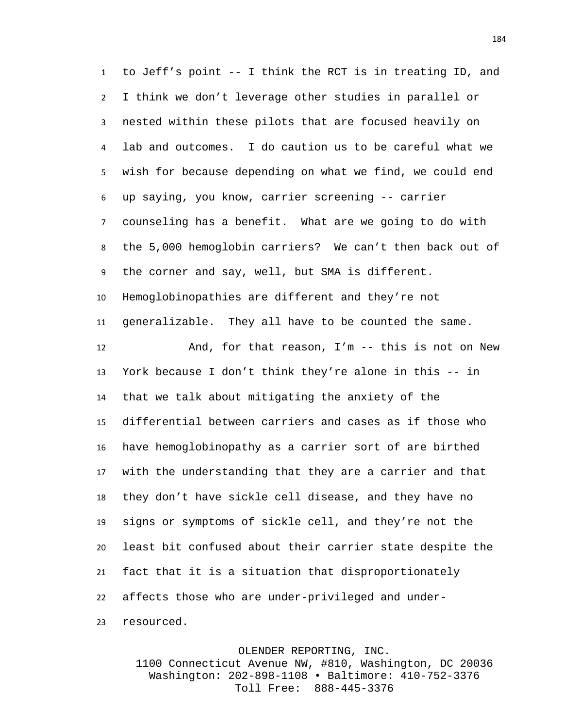to Jeff's point -- I think the RCT is in treating ID, and I think we don't leverage other studies in parallel or nested within these pilots that are focused heavily on lab and outcomes. I do caution us to be careful what we wish for because depending on what we find, we could end up saying, you know, carrier screening -- carrier counseling has a benefit. What are we going to do with the 5,000 hemoglobin carriers? We can't then back out of the corner and say, well, but SMA is different. Hemoglobinopathies are different and they're not generalizable. They all have to be counted the same.

And, for that reason, I'm -- this is not on New York because I don't think they're alone in this -- in that we talk about mitigating the anxiety of the differential between carriers and cases as if those who have hemoglobinopathy as a carrier sort of are birthed with the understanding that they are a carrier and that they don't have sickle cell disease, and they have no signs or symptoms of sickle cell, and they're not the least bit confused about their carrier state despite the fact that it is a situation that disproportionately affects those who are under-privileged and under-resourced.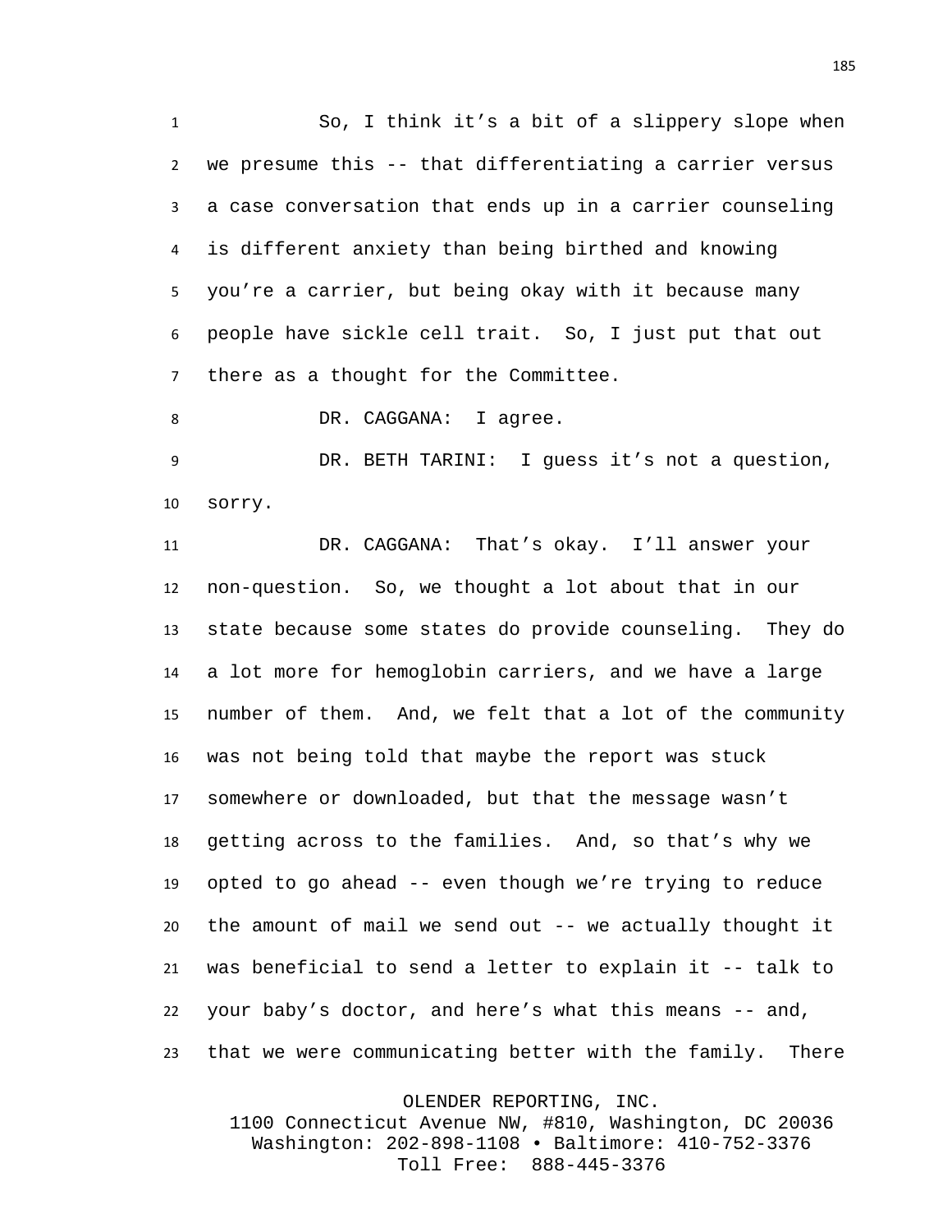So, I think it's a bit of a slippery slope when we presume this -- that differentiating a carrier versus a case conversation that ends up in a carrier counseling is different anxiety than being birthed and knowing you're a carrier, but being okay with it because many people have sickle cell trait. So, I just put that out there as a thought for the Committee.

DR. CAGGANA: I agree.

DR. BETH TARINI: I guess it's not a question, sorry.

DR. CAGGANA: That's okay. I'll answer your non-question. So, we thought a lot about that in our state because some states do provide counseling. They do a lot more for hemoglobin carriers, and we have a large number of them. And, we felt that a lot of the community was not being told that maybe the report was stuck somewhere or downloaded, but that the message wasn't getting across to the families. And, so that's why we opted to go ahead -- even though we're trying to reduce the amount of mail we send out -- we actually thought it was beneficial to send a letter to explain it -- talk to your baby's doctor, and here's what this means -- and, that we were communicating better with the family. There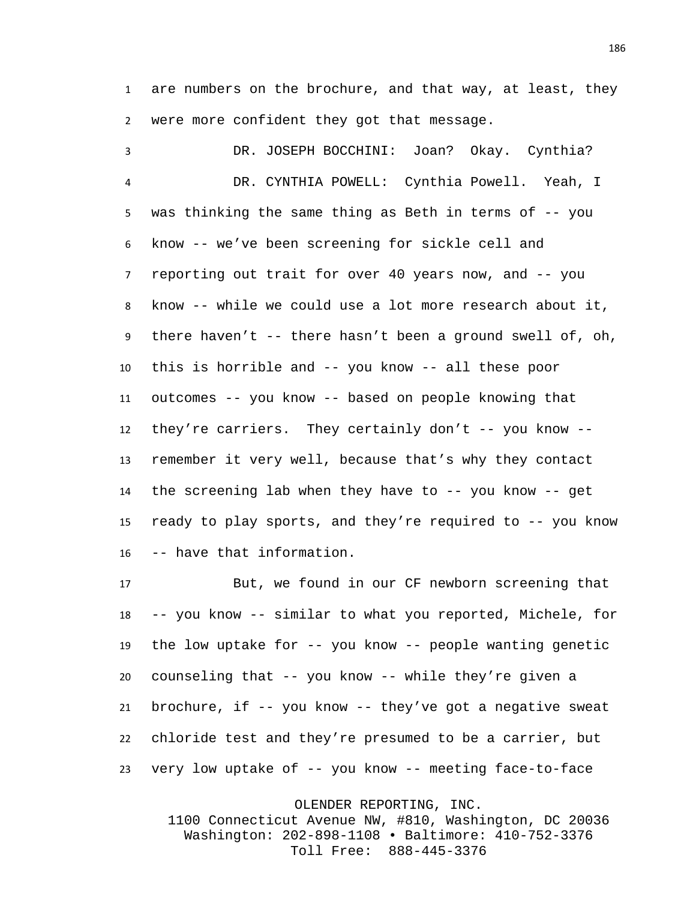are numbers on the brochure, and that way, at least, they were more confident they got that message.

DR. JOSEPH BOCCHINI: Joan? Okay. Cynthia?

DR. CYNTHIA POWELL: Cynthia Powell. Yeah, I was thinking the same thing as Beth in terms of -- you know -- we've been screening for sickle cell and reporting out trait for over 40 years now, and -- you know -- while we could use a lot more research about it, there haven't -- there hasn't been a ground swell of, oh, this is horrible and -- you know -- all these poor outcomes -- you know -- based on people knowing that they're carriers. They certainly don't -- you know -- remember it very well, because that's why they contact the screening lab when they have to -- you know -- get ready to play sports, and they're required to -- you know -- have that information.

But, we found in our CF newborn screening that -- you know -- similar to what you reported, Michele, for the low uptake for -- you know -- people wanting genetic counseling that -- you know -- while they're given a brochure, if -- you know -- they've got a negative sweat chloride test and they're presumed to be a carrier, but very low uptake of -- you know -- meeting face-to-face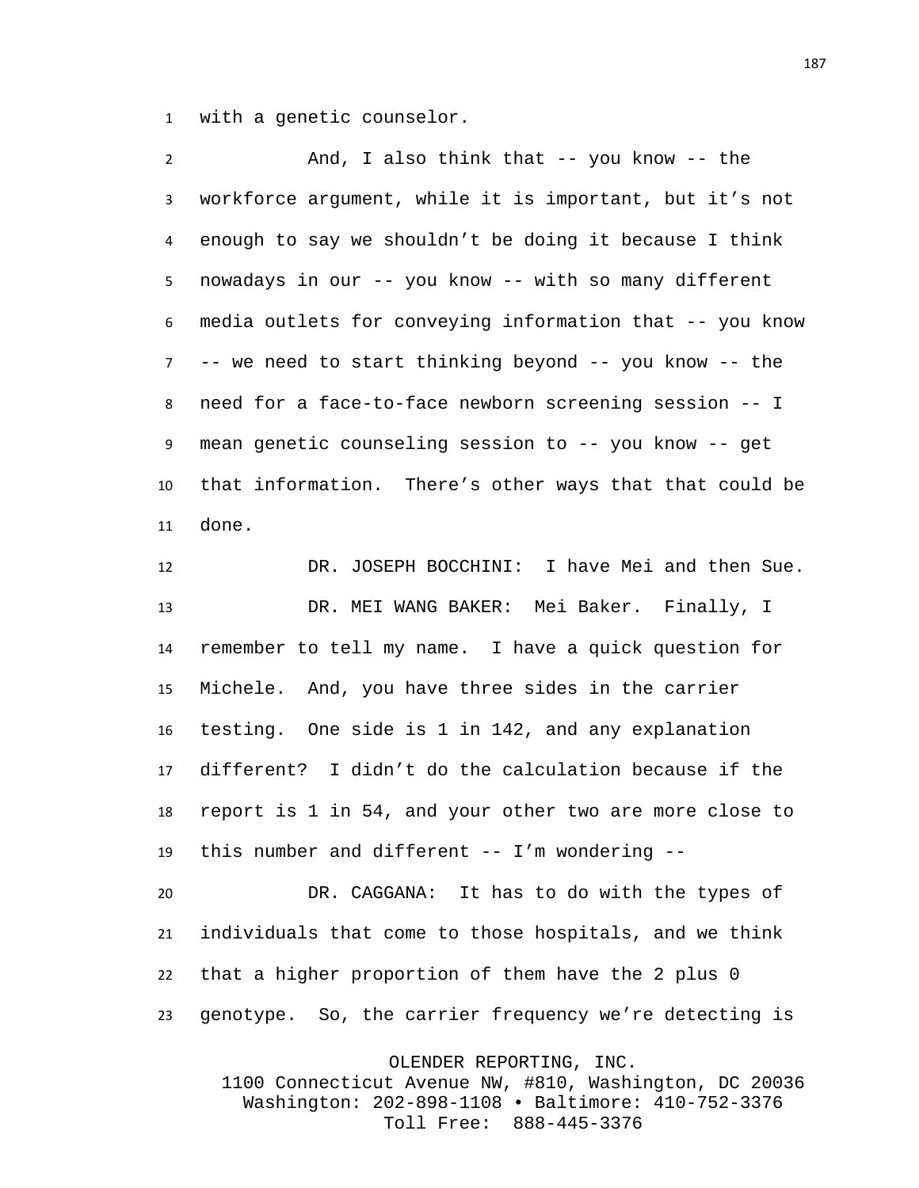with a genetic counselor.

And, I also think that -- you know -- the workforce argument, while it is important, but it’s not enough to say we shouldn’t be doing it because I think nowadays in our -- you know -- with so many different media outlets for conveying information that -- you know -- we need to start thinking beyond -- you know -- the need for a face-to-face newborn screening session -- I mean genetic counseling session to -- you know -- get that information. There’s other ways that that could be done.

DR. JOSEPH BOCCHINI: I have Mei and then Sue.

DR. MEI WANG BAKER: Mei Baker. Finally, I remember to tell my name. I have a quick question for Michele. And, you have three sides in the carrier testing. One side is 1 in 142, and any explanation different? I didn’t do the calculation because if the report is 1 in 54, and your other two are more close to this number and different -- I’m wondering --

DR. CAGGANA: It has to do with the types of individuals that come to those hospitals, and we think that a higher proportion of them have the 2 plus 0 genotype. So, the carrier frequency we’re detecting is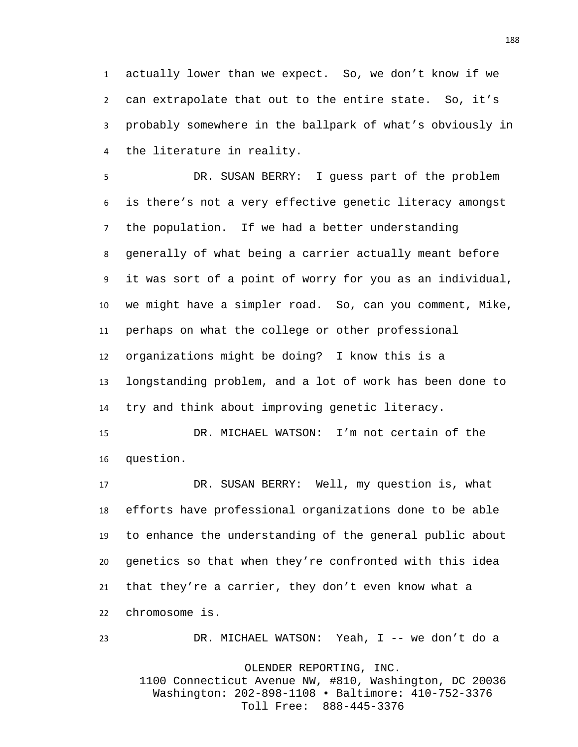actually lower than we expect. So, we don't know if we can extrapolate that out to the entire state. So, it's probably somewhere in the ballpark of what's obviously in the literature in reality.

DR. SUSAN BERRY: I guess part of the problem is there's not a very effective genetic literacy amongst the population. If we had a better understanding generally of what being a carrier actually meant before it was sort of a point of worry for you as an individual, we might have a simpler road. So, can you comment, Mike, perhaps on what the college or other professional organizations might be doing? I know this is a longstanding problem, and a lot of work has been done to try and think about improving genetic literacy.

DR. MICHAEL WATSON: I'm not certain of the question.

DR. SUSAN BERRY: Well, my question is, what efforts have professional organizations done to be able to enhance the understanding of the general public about genetics so that when they're confronted with this idea that they're a carrier, they don't even know what a chromosome is.

DR. MICHAEL WATSON: Yeah, I -- we don't do a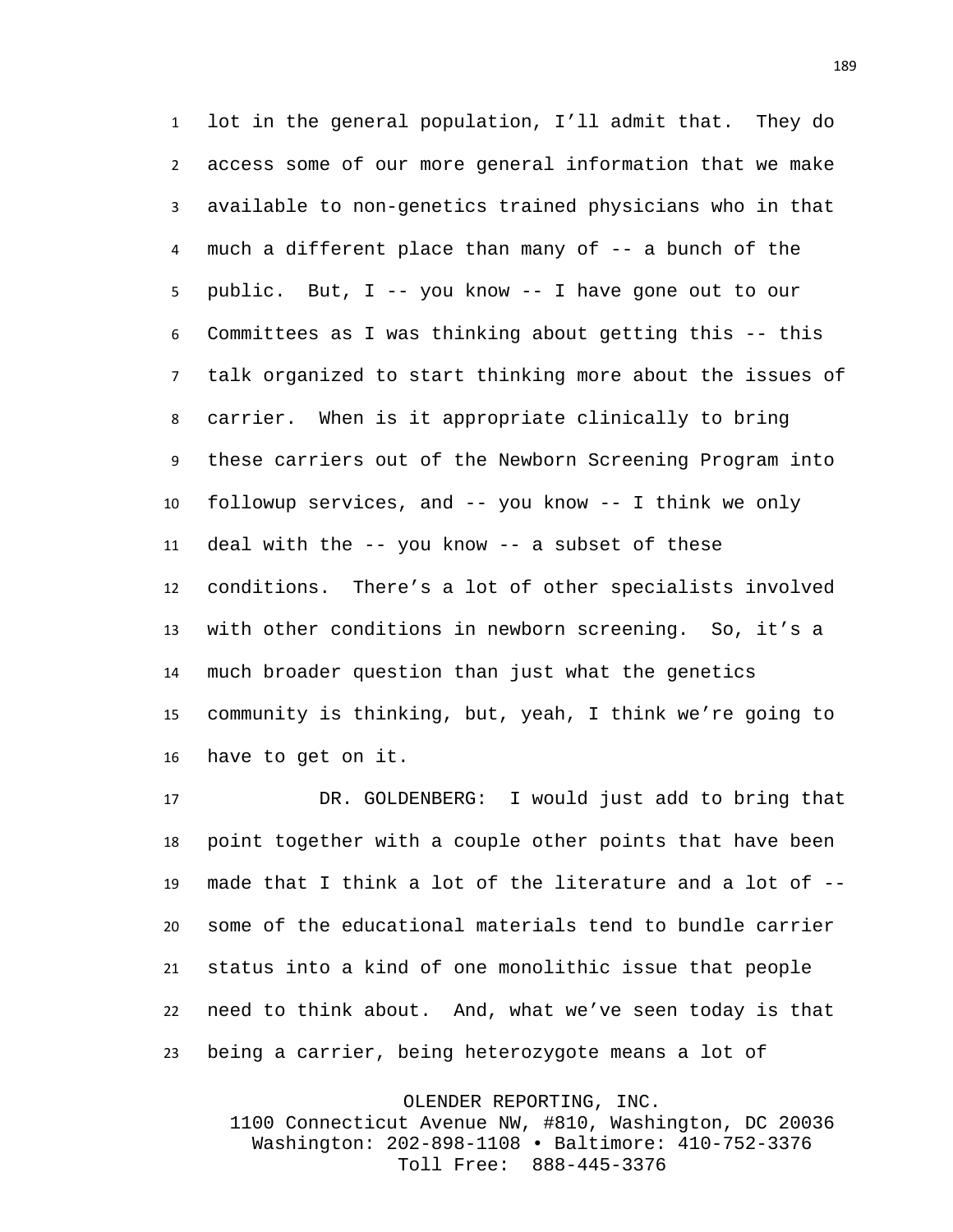lot in the general population, I'll admit that. They do access some of our more general information that we make available to non-genetics trained physicians who in that much a different place than many of -- a bunch of the public. But, I -- you know -- I have gone out to our Committees as I was thinking about getting this -- this talk organized to start thinking more about the issues of carrier. When is it appropriate clinically to bring these carriers out of the Newborn Screening Program into followup services, and -- you know -- I think we only deal with the -- you know -- a subset of these conditions. There's a lot of other specialists involved with other conditions in newborn screening. So, it's a much broader question than just what the genetics community is thinking, but, yeah, I think we're going to have to get on it.

DR. GOLDENBERG: I would just add to bring that point together with a couple other points that have been made that I think a lot of the literature and a lot of -- some of the educational materials tend to bundle carrier status into a kind of one monolithic issue that people need to think about. And, what we've seen today is that being a carrier, being heterozygote means a lot of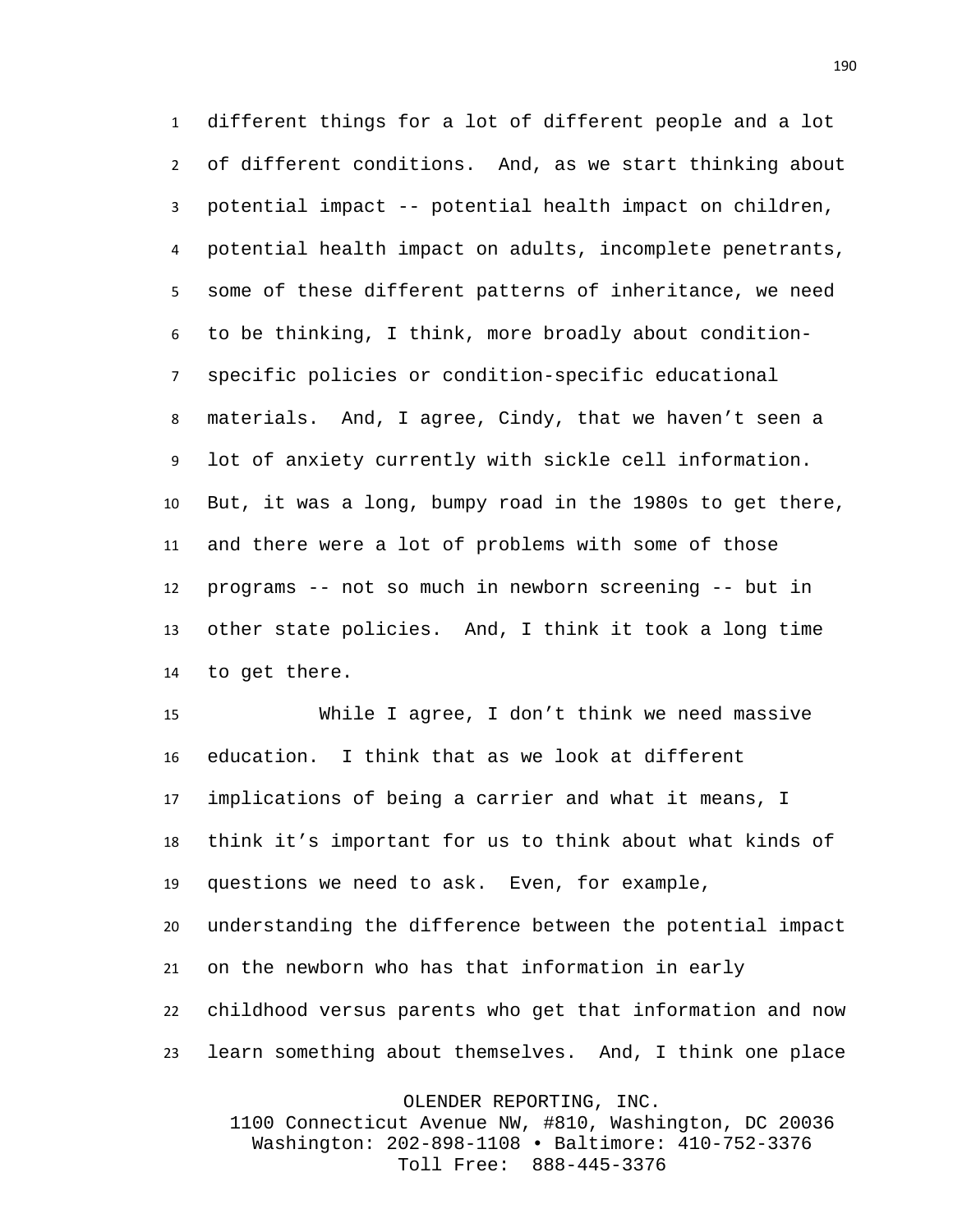different things for a lot of different people and a lot of different conditions. And, as we start thinking about potential impact -- potential health impact on children, potential health impact on adults, incomplete penetrants, some of these different patterns of inheritance, we need to be thinking, I think, more broadly about condition-specific policies or condition-specific educational materials. And, I agree, Cindy, that we haven't seen a lot of anxiety currently with sickle cell information. But, it was a long, bumpy road in the 1980s to get there, and there were a lot of problems with some of those programs -- not so much in newborn screening -- but in other state policies. And, I think it took a long time to get there.

While I agree, I don't think we need massive education. I think that as we look at different implications of being a carrier and what it means, I think it's important for us to think about what kinds of questions we need to ask. Even, for example, understanding the difference between the potential impact on the newborn who has that information in early childhood versus parents who get that information and now learn something about themselves. And, I think one place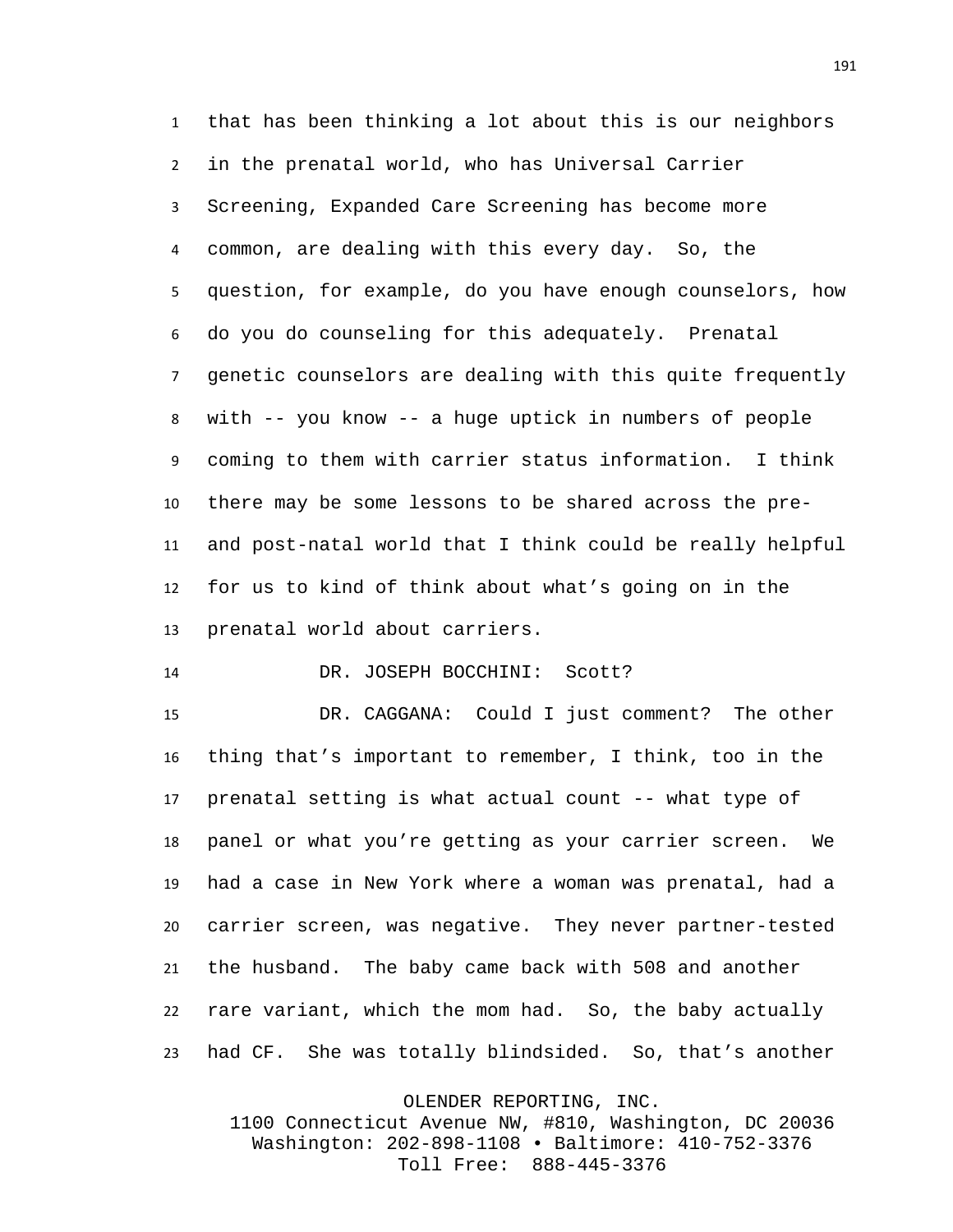that has been thinking a lot about this is our neighbors in the prenatal world, who has Universal Carrier Screening, Expanded Care Screening has become more common, are dealing with this every day. So, the question, for example, do you have enough counselors, how do you do counseling for this adequately. Prenatal genetic counselors are dealing with this quite frequently with -- you know -- a huge uptick in numbers of people coming to them with carrier status information. I think there may be some lessons to be shared across the pre- and post-natal world that I think could be really helpful for us to kind of think about what's going on in the prenatal world about carriers.

DR. JOSEPH BOCCHINI: Scott?

DR. CAGGANA: Could I just comment? The other thing that's important to remember, I think, too in the prenatal setting is what actual count -- what type of panel or what you're getting as your carrier screen. We had a case in New York where a woman was prenatal, had a carrier screen, was negative. They never partner-tested the husband. The baby came back with 508 and another rare variant, which the mom had. So, the baby actually had CF. She was totally blindsided. So, that's another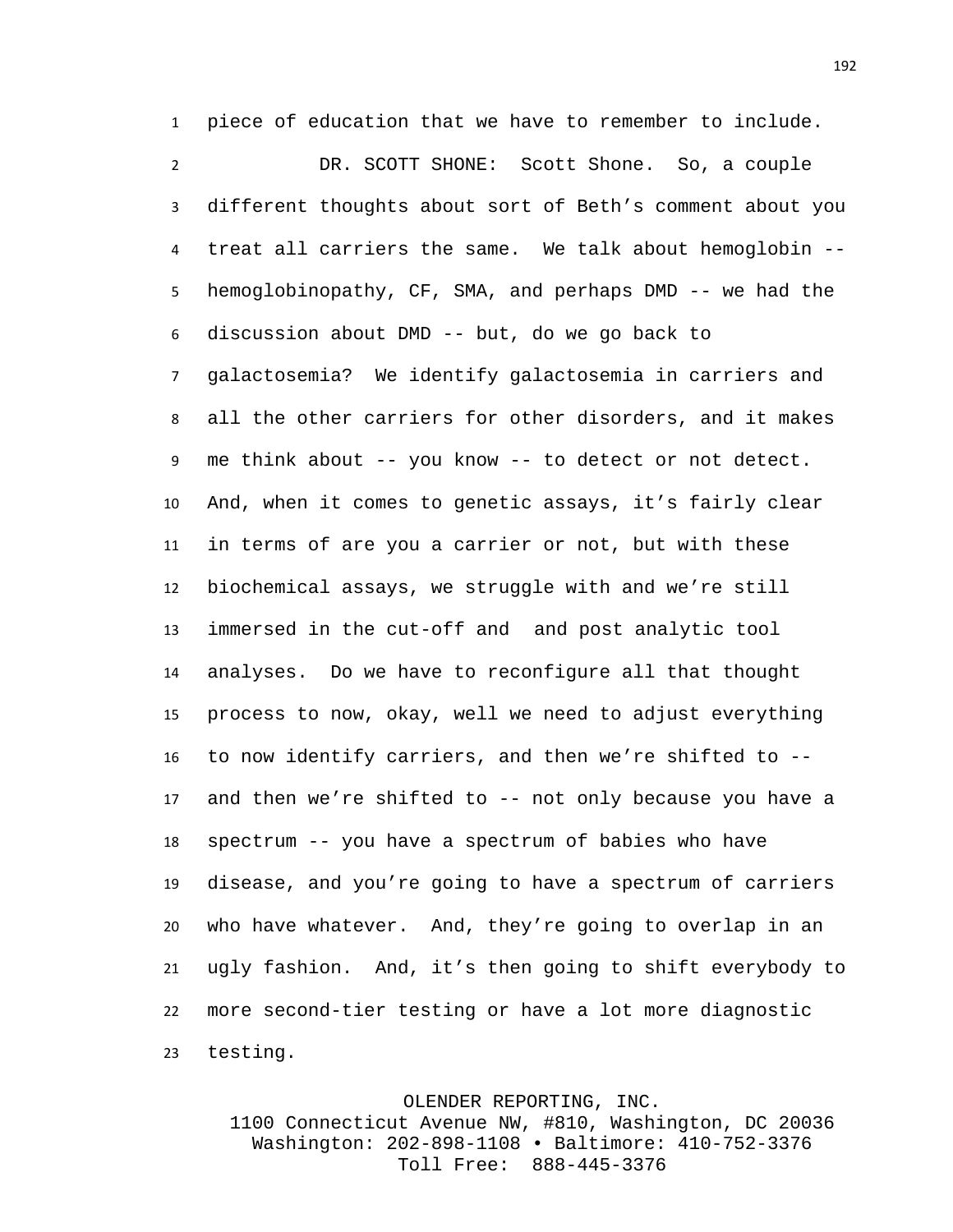piece of education that we have to remember to include.

DR. SCOTT SHONE: Scott Shone. So, a couple different thoughts about sort of Beth's comment about you treat all carriers the same. We talk about hemoglobin -- hemoglobinopathy, CF, SMA, and perhaps DMD -- we had the discussion about DMD -- but, do we go back to galactosemia? We identify galactosemia in carriers and all the other carriers for other disorders, and it makes me think about -- you know -- to detect or not detect. And, when it comes to genetic assays, it's fairly clear in terms of are you a carrier or not, but with these biochemical assays, we struggle with and we're still immersed in the cut-off and  and post analytic tool analyses. Do we have to reconfigure all that thought process to now, okay, well we need to adjust everything to now identify carriers, and then we're shifted to -- and then we're shifted to -- not only because you have a spectrum -- you have a spectrum of babies who have disease, and you're going to have a spectrum of carriers who have whatever. And, they're going to overlap in an ugly fashion. And, it's then going to shift everybody to more second-tier testing or have a lot more diagnostic testing.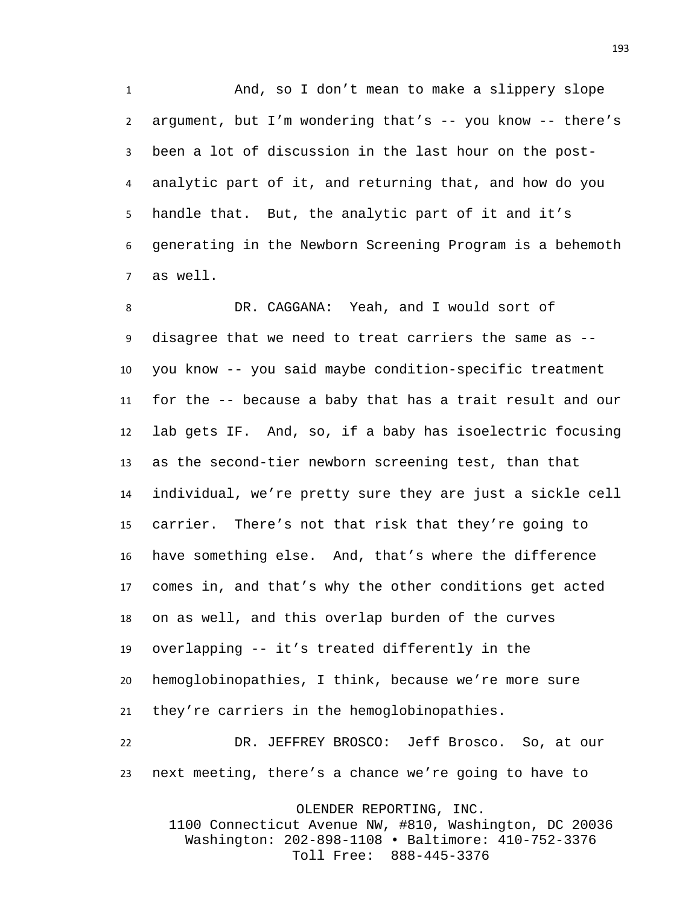And, so I don't mean to make a slippery slope argument, but I'm wondering that's -- you know -- there's been a lot of discussion in the last hour on the post-analytic part of it, and returning that, and how do you handle that. But, the analytic part of it and it's generating in the Newborn Screening Program is a behemoth as well.

DR. CAGGANA: Yeah, and I would sort of disagree that we need to treat carriers the same as -- you know -- you said maybe condition-specific treatment for the -- because a baby that has a trait result and our lab gets IF. And, so, if a baby has isoelectric focusing as the second-tier newborn screening test, than that individual, we're pretty sure they are just a sickle cell carrier. There's not that risk that they're going to have something else. And, that's where the difference comes in, and that's why the other conditions get acted on as well, and this overlap burden of the curves overlapping -- it's treated differently in the hemoglobinopathies, I think, because we're more sure they're carriers in the hemoglobinopathies.

DR. JEFFREY BROSCO: Jeff Brosco. So, at our next meeting, there's a chance we're going to have to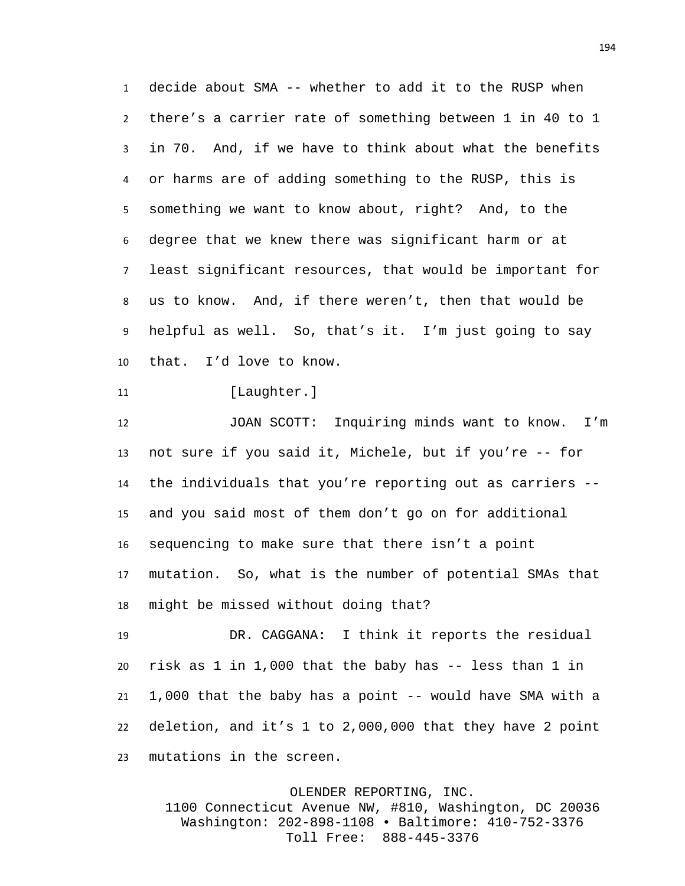decide about SMA -- whether to add it to the RUSP when there's a carrier rate of something between 1 in 40 to 1 in 70. And, if we have to think about what the benefits or harms are of adding something to the RUSP, this is something we want to know about, right? And, to the degree that we knew there was significant harm or at least significant resources, that would be important for us to know. And, if there weren't, then that would be helpful as well. So, that's it. I'm just going to say that. I'd love to know.

[Laughter.]

JOAN SCOTT: Inquiring minds want to know. I'm not sure if you said it, Michele, but if you're -- for the individuals that you're reporting out as carriers -- and you said most of them don't go on for additional sequencing to make sure that there isn't a point mutation. So, what is the number of potential SMAs that might be missed without doing that?

DR. CAGGANA: I think it reports the residual risk as 1 in 1,000 that the baby has -- less than 1 in 1,000 that the baby has a point -- would have SMA with a deletion, and it's 1 to 2,000,000 that they have 2 point mutations in the screen.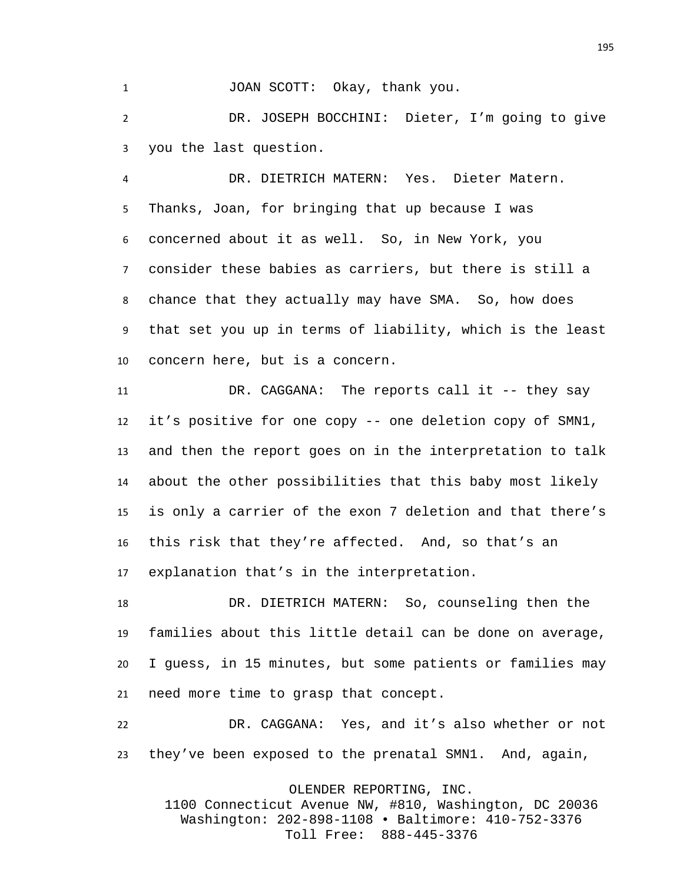JOAN SCOTT: Okay, thank you.

DR. JOSEPH BOCCHINI: Dieter, I'm going to give you the last question.

DR. DIETRICH MATERN: Yes. Dieter Matern. Thanks, Joan, for bringing that up because I was concerned about it as well. So, in New York, you consider these babies as carriers, but there is still a chance that they actually may have SMA. So, how does that set you up in terms of liability, which is the least concern here, but is a concern.

DR. CAGGANA: The reports call it -- they say it's positive for one copy -- one deletion copy of SMN1, and then the report goes on in the interpretation to talk about the other possibilities that this baby most likely is only a carrier of the exon 7 deletion and that there's this risk that they're affected. And, so that's an explanation that's in the interpretation.

DR. DIETRICH MATERN: So, counseling then the families about this little detail can be done on average, I guess, in 15 minutes, but some patients or families may need more time to grasp that concept.

DR. CAGGANA: Yes, and it's also whether or not they've been exposed to the prenatal SMN1. And, again,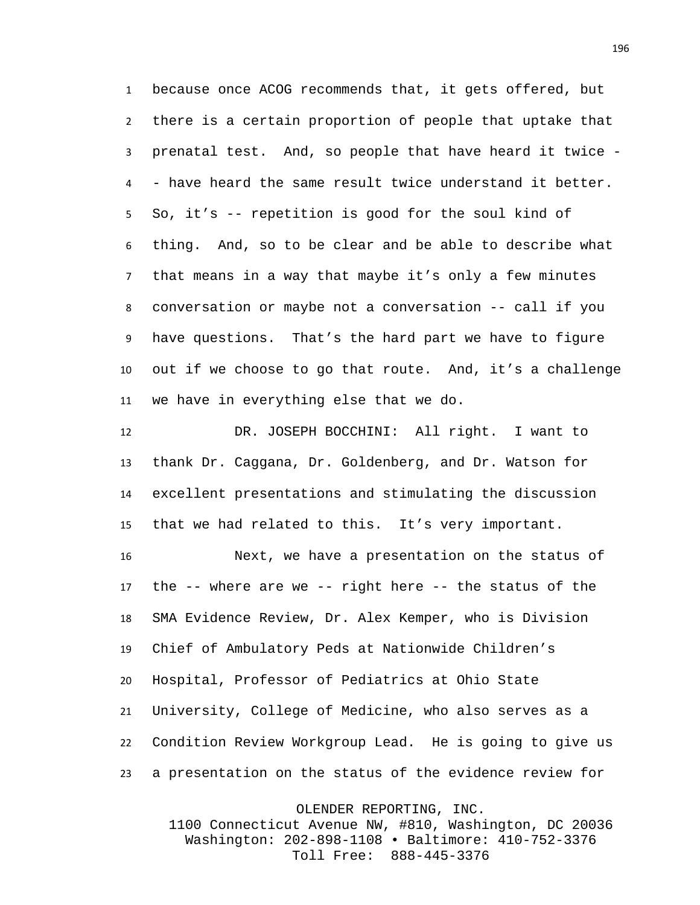because once ACOG recommends that, it gets offered, but there is a certain proportion of people that uptake that prenatal test. And, so people that have heard it twice -- have heard the same result twice understand it better. So, it's -- repetition is good for the soul kind of thing. And, so to be clear and be able to describe what that means in a way that maybe it's only a few minutes conversation or maybe not a conversation -- call if you have questions. That's the hard part we have to figure out if we choose to go that route. And, it's a challenge we have in everything else that we do.

DR. JOSEPH BOCCHINI: All right. I want to thank Dr. Caggana, Dr. Goldenberg, and Dr. Watson for excellent presentations and stimulating the discussion that we had related to this. It's very important.

Next, we have a presentation on the status of the -- where are we -- right here -- the status of the SMA Evidence Review, Dr. Alex Kemper, who is Division Chief of Ambulatory Peds at Nationwide Children's Hospital, Professor of Pediatrics at Ohio State University, College of Medicine, who also serves as a Condition Review Workgroup Lead. He is going to give us a presentation on the status of the evidence review for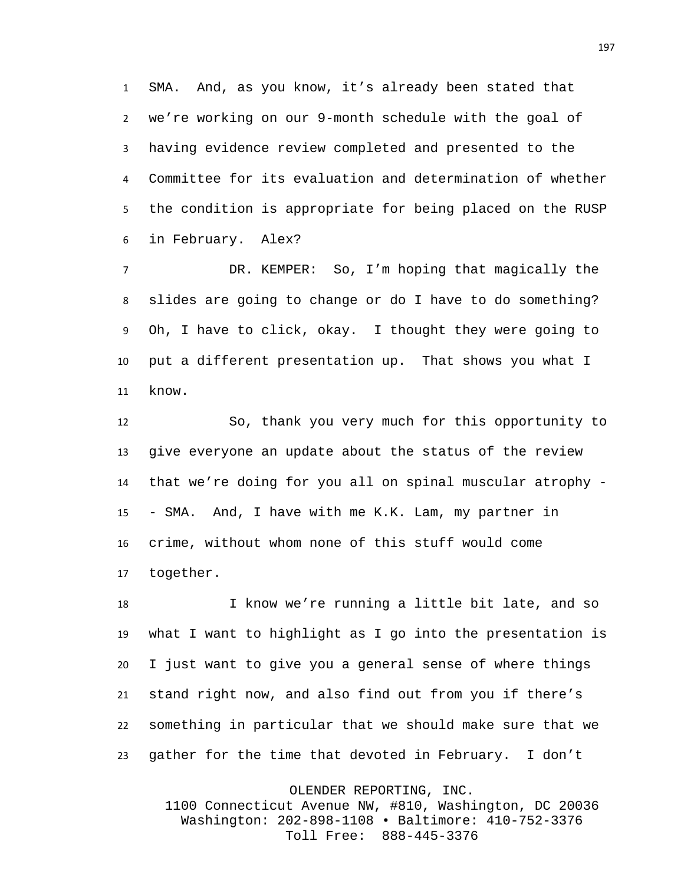SMA. And, as you know, it's already been stated that we're working on our 9-month schedule with the goal of having evidence review completed and presented to the Committee for its evaluation and determination of whether the condition is appropriate for being placed on the RUSP in February. Alex?

DR. KEMPER: So, I'm hoping that magically the slides are going to change or do I have to do something? Oh, I have to click, okay. I thought they were going to put a different presentation up. That shows you what I know.

So, thank you very much for this opportunity to give everyone an update about the status of the review that we're doing for you all on spinal muscular atrophy -- SMA. And, I have with me K.K. Lam, my partner in crime, without whom none of this stuff would come together.

I know we're running a little bit late, and so what I want to highlight as I go into the presentation is I just want to give you a general sense of where things stand right now, and also find out from you if there's something in particular that we should make sure that we gather for the time that devoted in February. I don't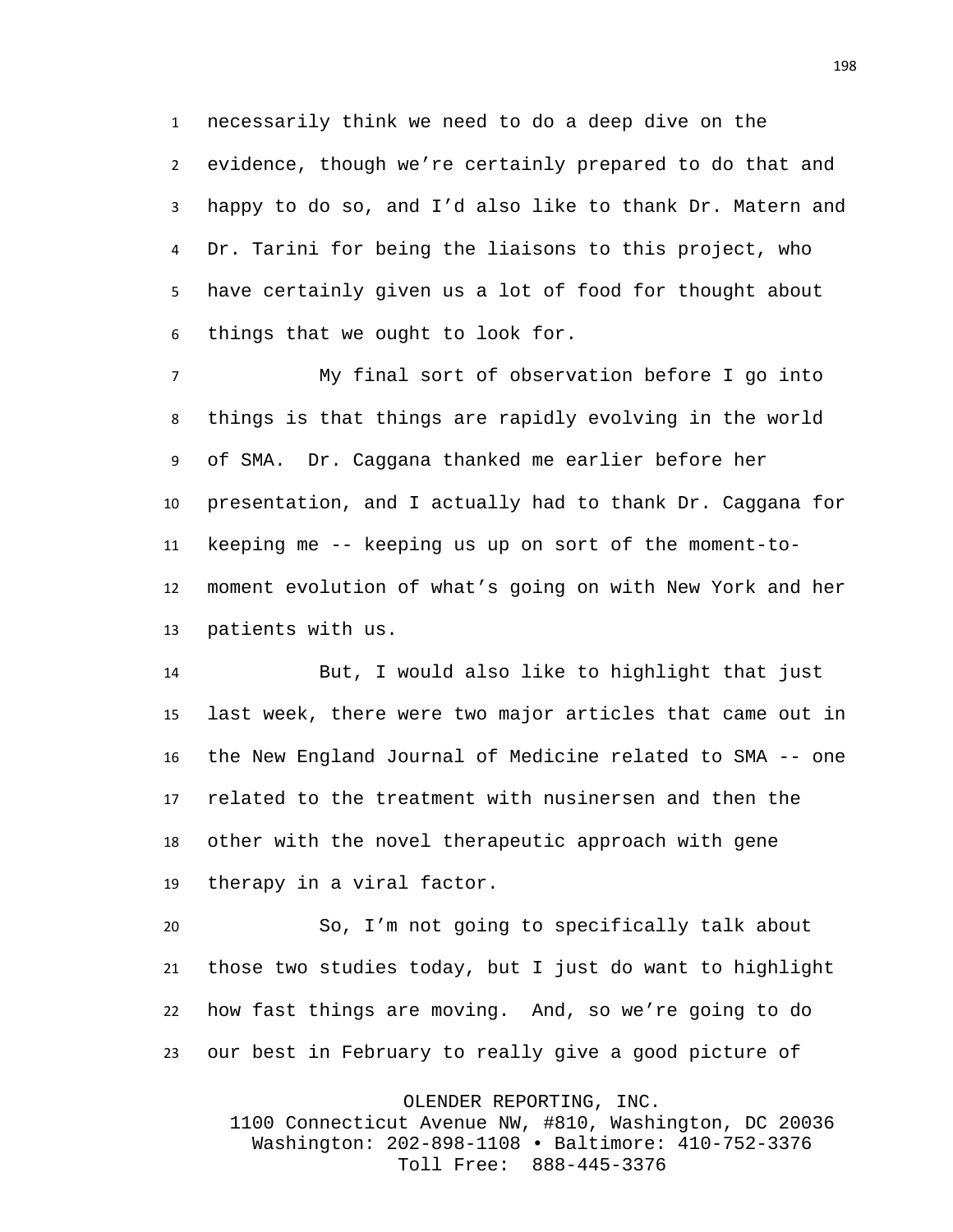necessarily think we need to do a deep dive on the evidence, though we're certainly prepared to do that and happy to do so, and I'd also like to thank Dr. Matern and Dr. Tarini for being the liaisons to this project, who have certainly given us a lot of food for thought about things that we ought to look for.

My final sort of observation before I go into things is that things are rapidly evolving in the world of SMA. Dr. Caggana thanked me earlier before her presentation, and I actually had to thank Dr. Caggana for keeping me -- keeping us up on sort of the moment-to-moment evolution of what's going on with New York and her patients with us.

But, I would also like to highlight that just last week, there were two major articles that came out in the New England Journal of Medicine related to SMA -- one related to the treatment with nusinersen and then the other with the novel therapeutic approach with gene therapy in a viral factor.

So, I'm not going to specifically talk about those two studies today, but I just do want to highlight how fast things are moving. And, so we're going to do our best in February to really give a good picture of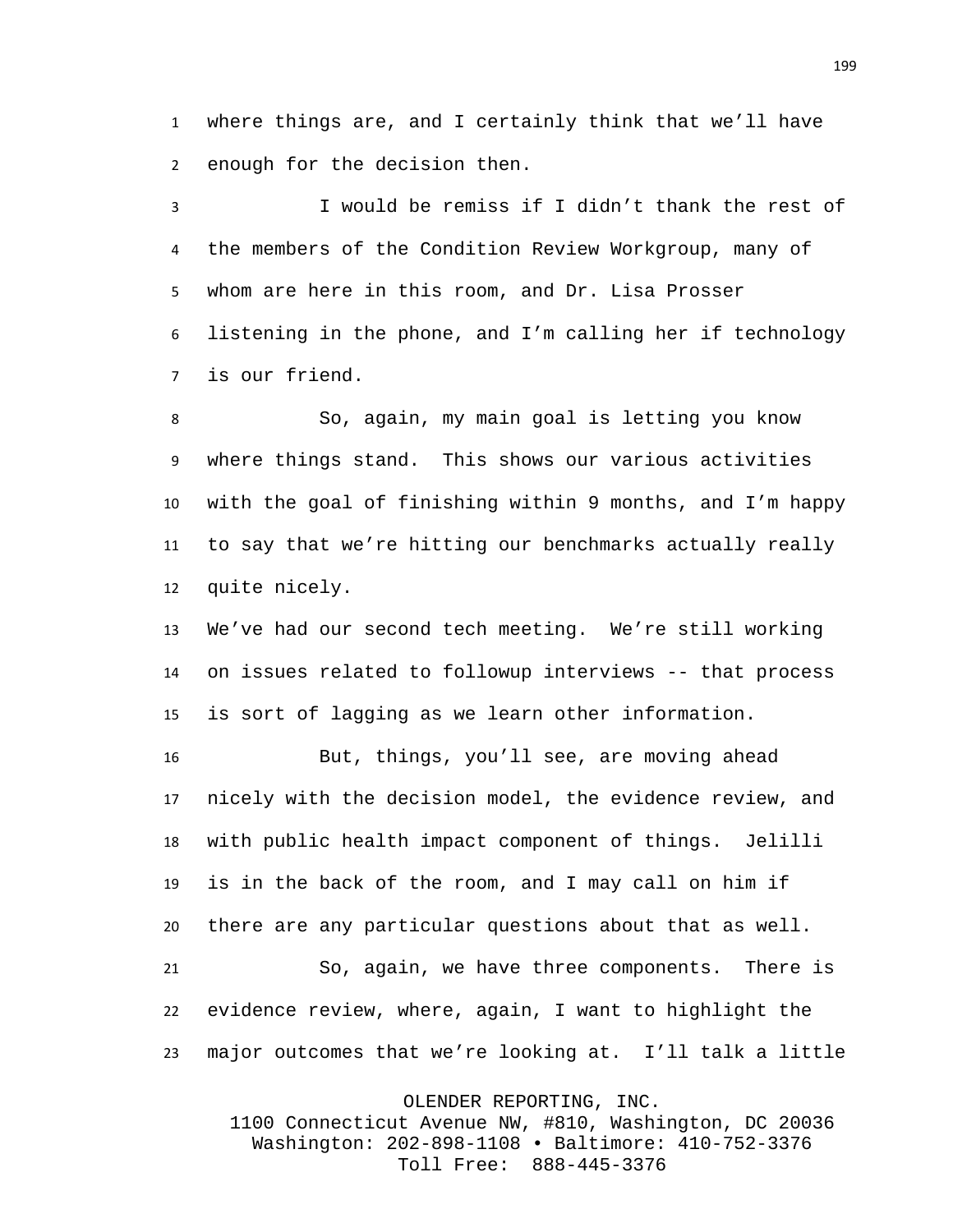where things are, and I certainly think that we'll have enough for the decision then.

I would be remiss if I didn't thank the rest of the members of the Condition Review Workgroup, many of whom are here in this room, and Dr. Lisa Prosser listening in the phone, and I'm calling her if technology is our friend.

So, again, my main goal is letting you know where things stand. This shows our various activities with the goal of finishing within 9 months, and I'm happy to say that we're hitting our benchmarks actually really quite nicely.

We've had our second tech meeting. We're still working on issues related to followup interviews -- that process is sort of lagging as we learn other information.

But, things, you'll see, are moving ahead nicely with the decision model, the evidence review, and with public health impact component of things. Jelilli is in the back of the room, and I may call on him if there are any particular questions about that as well.

So, again, we have three components. There is evidence review, where, again, I want to highlight the major outcomes that we're looking at. I'll talk a little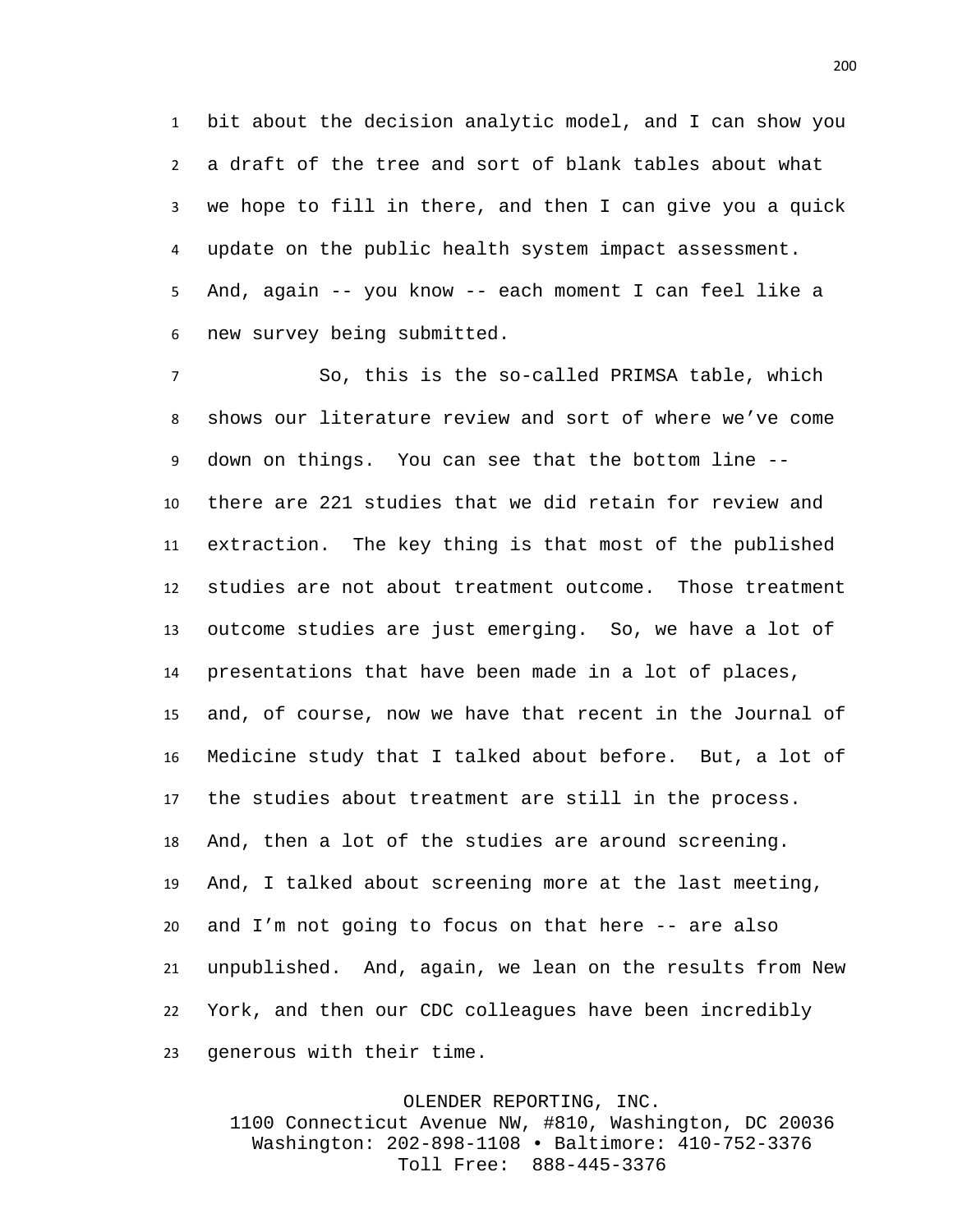bit about the decision analytic model, and I can show you a draft of the tree and sort of blank tables about what we hope to fill in there, and then I can give you a quick update on the public health system impact assessment. And, again -- you know -- each moment I can feel like a new survey being submitted.

So, this is the so-called PRIMSA table, which shows our literature review and sort of where we've come down on things. You can see that the bottom line -- there are 221 studies that we did retain for review and extraction. The key thing is that most of the published studies are not about treatment outcome. Those treatment outcome studies are just emerging. So, we have a lot of presentations that have been made in a lot of places, and, of course, now we have that recent in the Journal of Medicine study that I talked about before. But, a lot of the studies about treatment are still in the process. And, then a lot of the studies are around screening. And, I talked about screening more at the last meeting, and I'm not going to focus on that here -- are also unpublished. And, again, we lean on the results from New York, and then our CDC colleagues have been incredibly generous with their time.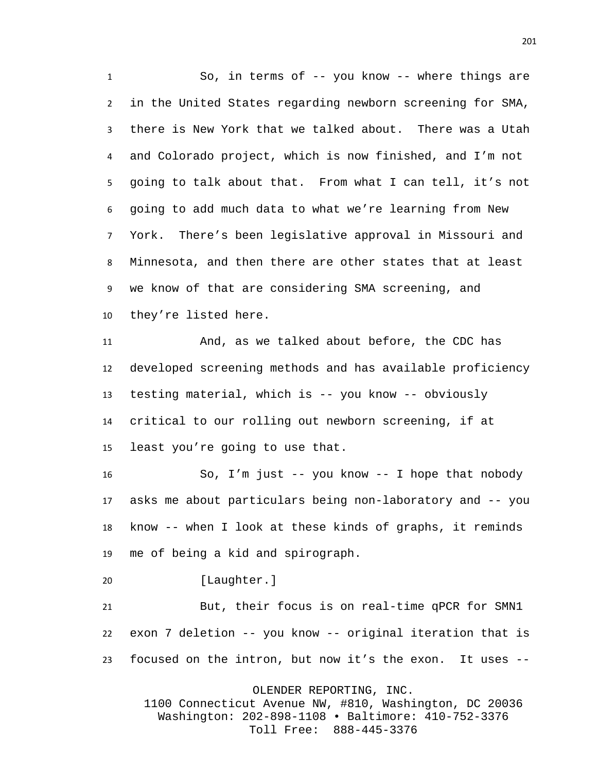So, in terms of -- you know -- where things are in the United States regarding newborn screening for SMA, there is New York that we talked about. There was a Utah and Colorado project, which is now finished, and I'm not going to talk about that. From what I can tell, it's not going to add much data to what we're learning from New York. There's been legislative approval in Missouri and Minnesota, and then there are other states that at least we know of that are considering SMA screening, and they're listed here.

And, as we talked about before, the CDC has developed screening methods and has available proficiency testing material, which is -- you know -- obviously critical to our rolling out newborn screening, if at least you're going to use that.

So, I'm just -- you know -- I hope that nobody asks me about particulars being non-laboratory and -- you know -- when I look at these kinds of graphs, it reminds me of being a kid and spirograph.

[Laughter.]

But, their focus is on real-time qPCR for SMN1 exon 7 deletion -- you know -- original iteration that is focused on the intron, but now it's the exon. It uses --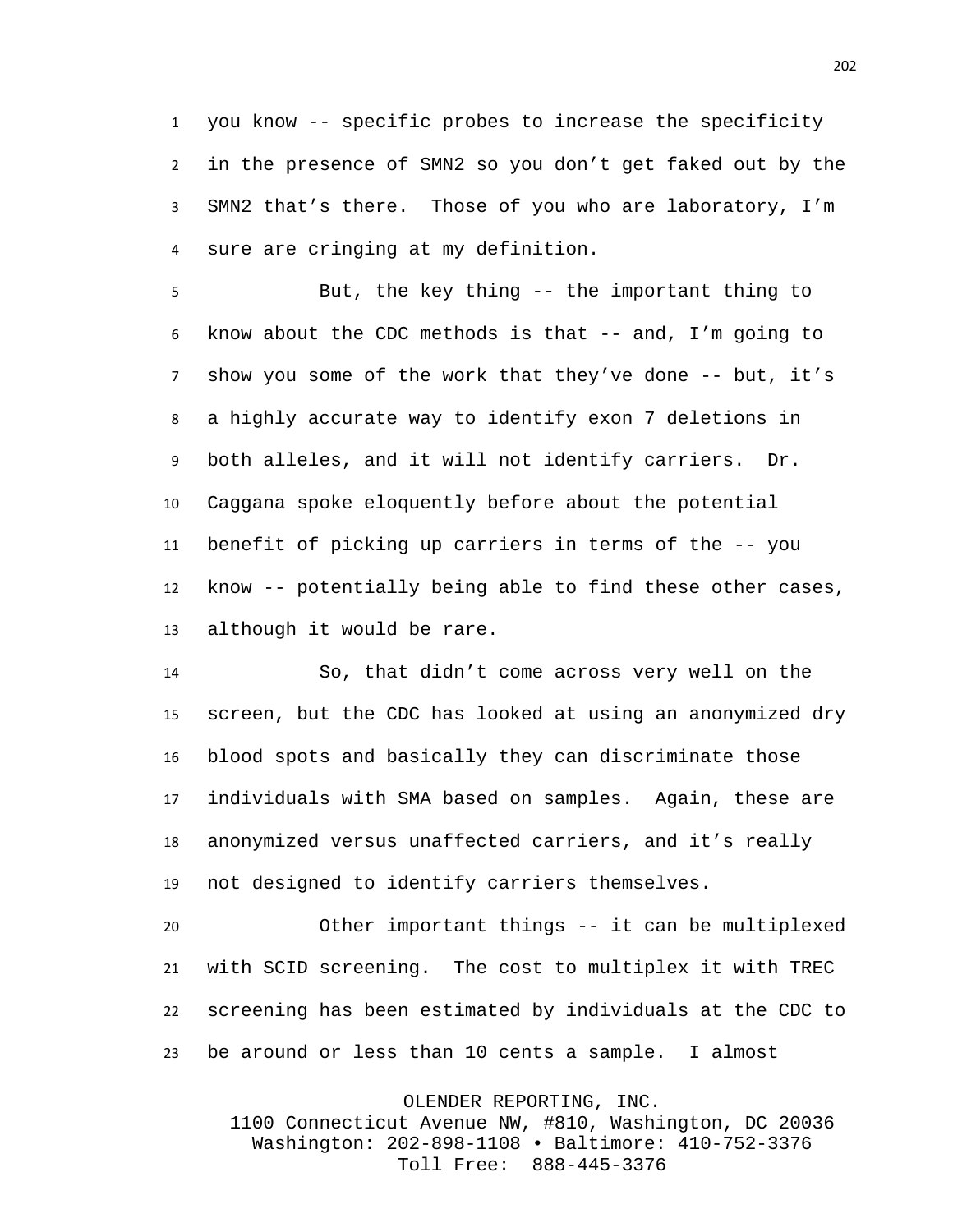you know -- specific probes to increase the specificity in the presence of SMN2 so you don't get faked out by the SMN2 that's there. Those of you who are laboratory, I'm sure are cringing at my definition.

But, the key thing -- the important thing to know about the CDC methods is that -- and, I'm going to show you some of the work that they've done -- but, it's a highly accurate way to identify exon 7 deletions in both alleles, and it will not identify carriers. Dr. Caggana spoke eloquently before about the potential benefit of picking up carriers in terms of the -- you know -- potentially being able to find these other cases, although it would be rare.

So, that didn't come across very well on the screen, but the CDC has looked at using an anonymized dry blood spots and basically they can discriminate those individuals with SMA based on samples. Again, these are anonymized versus unaffected carriers, and it's really not designed to identify carriers themselves.

Other important things -- it can be multiplexed with SCID screening. The cost to multiplex it with TREC screening has been estimated by individuals at the CDC to be around or less than 10 cents a sample. I almost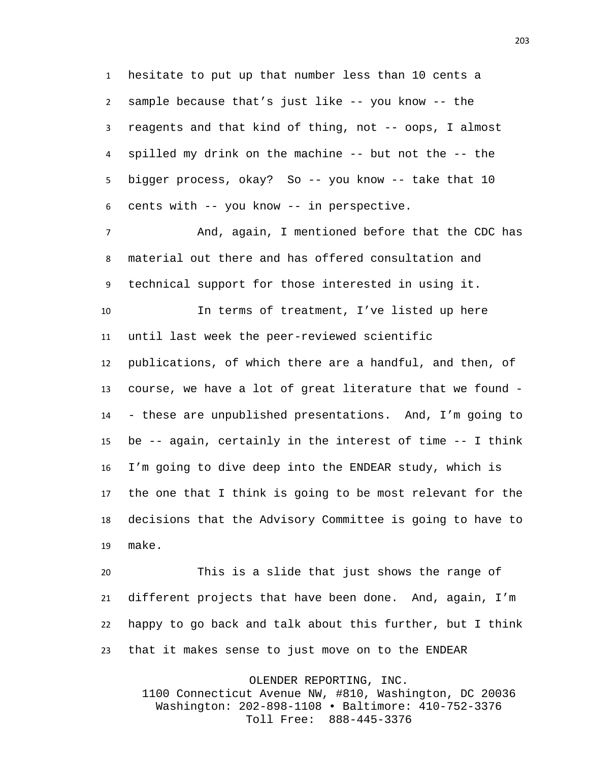hesitate to put up that number less than 10 cents a sample because that's just like -- you know -- the reagents and that kind of thing, not -- oops, I almost spilled my drink on the machine -- but not the -- the bigger process, okay? So -- you know -- take that 10 cents with -- you know -- in perspective.

And, again, I mentioned before that the CDC has material out there and has offered consultation and technical support for those interested in using it.

In terms of treatment, I've listed up here until last week the peer-reviewed scientific publications, of which there are a handful, and then, of course, we have a lot of great literature that we found -- these are unpublished presentations. And, I'm going to be -- again, certainly in the interest of time -- I think I'm going to dive deep into the ENDEAR study, which is the one that I think is going to be most relevant for the decisions that the Advisory Committee is going to have to make.

This is a slide that just shows the range of different projects that have been done. And, again, I'm happy to go back and talk about this further, but I think that it makes sense to just move on to the ENDEAR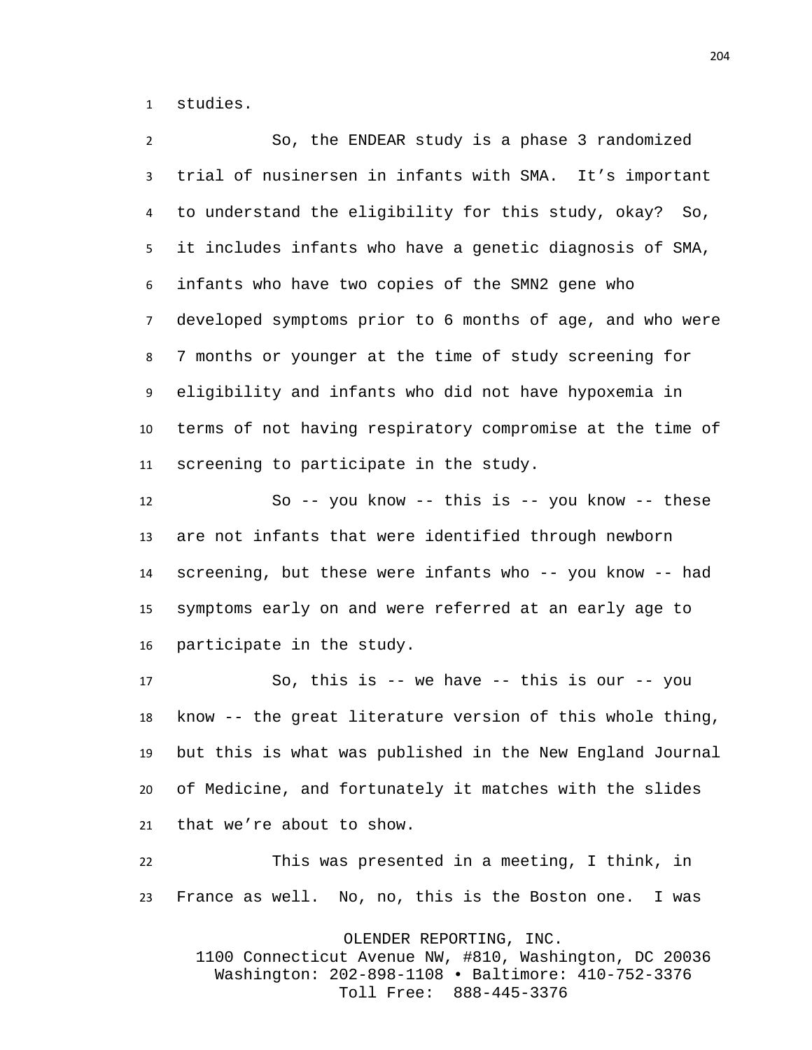studies.

So, the ENDEAR study is a phase 3 randomized trial of nusinersen in infants with SMA. It's important to understand the eligibility for this study, okay? So, it includes infants who have a genetic diagnosis of SMA, infants who have two copies of the SMN2 gene who developed symptoms prior to 6 months of age, and who were 7 months or younger at the time of study screening for eligibility and infants who did not have hypoxemia in terms of not having respiratory compromise at the time of screening to participate in the study.

So -- you know -- this is -- you know -- these are not infants that were identified through newborn screening, but these were infants who -- you know -- had symptoms early on and were referred at an early age to participate in the study.

So, this is -- we have -- this is our -- you know -- the great literature version of this whole thing, but this is what was published in the New England Journal of Medicine, and fortunately it matches with the slides that we're about to show.

This was presented in a meeting, I think, in France as well. No, no, this is the Boston one. I was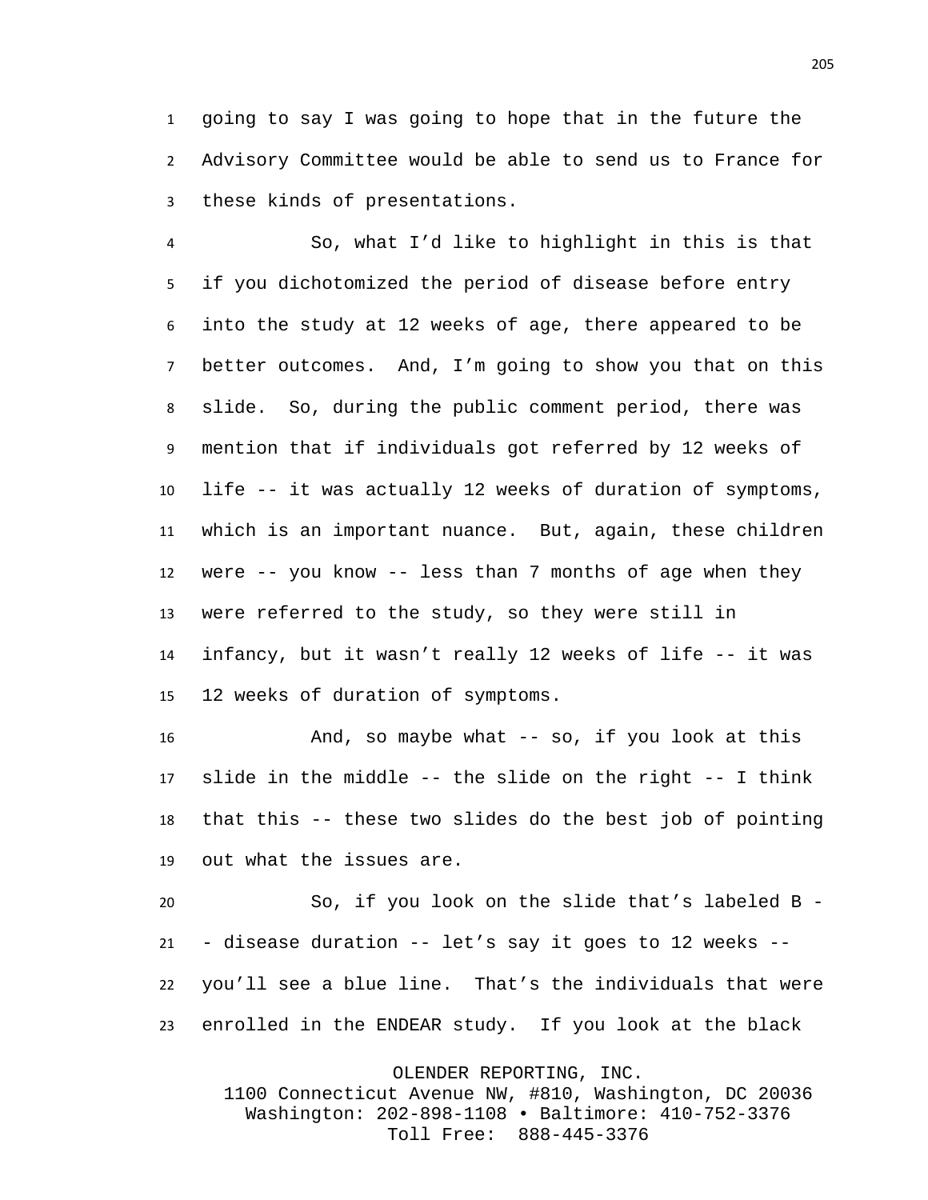going to say I was going to hope that in the future the Advisory Committee would be able to send us to France for these kinds of presentations.

So, what I'd like to highlight in this is that if you dichotomized the period of disease before entry into the study at 12 weeks of age, there appeared to be better outcomes. And, I'm going to show you that on this slide. So, during the public comment period, there was mention that if individuals got referred by 12 weeks of life -- it was actually 12 weeks of duration of symptoms, which is an important nuance. But, again, these children were -- you know -- less than 7 months of age when they were referred to the study, so they were still in infancy, but it wasn't really 12 weeks of life -- it was 12 weeks of duration of symptoms.

And, so maybe what -- so, if you look at this slide in the middle -- the slide on the right -- I think that this -- these two slides do the best job of pointing out what the issues are.

So, if you look on the slide that's labeled B -- disease duration -- let's say it goes to 12 weeks -- you'll see a blue line. That's the individuals that were enrolled in the ENDEAR study. If you look at the black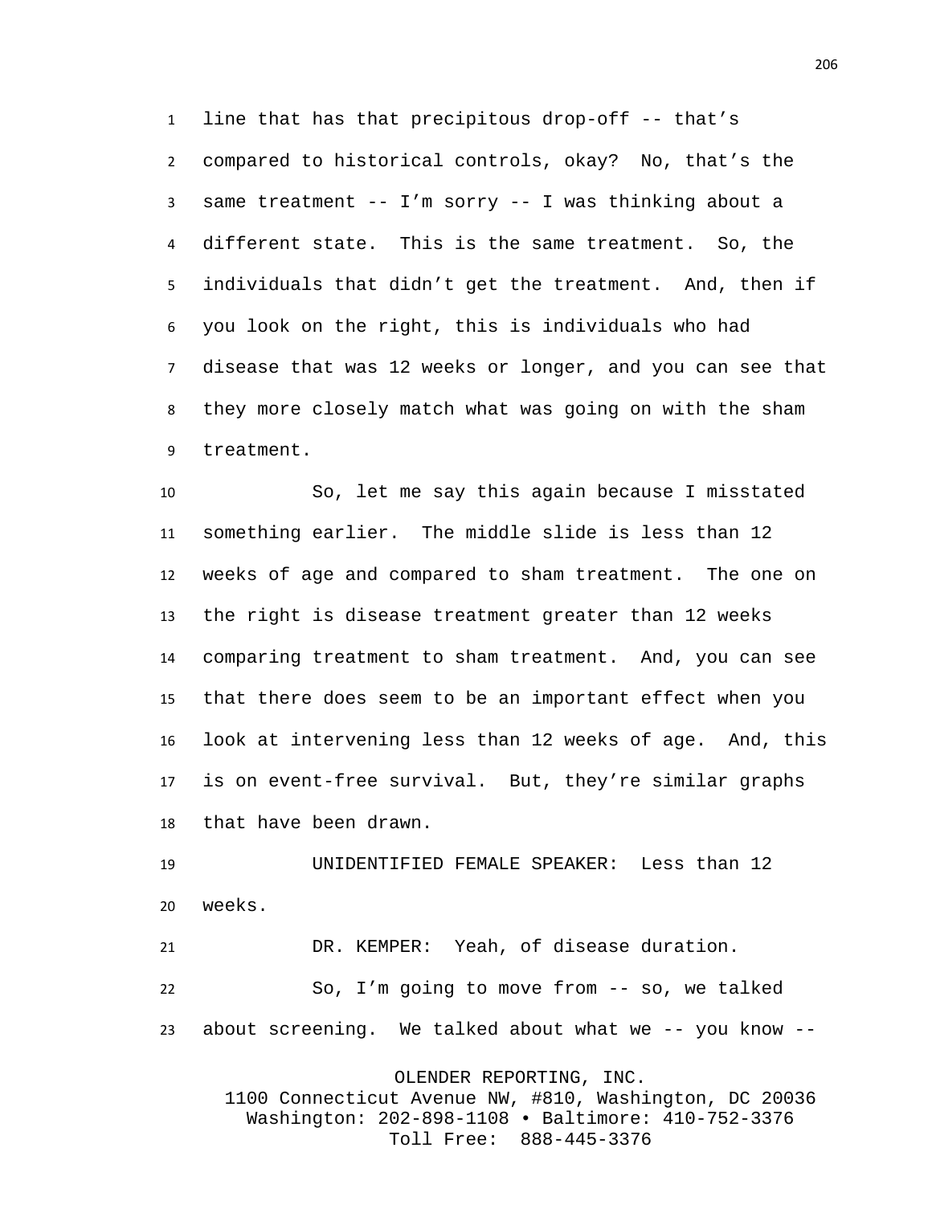line that has that precipitous drop-off -- that's compared to historical controls, okay? No, that's the same treatment -- I'm sorry -- I was thinking about a different state. This is the same treatment. So, the individuals that didn't get the treatment. And, then if you look on the right, this is individuals who had disease that was 12 weeks or longer, and you can see that they more closely match what was going on with the sham treatment.

So, let me say this again because I misstated something earlier. The middle slide is less than 12 weeks of age and compared to sham treatment. The one on the right is disease treatment greater than 12 weeks comparing treatment to sham treatment. And, you can see that there does seem to be an important effect when you look at intervening less than 12 weeks of age. And, this is on event-free survival. But, they're similar graphs that have been drawn.

UNIDENTIFIED FEMALE SPEAKER: Less than 12 weeks.

DR. KEMPER: Yeah, of disease duration.

So, I'm going to move from -- so, we talked about screening. We talked about what we -- you know --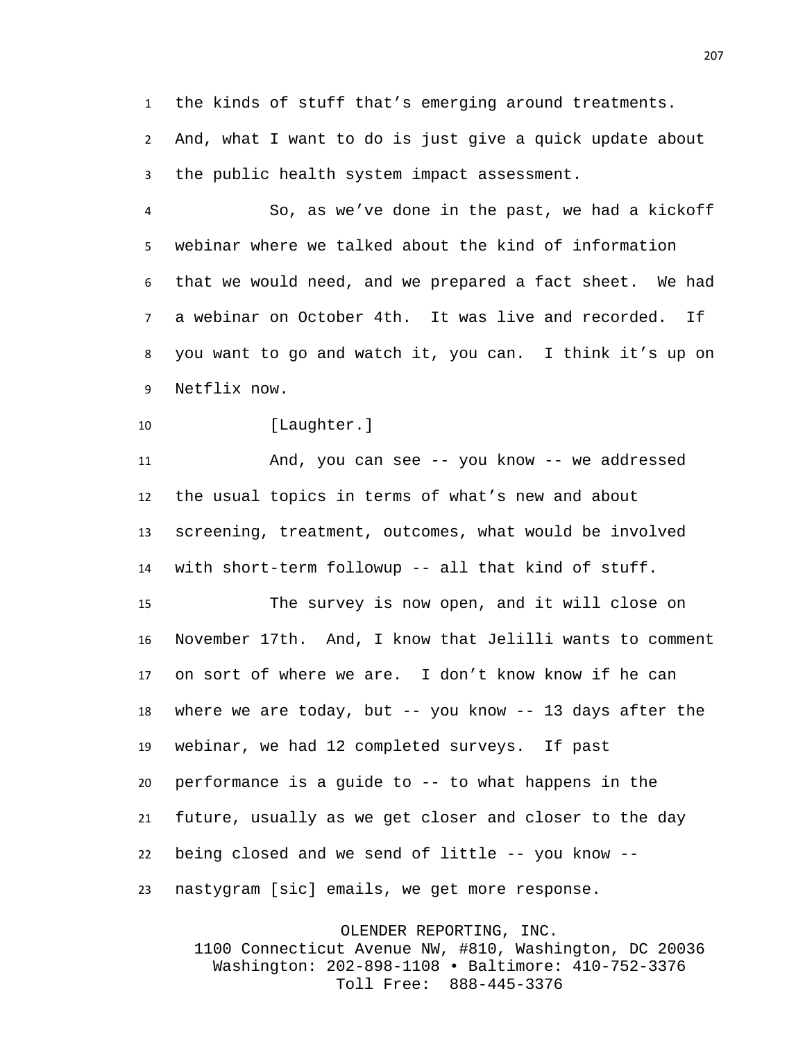the kinds of stuff that's emerging around treatments. And, what I want to do is just give a quick update about the public health system impact assessment.

So, as we've done in the past, we had a kickoff webinar where we talked about the kind of information that we would need, and we prepared a fact sheet. We had a webinar on October 4th. It was live and recorded. If you want to go and watch it, you can. I think it's up on Netflix now.

[Laughter.]

And, you can see -- you know -- we addressed the usual topics in terms of what's new and about screening, treatment, outcomes, what would be involved with short-term followup -- all that kind of stuff.

The survey is now open, and it will close on November 17th. And, I know that Jelilli wants to comment on sort of where we are. I don't know know if he can where we are today, but -- you know -- 13 days after the webinar, we had 12 completed surveys. If past performance is a guide to -- to what happens in the future, usually as we get closer and closer to the day being closed and we send of little -- you know -- nastygram [sic] emails, we get more response.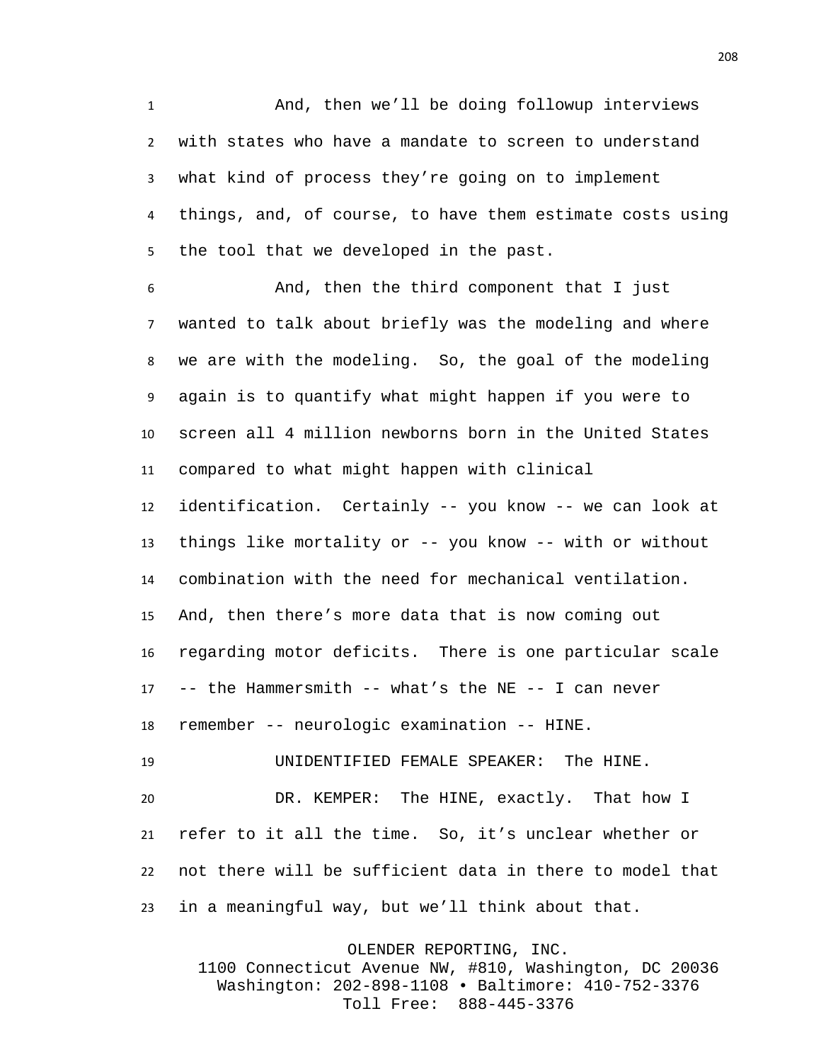And, then we'll be doing followup interviews with states who have a mandate to screen to understand what kind of process they're going on to implement things, and, of course, to have them estimate costs using the tool that we developed in the past.

And, then the third component that I just wanted to talk about briefly was the modeling and where we are with the modeling. So, the goal of the modeling again is to quantify what might happen if you were to screen all 4 million newborns born in the United States compared to what might happen with clinical identification. Certainly -- you know -- we can look at things like mortality or -- you know -- with or without combination with the need for mechanical ventilation. And, then there's more data that is now coming out regarding motor deficits. There is one particular scale -- the Hammersmith -- what's the NE -- I can never remember -- neurologic examination -- HINE.

UNIDENTIFIED FEMALE SPEAKER: The HINE.

DR. KEMPER: The HINE, exactly. That how I refer to it all the time. So, it's unclear whether or not there will be sufficient data in there to model that in a meaningful way, but we'll think about that.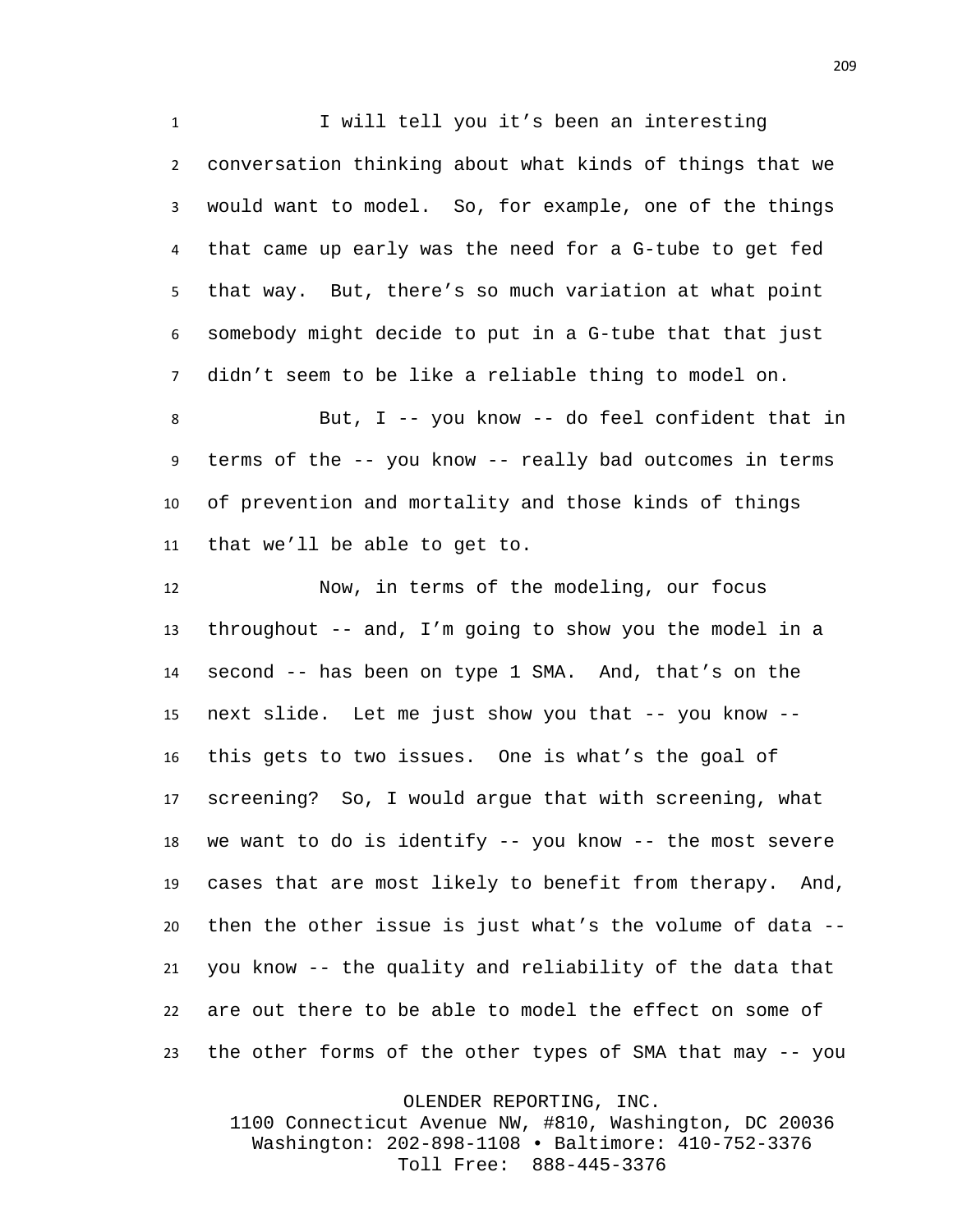I will tell you it’s been an interesting conversation thinking about what kinds of things that we would want to model. So, for example, one of the things that came up early was the need for a G-tube to get fed that way. But, there’s so much variation at what point somebody might decide to put in a G-tube that that just didn’t seem to be like a reliable thing to model on.

But, I -- you know -- do feel confident that in terms of the -- you know -- really bad outcomes in terms of prevention and mortality and those kinds of things that we’ll be able to get to.

Now, in terms of the modeling, our focus throughout -- and, I’m going to show you the model in a second -- has been on type 1 SMA. And, that’s on the next slide. Let me just show you that -- you know -- this gets to two issues. One is what’s the goal of screening? So, I would argue that with screening, what we want to do is identify -- you know -- the most severe cases that are most likely to benefit from therapy. And, then the other issue is just what’s the volume of data -- you know -- the quality and reliability of the data that are out there to be able to model the effect on some of the other forms of the other types of SMA that may -- you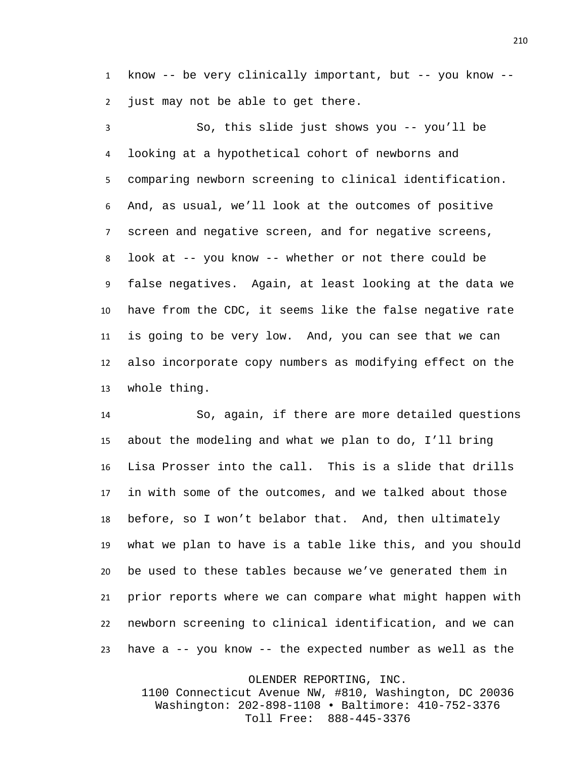know -- be very clinically important, but -- you know -- just may not be able to get there.

So, this slide just shows you -- you'll be looking at a hypothetical cohort of newborns and comparing newborn screening to clinical identification. And, as usual, we'll look at the outcomes of positive screen and negative screen, and for negative screens, look at -- you know -- whether or not there could be false negatives. Again, at least looking at the data we have from the CDC, it seems like the false negative rate is going to be very low. And, you can see that we can also incorporate copy numbers as modifying effect on the whole thing.

So, again, if there are more detailed questions about the modeling and what we plan to do, I'll bring Lisa Prosser into the call. This is a slide that drills in with some of the outcomes, and we talked about those before, so I won't belabor that. And, then ultimately what we plan to have is a table like this, and you should be used to these tables because we've generated them in prior reports where we can compare what might happen with newborn screening to clinical identification, and we can have a -- you know -- the expected number as well as the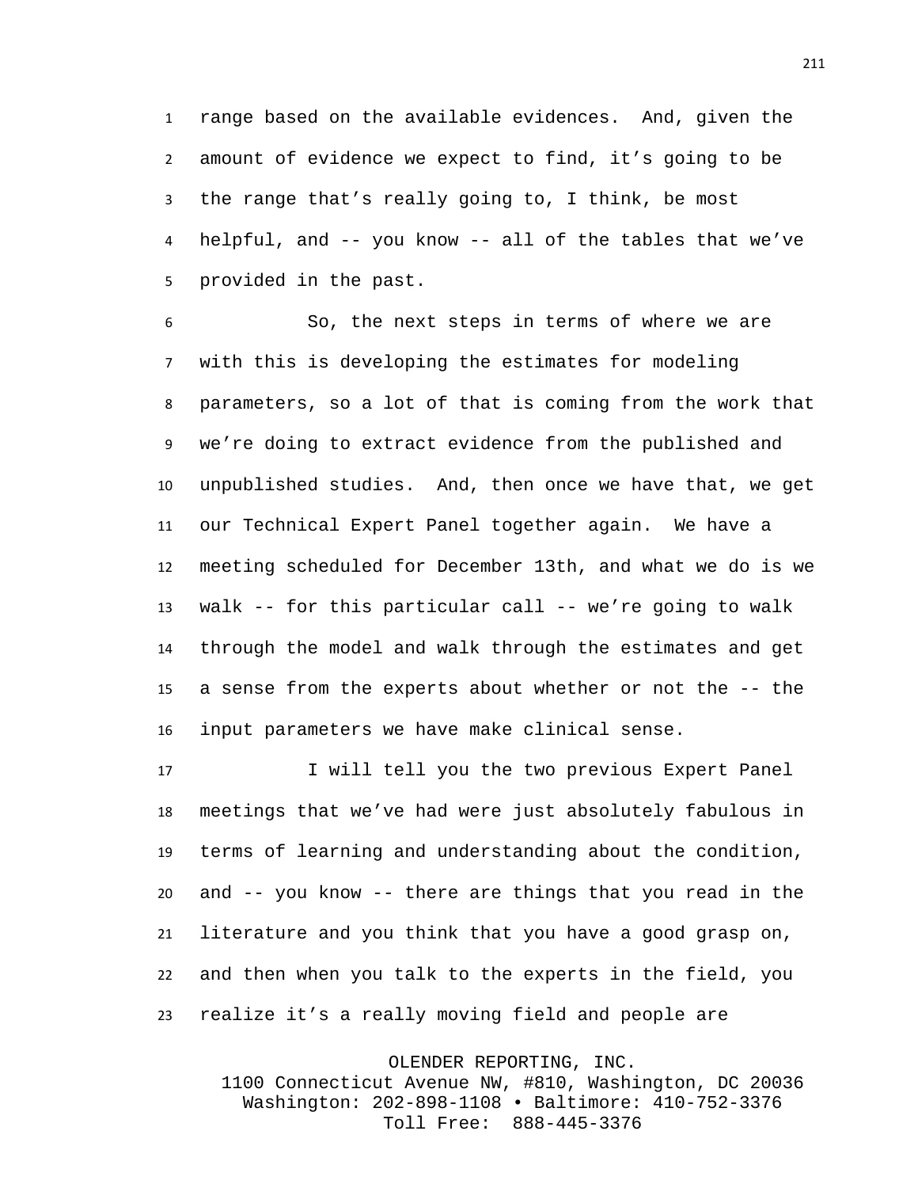range based on the available evidences. And, given the amount of evidence we expect to find, it's going to be the range that's really going to, I think, be most helpful, and -- you know -- all of the tables that we've provided in the past.

So, the next steps in terms of where we are with this is developing the estimates for modeling parameters, so a lot of that is coming from the work that we're doing to extract evidence from the published and unpublished studies. And, then once we have that, we get our Technical Expert Panel together again. We have a meeting scheduled for December 13th, and what we do is we walk -- for this particular call -- we're going to walk through the model and walk through the estimates and get a sense from the experts about whether or not the -- the input parameters we have make clinical sense.

I will tell you the two previous Expert Panel meetings that we've had were just absolutely fabulous in terms of learning and understanding about the condition, and -- you know -- there are things that you read in the literature and you think that you have a good grasp on, and then when you talk to the experts in the field, you realize it's a really moving field and people are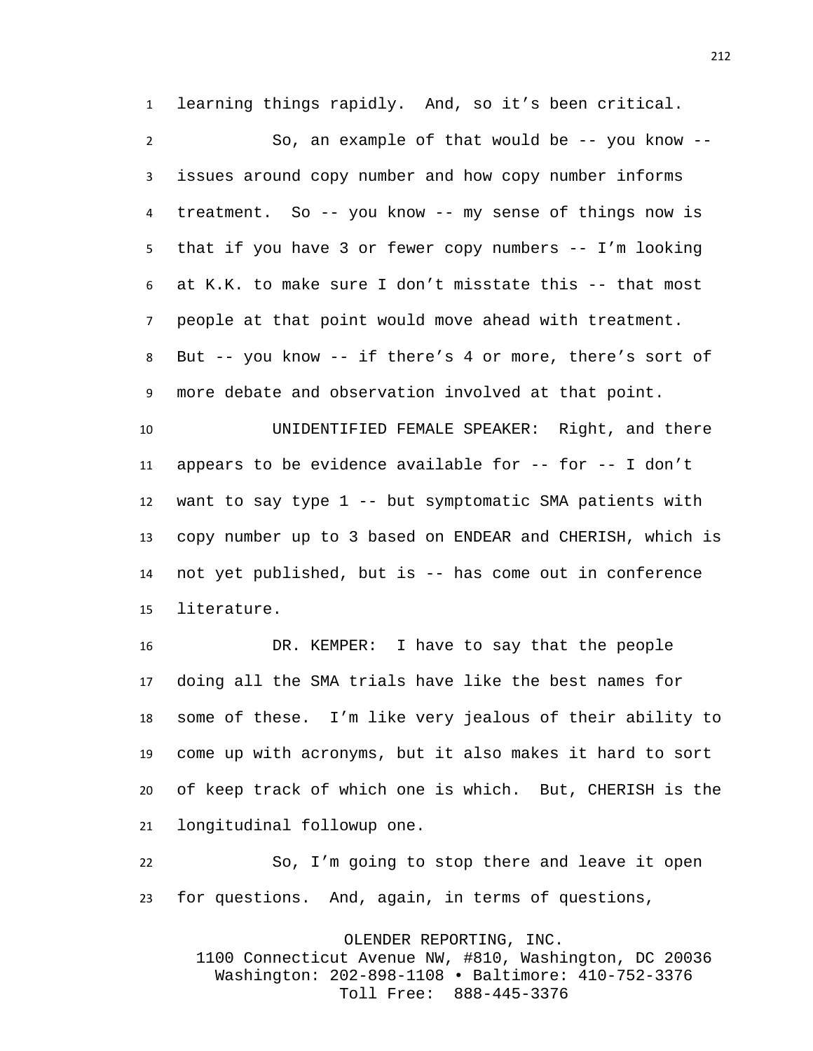learning things rapidly. And, so it's been critical.

So, an example of that would be -- you know -- issues around copy number and how copy number informs treatment. So -- you know -- my sense of things now is that if you have 3 or fewer copy numbers -- I'm looking at K.K. to make sure I don't misstate this -- that most people at that point would move ahead with treatment. But -- you know -- if there's 4 or more, there's sort of more debate and observation involved at that point.

UNIDENTIFIED FEMALE SPEAKER: Right, and there appears to be evidence available for -- for -- I don't want to say type 1 -- but symptomatic SMA patients with copy number up to 3 based on ENDEAR and CHERISH, which is not yet published, but is -- has come out in conference literature.

DR. KEMPER: I have to say that the people doing all the SMA trials have like the best names for some of these. I'm like very jealous of their ability to come up with acronyms, but it also makes it hard to sort of keep track of which one is which. But, CHERISH is the longitudinal followup one.

So, I'm going to stop there and leave it open for questions. And, again, in terms of questions,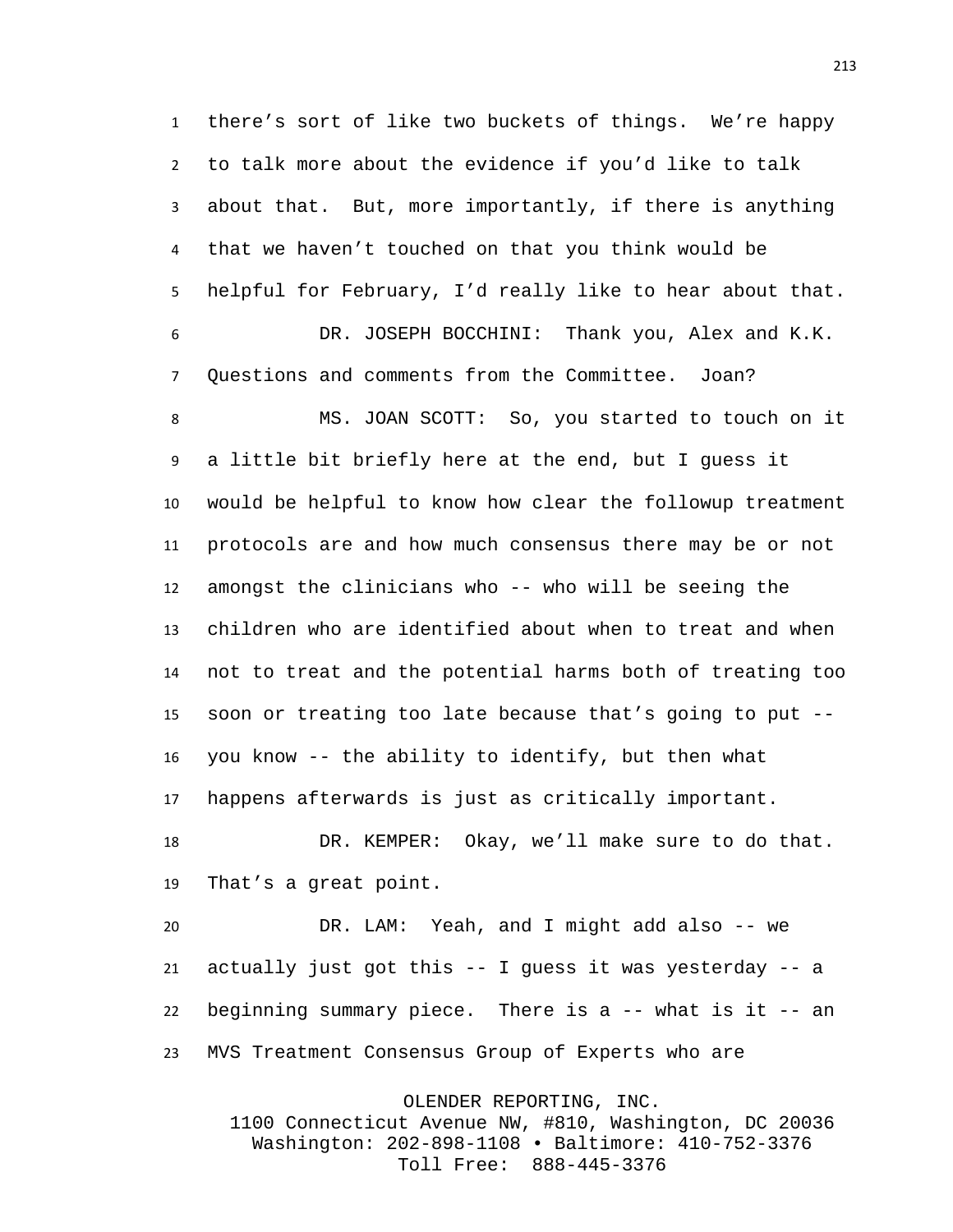there's sort of like two buckets of things. We're happy to talk more about the evidence if you'd like to talk about that. But, more importantly, if there is anything that we haven't touched on that you think would be helpful for February, I'd really like to hear about that.

DR. JOSEPH BOCCHINI: Thank you, Alex and K.K. Questions and comments from the Committee. Joan?

MS. JOAN SCOTT: So, you started to touch on it a little bit briefly here at the end, but I guess it would be helpful to know how clear the followup treatment protocols are and how much consensus there may be or not amongst the clinicians who -- who will be seeing the children who are identified about when to treat and when not to treat and the potential harms both of treating too soon or treating too late because that's going to put -- you know -- the ability to identify, but then what happens afterwards is just as critically important.

DR. KEMPER: Okay, we'll make sure to do that. That's a great point.

DR. LAM: Yeah, and I might add also -- we actually just got this -- I guess it was yesterday -- a beginning summary piece. There is a -- what is it -- an MVS Treatment Consensus Group of Experts who are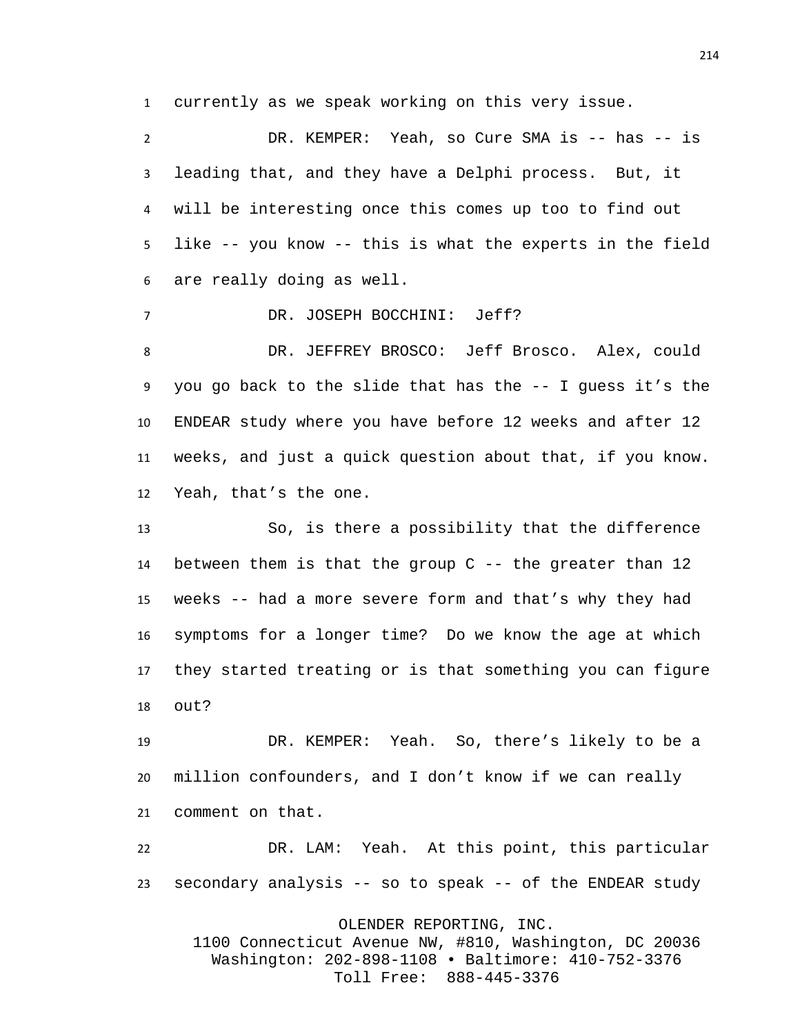currently as we speak working on this very issue.

DR. KEMPER: Yeah, so Cure SMA is -- has -- is leading that, and they have a Delphi process. But, it will be interesting once this comes up too to find out like -- you know -- this is what the experts in the field are really doing as well.

DR. JOSEPH BOCCHINI: Jeff?

DR. JEFFREY BROSCO: Jeff Brosco. Alex, could you go back to the slide that has the -- I guess it's the ENDEAR study where you have before 12 weeks and after 12 weeks, and just a quick question about that, if you know. Yeah, that's the one.

So, is there a possibility that the difference between them is that the group C -- the greater than 12 weeks -- had a more severe form and that's why they had symptoms for a longer time? Do we know the age at which they started treating or is that something you can figure out?

DR. KEMPER: Yeah. So, there's likely to be a million confounders, and I don't know if we can really comment on that.

DR. LAM: Yeah. At this point, this particular secondary analysis -- so to speak -- of the ENDEAR study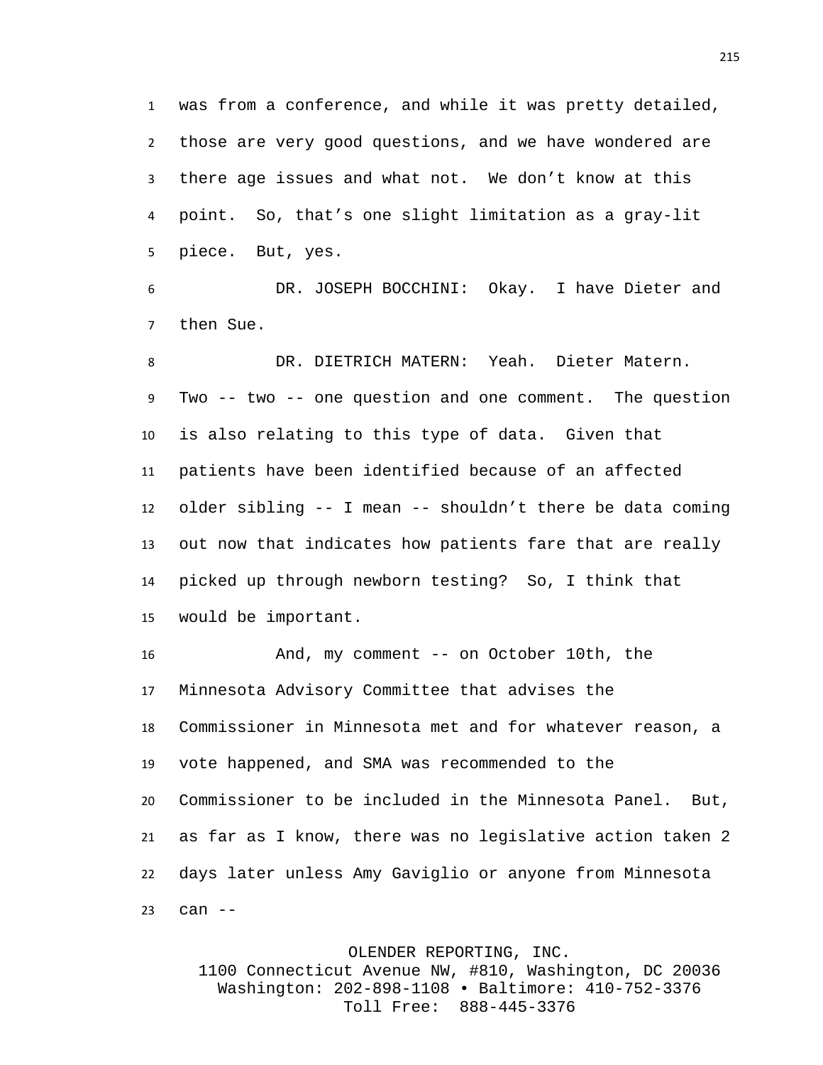was from a conference, and while it was pretty detailed, those are very good questions, and we have wondered are there age issues and what not. We don't know at this point. So, that's one slight limitation as a gray-lit piece. But, yes.

DR. JOSEPH BOCCHINI: Okay. I have Dieter and then Sue.

DR. DIETRICH MATERN: Yeah. Dieter Matern. Two -- two -- one question and one comment. The question is also relating to this type of data. Given that patients have been identified because of an affected older sibling -- I mean -- shouldn't there be data coming out now that indicates how patients fare that are really picked up through newborn testing? So, I think that would be important.

And, my comment -- on October 10th, the Minnesota Advisory Committee that advises the Commissioner in Minnesota met and for whatever reason, a vote happened, and SMA was recommended to the Commissioner to be included in the Minnesota Panel. But, as far as I know, there was no legislative action taken 2 days later unless Amy Gaviglio or anyone from Minnesota can --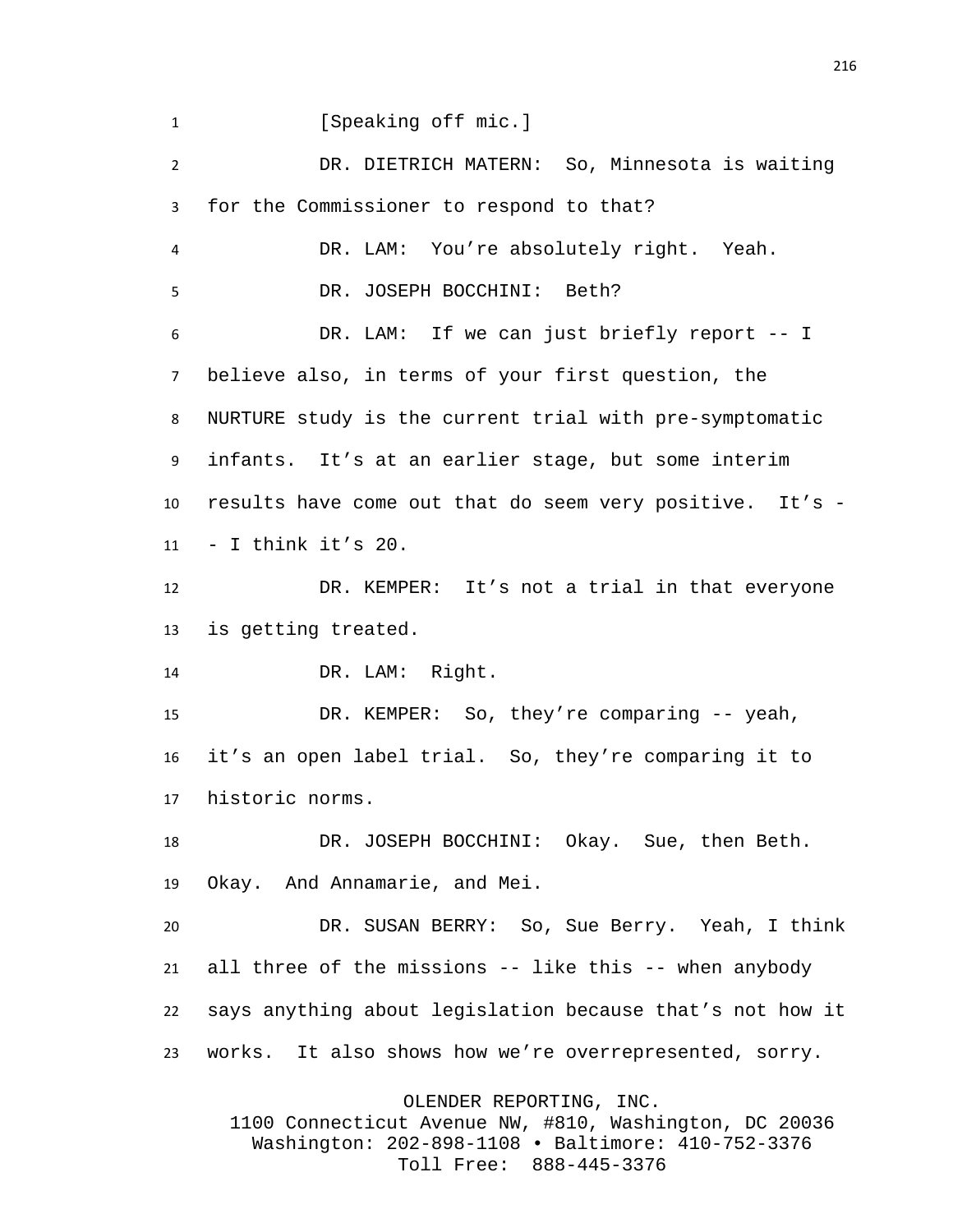[Speaking off mic.]

DR. DIETRICH MATERN: So, Minnesota is waiting for the Commissioner to respond to that?

DR. LAM: You're absolutely right. Yeah.

DR. JOSEPH BOCCHINI: Beth?

DR. LAM: If we can just briefly report -- I believe also, in terms of your first question, the NURTURE study is the current trial with pre-symptomatic infants. It's at an earlier stage, but some interim results have come out that do seem very positive. It's -- I think it's 20.

DR. KEMPER: It's not a trial in that everyone is getting treated.

DR. LAM: Right.

DR. KEMPER: So, they're comparing -- yeah, it's an open label trial. So, they're comparing it to historic norms.

DR. JOSEPH BOCCHINI: Okay. Sue, then Beth. Okay. And Annamarie, and Mei.

DR. SUSAN BERRY: So, Sue Berry. Yeah, I think all three of the missions -- like this -- when anybody says anything about legislation because that's not how it works. It also shows how we're overrepresented, sorry.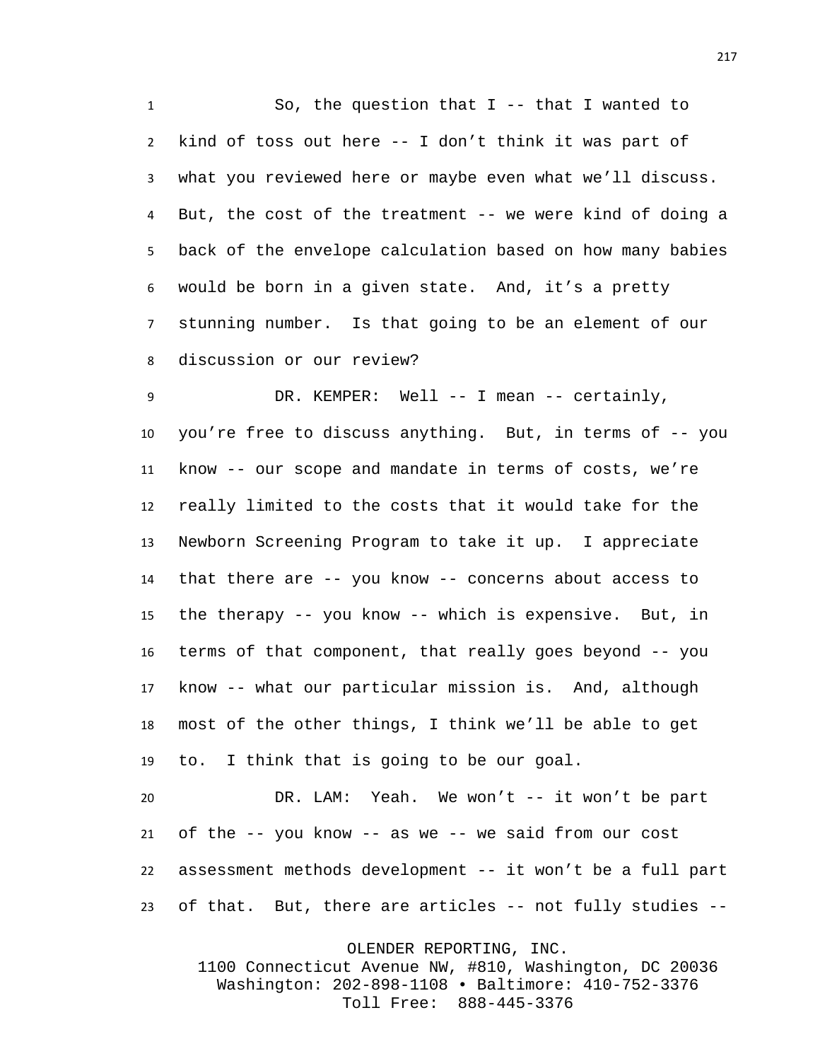So, the question that I -- that I wanted to kind of toss out here -- I don't think it was part of what you reviewed here or maybe even what we'll discuss. But, the cost of the treatment -- we were kind of doing a back of the envelope calculation based on how many babies would be born in a given state. And, it's a pretty stunning number. Is that going to be an element of our discussion or our review?

DR. KEMPER: Well -- I mean -- certainly, you're free to discuss anything. But, in terms of -- you know -- our scope and mandate in terms of costs, we're really limited to the costs that it would take for the Newborn Screening Program to take it up. I appreciate that there are -- you know -- concerns about access to the therapy -- you know -- which is expensive. But, in terms of that component, that really goes beyond -- you know -- what our particular mission is. And, although most of the other things, I think we'll be able to get to. I think that is going to be our goal.

DR. LAM: Yeah. We won't -- it won't be part of the -- you know -- as we -- we said from our cost assessment methods development -- it won't be a full part of that. But, there are articles -- not fully studies --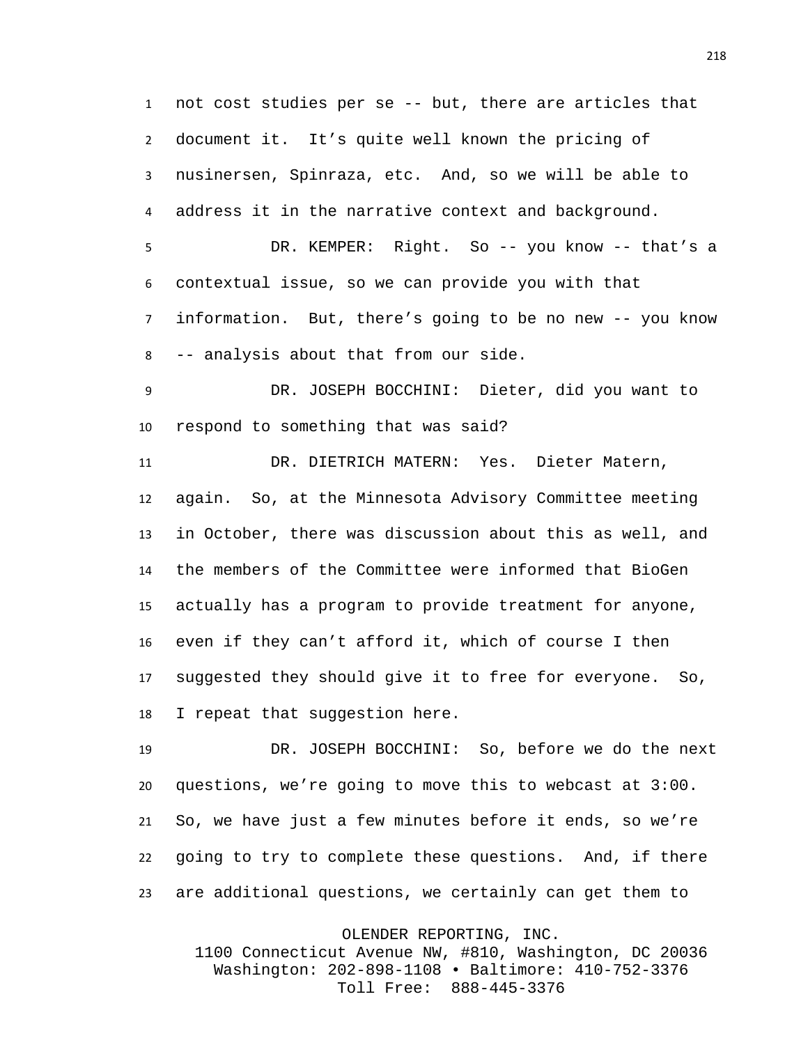not cost studies per se -- but, there are articles that document it. It's quite well known the pricing of nusinersen, Spinraza, etc. And, so we will be able to address it in the narrative context and background.

DR. KEMPER: Right. So -- you know -- that's a contextual issue, so we can provide you with that information. But, there's going to be no new -- you know -- analysis about that from our side.

DR. JOSEPH BOCCHINI: Dieter, did you want to respond to something that was said?

DR. DIETRICH MATERN: Yes. Dieter Matern, again. So, at the Minnesota Advisory Committee meeting in October, there was discussion about this as well, and the members of the Committee were informed that BioGen actually has a program to provide treatment for anyone, even if they can't afford it, which of course I then suggested they should give it to free for everyone. So, I repeat that suggestion here.

DR. JOSEPH BOCCHINI: So, before we do the next questions, we're going to move this to webcast at 3:00. So, we have just a few minutes before it ends, so we're going to try to complete these questions. And, if there are additional questions, we certainly can get them to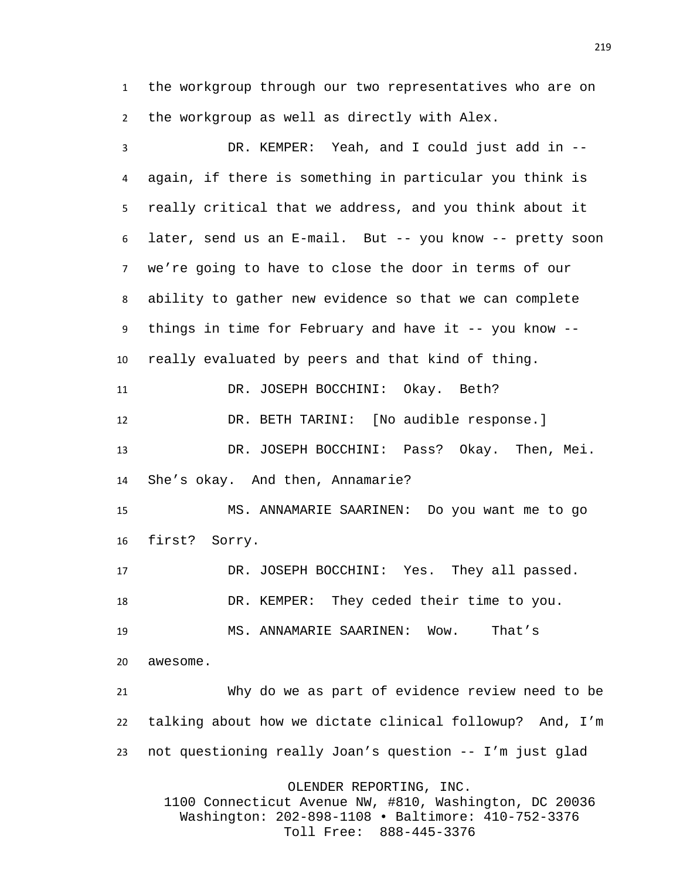the workgroup through our two representatives who are on the workgroup as well as directly with Alex.

DR. KEMPER: Yeah, and I could just add in -- again, if there is something in particular you think is really critical that we address, and you think about it later, send us an E-mail. But -- you know -- pretty soon we're going to have to close the door in terms of our ability to gather new evidence so that we can complete things in time for February and have it -- you know -- really evaluated by peers and that kind of thing.

DR. JOSEPH BOCCHINI: Okay. Beth?

DR. BETH TARINI: [No audible response.]

DR. JOSEPH BOCCHINI: Pass? Okay. Then, Mei. She's okay. And then, Annamarie?

MS. ANNAMARIE SAARINEN: Do you want me to go first? Sorry.

DR. JOSEPH BOCCHINI: Yes. They all passed.

DR. KEMPER: They ceded their time to you.

MS. ANNAMARIE SAARINEN: Wow. That's awesome.

Why do we as part of evidence review need to be talking about how we dictate clinical followup? And, I'm not questioning really Joan's question -- I'm just glad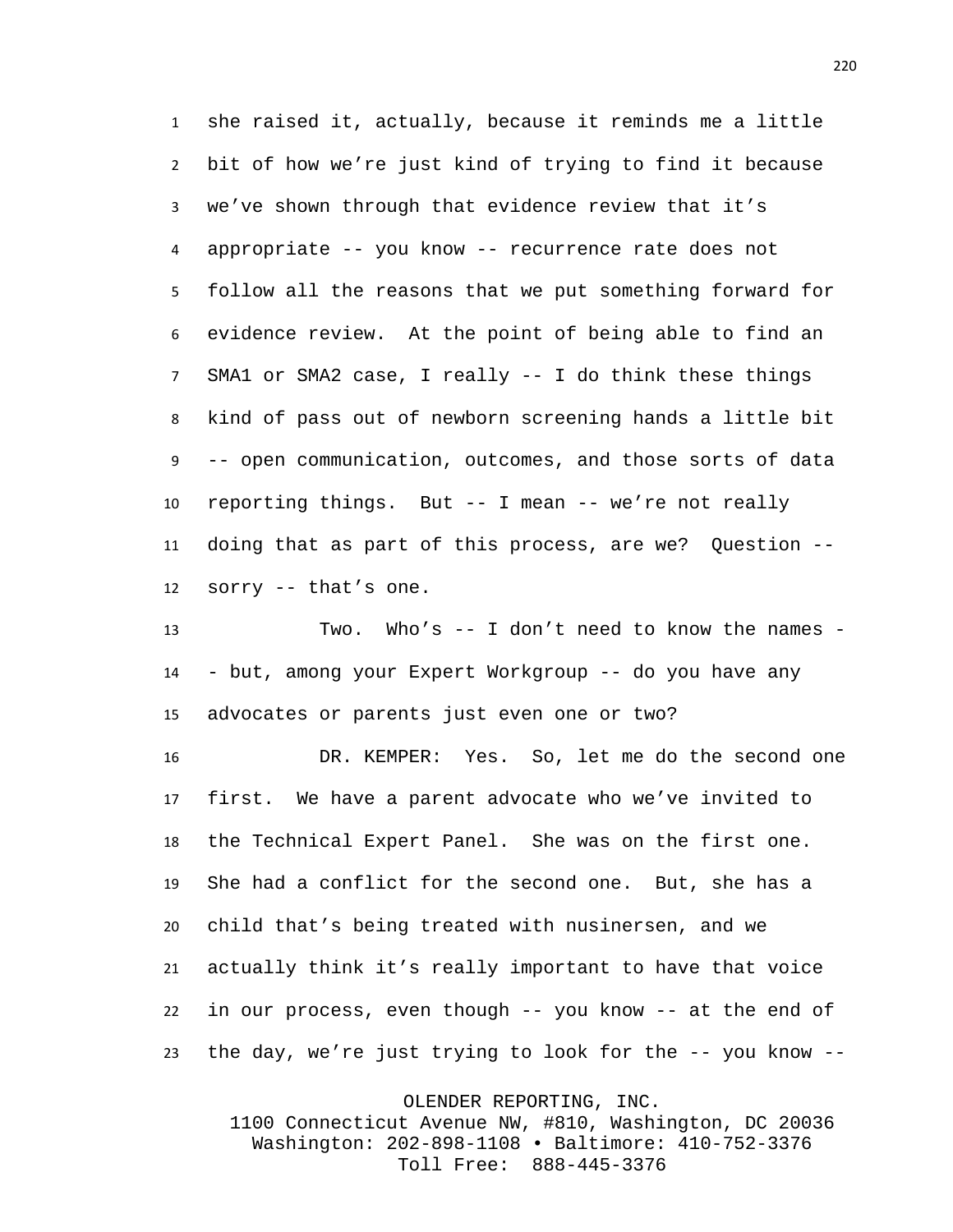she raised it, actually, because it reminds me a little bit of how we're just kind of trying to find it because we've shown through that evidence review that it's appropriate -- you know -- recurrence rate does not follow all the reasons that we put something forward for evidence review. At the point of being able to find an SMA1 or SMA2 case, I really -- I do think these things kind of pass out of newborn screening hands a little bit -- open communication, outcomes, and those sorts of data reporting things. But -- I mean -- we're not really doing that as part of this process, are we? Question -- sorry -- that's one.

Two. Who's -- I don't need to know the names -- but, among your Expert Workgroup -- do you have any advocates or parents just even one or two?

DR. KEMPER: Yes. So, let me do the second one first. We have a parent advocate who we've invited to the Technical Expert Panel. She was on the first one. She had a conflict for the second one. But, she has a child that's being treated with nusinersen, and we actually think it's really important to have that voice in our process, even though -- you know -- at the end of the day, we're just trying to look for the -- you know --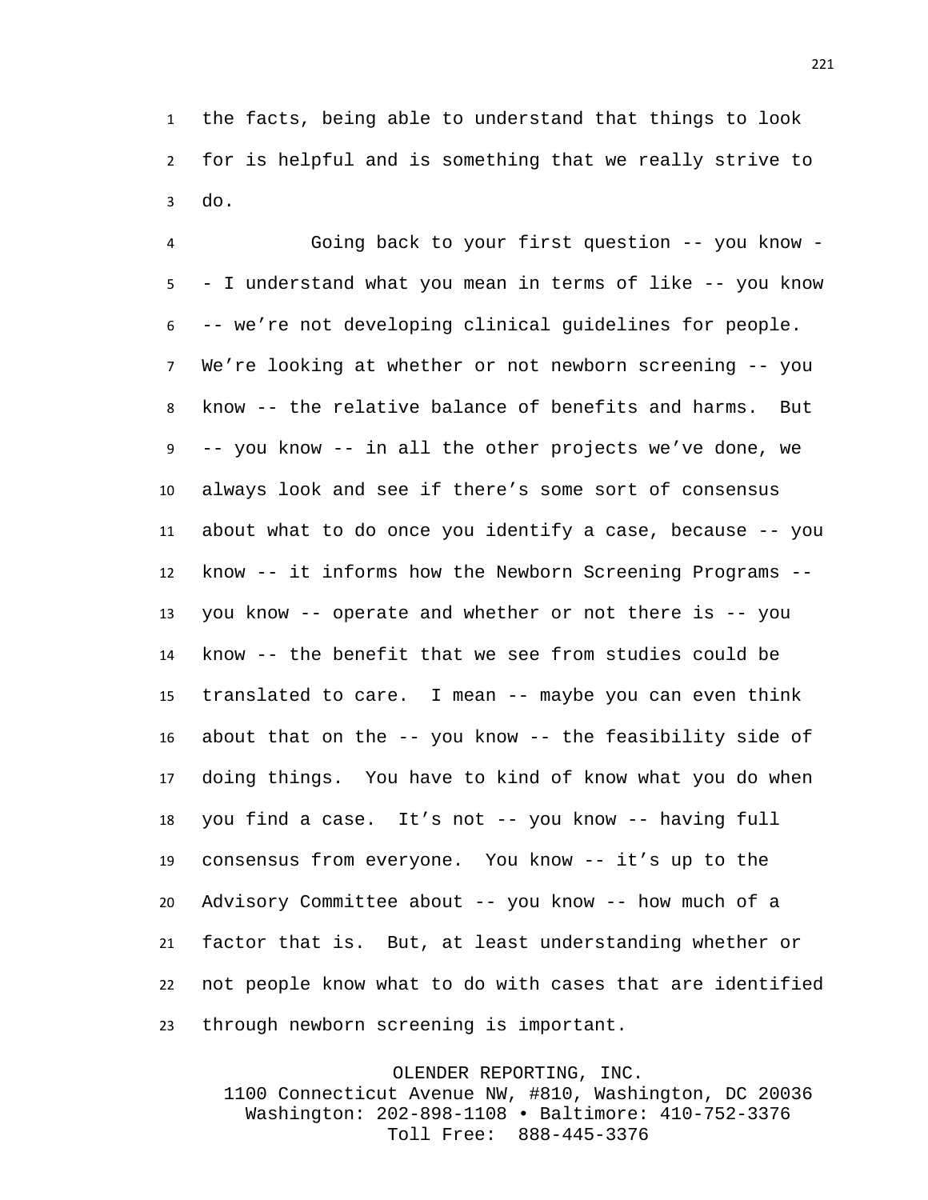the facts, being able to understand that things to look for is helpful and is something that we really strive to do.

Going back to your first question -- you know -- I understand what you mean in terms of like -- you know -- we're not developing clinical guidelines for people. We're looking at whether or not newborn screening -- you know -- the relative balance of benefits and harms. But -- you know -- in all the other projects we've done, we always look and see if there's some sort of consensus about what to do once you identify a case, because -- you know -- it informs how the Newborn Screening Programs -- you know -- operate and whether or not there is -- you know -- the benefit that we see from studies could be translated to care. I mean -- maybe you can even think about that on the -- you know -- the feasibility side of doing things. You have to kind of know what you do when you find a case. It's not -- you know -- having full consensus from everyone. You know -- it's up to the Advisory Committee about -- you know -- how much of a factor that is. But, at least understanding whether or not people know what to do with cases that are identified through newborn screening is important.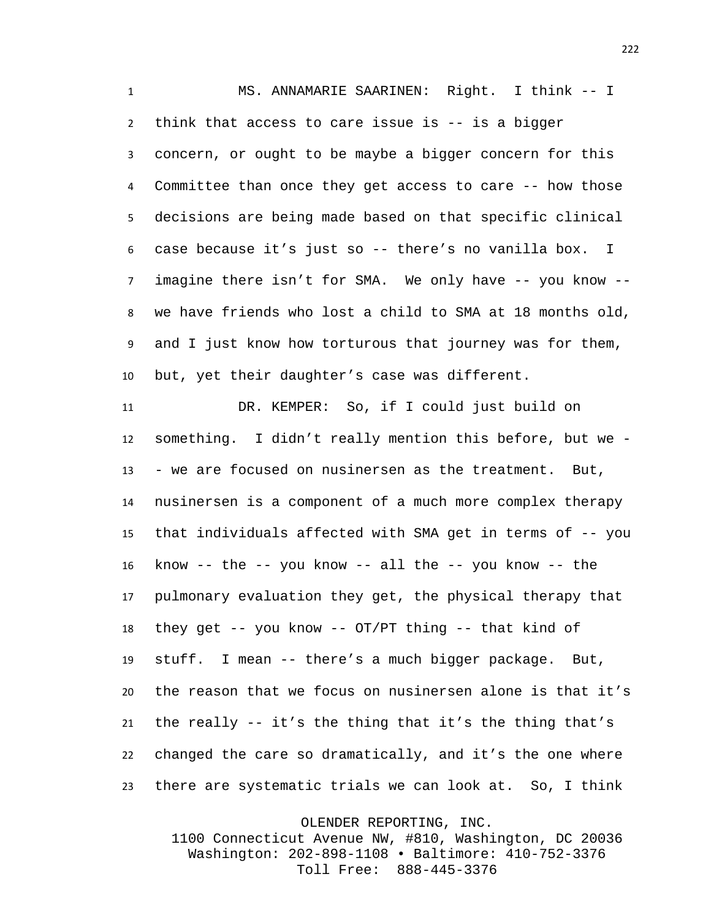MS. ANNAMARIE SAARINEN: Right. I think -- I think that access to care issue is -- is a bigger concern, or ought to be maybe a bigger concern for this Committee than once they get access to care -- how those decisions are being made based on that specific clinical case because it's just so -- there's no vanilla box. I imagine there isn't for SMA. We only have -- you know -- we have friends who lost a child to SMA at 18 months old, and I just know how torturous that journey was for them, but, yet their daughter's case was different.

DR. KEMPER: So, if I could just build on something. I didn't really mention this before, but we -- we are focused on nusinersen as the treatment. But, nusinersen is a component of a much more complex therapy that individuals affected with SMA get in terms of -- you know -- the -- you know -- all the -- you know -- the pulmonary evaluation they get, the physical therapy that they get -- you know -- OT/PT thing -- that kind of stuff. I mean -- there's a much bigger package. But, the reason that we focus on nusinersen alone is that it's the really -- it's the thing that it's the thing that's changed the care so dramatically, and it's the one where there are systematic trials we can look at. So, I think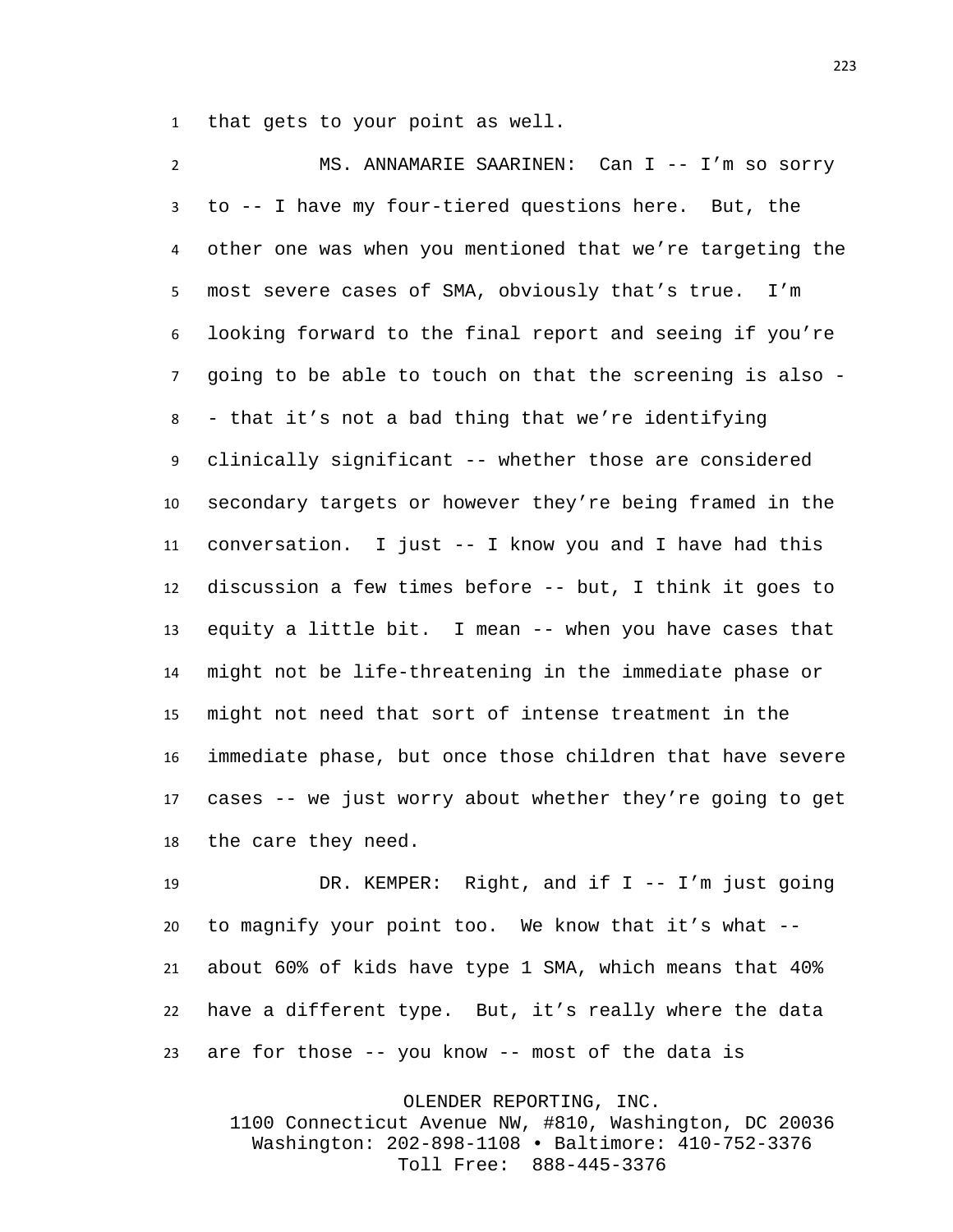that gets to your point as well.

MS. ANNAMARIE SAARINEN: Can I -- I'm so sorry to -- I have my four-tiered questions here. But, the other one was when you mentioned that we're targeting the most severe cases of SMA, obviously that's true. I'm looking forward to the final report and seeing if you're going to be able to touch on that the screening is also -- that it's not a bad thing that we're identifying clinically significant -- whether those are considered secondary targets or however they're being framed in the conversation. I just -- I know you and I have had this discussion a few times before -- but, I think it goes to equity a little bit. I mean -- when you have cases that might not be life-threatening in the immediate phase or might not need that sort of intense treatment in the immediate phase, but once those children that have severe cases -- we just worry about whether they're going to get the care they need.

DR. KEMPER: Right, and if I -- I'm just going to magnify your point too. We know that it's what -- about 60% of kids have type 1 SMA, which means that 40% have a different type. But, it's really where the data are for those -- you know -- most of the data is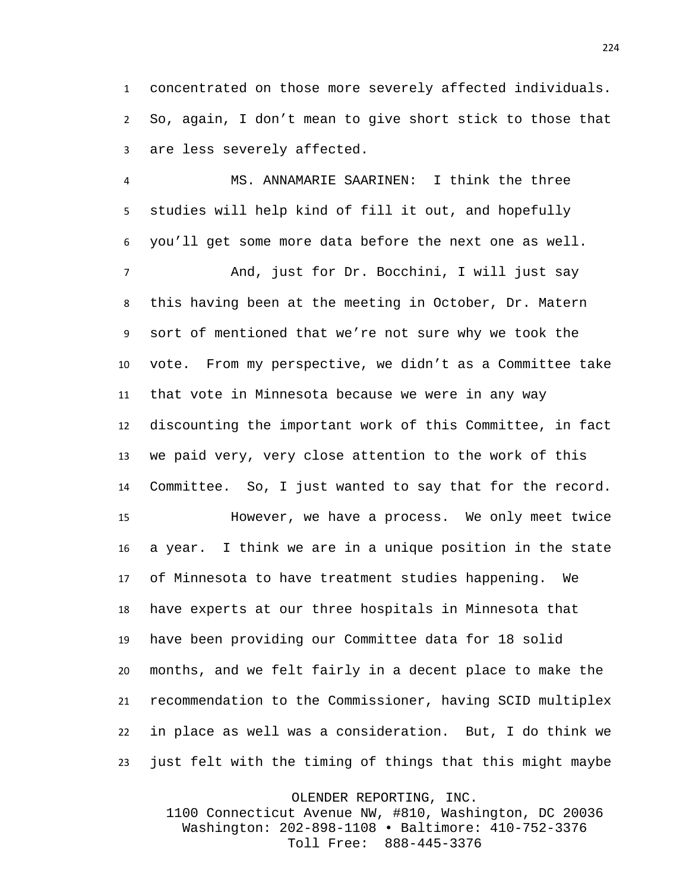concentrated on those more severely affected individuals. So, again, I don't mean to give short stick to those that are less severely affected.

MS. ANNAMARIE SAARINEN: I think the three studies will help kind of fill it out, and hopefully you'll get some more data before the next one as well.

And, just for Dr. Bocchini, I will just say this having been at the meeting in October, Dr. Matern sort of mentioned that we're not sure why we took the vote. From my perspective, we didn't as a Committee take that vote in Minnesota because we were in any way discounting the important work of this Committee, in fact we paid very, very close attention to the work of this Committee. So, I just wanted to say that for the record.

However, we have a process. We only meet twice a year. I think we are in a unique position in the state of Minnesota to have treatment studies happening. We have experts at our three hospitals in Minnesota that have been providing our Committee data for 18 solid months, and we felt fairly in a decent place to make the recommendation to the Commissioner, having SCID multiplex in place as well was a consideration. But, I do think we just felt with the timing of things that this might maybe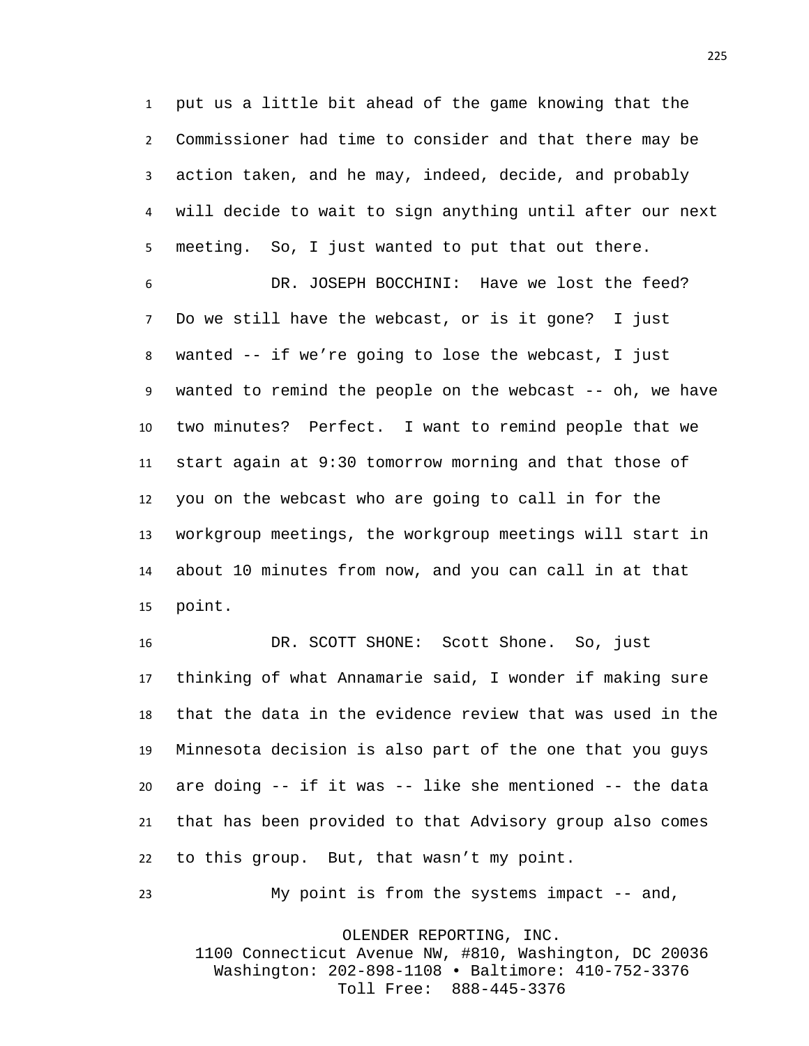put us a little bit ahead of the game knowing that the Commissioner had time to consider and that there may be action taken, and he may, indeed, decide, and probably will decide to wait to sign anything until after our next meeting. So, I just wanted to put that out there.

DR. JOSEPH BOCCHINI: Have we lost the feed? Do we still have the webcast, or is it gone? I just wanted -- if we're going to lose the webcast, I just wanted to remind the people on the webcast -- oh, we have two minutes? Perfect. I want to remind people that we start again at 9:30 tomorrow morning and that those of you on the webcast who are going to call in for the workgroup meetings, the workgroup meetings will start in about 10 minutes from now, and you can call in at that point.

DR. SCOTT SHONE: Scott Shone. So, just thinking of what Annamarie said, I wonder if making sure that the data in the evidence review that was used in the Minnesota decision is also part of the one that you guys are doing -- if it was -- like she mentioned -- the data that has been provided to that Advisory group also comes to this group. But, that wasn't my point.

My point is from the systems impact -- and,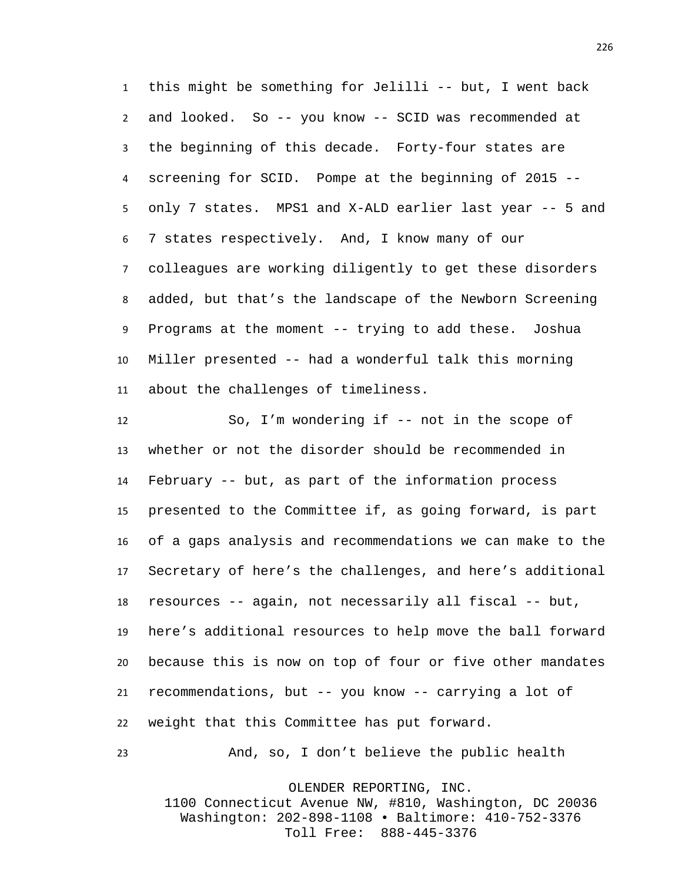this might be something for Jelilli -- but, I went back and looked. So -- you know -- SCID was recommended at the beginning of this decade. Forty-four states are screening for SCID. Pompe at the beginning of 2015 -- only 7 states. MPS1 and X-ALD earlier last year -- 5 and 7 states respectively. And, I know many of our colleagues are working diligently to get these disorders added, but that's the landscape of the Newborn Screening Programs at the moment -- trying to add these. Joshua Miller presented -- had a wonderful talk this morning about the challenges of timeliness.

So, I'm wondering if -- not in the scope of whether or not the disorder should be recommended in February -- but, as part of the information process presented to the Committee if, as going forward, is part of a gaps analysis and recommendations we can make to the Secretary of here's the challenges, and here's additional resources -- again, not necessarily all fiscal -- but, here's additional resources to help move the ball forward because this is now on top of four or five other mandates recommendations, but -- you know -- carrying a lot of weight that this Committee has put forward.

And, so, I don't believe the public health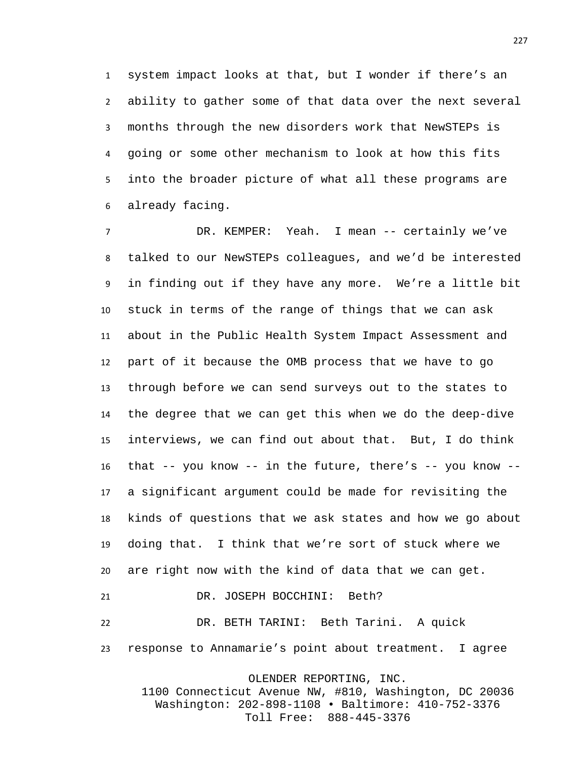system impact looks at that, but I wonder if there's an ability to gather some of that data over the next several months through the new disorders work that NewSTEPs is going or some other mechanism to look at how this fits into the broader picture of what all these programs are already facing.

DR. KEMPER: Yeah. I mean -- certainly we've talked to our NewSTEPs colleagues, and we'd be interested in finding out if they have any more. We're a little bit stuck in terms of the range of things that we can ask about in the Public Health System Impact Assessment and part of it because the OMB process that we have to go through before we can send surveys out to the states to the degree that we can get this when we do the deep-dive interviews, we can find out about that. But, I do think that -- you know -- in the future, there's -- you know -- a significant argument could be made for revisiting the kinds of questions that we ask states and how we go about doing that. I think that we're sort of stuck where we are right now with the kind of data that we can get.

DR. JOSEPH BOCCHINI: Beth?

DR. BETH TARINI: Beth Tarini. A quick response to Annamarie's point about treatment. I agree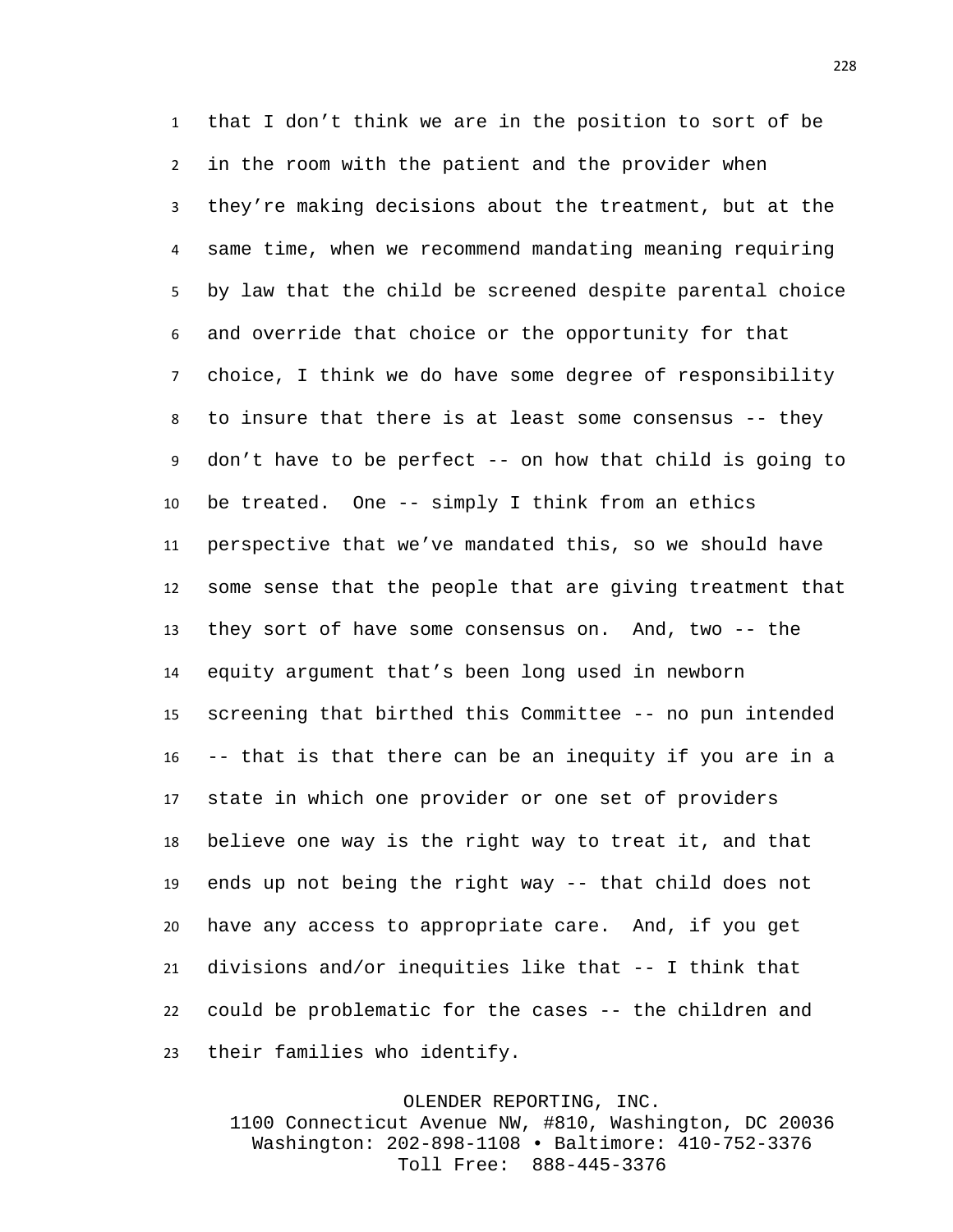that I don’t think we are in the position to sort of be in the room with the patient and the provider when they’re making decisions about the treatment, but at the same time, when we recommend mandating meaning requiring by law that the child be screened despite parental choice and override that choice or the opportunity for that choice, I think we do have some degree of responsibility to insure that there is at least some consensus -- they don’t have to be perfect -- on how that child is going to be treated. One -- simply I think from an ethics perspective that we’ve mandated this, so we should have some sense that the people that are giving treatment that they sort of have some consensus on. And, two -- the equity argument that’s been long used in newborn screening that birthed this Committee -- no pun intended -- that is that there can be an inequity if you are in a state in which one provider or one set of providers believe one way is the right way to treat it, and that ends up not being the right way -- that child does not have any access to appropriate care. And, if you get divisions and/or inequities like that -- I think that could be problematic for the cases -- the children and their families who identify.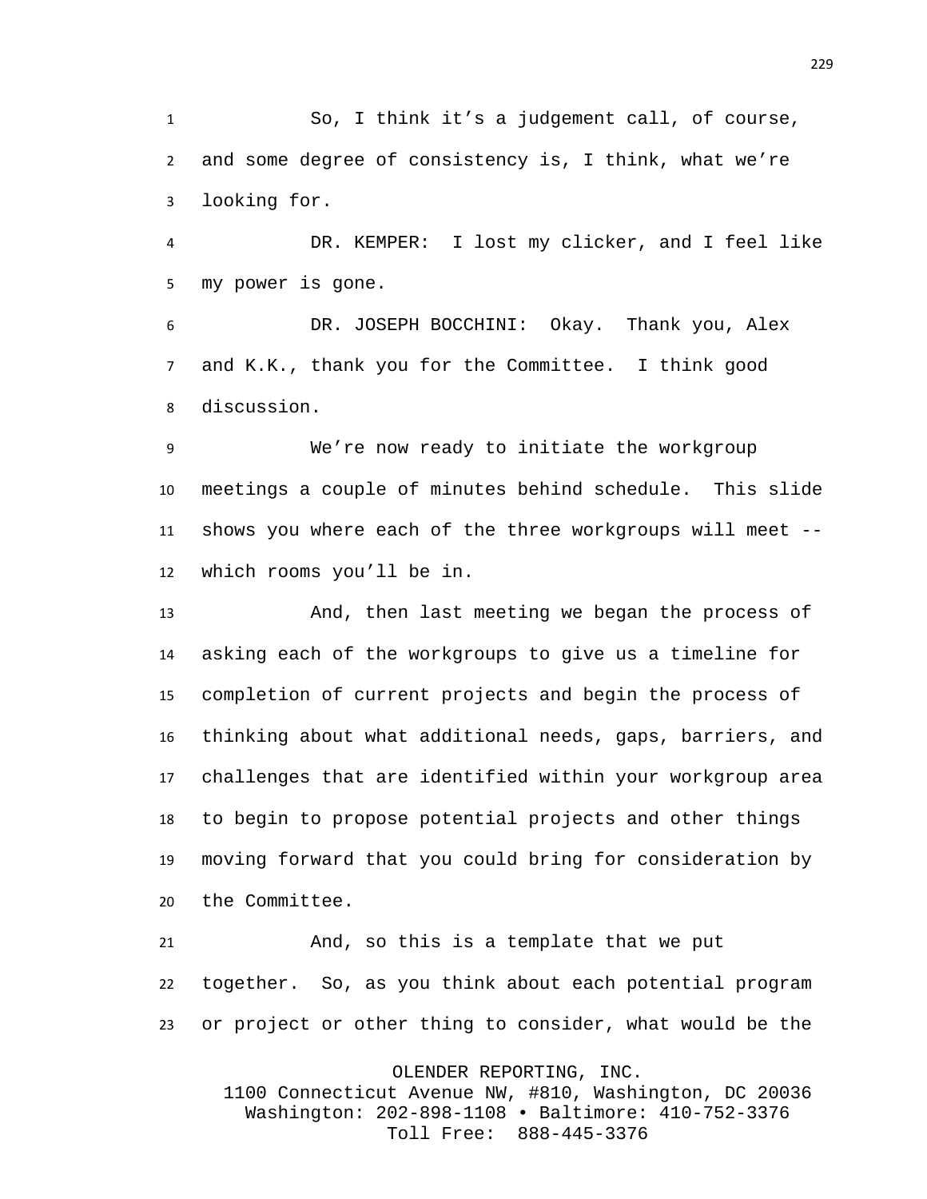So, I think it’s a judgement call, of course, and some degree of consistency is, I think, what we’re looking for.

DR. KEMPER: I lost my clicker, and I feel like my power is gone.

DR. JOSEPH BOCCHINI: Okay. Thank you, Alex and K.K., thank you for the Committee. I think good discussion.

We’re now ready to initiate the workgroup meetings a couple of minutes behind schedule. This slide shows you where each of the three workgroups will meet -- which rooms you’ll be in.

And, then last meeting we began the process of asking each of the workgroups to give us a timeline for completion of current projects and begin the process of thinking about what additional needs, gaps, barriers, and challenges that are identified within your workgroup area to begin to propose potential projects and other things moving forward that you could bring for consideration by the Committee.

And, so this is a template that we put together. So, as you think about each potential program or project or other thing to consider, what would be the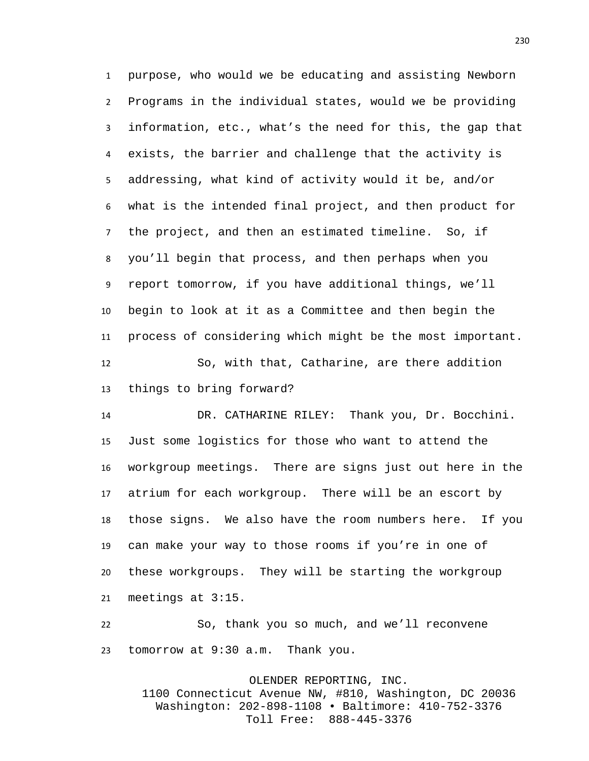purpose, who would we be educating and assisting Newborn Programs in the individual states, would we be providing information, etc., what's the need for this, the gap that exists, the barrier and challenge that the activity is addressing, what kind of activity would it be, and/or what is the intended final project, and then product for the project, and then an estimated timeline. So, if you'll begin that process, and then perhaps when you report tomorrow, if you have additional things, we'll begin to look at it as a Committee and then begin the process of considering which might be the most important.

So, with that, Catharine, are there addition things to bring forward?

DR. CATHARINE RILEY: Thank you, Dr. Bocchini. Just some logistics for those who want to attend the workgroup meetings. There are signs just out here in the atrium for each workgroup. There will be an escort by those signs. We also have the room numbers here. If you can make your way to those rooms if you're in one of these workgroups. They will be starting the workgroup meetings at 3:15.

So, thank you so much, and we'll reconvene tomorrow at 9:30 a.m. Thank you.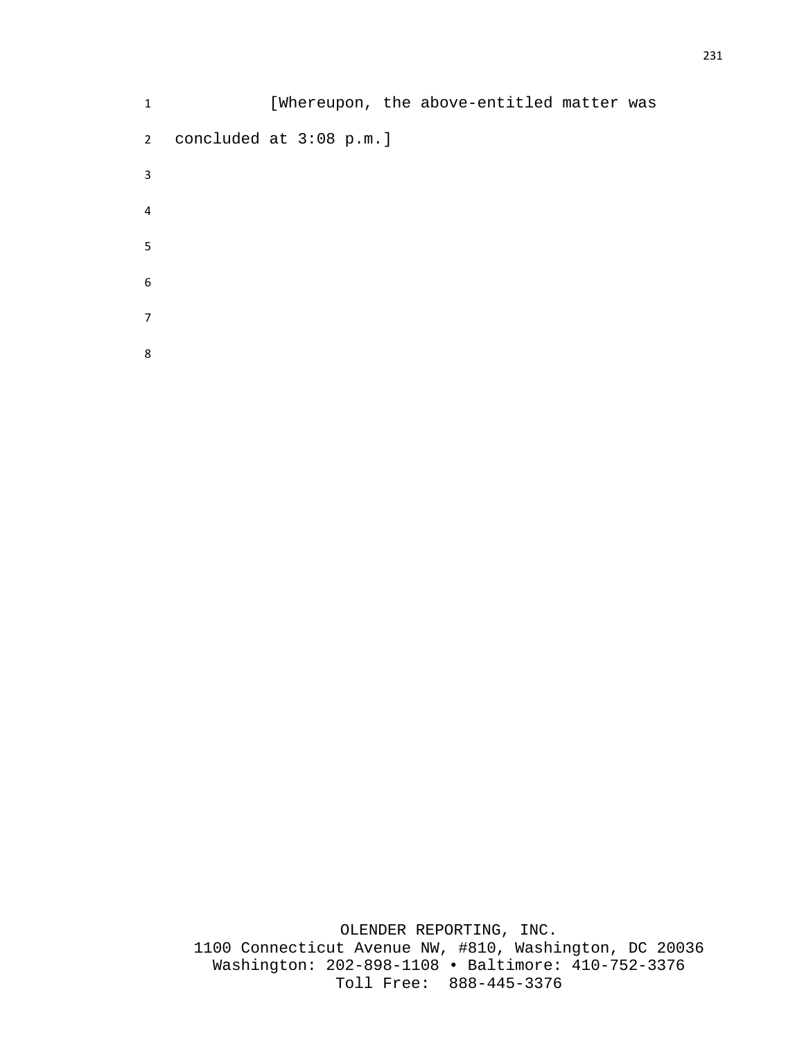[Whereupon, the above-entitled matter was concluded at 3:08 p.m.]

OLENDER REPORTING, INC.
1100 Connecticut Avenue NW, #810, Washington, DC 20036
Washington: 202-898-1108 • Baltimore: 410-752-3376
Toll Free: 888-445-3376